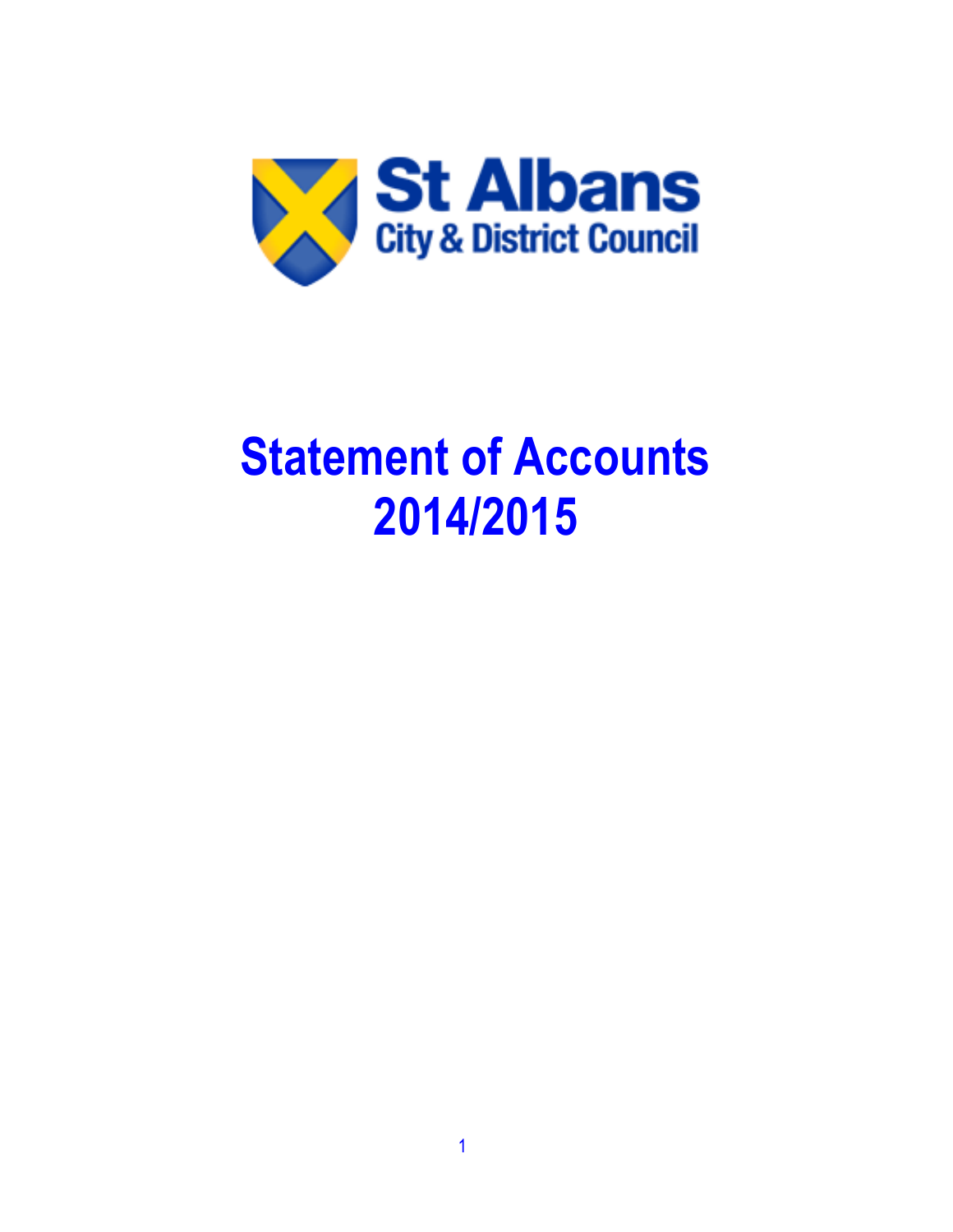St Albans
City & District Council

# Statement of Accounts 2014/2015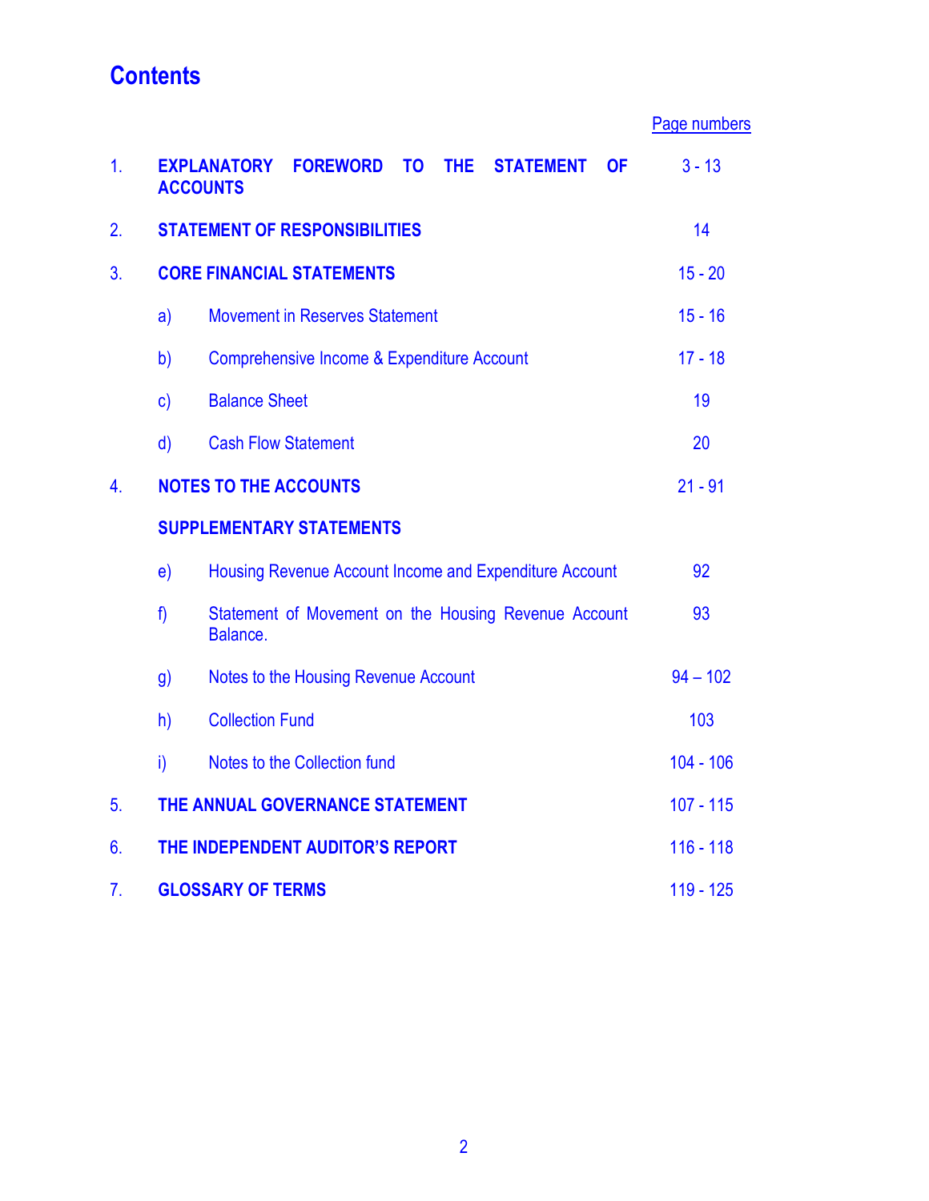# Contents

| | | | Page numbers |
|---|---|---|---|
| 1. | **EXPLANATORY FOREWORD TO THE STATEMENT OF ACCOUNTS** | | 3 - 13 |
| 2. | **STATEMENT OF RESPONSIBILITIES** | | 14 |
| 3. | **CORE FINANCIAL STATEMENTS** | | 15 - 20 |
| | a) | Movement in Reserves Statement | 15 - 16 |
| | b) | Comprehensive Income & Expenditure Account | 17 - 18 |
| | c) | Balance Sheet | 19 |
| | d) | Cash Flow Statement | 20 |
| 4. | **NOTES TO THE ACCOUNTS** | | 21 - 91 |
| | **SUPPLEMENTARY STATEMENTS** | | |
| | e) | Housing Revenue Account Income and Expenditure Account | 92 |
| | f) | Statement of Movement on the Housing Revenue Account Balance. | 93 |
| | g) | Notes to the Housing Revenue Account | 94 – 102 |
| | h) | Collection Fund | 103 |
| | i) | Notes to the Collection fund | 104 - 106 |
| 5. | **THE ANNUAL GOVERNANCE STATEMENT** | | 107 - 115 |
| 6. | **THE INDEPENDENT AUDITOR'S REPORT** | | 116 - 118 |
| 7. | **GLOSSARY OF TERMS** | | 119 - 125 |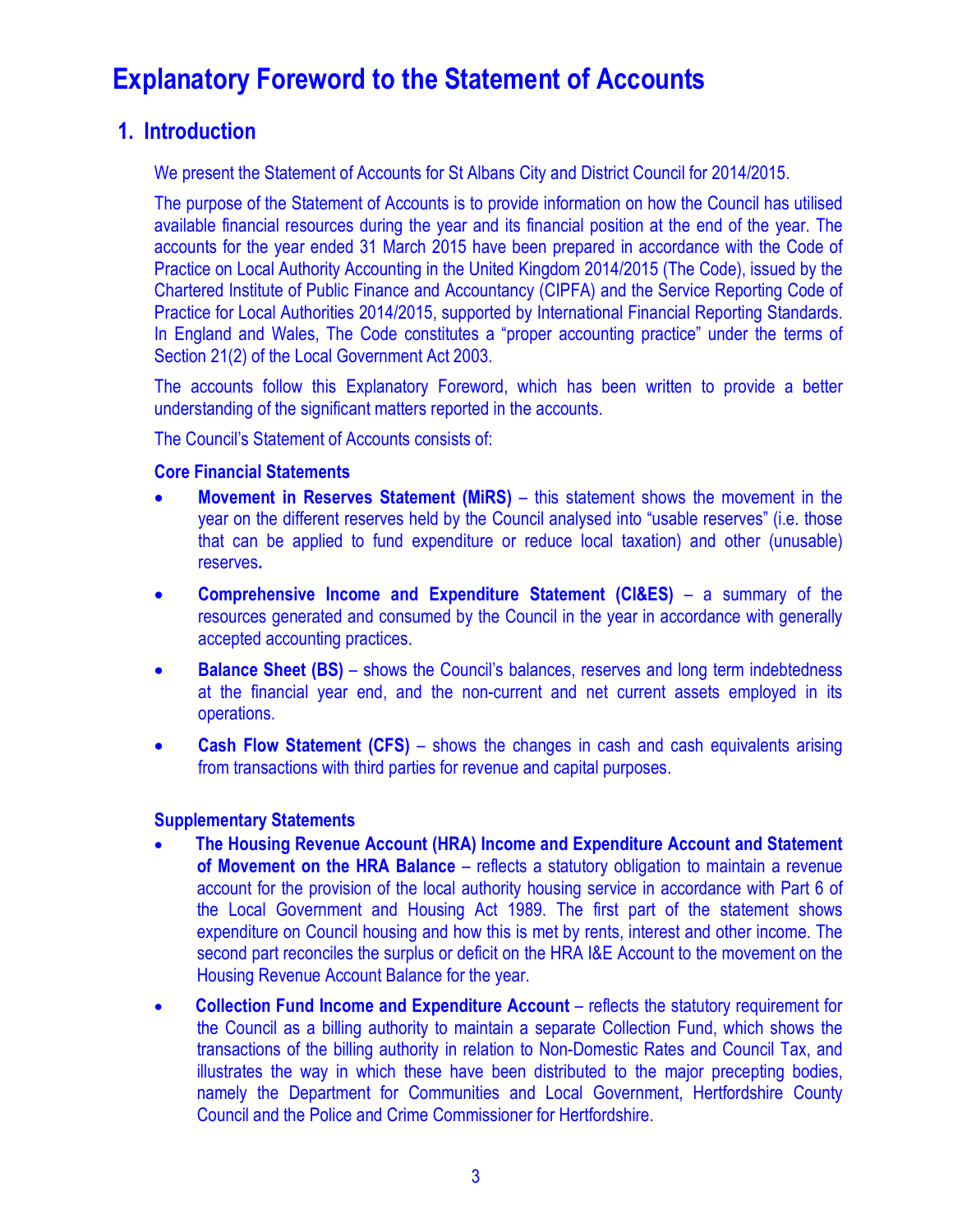# Explanatory Foreword to the Statement of Accounts

## 1. Introduction

We present the Statement of Accounts for St Albans City and District Council for 2014/2015.

The purpose of the Statement of Accounts is to provide information on how the Council has utilised available financial resources during the year and its financial position at the end of the year. The accounts for the year ended 31 March 2015 have been prepared in accordance with the Code of Practice on Local Authority Accounting in the United Kingdom 2014/2015 (The Code), issued by the Chartered Institute of Public Finance and Accountancy (CIPFA) and the Service Reporting Code of Practice for Local Authorities 2014/2015, supported by International Financial Reporting Standards. In England and Wales, The Code constitutes a "proper accounting practice" under the terms of Section 21(2) of the Local Government Act 2003.

The accounts follow this Explanatory Foreword, which has been written to provide a better understanding of the significant matters reported in the accounts.

The Council's Statement of Accounts consists of:

**Core Financial Statements**

- **Movement in Reserves Statement (MiRS)** – this statement shows the movement in the year on the different reserves held by the Council analysed into "usable reserves" (i.e. those that can be applied to fund expenditure or reduce local taxation) and other (unusable) reserves**.**
- **Comprehensive Income and Expenditure Statement (CI&ES)** – a summary of the resources generated and consumed by the Council in the year in accordance with generally accepted accounting practices.
- **Balance Sheet (BS)** – shows the Council's balances, reserves and long term indebtedness at the financial year end, and the non-current and net current assets employed in its operations.
- **Cash Flow Statement (CFS)** – shows the changes in cash and cash equivalents arising from transactions with third parties for revenue and capital purposes.

**Supplementary Statements**

- **The Housing Revenue Account (HRA) Income and Expenditure Account and Statement of Movement on the HRA Balance** – reflects a statutory obligation to maintain a revenue account for the provision of the local authority housing service in accordance with Part 6 of the Local Government and Housing Act 1989. The first part of the statement shows expenditure on Council housing and how this is met by rents, interest and other income. The second part reconciles the surplus or deficit on the HRA I&E Account to the movement on the Housing Revenue Account Balance for the year.
- **Collection Fund Income and Expenditure Account** – reflects the statutory requirement for the Council as a billing authority to maintain a separate Collection Fund, which shows the transactions of the billing authority in relation to Non-Domestic Rates and Council Tax, and illustrates the way in which these have been distributed to the major precepting bodies, namely the Department for Communities and Local Government, Hertfordshire County Council and the Police and Crime Commissioner for Hertfordshire.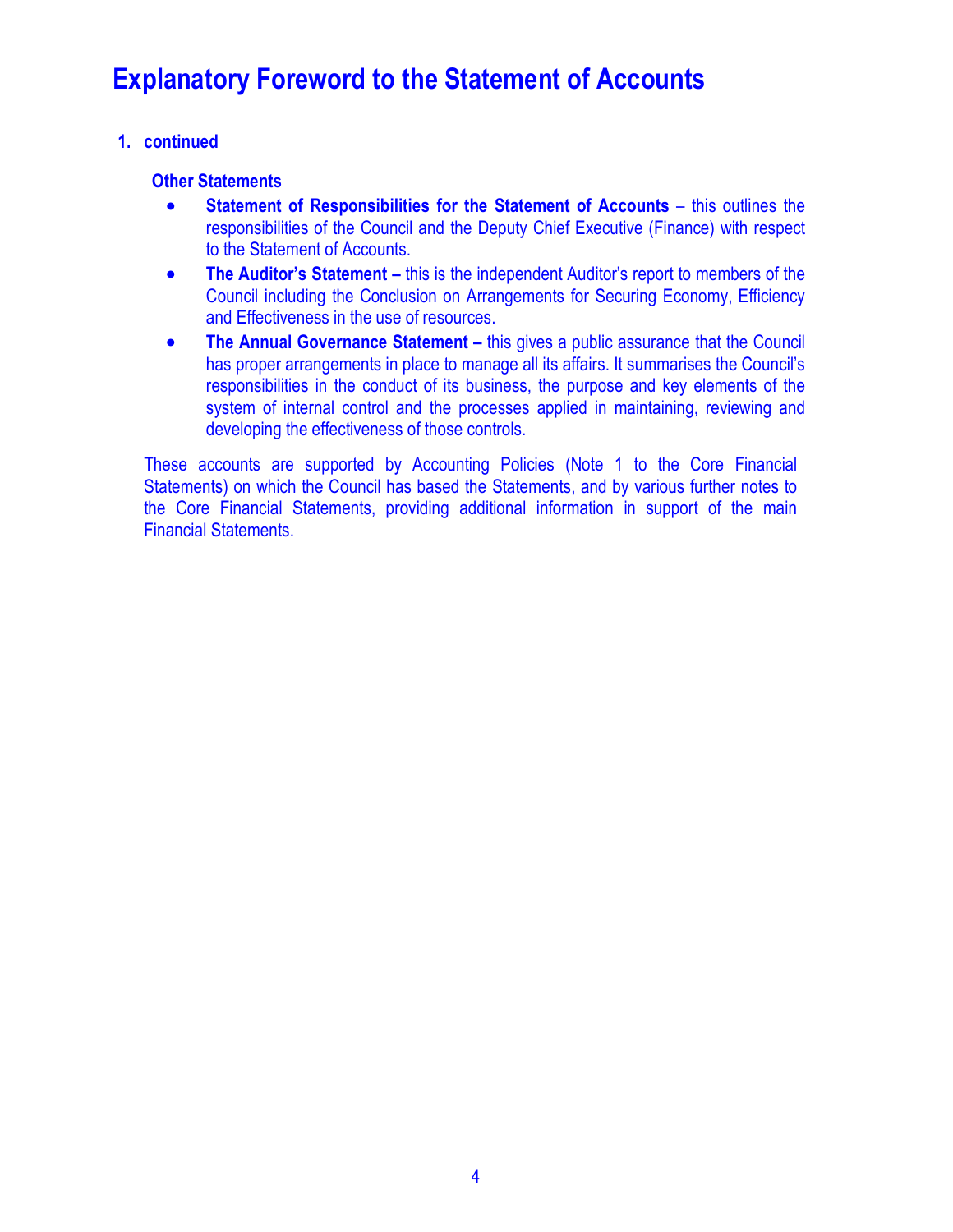# Explanatory Foreword to the Statement of Accounts

**1. continued**

**Other Statements**

- **Statement of Responsibilities for the Statement of Accounts** – this outlines the responsibilities of the Council and the Deputy Chief Executive (Finance) with respect to the Statement of Accounts.
- **The Auditor's Statement –** this is the independent Auditor's report to members of the Council including the Conclusion on Arrangements for Securing Economy, Efficiency and Effectiveness in the use of resources.
- **The Annual Governance Statement –** this gives a public assurance that the Council has proper arrangements in place to manage all its affairs. It summarises the Council's responsibilities in the conduct of its business, the purpose and key elements of the system of internal control and the processes applied in maintaining, reviewing and developing the effectiveness of those controls.

These accounts are supported by Accounting Policies (Note 1 to the Core Financial Statements) on which the Council has based the Statements, and by various further notes to the Core Financial Statements, providing additional information in support of the main Financial Statements.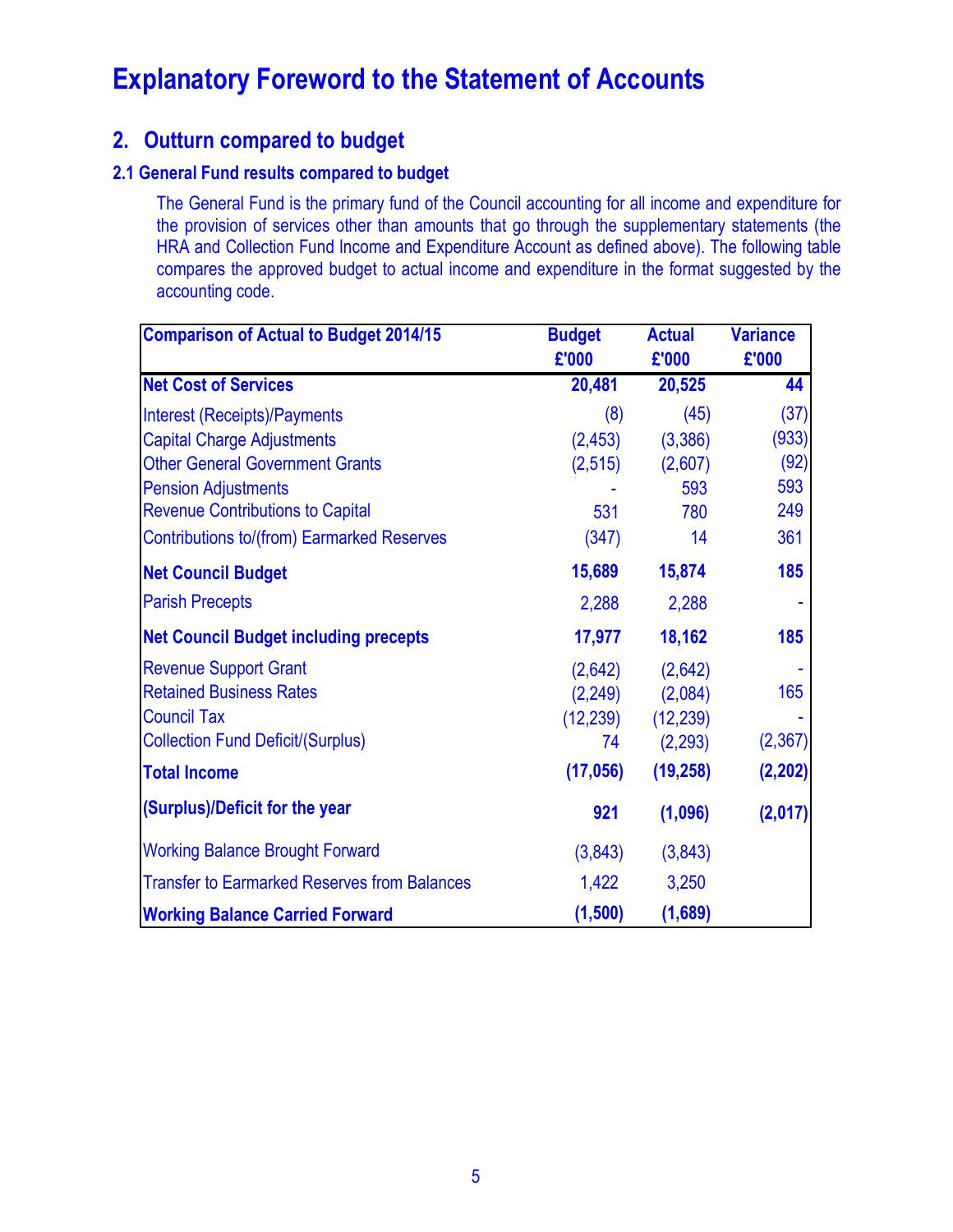# Explanatory Foreword to the Statement of Accounts

## 2. Outturn compared to budget

### 2.1 General Fund results compared to budget

The General Fund is the primary fund of the Council accounting for all income and expenditure for the provision of services other than amounts that go through the supplementary statements (the HRA and Collection Fund Income and Expenditure Account as defined above). The following table compares the approved budget to actual income and expenditure in the format suggested by the accounting code.

| **Comparison of Actual to Budget 2014/15** | **Budget £'000** | **Actual £'000** | **Variance £'000** |
|---|---|---|---|
| **Net Cost of Services** | **20,481** | **20,525** | **44** |
| Interest (Receipts)/Payments | (8) | (45) | (37) |
| Capital Charge Adjustments | (2,453) | (3,386) | (933) |
| Other General Government Grants | (2,515) | (2,607) | (92) |
| Pension Adjustments | - | 593 | 593 |
| Revenue Contributions to Capital | 531 | 780 | 249 |
| Contributions to/(from) Earmarked Reserves | (347) | 14 | 361 |
| **Net Council Budget** | **15,689** | **15,874** | **185** |
| Parish Precepts | 2,288 | 2,288 | - |
| **Net Council Budget including precepts** | **17,977** | **18,162** | **185** |
| Revenue Support Grant | (2,642) | (2,642) | - |
| Retained Business Rates | (2,249) | (2,084) | 165 |
| Council Tax | (12,239) | (12,239) | - |
| Collection Fund Deficit/(Surplus) | 74 | (2,293) | (2,367) |
| **Total Income** | **(17,056)** | **(19,258)** | **(2,202)** |
| **(Surplus)/Deficit for the year** | **921** | **(1,096)** | **(2,017)** |
| Working Balance Brought Forward | (3,843) | (3,843) | |
| Transfer to Earmarked Reserves from Balances | 1,422 | 3,250 | |
| **Working Balance Carried Forward** | **(1,500)** | **(1,689)** | |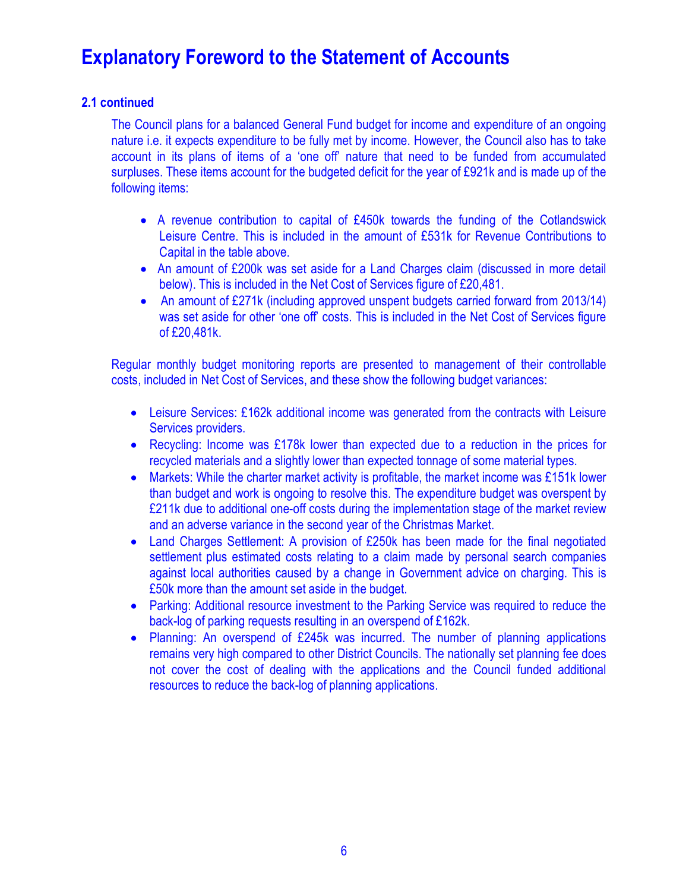# Explanatory Foreword to the Statement of Accounts

### 2.1 continued

The Council plans for a balanced General Fund budget for income and expenditure of an ongoing nature i.e. it expects expenditure to be fully met by income. However, the Council also has to take account in its plans of items of a 'one off' nature that need to be funded from accumulated surpluses. These items account for the budgeted deficit for the year of £921k and is made up of the following items:

- A revenue contribution to capital of £450k towards the funding of the Cotlandswick Leisure Centre. This is included in the amount of £531k for Revenue Contributions to Capital in the table above.
- An amount of £200k was set aside for a Land Charges claim (discussed in more detail below). This is included in the Net Cost of Services figure of £20,481.
- An amount of £271k (including approved unspent budgets carried forward from 2013/14) was set aside for other 'one off' costs. This is included in the Net Cost of Services figure of £20,481k.

Regular monthly budget monitoring reports are presented to management of their controllable costs, included in Net Cost of Services, and these show the following budget variances:

- Leisure Services: £162k additional income was generated from the contracts with Leisure Services providers.
- Recycling: Income was £178k lower than expected due to a reduction in the prices for recycled materials and a slightly lower than expected tonnage of some material types.
- Markets: While the charter market activity is profitable, the market income was £151k lower than budget and work is ongoing to resolve this. The expenditure budget was overspent by £211k due to additional one-off costs during the implementation stage of the market review and an adverse variance in the second year of the Christmas Market.
- Land Charges Settlement: A provision of £250k has been made for the final negotiated settlement plus estimated costs relating to a claim made by personal search companies against local authorities caused by a change in Government advice on charging. This is £50k more than the amount set aside in the budget.
- Parking: Additional resource investment to the Parking Service was required to reduce the back-log of parking requests resulting in an overspend of £162k.
- Planning: An overspend of £245k was incurred. The number of planning applications remains very high compared to other District Councils. The nationally set planning fee does not cover the cost of dealing with the applications and the Council funded additional resources to reduce the back-log of planning applications.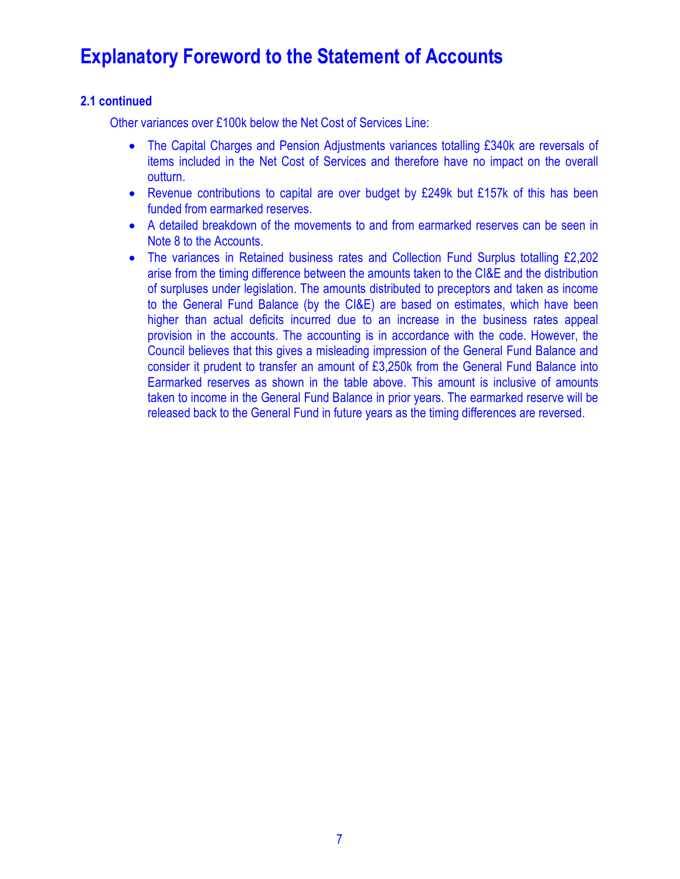# Explanatory Foreword to the Statement of Accounts

### 2.1 continued

Other variances over £100k below the Net Cost of Services Line:

- The Capital Charges and Pension Adjustments variances totalling £340k are reversals of items included in the Net Cost of Services and therefore have no impact on the overall outturn.
- Revenue contributions to capital are over budget by £249k but £157k of this has been funded from earmarked reserves.
- A detailed breakdown of the movements to and from earmarked reserves can be seen in Note 8 to the Accounts.
- The variances in Retained business rates and Collection Fund Surplus totalling £2,202 arise from the timing difference between the amounts taken to the CI&E and the distribution of surpluses under legislation. The amounts distributed to preceptors and taken as income to the General Fund Balance (by the CI&E) are based on estimates, which have been higher than actual deficits incurred due to an increase in the business rates appeal provision in the accounts. The accounting is in accordance with the code. However, the Council believes that this gives a misleading impression of the General Fund Balance and consider it prudent to transfer an amount of £3,250k from the General Fund Balance into Earmarked reserves as shown in the table above. This amount is inclusive of amounts taken to income in the General Fund Balance in prior years. The earmarked reserve will be released back to the General Fund in future years as the timing differences are reversed.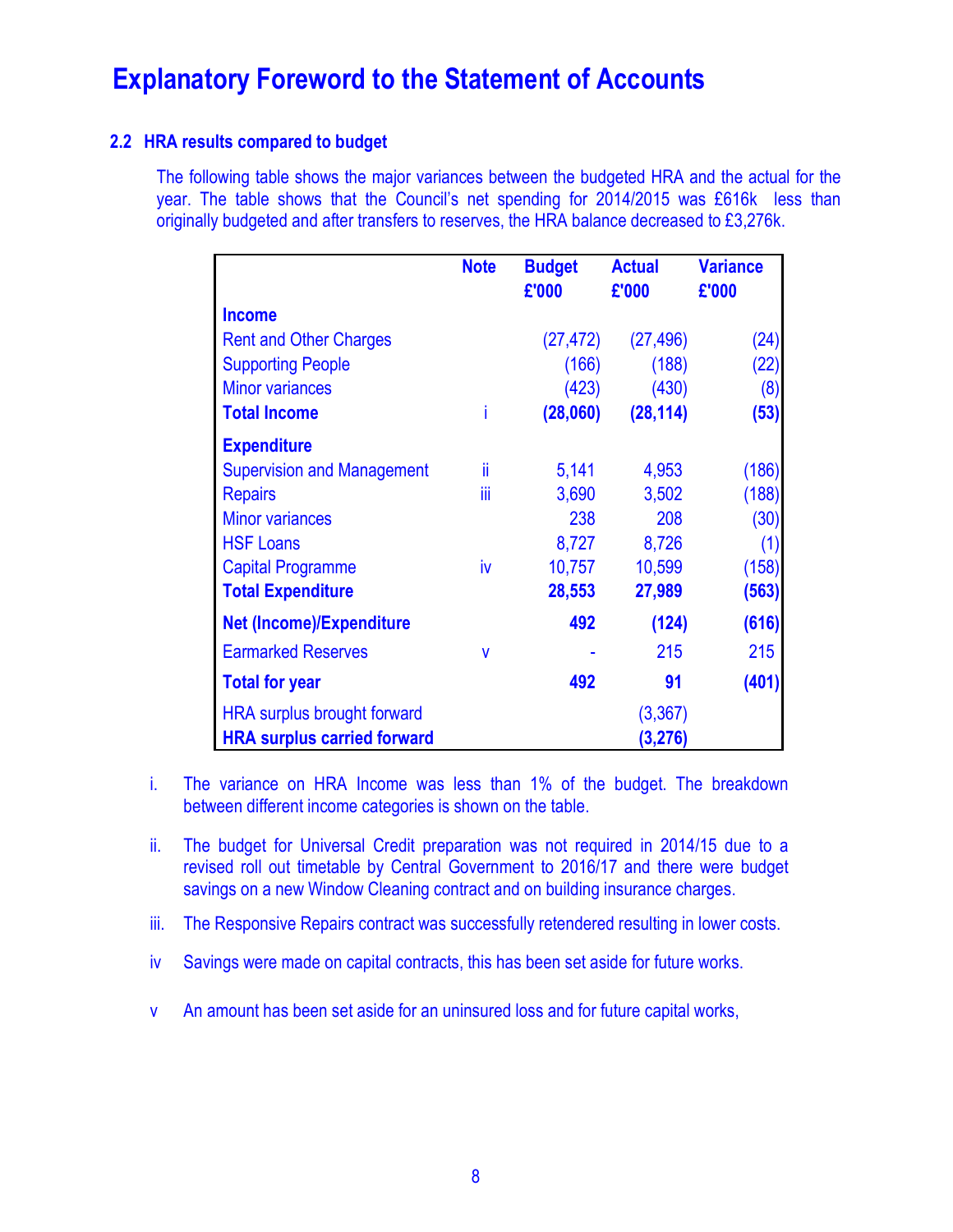# Explanatory Foreword to the Statement of Accounts

### 2.2 HRA results compared to budget

The following table shows the major variances between the budgeted HRA and the actual for the year. The table shows that the Council's net spending for 2014/2015 was £616k less than originally budgeted and after transfers to reserves, the HRA balance decreased to £3,276k.

| | Note | Budget £'000 | Actual £'000 | Variance £'000 |
|---|---|---|---|---|
| **Income** | | | | |
| Rent and Other Charges | | (27,472) | (27,496) | (24) |
| Supporting People | | (166) | (188) | (22) |
| Minor variances | | (423) | (430) | (8) |
| **Total Income** | i | **(28,060)** | **(28,114)** | **(53)** |
| **Expenditure** | | | | |
| Supervision and Management | ii | 5,141 | 4,953 | (186) |
| Repairs | iii | 3,690 | 3,502 | (188) |
| Minor variances | | 238 | 208 | (30) |
| HSF Loans | | 8,727 | 8,726 | (1) |
| Capital Programme | iv | 10,757 | 10,599 | (158) |
| **Total Expenditure** | | **28,553** | **27,989** | **(563)** |
| **Net (Income)/Expenditure** | | **492** | **(124)** | **(616)** |
| Earmarked Reserves | v | - | 215 | 215 |
| **Total for year** | | **492** | **91** | **(401)** |
| HRA surplus brought forward | | | (3,367) | |
| **HRA surplus carried forward** | | | **(3,276)** | |

i. The variance on HRA Income was less than 1% of the budget. The breakdown between different income categories is shown on the table.

ii. The budget for Universal Credit preparation was not required in 2014/15 due to a revised roll out timetable by Central Government to 2016/17 and there were budget savings on a new Window Cleaning contract and on building insurance charges.

iii. The Responsive Repairs contract was successfully retendered resulting in lower costs.

iv Savings were made on capital contracts, this has been set aside for future works.

v An amount has been set aside for an uninsured loss and for future capital works,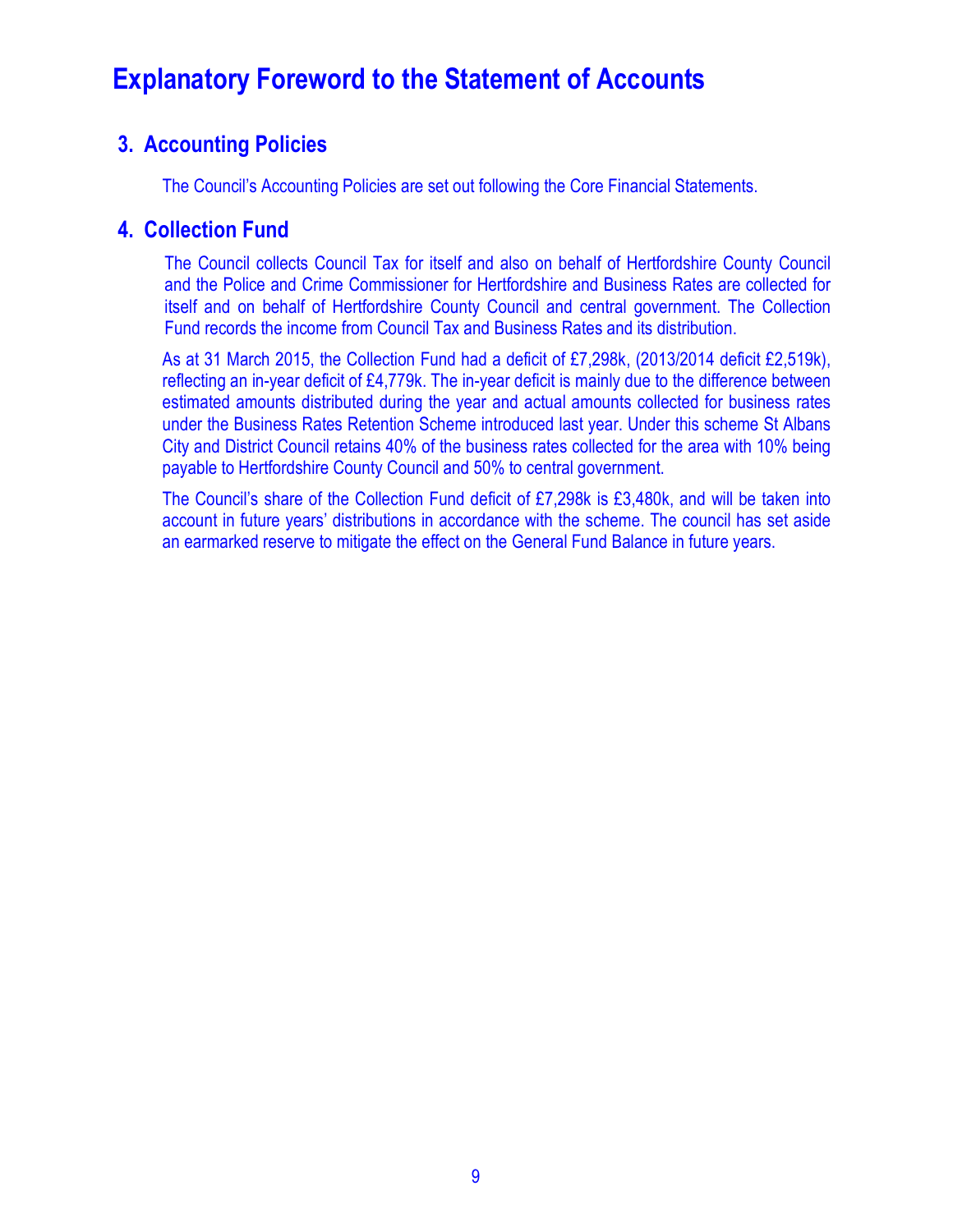# Explanatory Foreword to the Statement of Accounts

## 3. Accounting Policies

The Council's Accounting Policies are set out following the Core Financial Statements.

## 4. Collection Fund

The Council collects Council Tax for itself and also on behalf of Hertfordshire County Council and the Police and Crime Commissioner for Hertfordshire and Business Rates are collected for itself and on behalf of Hertfordshire County Council and central government. The Collection Fund records the income from Council Tax and Business Rates and its distribution.

As at 31 March 2015, the Collection Fund had a deficit of £7,298k, (2013/2014 deficit £2,519k), reflecting an in-year deficit of £4,779k. The in-year deficit is mainly due to the difference between estimated amounts distributed during the year and actual amounts collected for business rates under the Business Rates Retention Scheme introduced last year. Under this scheme St Albans City and District Council retains 40% of the business rates collected for the area with 10% being payable to Hertfordshire County Council and 50% to central government.

The Council's share of the Collection Fund deficit of £7,298k is £3,480k, and will be taken into account in future years' distributions in accordance with the scheme. The council has set aside an earmarked reserve to mitigate the effect on the General Fund Balance in future years.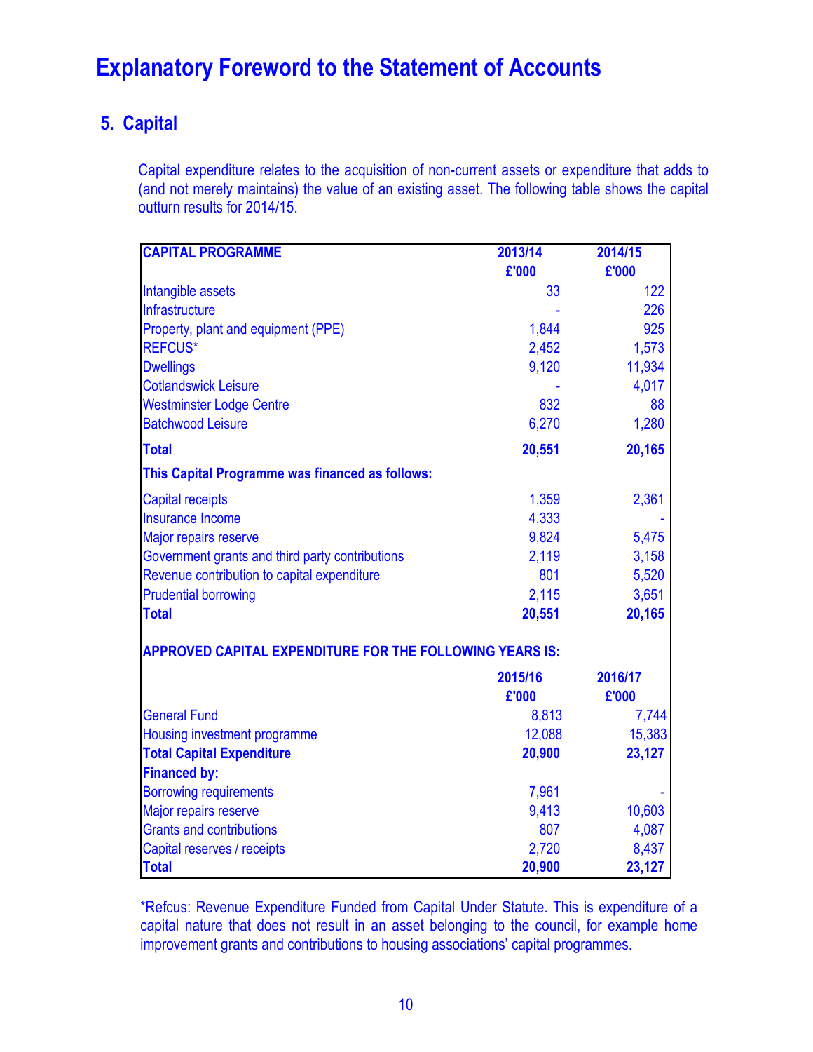# Explanatory Foreword to the Statement of Accounts

## 5. Capital

Capital expenditure relates to the acquisition of non-current assets or expenditure that adds to (and not merely maintains) the value of an existing asset. The following table shows the capital outturn results for 2014/15.

| **CAPITAL PROGRAMME** | **2013/14** | **2014/15** |
|---|---|---|
| | **£'000** | **£'000** |
| Intangible assets | 33 | 122 |
| Infrastructure | - | 226 |
| Property, plant and equipment (PPE) | 1,844 | 925 |
| REFCUS* | 2,452 | 1,573 |
| Dwellings | 9,120 | 11,934 |
| Cotlandswick Leisure | - | 4,017 |
| Westminster Lodge Centre | 832 | 88 |
| Batchwood Leisure | 6,270 | 1,280 |
| **Total** | **20,551** | **20,165** |
| **This Capital Programme was financed as follows:** | | |
| Capital receipts | 1,359 | 2,361 |
| Insurance Income | 4,333 | - |
| Major repairs reserve | 9,824 | 5,475 |
| Government grants and third party contributions | 2,119 | 3,158 |
| Revenue contribution to capital expenditure | 801 | 5,520 |
| Prudential borrowing | 2,115 | 3,651 |
| **Total** | **20,551** | **20,165** |

| **APPROVED CAPITAL EXPENDITURE FOR THE FOLLOWING YEARS IS:** | **2015/16** | **2016/17** |
|---|---|---|
| | **£'000** | **£'000** |
| General Fund | 8,813 | 7,744 |
| Housing investment programme | 12,088 | 15,383 |
| **Total Capital Expenditure** | **20,900** | **23,127** |
| **Financed by:** | | |
| Borrowing requirements | 7,961 | - |
| Major repairs reserve | 9,413 | 10,603 |
| Grants and contributions | 807 | 4,087 |
| Capital reserves / receipts | 2,720 | 8,437 |
| **Total** | **20,900** | **23,127** |

*Refcus: Revenue Expenditure Funded from Capital Under Statute. This is expenditure of a capital nature that does not result in an asset belonging to the council, for example home improvement grants and contributions to housing associations' capital programmes.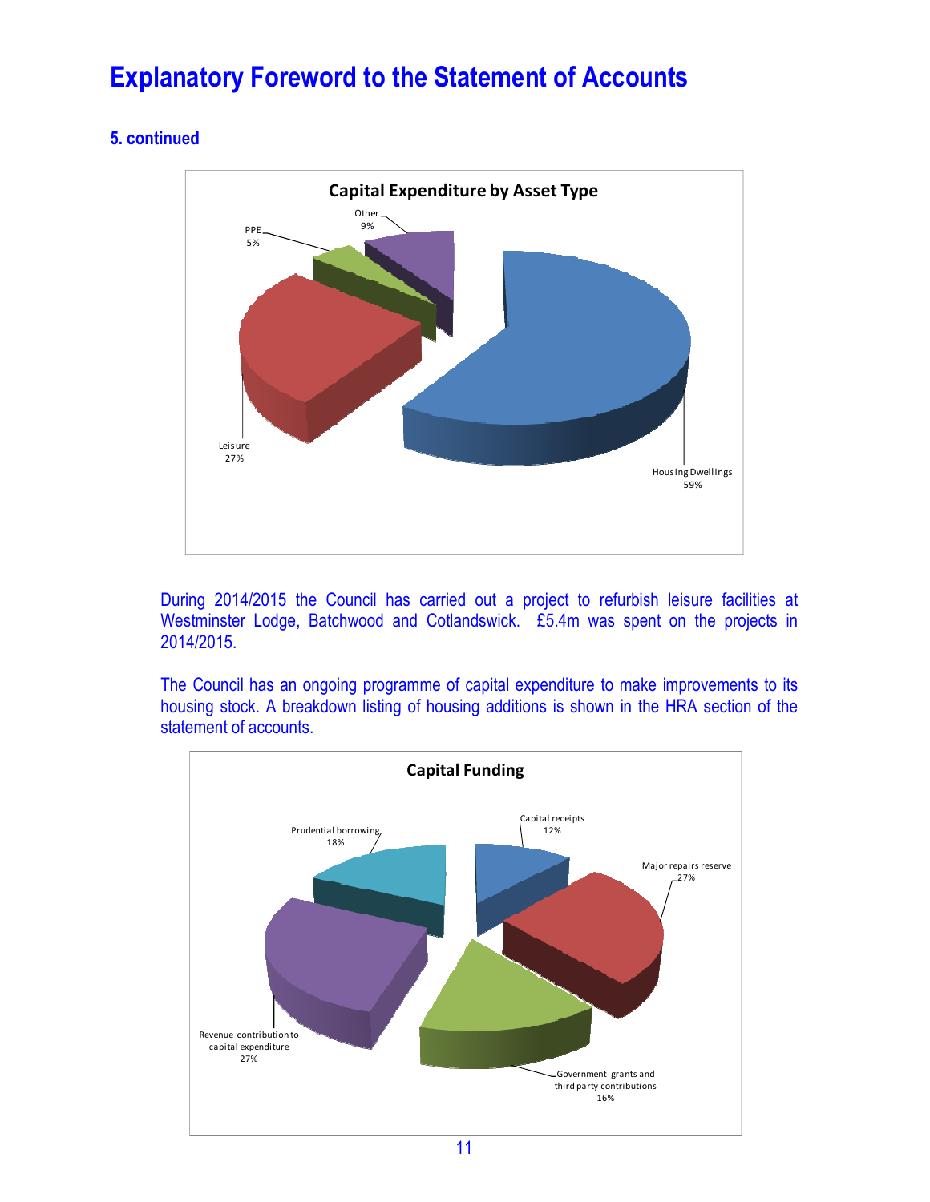# Explanatory Foreword to the Statement of Accounts

### 5. continued

**Capital Expenditure by Asset Type**

| Asset Type | % |
|---|---|
| Housing Dwellings | 59% |
| Leisure | 27% |
| PPE | 5% |
| Other | 9% |

During 2014/2015 the Council has carried out a project to refurbish leisure facilities at Westminster Lodge, Batchwood and Cotlandswick. £5.4m was spent on the projects in 2014/2015.

The Council has an ongoing programme of capital expenditure to make improvements to its housing stock. A breakdown listing of housing additions is shown in the HRA section of the statement of accounts.

**Capital Funding**

| Source | % |
|---|---|
| Capital receipts | 12% |
| Major repairs reserve | 27% |
| Government grants and third party contributions | 16% |
| Revenue contribution to capital expenditure | 27% |
| Prudential borrowing | 18% |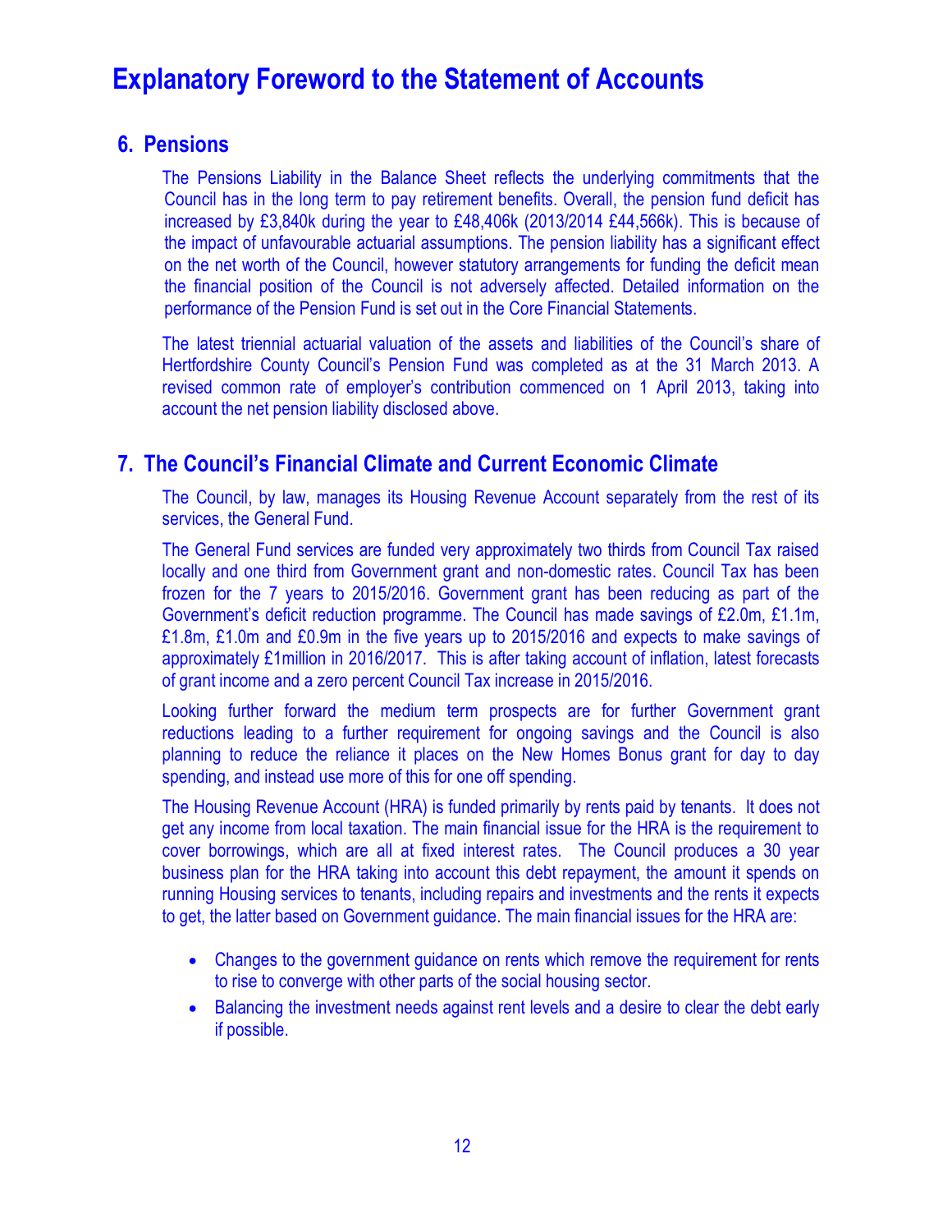# Explanatory Foreword to the Statement of Accounts

## 6. Pensions

The Pensions Liability in the Balance Sheet reflects the underlying commitments that the Council has in the long term to pay retirement benefits. Overall, the pension fund deficit has increased by £3,840k during the year to £48,406k (2013/2014 £44,566k). This is because of the impact of unfavourable actuarial assumptions. The pension liability has a significant effect on the net worth of the Council, however statutory arrangements for funding the deficit mean the financial position of the Council is not adversely affected. Detailed information on the performance of the Pension Fund is set out in the Core Financial Statements.

The latest triennial actuarial valuation of the assets and liabilities of the Council's share of Hertfordshire County Council's Pension Fund was completed as at the 31 March 2013. A revised common rate of employer's contribution commenced on 1 April 2013, taking into account the net pension liability disclosed above.

## 7. The Council's Financial Climate and Current Economic Climate

The Council, by law, manages its Housing Revenue Account separately from the rest of its services, the General Fund.

The General Fund services are funded very approximately two thirds from Council Tax raised locally and one third from Government grant and non-domestic rates. Council Tax has been frozen for the 7 years to 2015/2016. Government grant has been reducing as part of the Government's deficit reduction programme. The Council has made savings of £2.0m, £1.1m, £1.8m, £1.0m and £0.9m in the five years up to 2015/2016 and expects to make savings of approximately £1million in 2016/2017. This is after taking account of inflation, latest forecasts of grant income and a zero percent Council Tax increase in 2015/2016.

Looking further forward the medium term prospects are for further Government grant reductions leading to a further requirement for ongoing savings and the Council is also planning to reduce the reliance it places on the New Homes Bonus grant for day to day spending, and instead use more of this for one off spending.

The Housing Revenue Account (HRA) is funded primarily by rents paid by tenants. It does not get any income from local taxation. The main financial issue for the HRA is the requirement to cover borrowings, which are all at fixed interest rates. The Council produces a 30 year business plan for the HRA taking into account this debt repayment, the amount it spends on running Housing services to tenants, including repairs and investments and the rents it expects to get, the latter based on Government guidance. The main financial issues for the HRA are:

- Changes to the government guidance on rents which remove the requirement for rents to rise to converge with other parts of the social housing sector.
- Balancing the investment needs against rent levels and a desire to clear the debt early if possible.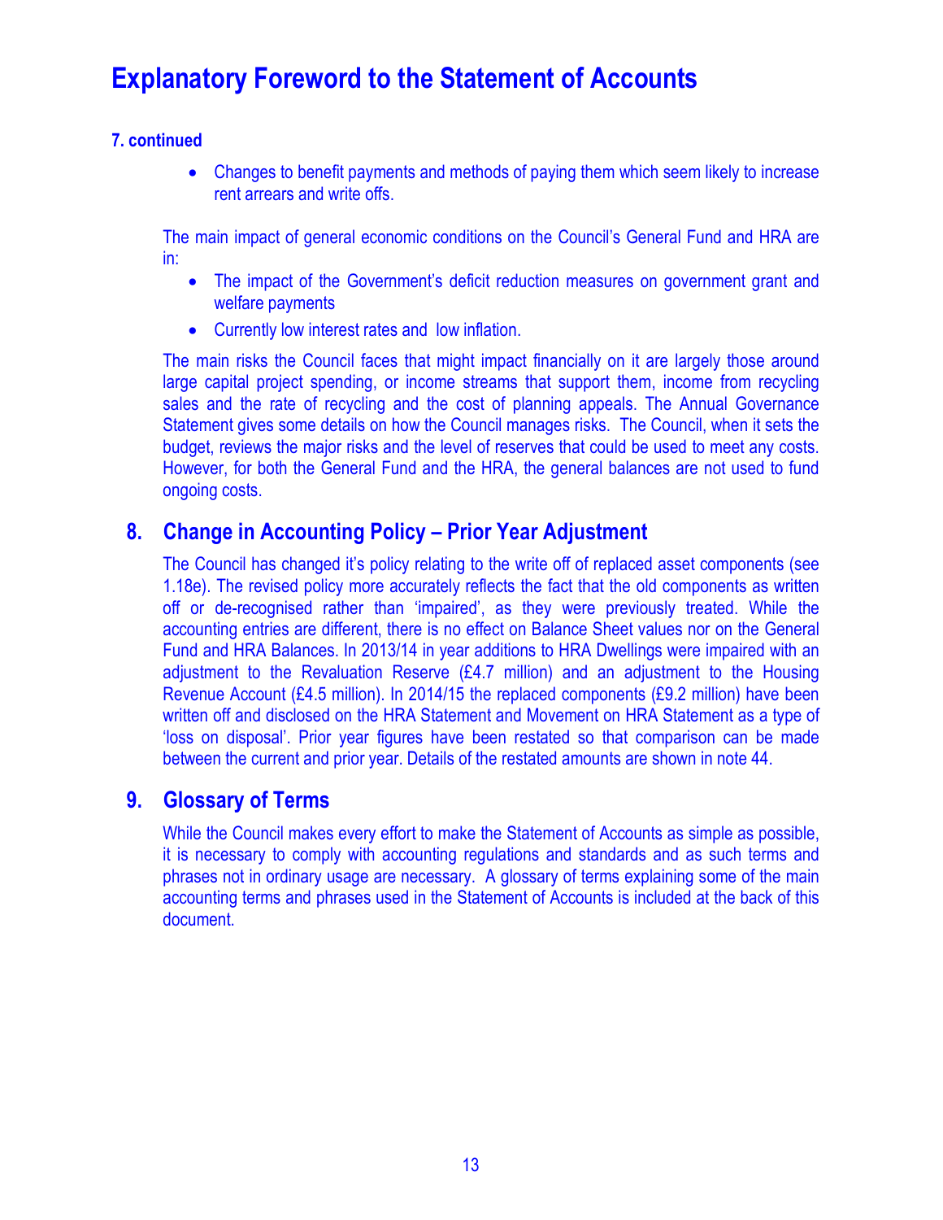# Explanatory Foreword to the Statement of Accounts

**7. continued**

- Changes to benefit payments and methods of paying them which seem likely to increase rent arrears and write offs.

The main impact of general economic conditions on the Council's General Fund and HRA are in:

- The impact of the Government's deficit reduction measures on government grant and welfare payments
- Currently low interest rates and low inflation.

The main risks the Council faces that might impact financially on it are largely those around large capital project spending, or income streams that support them, income from recycling sales and the rate of recycling and the cost of planning appeals. The Annual Governance Statement gives some details on how the Council manages risks. The Council, when it sets the budget, reviews the major risks and the level of reserves that could be used to meet any costs. However, for both the General Fund and the HRA, the general balances are not used to fund ongoing costs.

## 8. Change in Accounting Policy – Prior Year Adjustment

The Council has changed it's policy relating to the write off of replaced asset components (see 1.18e). The revised policy more accurately reflects the fact that the old components as written off or de-recognised rather than 'impaired', as they were previously treated. While the accounting entries are different, there is no effect on Balance Sheet values nor on the General Fund and HRA Balances. In 2013/14 in year additions to HRA Dwellings were impaired with an adjustment to the Revaluation Reserve (£4.7 million) and an adjustment to the Housing Revenue Account (£4.5 million). In 2014/15 the replaced components (£9.2 million) have been written off and disclosed on the HRA Statement and Movement on HRA Statement as a type of 'loss on disposal'. Prior year figures have been restated so that comparison can be made between the current and prior year. Details of the restated amounts are shown in note 44.

## 9. Glossary of Terms

While the Council makes every effort to make the Statement of Accounts as simple as possible, it is necessary to comply with accounting regulations and standards and as such terms and phrases not in ordinary usage are necessary. A glossary of terms explaining some of the main accounting terms and phrases used in the Statement of Accounts is included at the back of this document.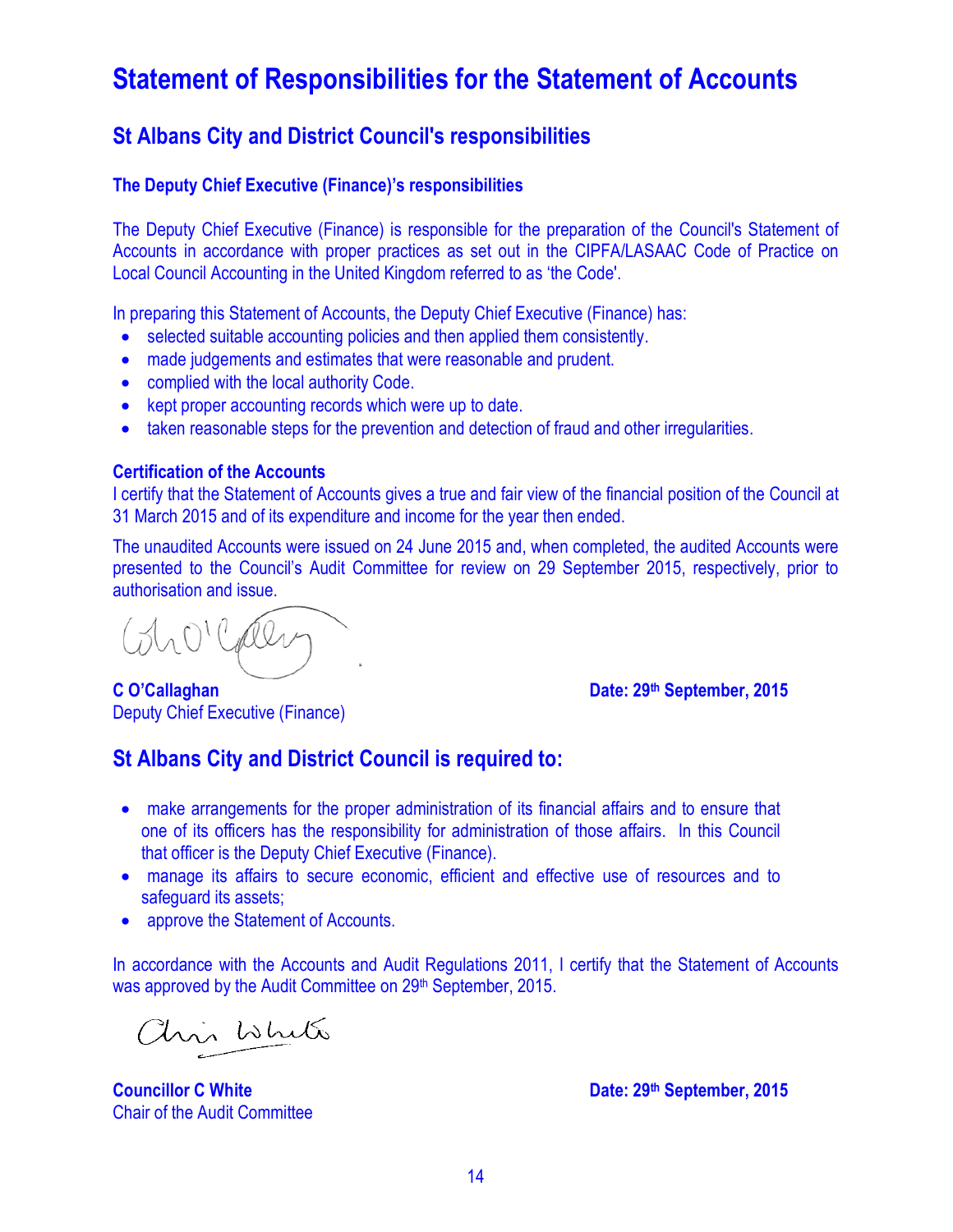# Statement of Responsibilities for the Statement of Accounts

## St Albans City and District Council's responsibilities

### The Deputy Chief Executive (Finance)'s responsibilities

The Deputy Chief Executive (Finance) is responsible for the preparation of the Council's Statement of Accounts in accordance with proper practices as set out in the CIPFA/LASAAC Code of Practice on Local Council Accounting in the United Kingdom referred to as 'the Code'.

In preparing this Statement of Accounts, the Deputy Chief Executive (Finance) has:

- selected suitable accounting policies and then applied them consistently.
- made judgements and estimates that were reasonable and prudent.
- complied with the local authority Code.
- kept proper accounting records which were up to date.
- taken reasonable steps for the prevention and detection of fraud and other irregularities.

**Certification of the Accounts**

I certify that the Statement of Accounts gives a true and fair view of the financial position of the Council at 31 March 2015 and of its expenditure and income for the year then ended.

The unaudited Accounts were issued on 24 June 2015 and, when completed, the audited Accounts were presented to the Council's Audit Committee for review on 29 September 2015, respectively, prior to authorisation and issue.

**C O'Callaghan**
Deputy Chief Executive (Finance)

**Date: 29th September, 2015**

## St Albans City and District Council is required to:

- make arrangements for the proper administration of its financial affairs and to ensure that one of its officers has the responsibility for administration of those affairs. In this Council that officer is the Deputy Chief Executive (Finance).
- manage its affairs to secure economic, efficient and effective use of resources and to safeguard its assets;
- approve the Statement of Accounts.

In accordance with the Accounts and Audit Regulations 2011, I certify that the Statement of Accounts was approved by the Audit Committee on 29th September, 2015.

**Councillor C White**
Chair of the Audit Committee

**Date: 29th September, 2015**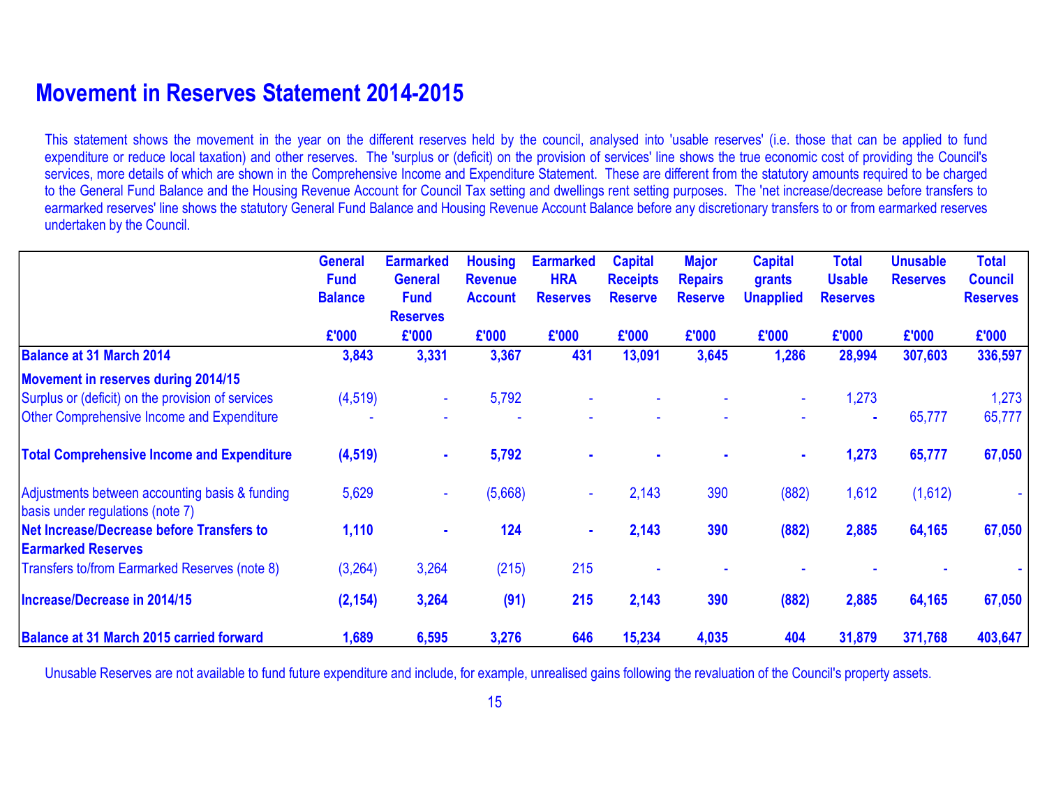# Movement in Reserves Statement 2014-2015

This statement shows the movement in the year on the different reserves held by the council, analysed into 'usable reserves' (i.e. those that can be applied to fund expenditure or reduce local taxation) and other reserves. The 'surplus or (deficit) on the provision of services' line shows the true economic cost of providing the Council's services, more details of which are shown in the Comprehensive Income and Expenditure Statement. These are different from the statutory amounts required to be charged to the General Fund Balance and the Housing Revenue Account for Council Tax setting and dwellings rent setting purposes. The 'net increase/decrease before transfers to earmarked reserves' line shows the statutory General Fund Balance and Housing Revenue Account Balance before any discretionary transfers to or from earmarked reserves undertaken by the Council.

| | General Fund Balance | Earmarked General Fund Reserves | Housing Revenue Account | Earmarked HRA Reserves | Capital Receipts Reserve | Major Repairs Reserve | Capital grants Unapplied | Total Usable Reserves | Unusable Reserves | Total Council Reserves |
|---|---|---|---|---|---|---|---|---|---|---|
| | £'000 | £'000 | £'000 | £'000 | £'000 | £'000 | £'000 | £'000 | £'000 | £'000 |
| **Balance at 31 March 2014** | **3,843** | **3,331** | **3,367** | **431** | **13,091** | **3,645** | **1,286** | **28,994** | **307,603** | **336,597** |
| **Movement in reserves during 2014/15** | | | | | | | | | | |
| Surplus or (deficit) on the provision of services | (4,519) | - | 5,792 | - | - | - | - | 1,273 | | 1,273 |
| Other Comprehensive Income and Expenditure | - | - | - | - | - | - | - | - | 65,777 | 65,777 |
| **Total Comprehensive Income and Expenditure** | **(4,519)** | **-** | **5,792** | **-** | **-** | **-** | **-** | **1,273** | **65,777** | **67,050** |
| Adjustments between accounting basis & funding basis under regulations (note 7) | 5,629 | - | (5,668) | - | 2,143 | 390 | (882) | 1,612 | (1,612) | - |
| **Net Increase/Decrease before Transfers to Earmarked Reserves** | **1,110** | **-** | **124** | **-** | **2,143** | **390** | **(882)** | **2,885** | **64,165** | **67,050** |
| Transfers to/from Earmarked Reserves (note 8) | (3,264) | 3,264 | (215) | 215 | - | - | - | - | - | - |
| **Increase/Decrease in 2014/15** | **(2,154)** | **3,264** | **(91)** | **215** | **2,143** | **390** | **(882)** | **2,885** | **64,165** | **67,050** |
| **Balance at 31 March 2015 carried forward** | **1,689** | **6,595** | **3,276** | **646** | **15,234** | **4,035** | **404** | **31,879** | **371,768** | **403,647** |

Unusable Reserves are not available to fund future expenditure and include, for example, unrealised gains following the revaluation of the Council's property assets.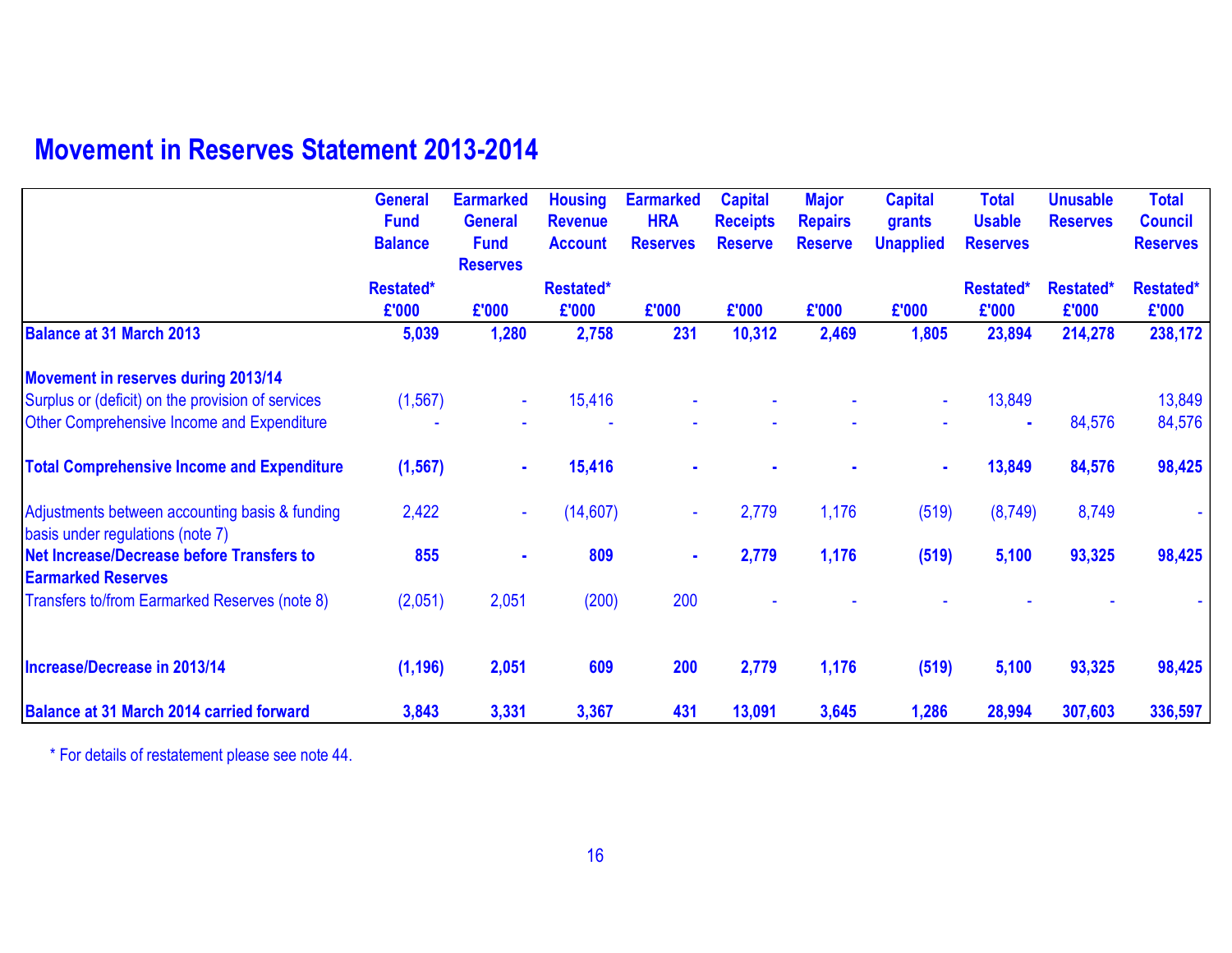# Movement in Reserves Statement 2013-2014

| | General Fund Balance Restated* £'000 | Earmarked General Fund Reserves £'000 | Housing Revenue Account Restated* £'000 | Earmarked HRA Reserves £'000 | Capital Receipts Reserve £'000 | Major Repairs Reserve £'000 | Capital grants Unapplied £'000 | Total Usable Reserves Restated* £'000 | Unusable Reserves Restated* £'000 | Total Council Reserves Restated* £'000 |
|---|---|---|---|---|---|---|---|---|---|---|
| **Balance at 31 March 2013** | **5,039** | **1,280** | **2,758** | **231** | **10,312** | **2,469** | **1,805** | **23,894** | **214,278** | **238,172** |
| **Movement in reserves during 2013/14** | | | | | | | | | | |
| Surplus or (deficit) on the provision of services | (1,567) | - | 15,416 | - | - | - | - | 13,849 | | 13,849 |
| Other Comprehensive Income and Expenditure | - | - | - | - | - | - | - | - | 84,576 | 84,576 |
| **Total Comprehensive Income and Expenditure** | **(1,567)** | **-** | **15,416** | **-** | **-** | **-** | **-** | **13,849** | **84,576** | **98,425** |
| Adjustments between accounting basis & funding basis under regulations (note 7) | 2,422 | - | (14,607) | - | 2,779 | 1,176 | (519) | (8,749) | 8,749 | - |
| **Net Increase/Decrease before Transfers to Earmarked Reserves** | **855** | **-** | **809** | **-** | **2,779** | **1,176** | **(519)** | **5,100** | **93,325** | **98,425** |
| Transfers to/from Earmarked Reserves (note 8) | (2,051) | 2,051 | (200) | 200 | - | - | - | - | - | - |
| **Increase/Decrease in 2013/14** | **(1,196)** | **2,051** | **609** | **200** | **2,779** | **1,176** | **(519)** | **5,100** | **93,325** | **98,425** |
| **Balance at 31 March 2014 carried forward** | **3,843** | **3,331** | **3,367** | **431** | **13,091** | **3,645** | **1,286** | **28,994** | **307,603** | **336,597** |

\* For details of restatement please see note 44.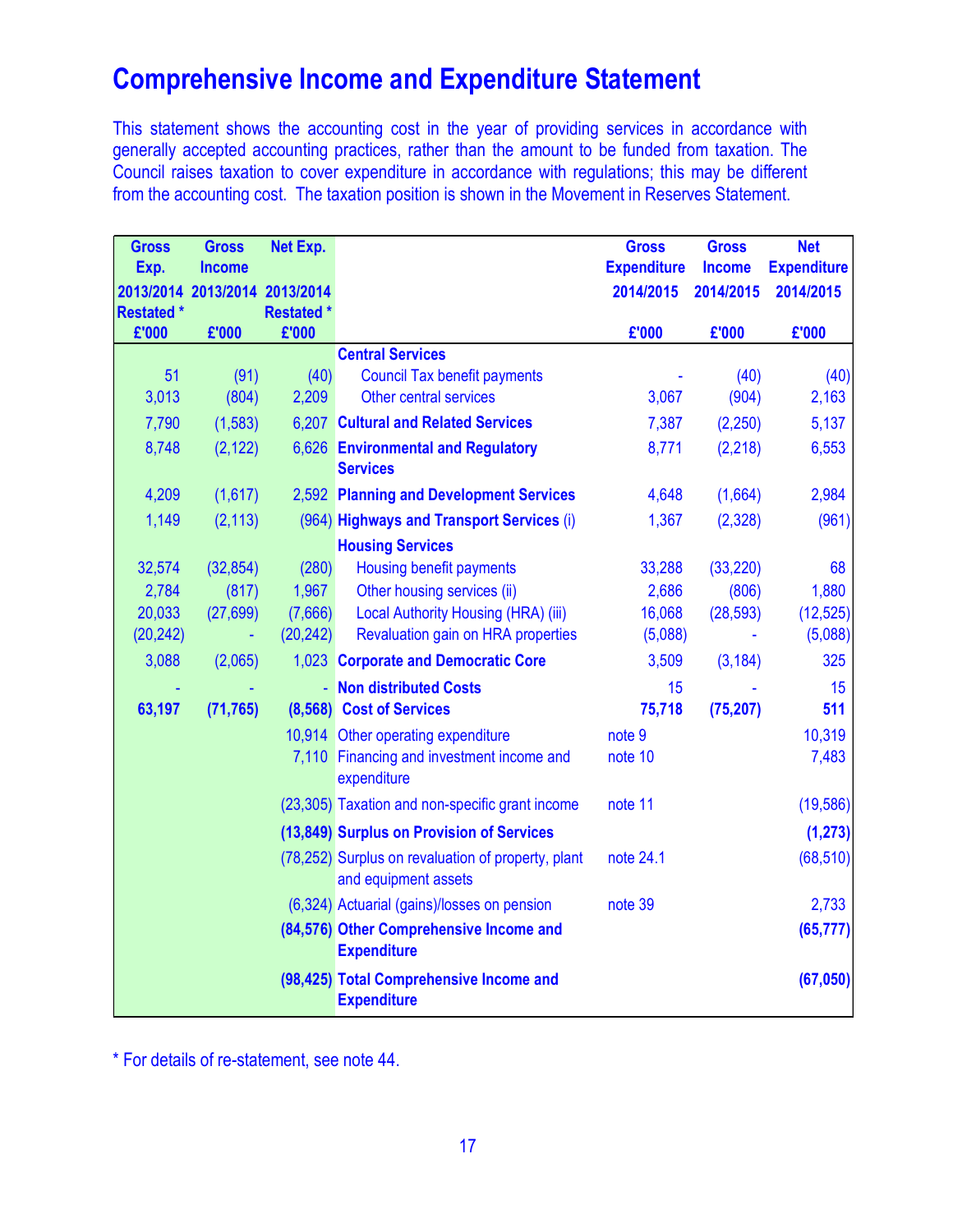# Comprehensive Income and Expenditure Statement

This statement shows the accounting cost in the year of providing services in accordance with generally accepted accounting practices, rather than the amount to be funded from taxation. The Council raises taxation to cover expenditure in accordance with regulations; this may be different from the accounting cost. The taxation position is shown in the Movement in Reserves Statement.

| Gross Exp. 2013/2014 Restated * £'000 | Gross Income 2013/2014 £'000 | Net Exp. 2013/2014 Restated * £'000 | | Gross Expenditure 2014/2015 £'000 | Gross Income 2014/2015 £'000 | Net Expenditure 2014/2015 £'000 |
|---|---|---|---|---|---|---|
| | | | **Central Services** | | | |
| 51 | (91) | (40) | Council Tax benefit payments | - | (40) | (40) |
| 3,013 | (804) | 2,209 | Other central services | 3,067 | (904) | 2,163 |
| 7,790 | (1,583) | 6,207 | **Cultural and Related Services** | 7,387 | (2,250) | 5,137 |
| 8,748 | (2,122) | 6,626 | **Environmental and Regulatory Services** | 8,771 | (2,218) | 6,553 |
| 4,209 | (1,617) | 2,592 | **Planning and Development Services** | 4,648 | (1,664) | 2,984 |
| 1,149 | (2,113) | (964) | **Highways and Transport Services** (i) | 1,367 | (2,328) | (961) |
| | | | **Housing Services** | | | |
| 32,574 | (32,854) | (280) | Housing benefit payments | 33,288 | (33,220) | 68 |
| 2,784 | (817) | 1,967 | Other housing services (ii) | 2,686 | (806) | 1,880 |
| 20,033 | (27,699) | (7,666) | Local Authority Housing (HRA) (iii) | 16,068 | (28,593) | (12,525) |
| (20,242) | - | (20,242) | Revaluation gain on HRA properties | (5,088) | - | (5,088) |
| 3,088 | (2,065) | 1,023 | **Corporate and Democratic Core** | 3,509 | (3,184) | 325 |
| - | - | - | **Non distributed Costs** | 15 | - | 15 |
| **63,197** | **(71,765)** | **(8,568)** | **Cost of Services** | **75,718** | **(75,207)** | **511** |
| | | 10,914 | Other operating expenditure | note 9 | | 10,319 |
| | | 7,110 | Financing and investment income and expenditure | note 10 | | 7,483 |
| | | (23,305) | Taxation and non-specific grant income | note 11 | | (19,586) |
| | | **(13,849)** | **Surplus on Provision of Services** | | | **(1,273)** |
| | | (78,252) | Surplus on revaluation of property, plant and equipment assets | note 24.1 | | (68,510) |
| | | (6,324) | Actuarial (gains)/losses on pension | note 39 | | 2,733 |
| | | **(84,576)** | **Other Comprehensive Income and Expenditure** | | | **(65,777)** |
| | | **(98,425)** | **Total Comprehensive Income and Expenditure** | | | **(67,050)** |

\* For details of re-statement, see note 44.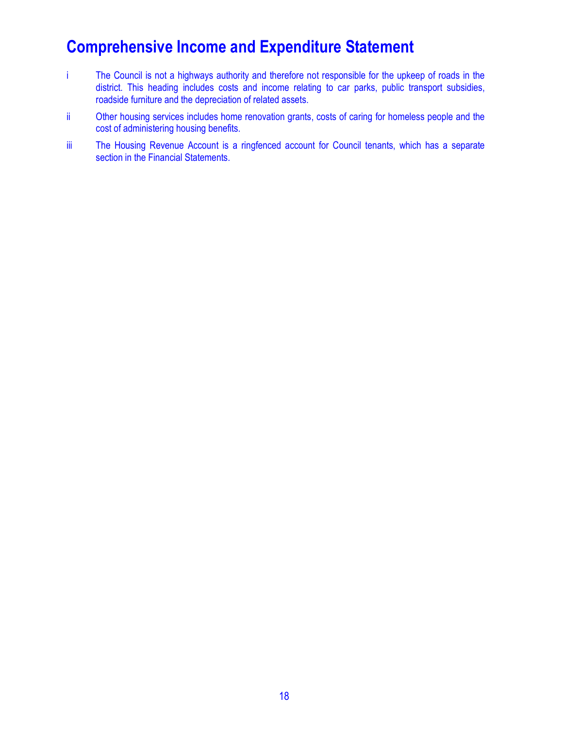# Comprehensive Income and Expenditure Statement

i The Council is not a highways authority and therefore not responsible for the upkeep of roads in the district. This heading includes costs and income relating to car parks, public transport subsidies, roadside furniture and the depreciation of related assets.

ii Other housing services includes home renovation grants, costs of caring for homeless people and the cost of administering housing benefits.

iii The Housing Revenue Account is a ringfenced account for Council tenants, which has a separate section in the Financial Statements.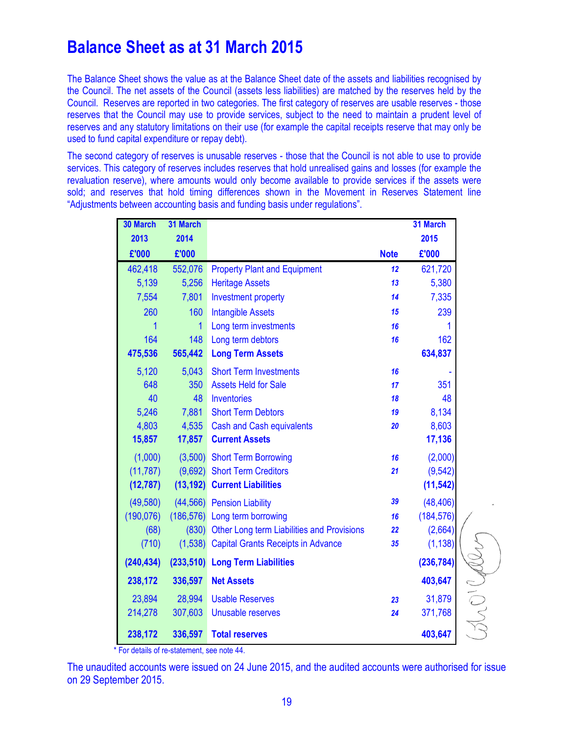# Balance Sheet as at 31 March 2015

The Balance Sheet shows the value as at the Balance Sheet date of the assets and liabilities recognised by the Council. The net assets of the Council (assets less liabilities) are matched by the reserves held by the Council. Reserves are reported in two categories. The first category of reserves are usable reserves - those reserves that the Council may use to provide services, subject to the need to maintain a prudent level of reserves and any statutory limitations on their use (for example the capital receipts reserve that may only be used to fund capital expenditure or repay debt).

The second category of reserves is unusable reserves - those that the Council is not able to use to provide services. This category of reserves includes reserves that hold unrealised gains and losses (for example the revaluation reserve), where amounts would only become available to provide services if the assets were sold; and reserves that hold timing differences shown in the Movement in Reserves Statement line "Adjustments between accounting basis and funding basis under regulations".

| 30 March 2013 £'000 | 31 March 2014 £'000 | | Note | 31 March 2015 £'000 |
|---|---|---|---|---|
| 462,418 | 552,076 | Property Plant and Equipment | 12 | 621,720 |
| 5,139 | 5,256 | Heritage Assets | 13 | 5,380 |
| 7,554 | 7,801 | Investment property | 14 | 7,335 |
| 260 | 160 | Intangible Assets | 15 | 239 |
| 1 | 1 | Long term investments | 16 | 1 |
| 164 | 148 | Long term debtors | 16 | 162 |
| **475,536** | **565,442** | **Long Term Assets** | | **634,837** |
| 5,120 | 5,043 | Short Term Investments | 16 | - |
| 648 | 350 | Assets Held for Sale | 17 | 351 |
| 40 | 48 | Inventories | 18 | 48 |
| 5,246 | 7,881 | Short Term Debtors | 19 | 8,134 |
| 4,803 | 4,535 | Cash and Cash equivalents | 20 | 8,603 |
| **15,857** | **17,857** | **Current Assets** | | **17,136** |
| (1,000) | (3,500) | Short Term Borrowing | 16 | (2,000) |
| (11,787) | (9,692) | Short Term Creditors | 21 | (9,542) |
| **(12,787)** | **(13,192)** | **Current Liabilities** | | **(11,542)** |
| (49,580) | (44,566) | Pension Liability | 39 | (48,406) |
| (190,076) | (186,576) | Long term borrowing | 16 | (184,576) |
| (68) | (830) | Other Long term Liabilities and Provisions | 22 | (2,664) |
| (710) | (1,538) | Capital Grants Receipts in Advance | 35 | (1,138) |
| **(240,434)** | **(233,510)** | **Long Term Liabilities** | | **(236,784)** |
| **238,172** | **336,597** | **Net Assets** | | **403,647** |
| 23,894 | 28,994 | Usable Reserves | 23 | 31,879 |
| 214,278 | 307,603 | Unusable reserves | 24 | 371,768 |
| **238,172** | **336,597** | **Total reserves** | | **403,647** |

\* For details of re-statement, see note 44.

The unaudited accounts were issued on 24 June 2015, and the audited accounts were authorised for issue on 29 September 2015.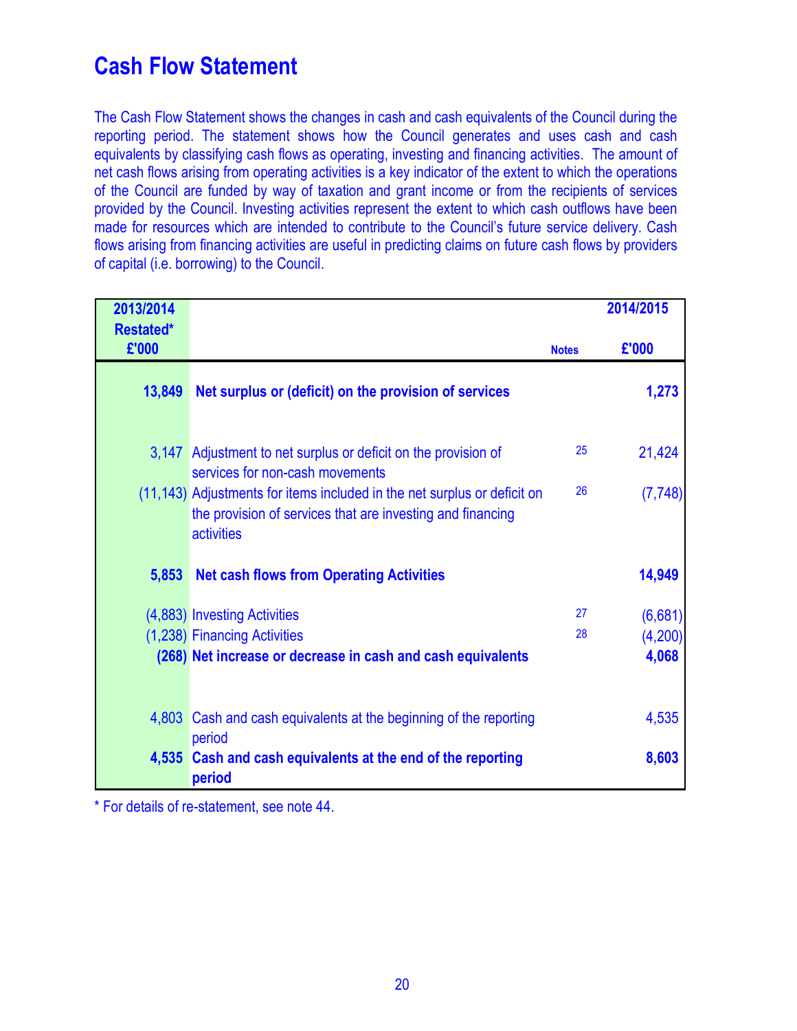# Cash Flow Statement

The Cash Flow Statement shows the changes in cash and cash equivalents of the Council during the reporting period. The statement shows how the Council generates and uses cash and cash equivalents by classifying cash flows as operating, investing and financing activities. The amount of net cash flows arising from operating activities is a key indicator of the extent to which the operations of the Council are funded by way of taxation and grant income or from the recipients of services provided by the Council. Investing activities represent the extent to which cash outflows have been made for resources which are intended to contribute to the Council's future service delivery. Cash flows arising from financing activities are useful in predicting claims on future cash flows by providers of capital (i.e. borrowing) to the Council.

| 2013/2014 Restated* £'000 | | Notes | 2014/2015 £'000 |
|---|---|---|---|
| **13,849** | **Net surplus or (deficit) on the provision of services** | | **1,273** |
| 3,147 | Adjustment to net surplus or deficit on the provision of services for non-cash movements | 25 | 21,424 |
| (11,143) | Adjustments for items included in the net surplus or deficit on the provision of services that are investing and financing activities | 26 | (7,748) |
| **5,853** | **Net cash flows from Operating Activities** | | **14,949** |
| (4,883) | Investing Activities | 27 | (6,681) |
| (1,238) | Financing Activities | 28 | (4,200) |
| **(268)** | **Net increase or decrease in cash and cash equivalents** | | **4,068** |
| 4,803 | Cash and cash equivalents at the beginning of the reporting period | | 4,535 |
| **4,535** | **Cash and cash equivalents at the end of the reporting period** | | **8,603** |

* For details of re-statement, see note 44.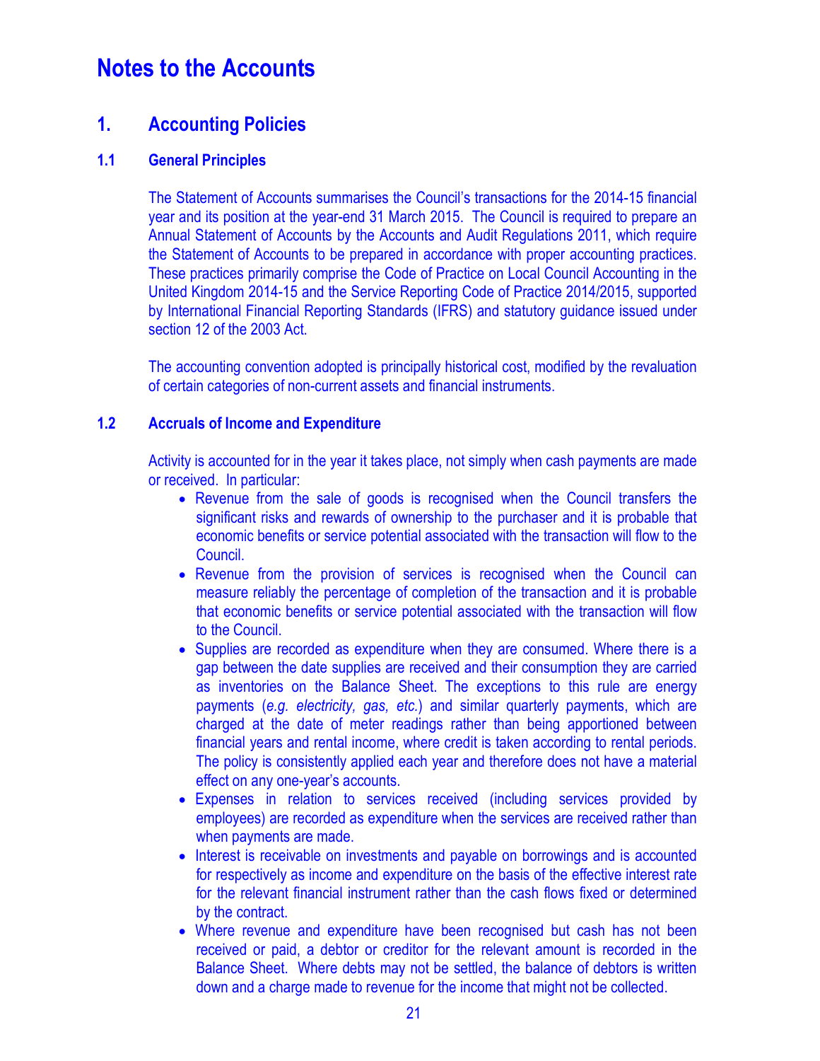# Notes to the Accounts

## 1. Accounting Policies

### 1.1 General Principles

The Statement of Accounts summarises the Council's transactions for the 2014-15 financial year and its position at the year-end 31 March 2015. The Council is required to prepare an Annual Statement of Accounts by the Accounts and Audit Regulations 2011, which require the Statement of Accounts to be prepared in accordance with proper accounting practices. These practices primarily comprise the Code of Practice on Local Council Accounting in the United Kingdom 2014-15 and the Service Reporting Code of Practice 2014/2015, supported by International Financial Reporting Standards (IFRS) and statutory guidance issued under section 12 of the 2003 Act.

The accounting convention adopted is principally historical cost, modified by the revaluation of certain categories of non-current assets and financial instruments.

### 1.2 Accruals of Income and Expenditure

Activity is accounted for in the year it takes place, not simply when cash payments are made or received. In particular:

- Revenue from the sale of goods is recognised when the Council transfers the significant risks and rewards of ownership to the purchaser and it is probable that economic benefits or service potential associated with the transaction will flow to the Council.
- Revenue from the provision of services is recognised when the Council can measure reliably the percentage of completion of the transaction and it is probable that economic benefits or service potential associated with the transaction will flow to the Council.
- Supplies are recorded as expenditure when they are consumed. Where there is a gap between the date supplies are received and their consumption they are carried as inventories on the Balance Sheet. The exceptions to this rule are energy payments (*e.g. electricity, gas, etc.*) and similar quarterly payments, which are charged at the date of meter readings rather than being apportioned between financial years and rental income, where credit is taken according to rental periods. The policy is consistently applied each year and therefore does not have a material effect on any one-year's accounts.
- Expenses in relation to services received (including services provided by employees) are recorded as expenditure when the services are received rather than when payments are made.
- Interest is receivable on investments and payable on borrowings and is accounted for respectively as income and expenditure on the basis of the effective interest rate for the relevant financial instrument rather than the cash flows fixed or determined by the contract.
- Where revenue and expenditure have been recognised but cash has not been received or paid, a debtor or creditor for the relevant amount is recorded in the Balance Sheet. Where debts may not be settled, the balance of debtors is written down and a charge made to revenue for the income that might not be collected.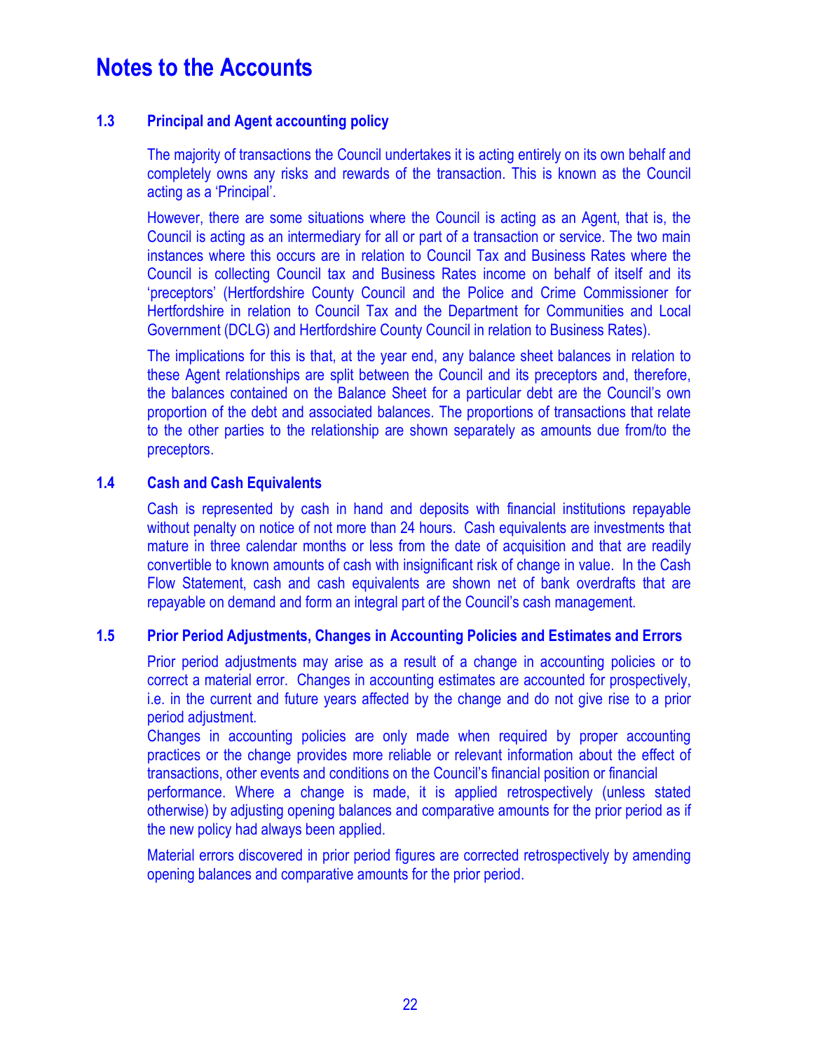# Notes to the Accounts

### 1.3 Principal and Agent accounting policy

The majority of transactions the Council undertakes it is acting entirely on its own behalf and completely owns any risks and rewards of the transaction. This is known as the Council acting as a 'Principal'.

However, there are some situations where the Council is acting as an Agent, that is, the Council is acting as an intermediary for all or part of a transaction or service. The two main instances where this occurs are in relation to Council Tax and Business Rates where the Council is collecting Council tax and Business Rates income on behalf of itself and its 'preceptors' (Hertfordshire County Council and the Police and Crime Commissioner for Hertfordshire in relation to Council Tax and the Department for Communities and Local Government (DCLG) and Hertfordshire County Council in relation to Business Rates).

The implications for this is that, at the year end, any balance sheet balances in relation to these Agent relationships are split between the Council and its preceptors and, therefore, the balances contained on the Balance Sheet for a particular debt are the Council's own proportion of the debt and associated balances. The proportions of transactions that relate to the other parties to the relationship are shown separately as amounts due from/to the preceptors.

### 1.4 Cash and Cash Equivalents

Cash is represented by cash in hand and deposits with financial institutions repayable without penalty on notice of not more than 24 hours. Cash equivalents are investments that mature in three calendar months or less from the date of acquisition and that are readily convertible to known amounts of cash with insignificant risk of change in value. In the Cash Flow Statement, cash and cash equivalents are shown net of bank overdrafts that are repayable on demand and form an integral part of the Council's cash management.

### 1.5 Prior Period Adjustments, Changes in Accounting Policies and Estimates and Errors

Prior period adjustments may arise as a result of a change in accounting policies or to correct a material error. Changes in accounting estimates are accounted for prospectively, i.e. in the current and future years affected by the change and do not give rise to a prior period adjustment.

Changes in accounting policies are only made when required by proper accounting practices or the change provides more reliable or relevant information about the effect of transactions, other events and conditions on the Council's financial position or financial performance. Where a change is made, it is applied retrospectively (unless stated otherwise) by adjusting opening balances and comparative amounts for the prior period as if the new policy had always been applied.

Material errors discovered in prior period figures are corrected retrospectively by amending opening balances and comparative amounts for the prior period.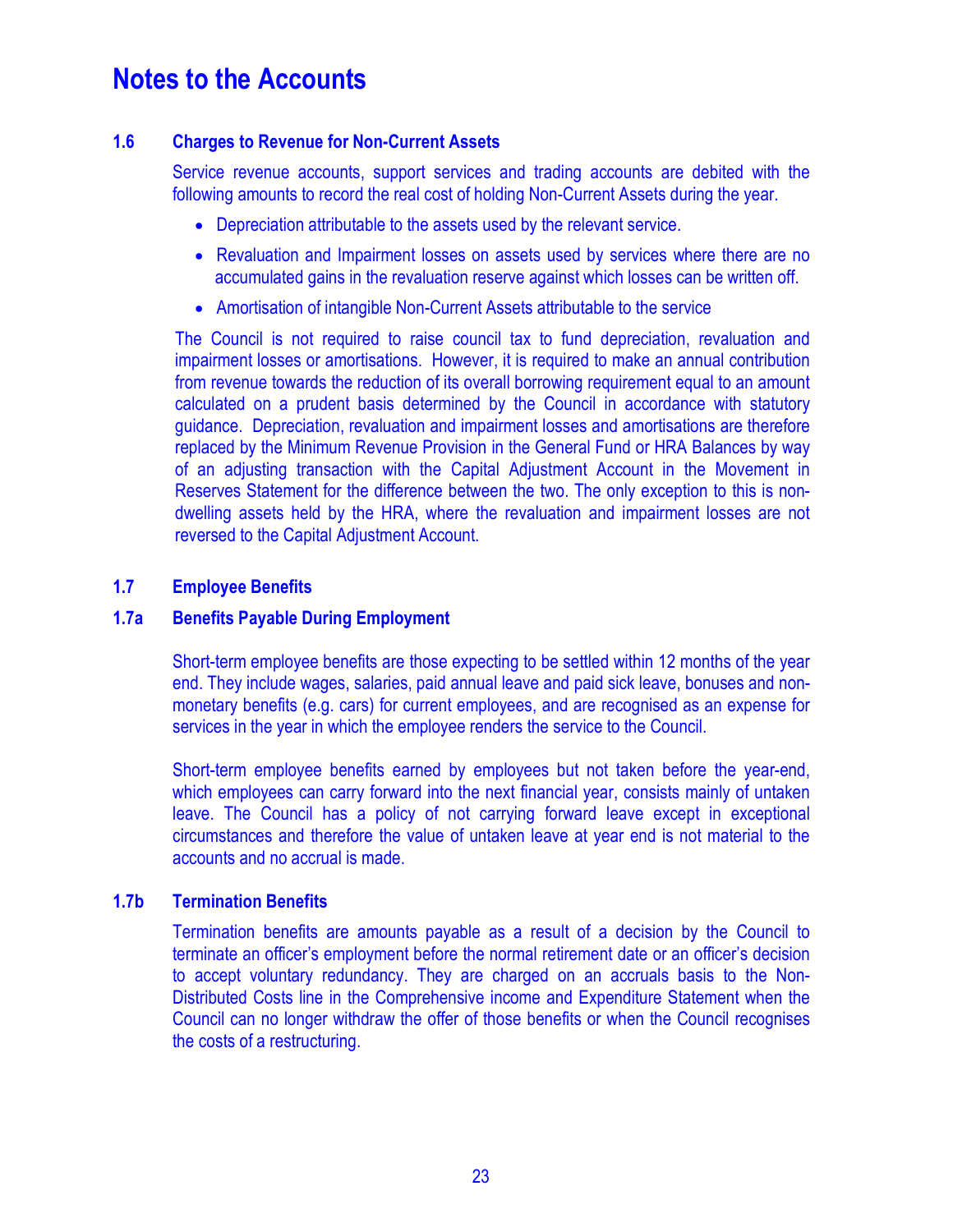# Notes to the Accounts

## 1.6 Charges to Revenue for Non-Current Assets

Service revenue accounts, support services and trading accounts are debited with the following amounts to record the real cost of holding Non-Current Assets during the year.

- Depreciation attributable to the assets used by the relevant service.
- Revaluation and Impairment losses on assets used by services where there are no accumulated gains in the revaluation reserve against which losses can be written off.
- Amortisation of intangible Non-Current Assets attributable to the service

The Council is not required to raise council tax to fund depreciation, revaluation and impairment losses or amortisations. However, it is required to make an annual contribution from revenue towards the reduction of its overall borrowing requirement equal to an amount calculated on a prudent basis determined by the Council in accordance with statutory guidance. Depreciation, revaluation and impairment losses and amortisations are therefore replaced by the Minimum Revenue Provision in the General Fund or HRA Balances by way of an adjusting transaction with the Capital Adjustment Account in the Movement in Reserves Statement for the difference between the two. The only exception to this is non-dwelling assets held by the HRA, where the revaluation and impairment losses are not reversed to the Capital Adjustment Account.

## 1.7 Employee Benefits

### 1.7a Benefits Payable During Employment

Short-term employee benefits are those expecting to be settled within 12 months of the year end. They include wages, salaries, paid annual leave and paid sick leave, bonuses and non-monetary benefits (e.g. cars) for current employees, and are recognised as an expense for services in the year in which the employee renders the service to the Council.

Short-term employee benefits earned by employees but not taken before the year-end, which employees can carry forward into the next financial year, consists mainly of untaken leave. The Council has a policy of not carrying forward leave except in exceptional circumstances and therefore the value of untaken leave at year end is not material to the accounts and no accrual is made.

### 1.7b Termination Benefits

Termination benefits are amounts payable as a result of a decision by the Council to terminate an officer's employment before the normal retirement date or an officer's decision to accept voluntary redundancy. They are charged on an accruals basis to the Non-Distributed Costs line in the Comprehensive income and Expenditure Statement when the Council can no longer withdraw the offer of those benefits or when the Council recognises the costs of a restructuring.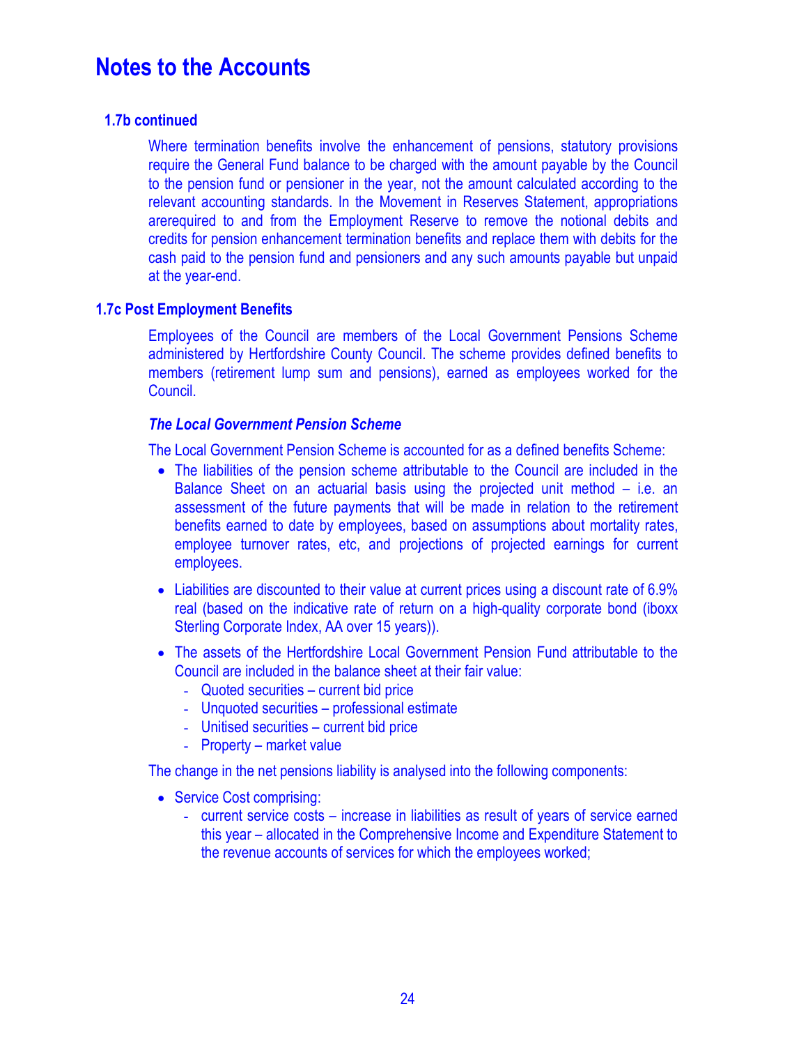# Notes to the Accounts

### 1.7b continued

Where termination benefits involve the enhancement of pensions, statutory provisions require the General Fund balance to be charged with the amount payable by the Council to the pension fund or pensioner in the year, not the amount calculated according to the relevant accounting standards. In the Movement in Reserves Statement, appropriations arerequired to and from the Employment Reserve to remove the notional debits and credits for pension enhancement termination benefits and replace them with debits for the cash paid to the pension fund and pensioners and any such amounts payable but unpaid at the year-end.

### 1.7c Post Employment Benefits

Employees of the Council are members of the Local Government Pensions Scheme administered by Hertfordshire County Council. The scheme provides defined benefits to members (retirement lump sum and pensions), earned as employees worked for the Council.

***The Local Government Pension Scheme***

The Local Government Pension Scheme is accounted for as a defined benefits Scheme:

- The liabilities of the pension scheme attributable to the Council are included in the Balance Sheet on an actuarial basis using the projected unit method – i.e. an assessment of the future payments that will be made in relation to the retirement benefits earned to date by employees, based on assumptions about mortality rates, employee turnover rates, etc, and projections of projected earnings for current employees.
- Liabilities are discounted to their value at current prices using a discount rate of 6.9% real (based on the indicative rate of return on a high-quality corporate bond (iboxx Sterling Corporate Index, AA over 15 years)).
- The assets of the Hertfordshire Local Government Pension Fund attributable to the Council are included in the balance sheet at their fair value:
  - Quoted securities – current bid price
  - Unquoted securities – professional estimate
  - Unitised securities – current bid price
  - Property – market value

The change in the net pensions liability is analysed into the following components:

- Service Cost comprising:
  - current service costs – increase in liabilities as result of years of service earned this year – allocated in the Comprehensive Income and Expenditure Statement to the revenue accounts of services for which the employees worked;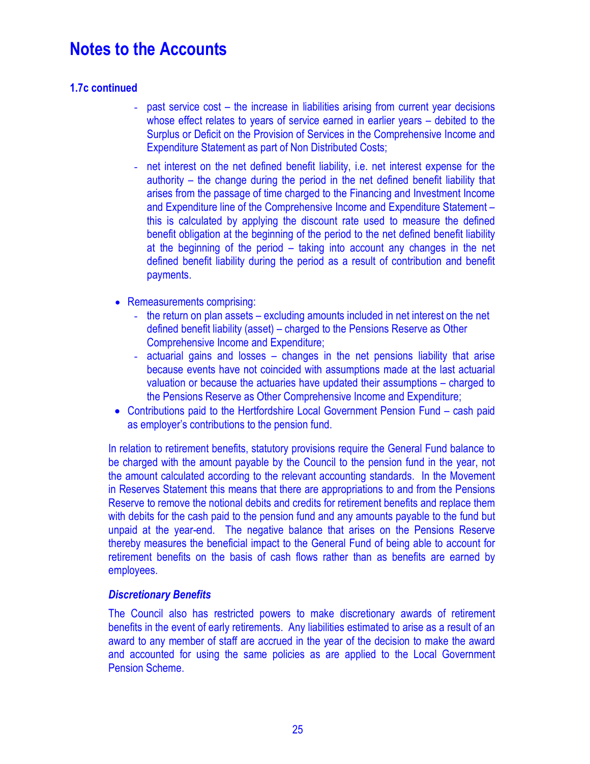# Notes to the Accounts

### 1.7c continued

  - past service cost – the increase in liabilities arising from current year decisions whose effect relates to years of service earned in earlier years – debited to the Surplus or Deficit on the Provision of Services in the Comprehensive Income and Expenditure Statement as part of Non Distributed Costs;
  - net interest on the net defined benefit liability, i.e. net interest expense for the authority – the change during the period in the net defined benefit liability that arises from the passage of time charged to the Financing and Investment Income and Expenditure line of the Comprehensive Income and Expenditure Statement – this is calculated by applying the discount rate used to measure the defined benefit obligation at the beginning of the period to the net defined benefit liability at the beginning of the period – taking into account any changes in the net defined benefit liability during the period as a result of contribution and benefit payments.

- Remeasurements comprising:
  - the return on plan assets – excluding amounts included in net interest on the net defined benefit liability (asset) – charged to the Pensions Reserve as Other Comprehensive Income and Expenditure;
  - actuarial gains and losses – changes in the net pensions liability that arise because events have not coincided with assumptions made at the last actuarial valuation or because the actuaries have updated their assumptions – charged to the Pensions Reserve as Other Comprehensive Income and Expenditure;
- Contributions paid to the Hertfordshire Local Government Pension Fund – cash paid as employer's contributions to the pension fund.

In relation to retirement benefits, statutory provisions require the General Fund balance to be charged with the amount payable by the Council to the pension fund in the year, not the amount calculated according to the relevant accounting standards. In the Movement in Reserves Statement this means that there are appropriations to and from the Pensions Reserve to remove the notional debits and credits for retirement benefits and replace them with debits for the cash paid to the pension fund and any amounts payable to the fund but unpaid at the year-end. The negative balance that arises on the Pensions Reserve thereby measures the beneficial impact to the General Fund of being able to account for retirement benefits on the basis of cash flows rather than as benefits are earned by employees.

***Discretionary Benefits***

The Council also has restricted powers to make discretionary awards of retirement benefits in the event of early retirements. Any liabilities estimated to arise as a result of an award to any member of staff are accrued in the year of the decision to make the award and accounted for using the same policies as are applied to the Local Government Pension Scheme.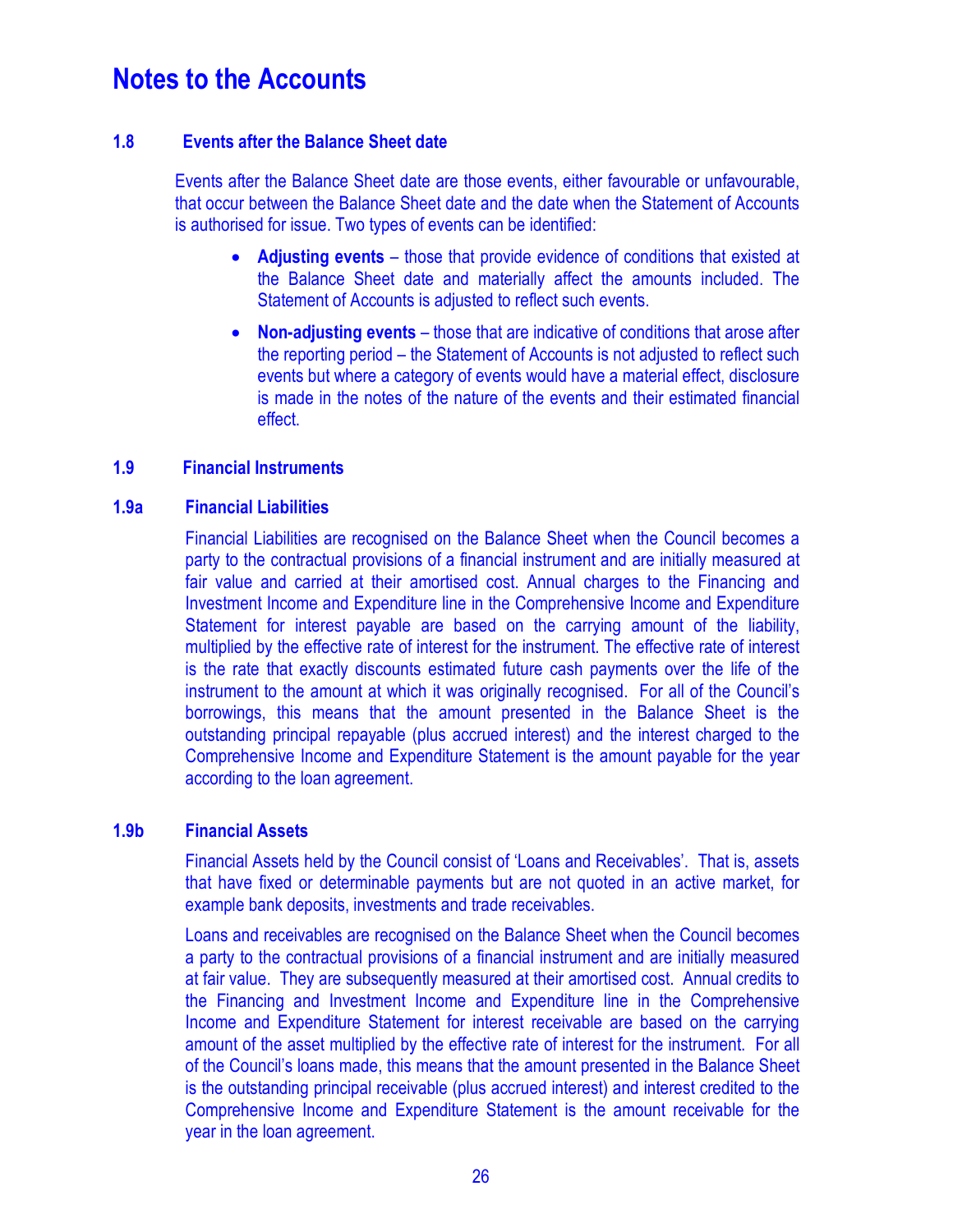# Notes to the Accounts

### 1.8 Events after the Balance Sheet date

Events after the Balance Sheet date are those events, either favourable or unfavourable, that occur between the Balance Sheet date and the date when the Statement of Accounts is authorised for issue. Two types of events can be identified:

- **Adjusting events** – those that provide evidence of conditions that existed at the Balance Sheet date and materially affect the amounts included. The Statement of Accounts is adjusted to reflect such events.
- **Non-adjusting events** – those that are indicative of conditions that arose after the reporting period – the Statement of Accounts is not adjusted to reflect such events but where a category of events would have a material effect, disclosure is made in the notes of the nature of the events and their estimated financial effect.

### 1.9 Financial Instruments

### 1.9a Financial Liabilities

Financial Liabilities are recognised on the Balance Sheet when the Council becomes a party to the contractual provisions of a financial instrument and are initially measured at fair value and carried at their amortised cost. Annual charges to the Financing and Investment Income and Expenditure line in the Comprehensive Income and Expenditure Statement for interest payable are based on the carrying amount of the liability, multiplied by the effective rate of interest for the instrument. The effective rate of interest is the rate that exactly discounts estimated future cash payments over the life of the instrument to the amount at which it was originally recognised. For all of the Council's borrowings, this means that the amount presented in the Balance Sheet is the outstanding principal repayable (plus accrued interest) and the interest charged to the Comprehensive Income and Expenditure Statement is the amount payable for the year according to the loan agreement.

### 1.9b Financial Assets

Financial Assets held by the Council consist of 'Loans and Receivables'. That is, assets that have fixed or determinable payments but are not quoted in an active market, for example bank deposits, investments and trade receivables.

Loans and receivables are recognised on the Balance Sheet when the Council becomes a party to the contractual provisions of a financial instrument and are initially measured at fair value. They are subsequently measured at their amortised cost. Annual credits to the Financing and Investment Income and Expenditure line in the Comprehensive Income and Expenditure Statement for interest receivable are based on the carrying amount of the asset multiplied by the effective rate of interest for the instrument. For all of the Council's loans made, this means that the amount presented in the Balance Sheet is the outstanding principal receivable (plus accrued interest) and interest credited to the Comprehensive Income and Expenditure Statement is the amount receivable for the year in the loan agreement.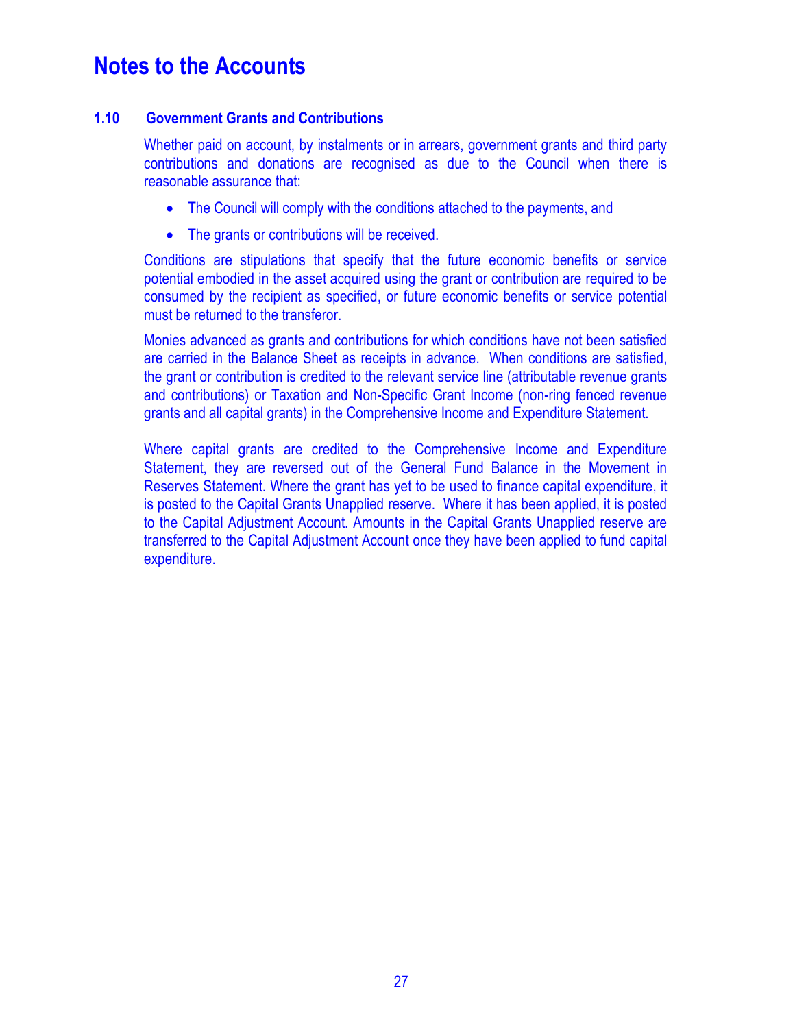# Notes to the Accounts

### 1.10 Government Grants and Contributions

Whether paid on account, by instalments or in arrears, government grants and third party contributions and donations are recognised as due to the Council when there is reasonable assurance that:

- The Council will comply with the conditions attached to the payments, and
- The grants or contributions will be received.

Conditions are stipulations that specify that the future economic benefits or service potential embodied in the asset acquired using the grant or contribution are required to be consumed by the recipient as specified, or future economic benefits or service potential must be returned to the transferor.

Monies advanced as grants and contributions for which conditions have not been satisfied are carried in the Balance Sheet as receipts in advance. When conditions are satisfied, the grant or contribution is credited to the relevant service line (attributable revenue grants and contributions) or Taxation and Non-Specific Grant Income (non-ring fenced revenue grants and all capital grants) in the Comprehensive Income and Expenditure Statement.

Where capital grants are credited to the Comprehensive Income and Expenditure Statement, they are reversed out of the General Fund Balance in the Movement in Reserves Statement. Where the grant has yet to be used to finance capital expenditure, it is posted to the Capital Grants Unapplied reserve. Where it has been applied, it is posted to the Capital Adjustment Account. Amounts in the Capital Grants Unapplied reserve are transferred to the Capital Adjustment Account once they have been applied to fund capital expenditure.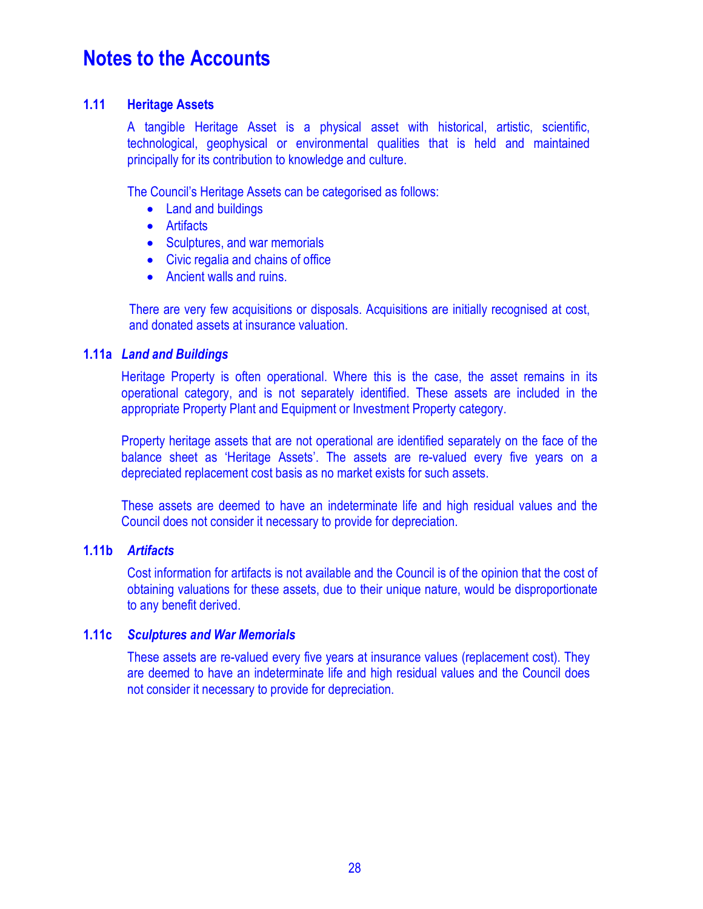# Notes to the Accounts

## 1.11 Heritage Assets

A tangible Heritage Asset is a physical asset with historical, artistic, scientific, technological, geophysical or environmental qualities that is held and maintained principally for its contribution to knowledge and culture.

The Council's Heritage Assets can be categorised as follows:

- Land and buildings
- Artifacts
- Sculptures, and war memorials
- Civic regalia and chains of office
- Ancient walls and ruins.

There are very few acquisitions or disposals. Acquisitions are initially recognised at cost, and donated assets at insurance valuation.

### 1.11a *Land and Buildings*

Heritage Property is often operational. Where this is the case, the asset remains in its operational category, and is not separately identified. These assets are included in the appropriate Property Plant and Equipment or Investment Property category.

Property heritage assets that are not operational are identified separately on the face of the balance sheet as 'Heritage Assets'. The assets are re-valued every five years on a depreciated replacement cost basis as no market exists for such assets.

These assets are deemed to have an indeterminate life and high residual values and the Council does not consider it necessary to provide for depreciation.

### 1.11b *Artifacts*

Cost information for artifacts is not available and the Council is of the opinion that the cost of obtaining valuations for these assets, due to their unique nature, would be disproportionate to any benefit derived.

### 1.11c *Sculptures and War Memorials*

These assets are re-valued every five years at insurance values (replacement cost). They are deemed to have an indeterminate life and high residual values and the Council does not consider it necessary to provide for depreciation.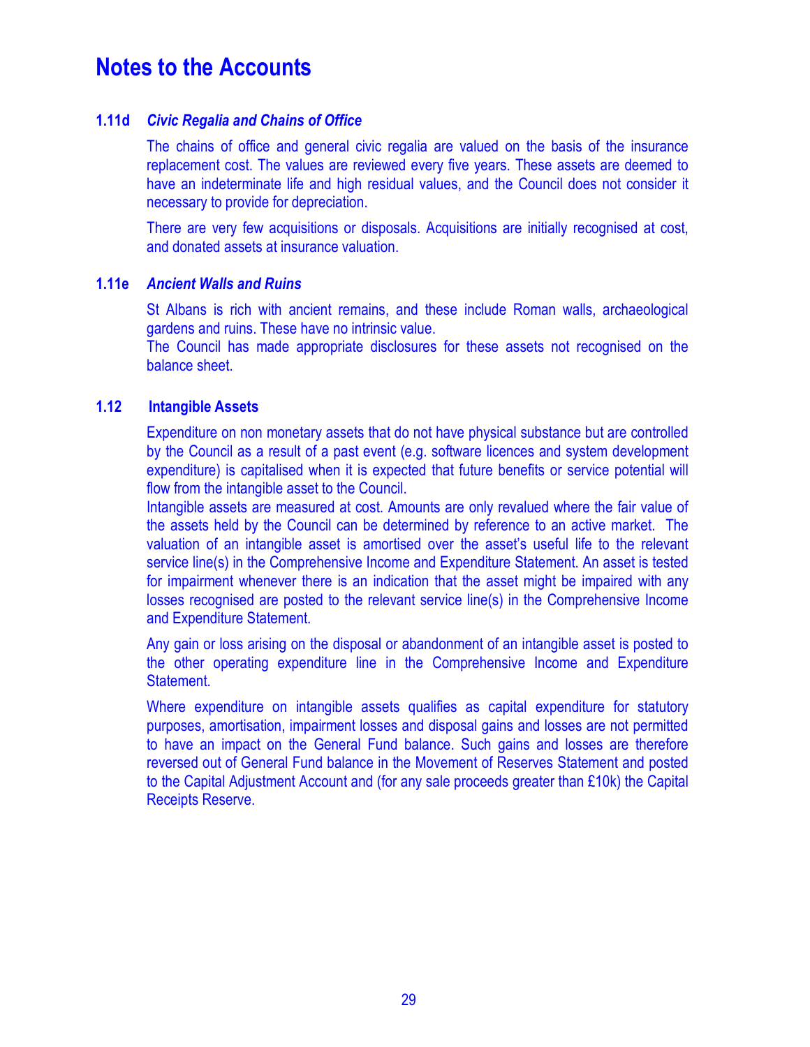# Notes to the Accounts

### 1.11d *Civic Regalia and Chains of Office*

The chains of office and general civic regalia are valued on the basis of the insurance replacement cost. The values are reviewed every five years. These assets are deemed to have an indeterminate life and high residual values, and the Council does not consider it necessary to provide for depreciation.

There are very few acquisitions or disposals. Acquisitions are initially recognised at cost, and donated assets at insurance valuation.

### 1.11e *Ancient Walls and Ruins*

St Albans is rich with ancient remains, and these include Roman walls, archaeological gardens and ruins. These have no intrinsic value.
The Council has made appropriate disclosures for these assets not recognised on the balance sheet.

### 1.12 Intangible Assets

Expenditure on non monetary assets that do not have physical substance but are controlled by the Council as a result of a past event (e.g. software licences and system development expenditure) is capitalised when it is expected that future benefits or service potential will flow from the intangible asset to the Council.
Intangible assets are measured at cost. Amounts are only revalued where the fair value of the assets held by the Council can be determined by reference to an active market. The valuation of an intangible asset is amortised over the asset's useful life to the relevant service line(s) in the Comprehensive Income and Expenditure Statement. An asset is tested for impairment whenever there is an indication that the asset might be impaired with any losses recognised are posted to the relevant service line(s) in the Comprehensive Income and Expenditure Statement.

Any gain or loss arising on the disposal or abandonment of an intangible asset is posted to the other operating expenditure line in the Comprehensive Income and Expenditure Statement.

Where expenditure on intangible assets qualifies as capital expenditure for statutory purposes, amortisation, impairment losses and disposal gains and losses are not permitted to have an impact on the General Fund balance. Such gains and losses are therefore reversed out of General Fund balance in the Movement of Reserves Statement and posted to the Capital Adjustment Account and (for any sale proceeds greater than £10k) the Capital Receipts Reserve.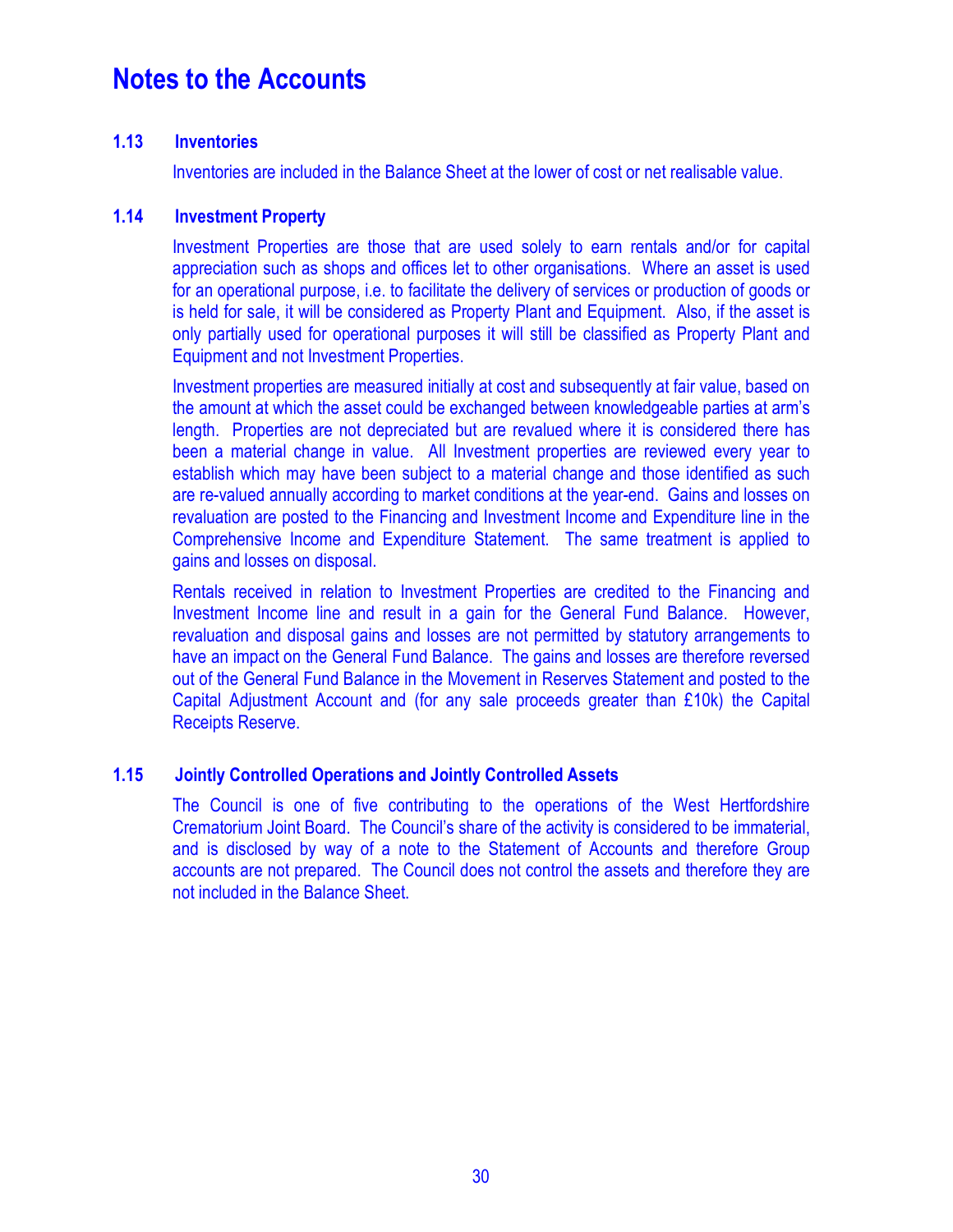# Notes to the Accounts

### 1.13 Inventories

Inventories are included in the Balance Sheet at the lower of cost or net realisable value.

### 1.14 Investment Property

Investment Properties are those that are used solely to earn rentals and/or for capital appreciation such as shops and offices let to other organisations. Where an asset is used for an operational purpose, i.e. to facilitate the delivery of services or production of goods or is held for sale, it will be considered as Property Plant and Equipment. Also, if the asset is only partially used for operational purposes it will still be classified as Property Plant and Equipment and not Investment Properties.

Investment properties are measured initially at cost and subsequently at fair value, based on the amount at which the asset could be exchanged between knowledgeable parties at arm's length. Properties are not depreciated but are revalued where it is considered there has been a material change in value. All Investment properties are reviewed every year to establish which may have been subject to a material change and those identified as such are re-valued annually according to market conditions at the year-end. Gains and losses on revaluation are posted to the Financing and Investment Income and Expenditure line in the Comprehensive Income and Expenditure Statement. The same treatment is applied to gains and losses on disposal.

Rentals received in relation to Investment Properties are credited to the Financing and Investment Income line and result in a gain for the General Fund Balance. However, revaluation and disposal gains and losses are not permitted by statutory arrangements to have an impact on the General Fund Balance. The gains and losses are therefore reversed out of the General Fund Balance in the Movement in Reserves Statement and posted to the Capital Adjustment Account and (for any sale proceeds greater than £10k) the Capital Receipts Reserve.

### 1.15 Jointly Controlled Operations and Jointly Controlled Assets

The Council is one of five contributing to the operations of the West Hertfordshire Crematorium Joint Board. The Council's share of the activity is considered to be immaterial, and is disclosed by way of a note to the Statement of Accounts and therefore Group accounts are not prepared. The Council does not control the assets and therefore they are not included in the Balance Sheet.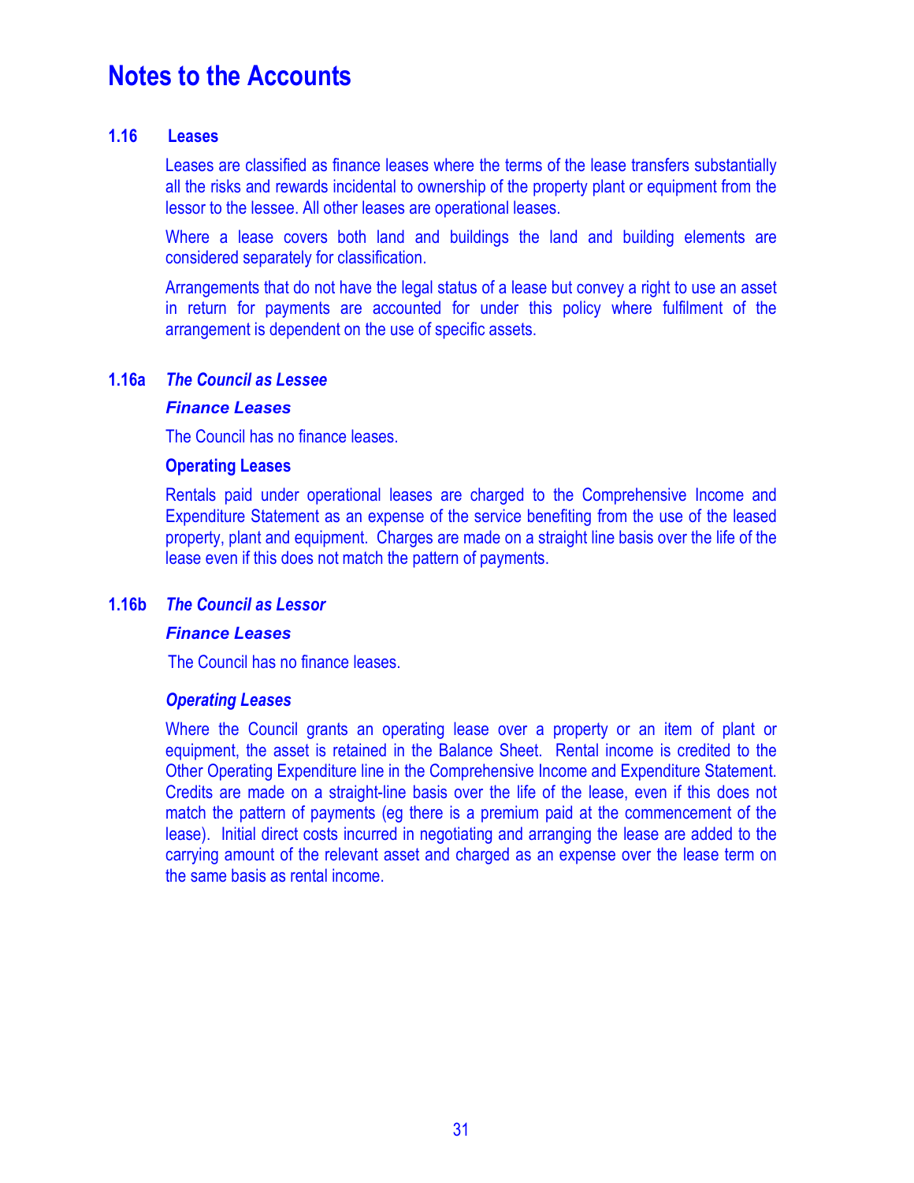# Notes to the Accounts

## 1.16 Leases

Leases are classified as finance leases where the terms of the lease transfers substantially all the risks and rewards incidental to ownership of the property plant or equipment from the lessor to the lessee. All other leases are operational leases.

Where a lease covers both land and buildings the land and building elements are considered separately for classification.

Arrangements that do not have the legal status of a lease but convey a right to use an asset in return for payments are accounted for under this policy where fulfilment of the arrangement is dependent on the use of specific assets.

### 1.16a *The Council as Lessee*

***Finance Leases***

The Council has no finance leases.

**Operating Leases**

Rentals paid under operational leases are charged to the Comprehensive Income and Expenditure Statement as an expense of the service benefiting from the use of the leased property, plant and equipment. Charges are made on a straight line basis over the life of the lease even if this does not match the pattern of payments.

### 1.16b *The Council as Lessor*

***Finance Leases***

The Council has no finance leases.

***Operating Leases***

Where the Council grants an operating lease over a property or an item of plant or equipment, the asset is retained in the Balance Sheet. Rental income is credited to the Other Operating Expenditure line in the Comprehensive Income and Expenditure Statement. Credits are made on a straight-line basis over the life of the lease, even if this does not match the pattern of payments (eg there is a premium paid at the commencement of the lease). Initial direct costs incurred in negotiating and arranging the lease are added to the carrying amount of the relevant asset and charged as an expense over the lease term on the same basis as rental income.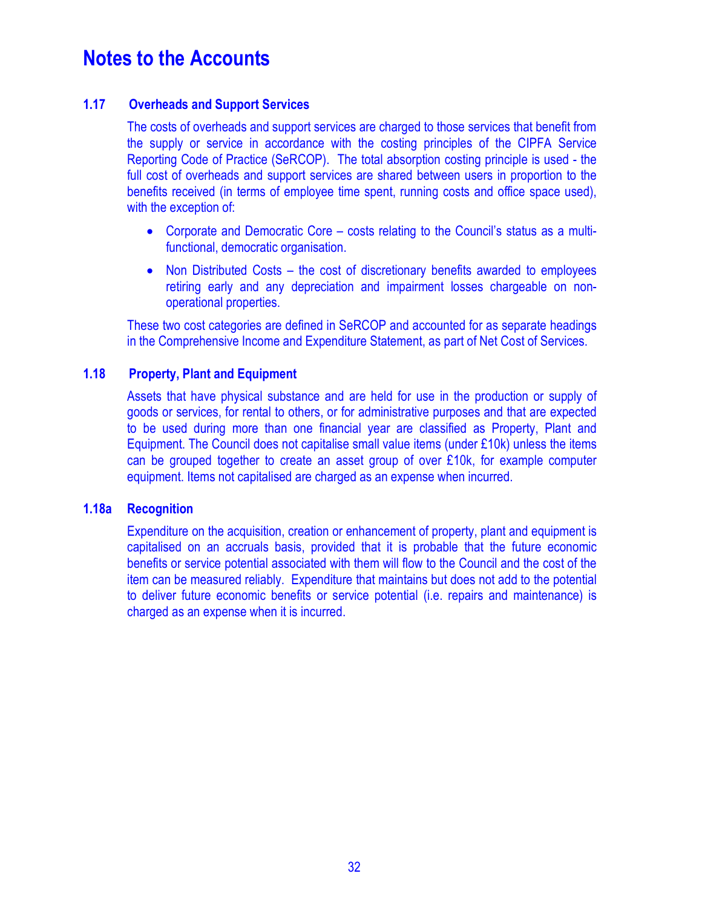# Notes to the Accounts

### 1.17 Overheads and Support Services

The costs of overheads and support services are charged to those services that benefit from the supply or service in accordance with the costing principles of the CIPFA Service Reporting Code of Practice (SeRCOP). The total absorption costing principle is used - the full cost of overheads and support services are shared between users in proportion to the benefits received (in terms of employee time spent, running costs and office space used), with the exception of:

- Corporate and Democratic Core – costs relating to the Council's status as a multi-functional, democratic organisation.
- Non Distributed Costs – the cost of discretionary benefits awarded to employees retiring early and any depreciation and impairment losses chargeable on non-operational properties.

These two cost categories are defined in SeRCOP and accounted for as separate headings in the Comprehensive Income and Expenditure Statement, as part of Net Cost of Services.

### 1.18 Property, Plant and Equipment

Assets that have physical substance and are held for use in the production or supply of goods or services, for rental to others, or for administrative purposes and that are expected to be used during more than one financial year are classified as Property, Plant and Equipment. The Council does not capitalise small value items (under £10k) unless the items can be grouped together to create an asset group of over £10k, for example computer equipment. Items not capitalised are charged as an expense when incurred.

### 1.18a Recognition

Expenditure on the acquisition, creation or enhancement of property, plant and equipment is capitalised on an accruals basis, provided that it is probable that the future economic benefits or service potential associated with them will flow to the Council and the cost of the item can be measured reliably. Expenditure that maintains but does not add to the potential to deliver future economic benefits or service potential (i.e. repairs and maintenance) is charged as an expense when it is incurred.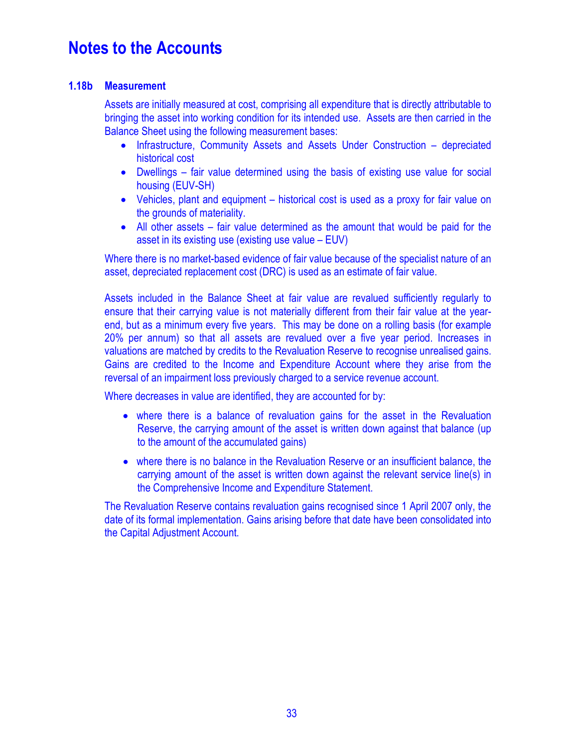# Notes to the Accounts

### 1.18b Measurement

Assets are initially measured at cost, comprising all expenditure that is directly attributable to bringing the asset into working condition for its intended use. Assets are then carried in the Balance Sheet using the following measurement bases:

- Infrastructure, Community Assets and Assets Under Construction – depreciated historical cost
- Dwellings – fair value determined using the basis of existing use value for social housing (EUV-SH)
- Vehicles, plant and equipment – historical cost is used as a proxy for fair value on the grounds of materiality.
- All other assets – fair value determined as the amount that would be paid for the asset in its existing use (existing use value – EUV)

Where there is no market-based evidence of fair value because of the specialist nature of an asset, depreciated replacement cost (DRC) is used as an estimate of fair value.

Assets included in the Balance Sheet at fair value are revalued sufficiently regularly to ensure that their carrying value is not materially different from their fair value at the year-end, but as a minimum every five years. This may be done on a rolling basis (for example 20% per annum) so that all assets are revalued over a five year period. Increases in valuations are matched by credits to the Revaluation Reserve to recognise unrealised gains. Gains are credited to the Income and Expenditure Account where they arise from the reversal of an impairment loss previously charged to a service revenue account.

Where decreases in value are identified, they are accounted for by:

- where there is a balance of revaluation gains for the asset in the Revaluation Reserve, the carrying amount of the asset is written down against that balance (up to the amount of the accumulated gains)
- where there is no balance in the Revaluation Reserve or an insufficient balance, the carrying amount of the asset is written down against the relevant service line(s) in the Comprehensive Income and Expenditure Statement.

The Revaluation Reserve contains revaluation gains recognised since 1 April 2007 only, the date of its formal implementation. Gains arising before that date have been consolidated into the Capital Adjustment Account.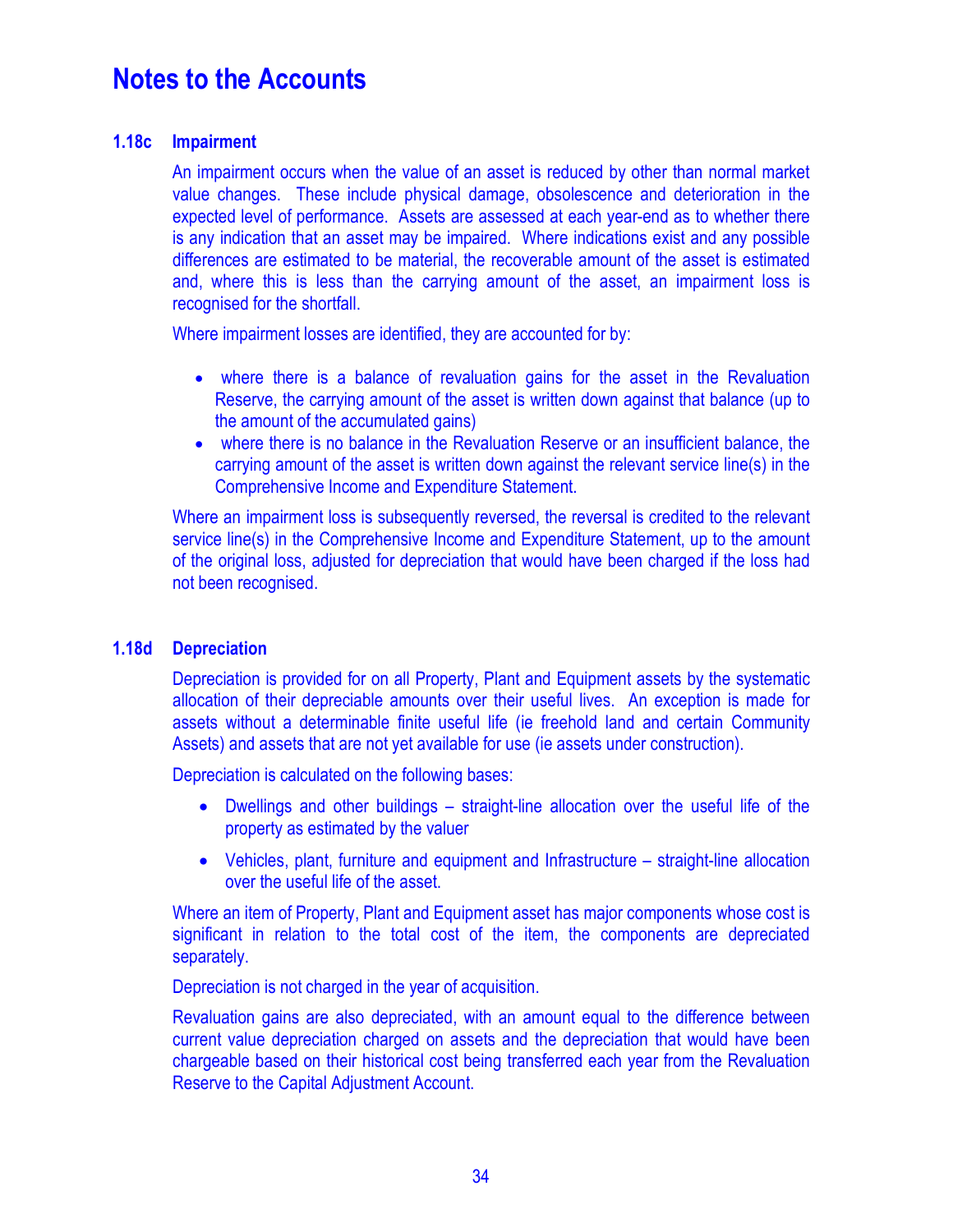# Notes to the Accounts

### 1.18c Impairment

An impairment occurs when the value of an asset is reduced by other than normal market value changes. These include physical damage, obsolescence and deterioration in the expected level of performance. Assets are assessed at each year-end as to whether there is any indication that an asset may be impaired. Where indications exist and any possible differences are estimated to be material, the recoverable amount of the asset is estimated and, where this is less than the carrying amount of the asset, an impairment loss is recognised for the shortfall.

Where impairment losses are identified, they are accounted for by:

- where there is a balance of revaluation gains for the asset in the Revaluation Reserve, the carrying amount of the asset is written down against that balance (up to the amount of the accumulated gains)
- where there is no balance in the Revaluation Reserve or an insufficient balance, the carrying amount of the asset is written down against the relevant service line(s) in the Comprehensive Income and Expenditure Statement.

Where an impairment loss is subsequently reversed, the reversal is credited to the relevant service line(s) in the Comprehensive Income and Expenditure Statement, up to the amount of the original loss, adjusted for depreciation that would have been charged if the loss had not been recognised.

### 1.18d Depreciation

Depreciation is provided for on all Property, Plant and Equipment assets by the systematic allocation of their depreciable amounts over their useful lives. An exception is made for assets without a determinable finite useful life (ie freehold land and certain Community Assets) and assets that are not yet available for use (ie assets under construction).

Depreciation is calculated on the following bases:

- Dwellings and other buildings – straight-line allocation over the useful life of the property as estimated by the valuer
- Vehicles, plant, furniture and equipment and Infrastructure – straight-line allocation over the useful life of the asset.

Where an item of Property, Plant and Equipment asset has major components whose cost is significant in relation to the total cost of the item, the components are depreciated separately.

Depreciation is not charged in the year of acquisition.

Revaluation gains are also depreciated, with an amount equal to the difference between current value depreciation charged on assets and the depreciation that would have been chargeable based on their historical cost being transferred each year from the Revaluation Reserve to the Capital Adjustment Account.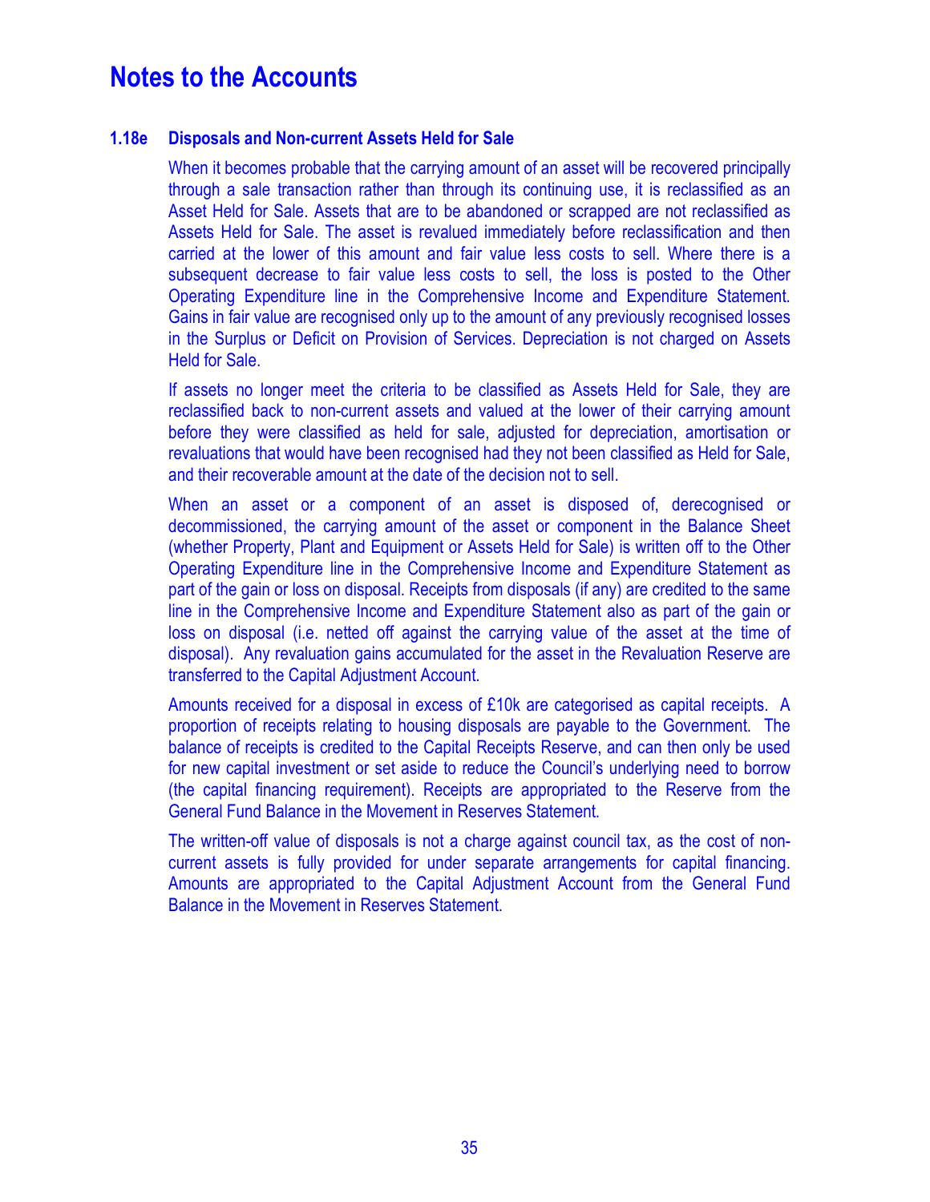# Notes to the Accounts

### 1.18e Disposals and Non-current Assets Held for Sale

When it becomes probable that the carrying amount of an asset will be recovered principally through a sale transaction rather than through its continuing use, it is reclassified as an Asset Held for Sale. Assets that are to be abandoned or scrapped are not reclassified as Assets Held for Sale. The asset is revalued immediately before reclassification and then carried at the lower of this amount and fair value less costs to sell. Where there is a subsequent decrease to fair value less costs to sell, the loss is posted to the Other Operating Expenditure line in the Comprehensive Income and Expenditure Statement. Gains in fair value are recognised only up to the amount of any previously recognised losses in the Surplus or Deficit on Provision of Services. Depreciation is not charged on Assets Held for Sale.

If assets no longer meet the criteria to be classified as Assets Held for Sale, they are reclassified back to non-current assets and valued at the lower of their carrying amount before they were classified as held for sale, adjusted for depreciation, amortisation or revaluations that would have been recognised had they not been classified as Held for Sale, and their recoverable amount at the date of the decision not to sell.

When an asset or a component of an asset is disposed of, derecognised or decommissioned, the carrying amount of the asset or component in the Balance Sheet (whether Property, Plant and Equipment or Assets Held for Sale) is written off to the Other Operating Expenditure line in the Comprehensive Income and Expenditure Statement as part of the gain or loss on disposal. Receipts from disposals (if any) are credited to the same line in the Comprehensive Income and Expenditure Statement also as part of the gain or loss on disposal (i.e. netted off against the carrying value of the asset at the time of disposal). Any revaluation gains accumulated for the asset in the Revaluation Reserve are transferred to the Capital Adjustment Account.

Amounts received for a disposal in excess of £10k are categorised as capital receipts. A proportion of receipts relating to housing disposals are payable to the Government. The balance of receipts is credited to the Capital Receipts Reserve, and can then only be used for new capital investment or set aside to reduce the Council's underlying need to borrow (the capital financing requirement). Receipts are appropriated to the Reserve from the General Fund Balance in the Movement in Reserves Statement.

The written-off value of disposals is not a charge against council tax, as the cost of non-current assets is fully provided for under separate arrangements for capital financing. Amounts are appropriated to the Capital Adjustment Account from the General Fund Balance in the Movement in Reserves Statement.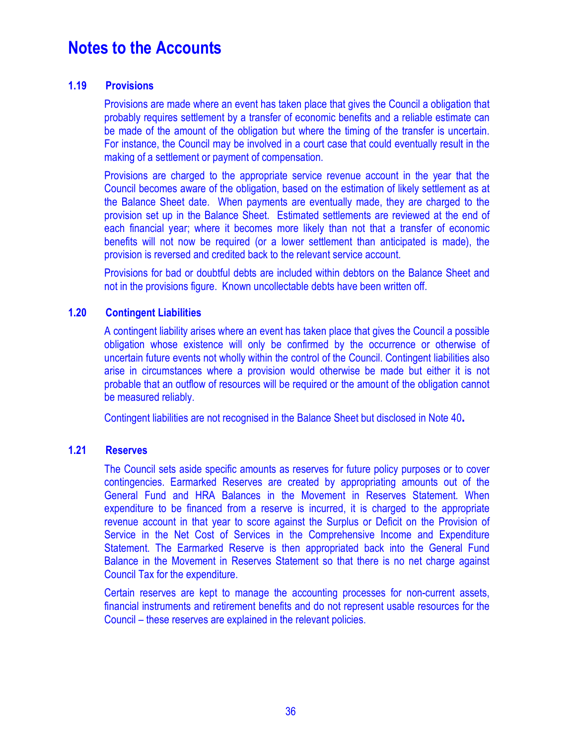# Notes to the Accounts

## 1.19 Provisions

Provisions are made where an event has taken place that gives the Council a obligation that probably requires settlement by a transfer of economic benefits and a reliable estimate can be made of the amount of the obligation but where the timing of the transfer is uncertain. For instance, the Council may be involved in a court case that could eventually result in the making of a settlement or payment of compensation.

Provisions are charged to the appropriate service revenue account in the year that the Council becomes aware of the obligation, based on the estimation of likely settlement as at the Balance Sheet date. When payments are eventually made, they are charged to the provision set up in the Balance Sheet. Estimated settlements are reviewed at the end of each financial year; where it becomes more likely than not that a transfer of economic benefits will not now be required (or a lower settlement than anticipated is made), the provision is reversed and credited back to the relevant service account.

Provisions for bad or doubtful debts are included within debtors on the Balance Sheet and not in the provisions figure. Known uncollectable debts have been written off.

## 1.20 Contingent Liabilities

A contingent liability arises where an event has taken place that gives the Council a possible obligation whose existence will only be confirmed by the occurrence or otherwise of uncertain future events not wholly within the control of the Council. Contingent liabilities also arise in circumstances where a provision would otherwise be made but either it is not probable that an outflow of resources will be required or the amount of the obligation cannot be measured reliably.

Contingent liabilities are not recognised in the Balance Sheet but disclosed in Note 40**.**

## 1.21 Reserves

The Council sets aside specific amounts as reserves for future policy purposes or to cover contingencies. Earmarked Reserves are created by appropriating amounts out of the General Fund and HRA Balances in the Movement in Reserves Statement. When expenditure to be financed from a reserve is incurred, it is charged to the appropriate revenue account in that year to score against the Surplus or Deficit on the Provision of Service in the Net Cost of Services in the Comprehensive Income and Expenditure Statement. The Earmarked Reserve is then appropriated back into the General Fund Balance in the Movement in Reserves Statement so that there is no net charge against Council Tax for the expenditure.

Certain reserves are kept to manage the accounting processes for non-current assets, financial instruments and retirement benefits and do not represent usable resources for the Council – these reserves are explained in the relevant policies.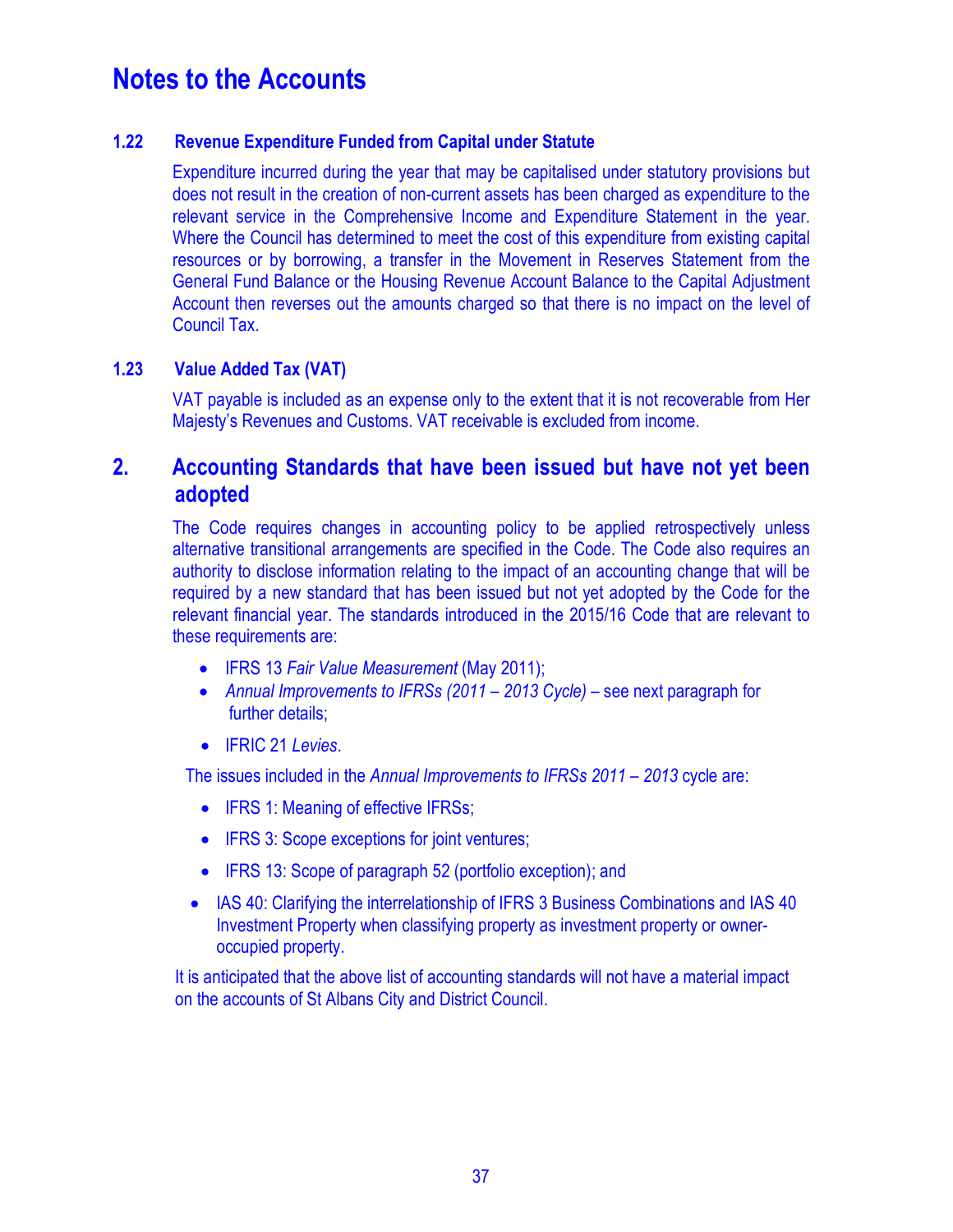# Notes to the Accounts

### 1.22 Revenue Expenditure Funded from Capital under Statute

Expenditure incurred during the year that may be capitalised under statutory provisions but does not result in the creation of non-current assets has been charged as expenditure to the relevant service in the Comprehensive Income and Expenditure Statement in the year. Where the Council has determined to meet the cost of this expenditure from existing capital resources or by borrowing, a transfer in the Movement in Reserves Statement from the General Fund Balance or the Housing Revenue Account Balance to the Capital Adjustment Account then reverses out the amounts charged so that there is no impact on the level of Council Tax.

### 1.23 Value Added Tax (VAT)

VAT payable is included as an expense only to the extent that it is not recoverable from Her Majesty's Revenues and Customs. VAT receivable is excluded from income.

## 2. Accounting Standards that have been issued but have not yet been adopted

The Code requires changes in accounting policy to be applied retrospectively unless alternative transitional arrangements are specified in the Code. The Code also requires an authority to disclose information relating to the impact of an accounting change that will be required by a new standard that has been issued but not yet adopted by the Code for the relevant financial year. The standards introduced in the 2015/16 Code that are relevant to these requirements are:

- IFRS 13 *Fair Value Measurement* (May 2011);
- *Annual Improvements to IFRSs (2011 – 2013 Cycle)* – see next paragraph for further details;
- IFRIC 21 *Levies*.

The issues included in the *Annual Improvements to IFRSs 2011 – 2013* cycle are:

- IFRS 1: Meaning of effective IFRSs;
- IFRS 3: Scope exceptions for joint ventures;
- IFRS 13: Scope of paragraph 52 (portfolio exception); and
- IAS 40: Clarifying the interrelationship of IFRS 3 Business Combinations and IAS 40 Investment Property when classifying property as investment property or owner-occupied property.

It is anticipated that the above list of accounting standards will not have a material impact on the accounts of St Albans City and District Council.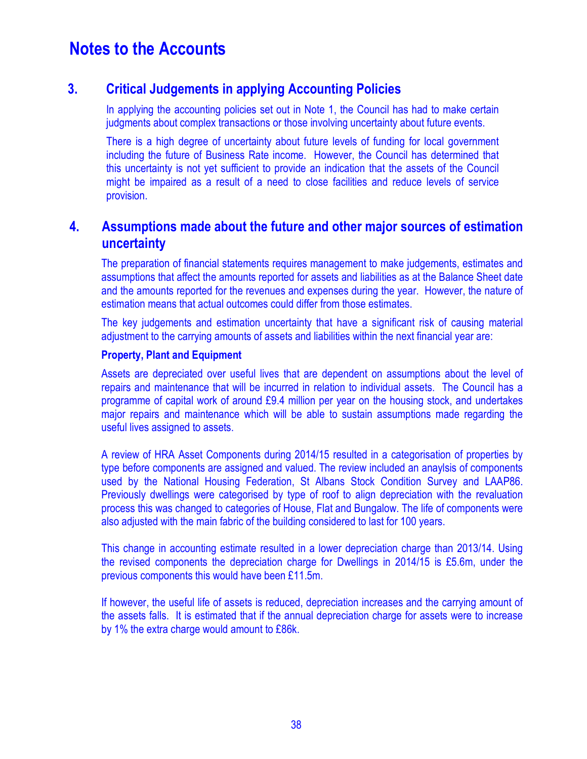# Notes to the Accounts

## 3. Critical Judgements in applying Accounting Policies

In applying the accounting policies set out in Note 1, the Council has had to make certain judgments about complex transactions or those involving uncertainty about future events.

There is a high degree of uncertainty about future levels of funding for local government including the future of Business Rate income. However, the Council has determined that this uncertainty is not yet sufficient to provide an indication that the assets of the Council might be impaired as a result of a need to close facilities and reduce levels of service provision.

## 4. Assumptions made about the future and other major sources of estimation uncertainty

The preparation of financial statements requires management to make judgements, estimates and assumptions that affect the amounts reported for assets and liabilities as at the Balance Sheet date and the amounts reported for the revenues and expenses during the year. However, the nature of estimation means that actual outcomes could differ from those estimates.

The key judgements and estimation uncertainty that have a significant risk of causing material adjustment to the carrying amounts of assets and liabilities within the next financial year are:

**Property, Plant and Equipment**

Assets are depreciated over useful lives that are dependent on assumptions about the level of repairs and maintenance that will be incurred in relation to individual assets. The Council has a programme of capital work of around £9.4 million per year on the housing stock, and undertakes major repairs and maintenance which will be able to sustain assumptions made regarding the useful lives assigned to assets.

A review of HRA Asset Components during 2014/15 resulted in a categorisation of properties by type before components are assigned and valued. The review included an anaylsis of components used by the National Housing Federation, St Albans Stock Condition Survey and LAAP86. Previously dwellings were categorised by type of roof to align depreciation with the revaluation process this was changed to categories of House, Flat and Bungalow. The life of components were also adjusted with the main fabric of the building considered to last for 100 years.

This change in accounting estimate resulted in a lower depreciation charge than 2013/14. Using the revised components the depreciation charge for Dwellings in 2014/15 is £5.6m, under the previous components this would have been £11.5m.

If however, the useful life of assets is reduced, depreciation increases and the carrying amount of the assets falls. It is estimated that if the annual depreciation charge for assets were to increase by 1% the extra charge would amount to £86k.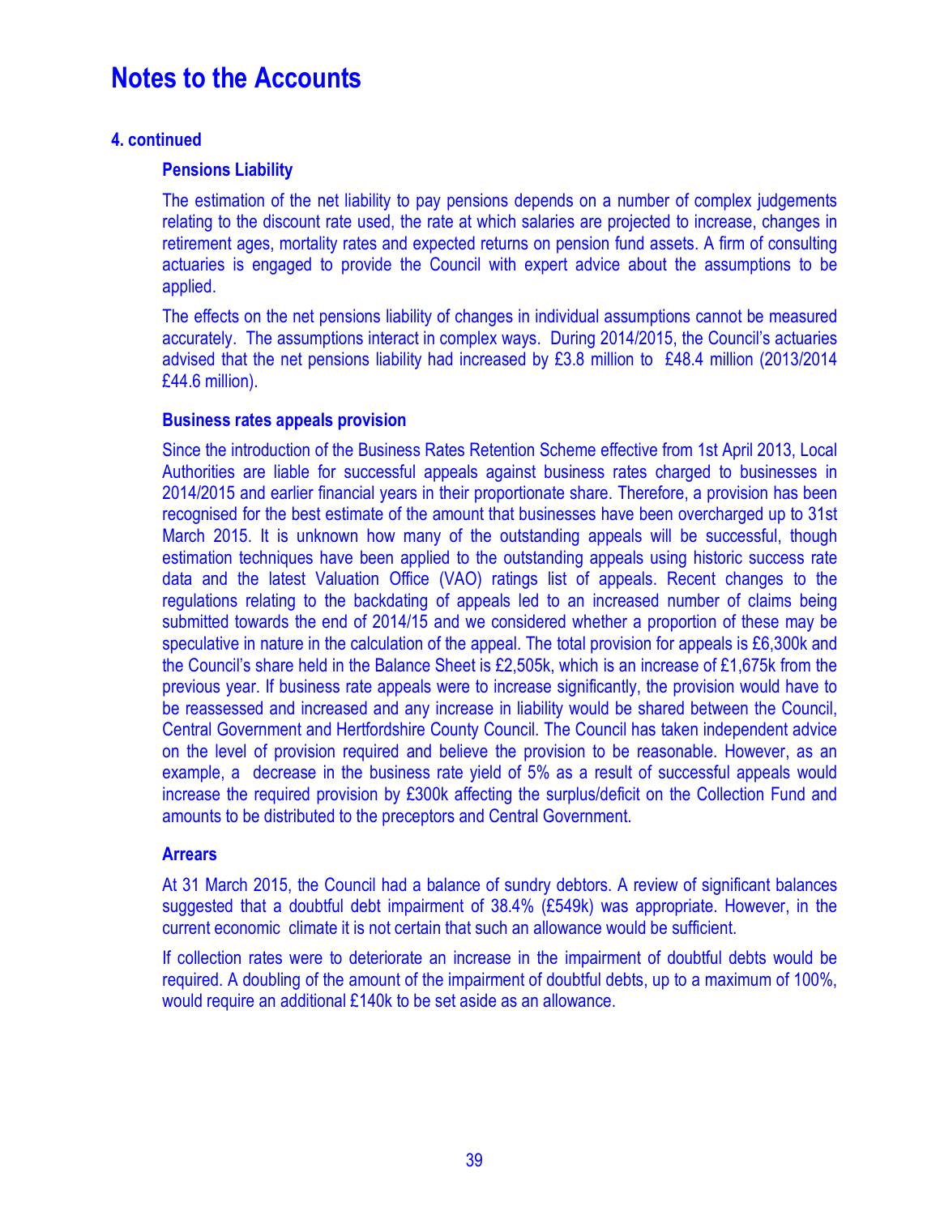# Notes to the Accounts

## 4. continued

### Pensions Liability

The estimation of the net liability to pay pensions depends on a number of complex judgements relating to the discount rate used, the rate at which salaries are projected to increase, changes in retirement ages, mortality rates and expected returns on pension fund assets. A firm of consulting actuaries is engaged to provide the Council with expert advice about the assumptions to be applied.

The effects on the net pensions liability of changes in individual assumptions cannot be measured accurately. The assumptions interact in complex ways. During 2014/2015, the Council's actuaries advised that the net pensions liability had increased by £3.8 million to £48.4 million (2013/2014 £44.6 million).

### Business rates appeals provision

Since the introduction of the Business Rates Retention Scheme effective from 1st April 2013, Local Authorities are liable for successful appeals against business rates charged to businesses in 2014/2015 and earlier financial years in their proportionate share. Therefore, a provision has been recognised for the best estimate of the amount that businesses have been overcharged up to 31st March 2015. It is unknown how many of the outstanding appeals will be successful, though estimation techniques have been applied to the outstanding appeals using historic success rate data and the latest Valuation Office (VAO) ratings list of appeals. Recent changes to the regulations relating to the backdating of appeals led to an increased number of claims being submitted towards the end of 2014/15 and we considered whether a proportion of these may be speculative in nature in the calculation of the appeal. The total provision for appeals is £6,300k and the Council's share held in the Balance Sheet is £2,505k, which is an increase of £1,675k from the previous year. If business rate appeals were to increase significantly, the provision would have to be reassessed and increased and any increase in liability would be shared between the Council, Central Government and Hertfordshire County Council. The Council has taken independent advice on the level of provision required and believe the provision to be reasonable. However, as an example, a decrease in the business rate yield of 5% as a result of successful appeals would increase the required provision by £300k affecting the surplus/deficit on the Collection Fund and amounts to be distributed to the preceptors and Central Government.

### Arrears

At 31 March 2015, the Council had a balance of sundry debtors. A review of significant balances suggested that a doubtful debt impairment of 38.4% (£549k) was appropriate. However, in the current economic climate it is not certain that such an allowance would be sufficient.

If collection rates were to deteriorate an increase in the impairment of doubtful debts would be required. A doubling of the amount of the impairment of doubtful debts, up to a maximum of 100%, would require an additional £140k to be set aside as an allowance.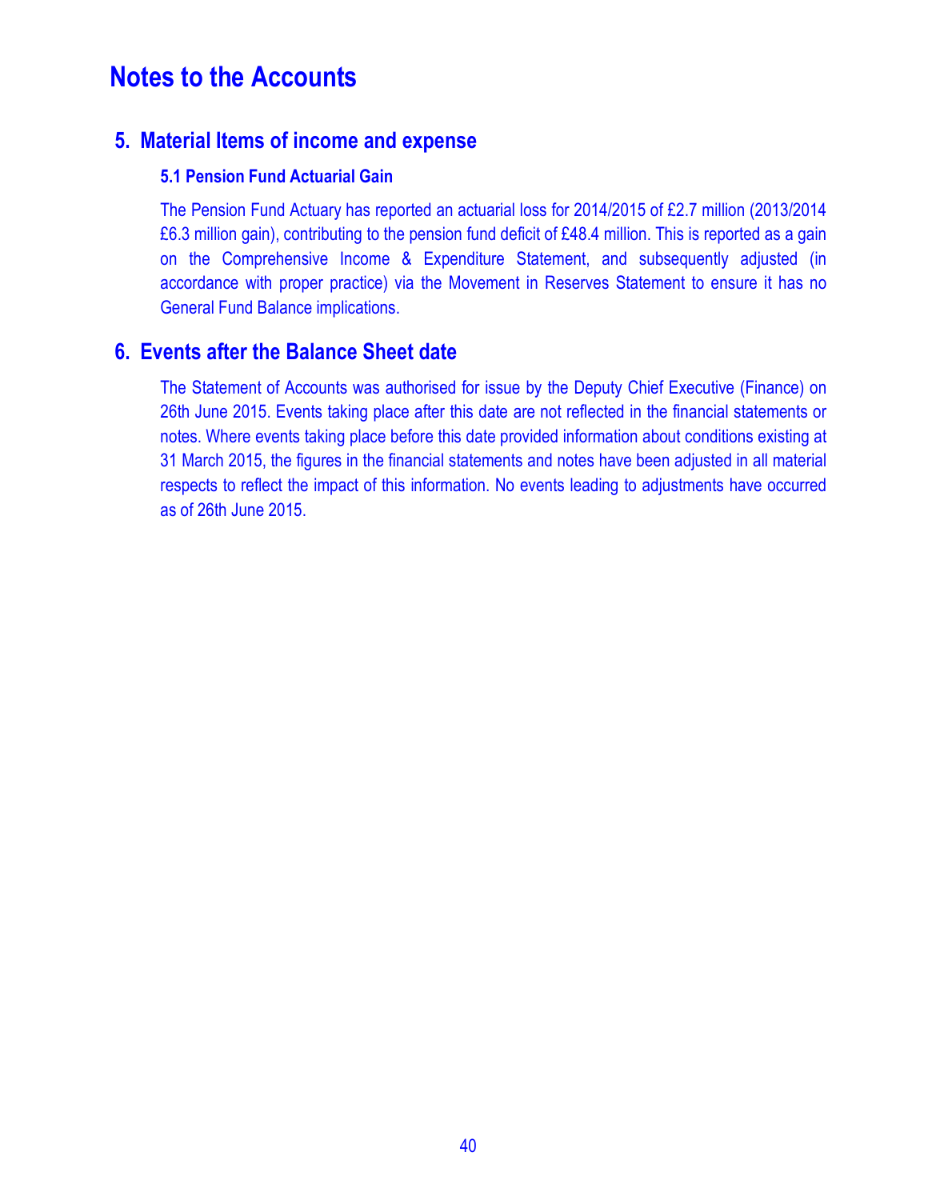# Notes to the Accounts

## 5. Material Items of income and expense

### 5.1 Pension Fund Actuarial Gain

The Pension Fund Actuary has reported an actuarial loss for 2014/2015 of £2.7 million (2013/2014 £6.3 million gain), contributing to the pension fund deficit of £48.4 million. This is reported as a gain on the Comprehensive Income & Expenditure Statement, and subsequently adjusted (in accordance with proper practice) via the Movement in Reserves Statement to ensure it has no General Fund Balance implications.

## 6. Events after the Balance Sheet date

The Statement of Accounts was authorised for issue by the Deputy Chief Executive (Finance) on 26th June 2015. Events taking place after this date are not reflected in the financial statements or notes. Where events taking place before this date provided information about conditions existing at 31 March 2015, the figures in the financial statements and notes have been adjusted in all material respects to reflect the impact of this information. No events leading to adjustments have occurred as of 26th June 2015.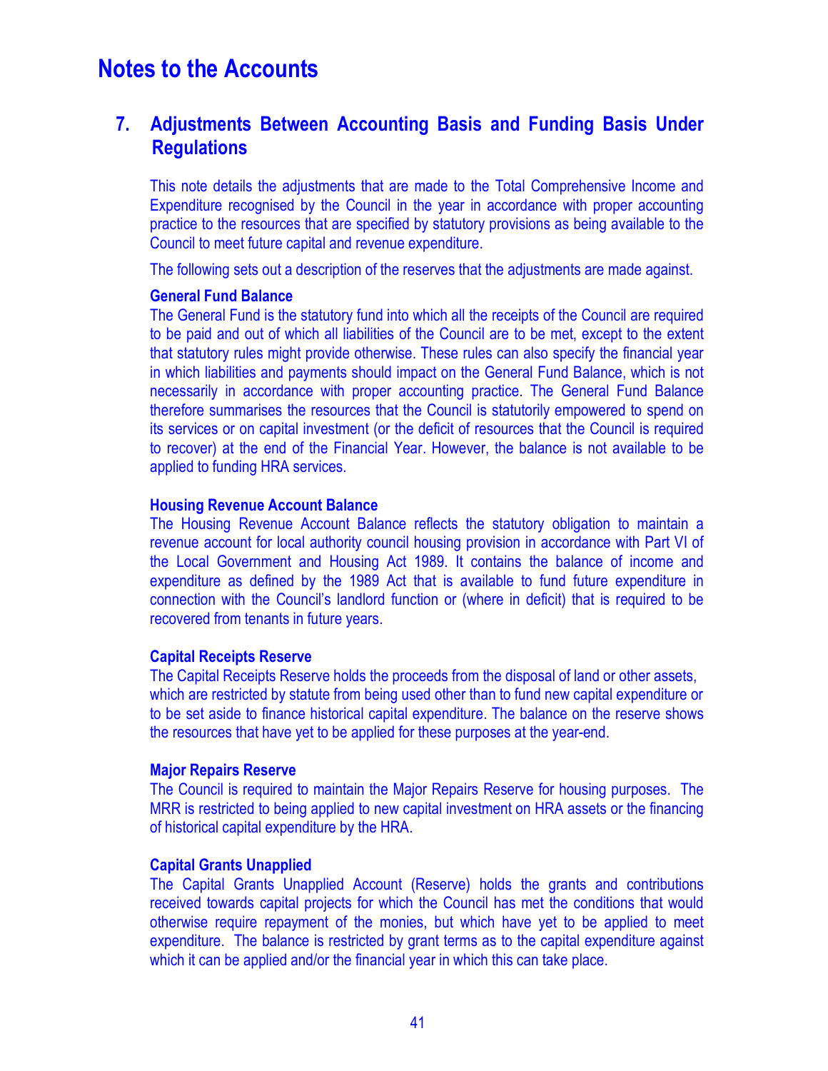# Notes to the Accounts

## 7. Adjustments Between Accounting Basis and Funding Basis Under Regulations

This note details the adjustments that are made to the Total Comprehensive Income and Expenditure recognised by the Council in the year in accordance with proper accounting practice to the resources that are specified by statutory provisions as being available to the Council to meet future capital and revenue expenditure.

The following sets out a description of the reserves that the adjustments are made against.

**General Fund Balance**
The General Fund is the statutory fund into which all the receipts of the Council are required to be paid and out of which all liabilities of the Council are to be met, except to the extent that statutory rules might provide otherwise. These rules can also specify the financial year in which liabilities and payments should impact on the General Fund Balance, which is not necessarily in accordance with proper accounting practice. The General Fund Balance therefore summarises the resources that the Council is statutorily empowered to spend on its services or on capital investment (or the deficit of resources that the Council is required to recover) at the end of the Financial Year. However, the balance is not available to be applied to funding HRA services.

**Housing Revenue Account Balance**
The Housing Revenue Account Balance reflects the statutory obligation to maintain a revenue account for local authority council housing provision in accordance with Part VI of the Local Government and Housing Act 1989. It contains the balance of income and expenditure as defined by the 1989 Act that is available to fund future expenditure in connection with the Council's landlord function or (where in deficit) that is required to be recovered from tenants in future years.

**Capital Receipts Reserve**
The Capital Receipts Reserve holds the proceeds from the disposal of land or other assets, which are restricted by statute from being used other than to fund new capital expenditure or to be set aside to finance historical capital expenditure. The balance on the reserve shows the resources that have yet to be applied for these purposes at the year-end.

**Major Repairs Reserve**
The Council is required to maintain the Major Repairs Reserve for housing purposes. The MRR is restricted to being applied to new capital investment on HRA assets or the financing of historical capital expenditure by the HRA.

**Capital Grants Unapplied**
The Capital Grants Unapplied Account (Reserve) holds the grants and contributions received towards capital projects for which the Council has met the conditions that would otherwise require repayment of the monies, but which have yet to be applied to meet expenditure. The balance is restricted by grant terms as to the capital expenditure against which it can be applied and/or the financial year in which this can take place.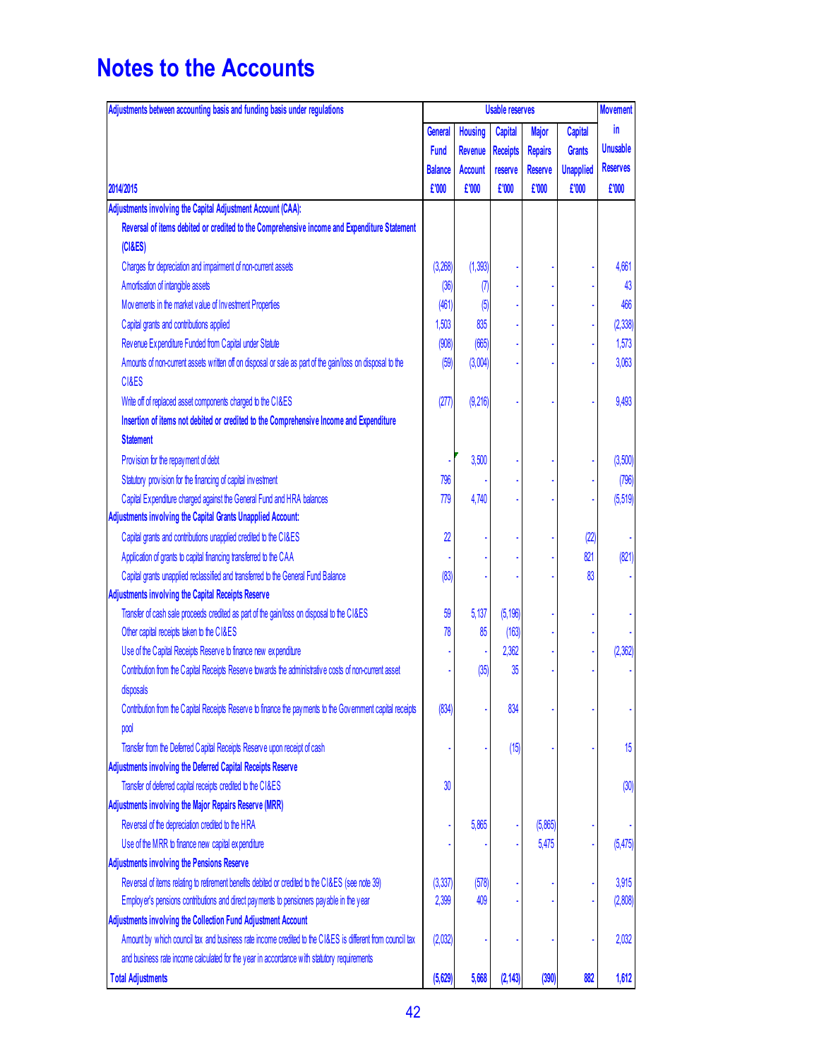# Notes to the Accounts

| Adjustments between accounting basis and funding basis under regulations | Usable reserves | | | | | Movement in Unusable Reserves |
|---|---|---|---|---|---|---|
| 2014/2015 | General Fund Balance £'000 | Housing Revenue Account £'000 | Capital Receipts reserve £'000 | Major Repairs Reserve £'000 | Capital Grants Unapplied £'000 | £'000 |
| **Adjustments involving the Capital Adjustment Account (CAA):** | | | | | | |
| **Reversal of items debited or credited to the Comprehensive income and Expenditure Statement (CI&ES)** | | | | | | |
| Charges for depreciation and impairment of non-current assets | (3,268) | (1,393) | - | - | - | 4,661 |
| Amortisation of intangible assets | (36) | (7) | - | - | - | 43 |
| Movements in the market value of Investment Properties | (461) | (5) | - | - | - | 466 |
| Capital grants and contributions applied | 1,503 | 835 | - | - | - | (2,338) |
| Revenue Expenditure Funded from Capital under Statute | (908) | (665) | - | - | - | 1,573 |
| Amounts of non-current assets written off on disposal or sale as part of the gain/loss on disposal to the CI&ES | (59) | (3,004) | - | - | - | 3,063 |
| Write off of replaced asset components charged to the CI&ES | (277) | (9,216) | - | - | - | 9,493 |
| **Insertion of items not debited or credited to the Comprehensive Income and Expenditure Statement** | | | | | | |
| Provision for the repayment of debt | - | 3,500 | - | - | - | (3,500) |
| Statutory provision for the financing of capital investment | 796 | - | - | - | - | (796) |
| Capital Expenditure charged against the General Fund and HRA balances | 779 | 4,740 | - | - | - | (5,519) |
| **Adjustments involving the Capital Grants Unapplied Account:** | | | | | | |
| Capital grants and contributions unapplied credited to the CI&ES | 22 | - | - | - | (22) | - |
| Application of grants to capital financing transferred to the CAA | - | - | - | - | 821 | (821) |
| Capital grants unapplied reclassified and transferred to the General Fund Balance | (83) | - | - | - | 83 | - |
| **Adjustments involving the Capital Receipts Reserve** | | | | | | |
| Transfer of cash sale proceeds credited as part of the gain/loss on disposal to the CI&ES | 59 | 5,137 | (5,196) | - | - | - |
| Other capital receipts taken to the CI&ES | 78 | 85 | (163) | - | - | - |
| Use of the Capital Receipts Reserve to finance new expenditure | - | - | 2,362 | - | - | (2,362) |
| Contribution from the Capital Receipts Reserve towards the administrative costs of non-current asset disposals | - | (35) | 35 | - | - | - |
| Contribution from the Capital Receipts Reserve to finance the payments to the Government capital receipts pool | (834) | - | 834 | - | - | - |
| Transfer from the Deferred Capital Receipts Reserve upon receipt of cash | - | - | (15) | - | - | 15 |
| **Adjustments involving the Deferred Capital Receipts Reserve** | | | | | | |
| Transfer of deferred capital receipts credited to the CI&ES | 30 | | | | | (30) |
| **Adjustments involving the Major Repairs Reserve (MRR)** | | | | | | |
| Reversal of the depreciation credited to the HRA | - | 5,865 | - | (5,865) | - | - |
| Use of the MRR to finance new capital expenditure | - | - | - | 5,475 | - | (5,475) |
| **Adjustments involving the Pensions Reserve** | | | | | | |
| Reversal of items relating to retirement benefits debited or credited to the CI&ES (see note 39) | (3,337) | (578) | - | - | - | 3,915 |
| Employer's pensions contributions and direct payments to pensioners payable in the year | 2,399 | 409 | - | - | - | (2,808) |
| **Adjustments involving the Collection Fund Adjustment Account** | | | | | | |
| Amount by which council tax and business rate income credited to the CI&ES is different from council tax and business rate income calculated for the year in accordance with statutory requirements | (2,032) | - | - | - | - | 2,032 |
| **Total Adjustments** | **(5,629)** | **5,668** | **(2,143)** | **(390)** | **882** | **1,612** |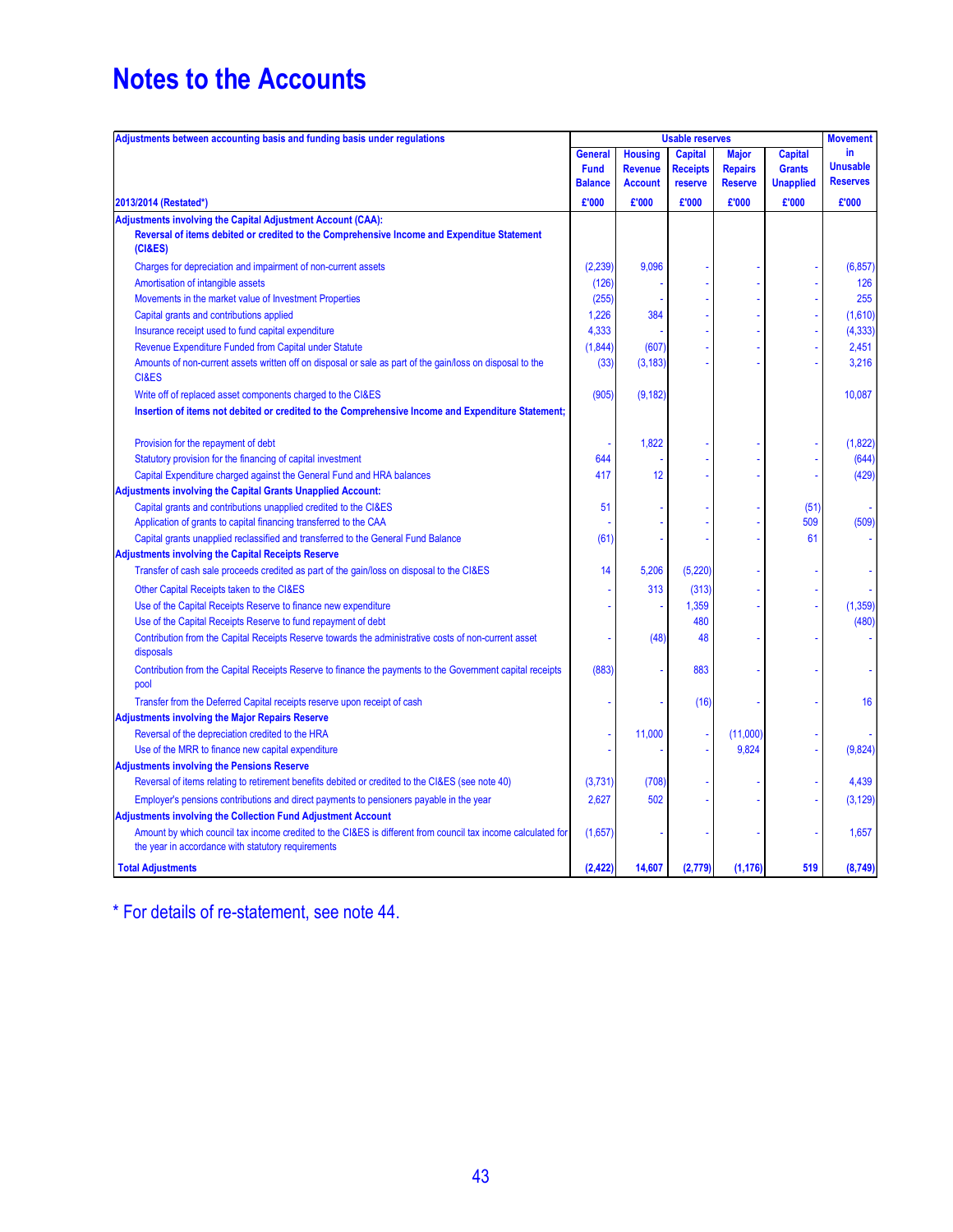# Notes to the Accounts

| Adjustments between accounting basis and funding basis under regulations | Usable reserves | | | | | Movement in Unusable Reserves |
|---|---|---|---|---|---|---|
| | General Fund Balance | Housing Revenue Account | Capital Receipts reserve | Major Repairs Reserve | Capital Grants Unapplied | |
| 2013/2014 (Restated*) | £'000 | £'000 | £'000 | £'000 | £'000 | £'000 |
| **Adjustments involving the Capital Adjustment Account (CAA):** | | | | | | |
| **Reversal of items debited or credited to the Comprehensive Income and Expenditue Statement (CI&ES)** | | | | | | |
| Charges for depreciation and impairment of non-current assets | (2,239) | 9,096 | - | - | - | (6,857) |
| Amortisation of intangible assets | (126) | - | - | - | - | 126 |
| Movements in the market value of Investment Properties | (255) | - | - | - | - | 255 |
| Capital grants and contributions applied | 1,226 | 384 | - | - | - | (1,610) |
| Insurance receipt used to fund capital expenditure | 4,333 | - | - | - | - | (4,333) |
| Revenue Expenditure Funded from Capital under Statute | (1,844) | (607) | - | - | - | 2,451 |
| Amounts of non-current assets written off on disposal or sale as part of the gain/loss on disposal to the CI&ES | (33) | (3,183) | - | - | - | 3,216 |
| Write off of replaced asset components charged to the CI&ES | (905) | (9,182) | | | | 10,087 |
| **Insertion of items not debited or credited to the Comprehensive Income and Expenditure Statement;** | | | | | | |
| Provision for the repayment of debt | - | 1,822 | - | - | - | (1,822) |
| Statutory provision for the financing of capital investment | 644 | - | - | - | - | (644) |
| Capital Expenditure charged against the General Fund and HRA balances | 417 | 12 | - | - | - | (429) |
| **Adjustments involving the Capital Grants Unapplied Account:** | | | | | | |
| Capital grants and contributions unapplied credited to the CI&ES | 51 | - | - | - | (51) | - |
| Application of grants to capital financing transferred to the CAA | - | - | - | - | 509 | (509) |
| Capital grants unapplied reclassified and transferred to the General Fund Balance | (61) | - | - | - | 61 | - |
| **Adjustments involving the Capital Receipts Reserve** | | | | | | |
| Transfer of cash sale proceeds credited as part of the gain/loss on disposal to the CI&ES | 14 | 5,206 | (5,220) | - | - | - |
| Other Capital Receipts taken to the CI&ES | - | 313 | (313) | - | - | - |
| Use of the Capital Receipts Reserve to finance new expenditure | - | - | 1,359 | - | - | (1,359) |
| Use of the Capital Receipts Reserve to fund repayment of debt | | | 480 | | | (480) |
| Contribution from the Capital Receipts Reserve towards the administrative costs of non-current asset disposals | - | (48) | 48 | - | - | - |
| Contribution from the Capital Receipts Reserve to finance the payments to the Government capital receipts pool | (883) | - | 883 | - | - | - |
| Transfer from the Deferred Capital receipts reserve upon receipt of cash | - | - | (16) | - | - | 16 |
| **Adjustments involving the Major Repairs Reserve** | | | | | | |
| Reversal of the depreciation credited to the HRA | - | 11,000 | - | (11,000) | - | - |
| Use of the MRR to finance new capital expenditure | - | - | - | 9,824 | - | (9,824) |
| **Adjustments involving the Pensions Reserve** | | | | | | |
| Reversal of items relating to retirement benefits debited or credited to the CI&ES (see note 40) | (3,731) | (708) | - | - | - | 4,439 |
| Employer's pensions contributions and direct payments to pensioners payable in the year | 2,627 | 502 | - | - | - | (3,129) |
| **Adjustments involving the Collection Fund Adjustment Account** | | | | | | |
| Amount by which council tax income credited to the CI&ES is different from council tax income calculated for the year in accordance with statutory requirements | (1,657) | - | - | - | - | 1,657 |
| **Total Adjustments** | **(2,422)** | **14,607** | **(2,779)** | **(1,176)** | **519** | **(8,749)** |

\* For details of re-statement, see note 44.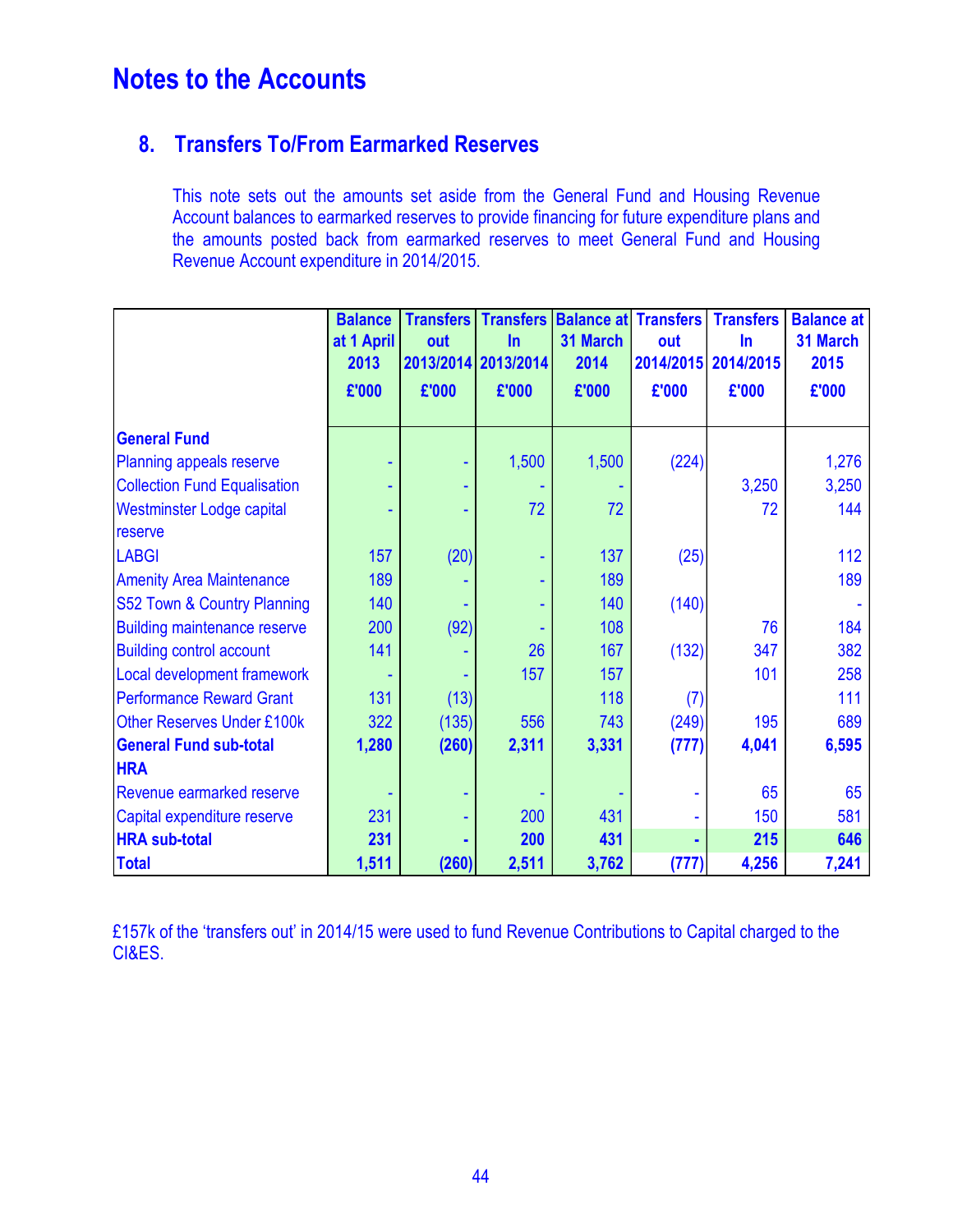# Notes to the Accounts

## 8. Transfers To/From Earmarked Reserves

This note sets out the amounts set aside from the General Fund and Housing Revenue Account balances to earmarked reserves to provide financing for future expenditure plans and the amounts posted back from earmarked reserves to meet General Fund and Housing Revenue Account expenditure in 2014/2015.

| | Balance at 1 April 2013 | Transfers out 2013/2014 | Transfers In 2013/2014 | Balance at 31 March 2014 | Transfers out 2014/2015 | Transfers In 2014/2015 | Balance at 31 March 2015 |
|---|---|---|---|---|---|---|---|
| | £'000 | £'000 | £'000 | £'000 | £'000 | £'000 | £'000 |
| **General Fund** | | | | | | | |
| Planning appeals reserve | - | - | 1,500 | 1,500 | (224) | | 1,276 |
| Collection Fund Equalisation | - | - | - | - | | 3,250 | 3,250 |
| Westminster Lodge capital reserve | - | - | 72 | 72 | | 72 | 144 |
| LABGI | 157 | (20) | - | 137 | (25) | | 112 |
| Amenity Area Maintenance | 189 | - | - | 189 | | | 189 |
| S52 Town & Country Planning | 140 | - | - | 140 | (140) | | - |
| Building maintenance reserve | 200 | (92) | - | 108 | | 76 | 184 |
| Building control account | 141 | - | 26 | 167 | (132) | 347 | 382 |
| Local development framework | - | - | 157 | 157 | | 101 | 258 |
| Performance Reward Grant | 131 | (13) | | 118 | (7) | | 111 |
| Other Reserves Under £100k | 322 | (135) | 556 | 743 | (249) | 195 | 689 |
| **General Fund sub-total** | **1,280** | **(260)** | **2,311** | **3,331** | **(777)** | **4,041** | **6,595** |
| **HRA** | | | | | | | |
| Revenue earmarked reserve | - | - | - | - | - | 65 | 65 |
| Capital expenditure reserve | 231 | - | 200 | 431 | - | 150 | 581 |
| **HRA sub-total** | **231** | **-** | **200** | **431** | **-** | **215** | **646** |
| **Total** | **1,511** | **(260)** | **2,511** | **3,762** | **(777)** | **4,256** | **7,241** |

£157k of the 'transfers out' in 2014/15 were used to fund Revenue Contributions to Capital charged to the CI&ES.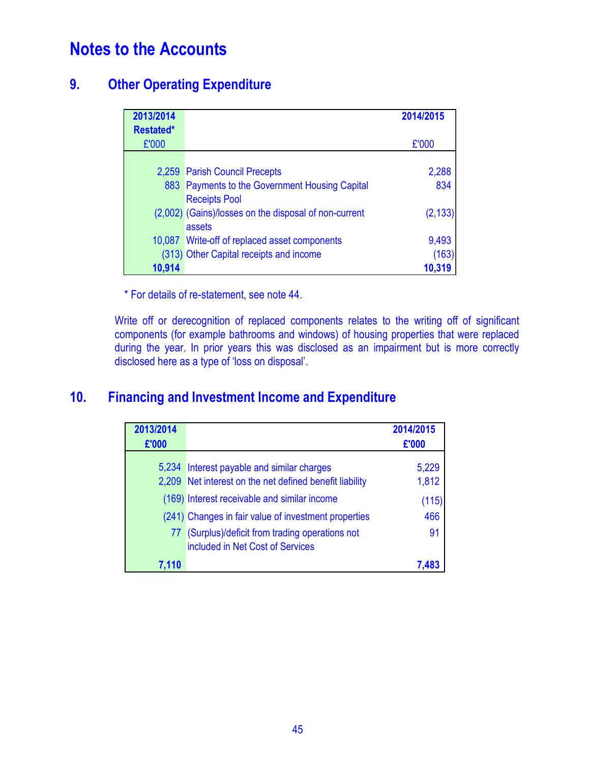# Notes to the Accounts

## 9. Other Operating Expenditure

| 2013/2014 Restated* £'000 | | 2014/2015 £'000 |
|---|---|---|
| 2,259 | Parish Council Precepts | 2,288 |
| 883 | Payments to the Government Housing Capital Receipts Pool | 834 |
| (2,002) | (Gains)/losses on the disposal of non-current assets | (2,133) |
| 10,087 | Write-off of replaced asset components | 9,493 |
| (313) | Other Capital receipts and income | (163) |
| **10,914** | | **10,319** |

\* For details of re-statement, see note 44.

Write off or derecognition of replaced components relates to the writing off of significant components (for example bathrooms and windows) of housing properties that were replaced during the year. In prior years this was disclosed as an impairment but is more correctly disclosed here as a type of 'loss on disposal'.

## 10. Financing and Investment Income and Expenditure

| 2013/2014 £'000 | | 2014/2015 £'000 |
|---|---|---|
| 5,234 | Interest payable and similar charges | 5,229 |
| 2,209 | Net interest on the net defined benefit liability | 1,812 |
| (169) | Interest receivable and similar income | (115) |
| (241) | Changes in fair value of investment properties | 466 |
| 77 | (Surplus)/deficit from trading operations not included in Net Cost of Services | 91 |
| **7,110** | | **7,483** |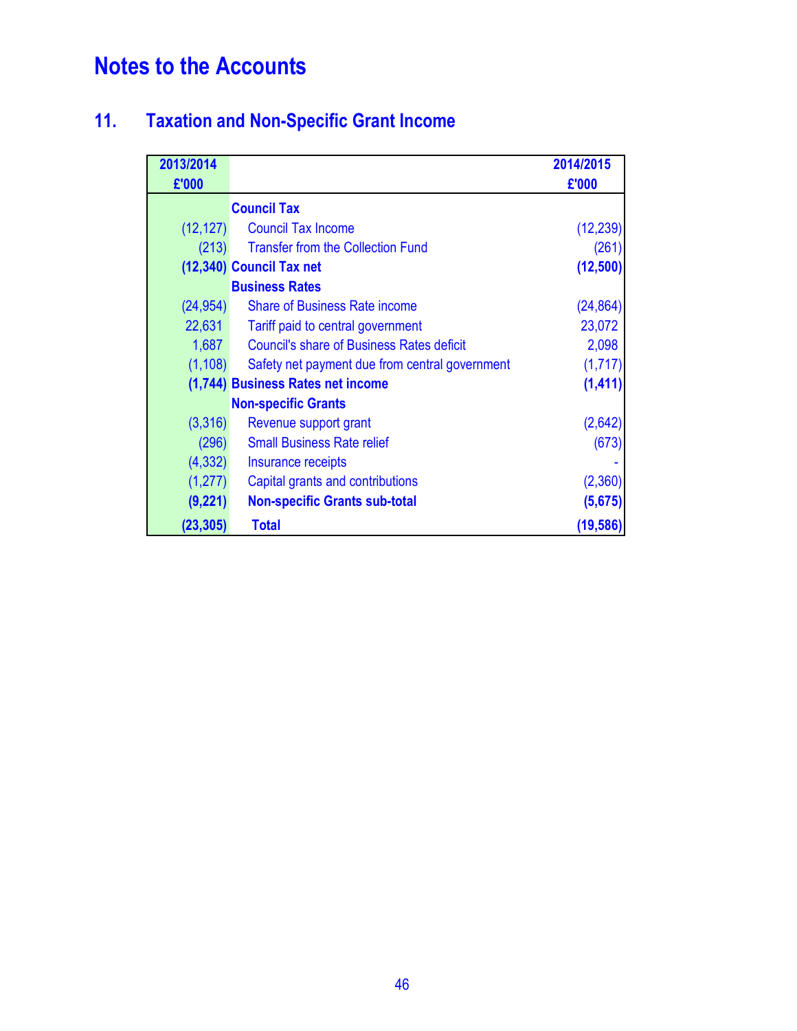# Notes to the Accounts

## 11. Taxation and Non-Specific Grant Income

| 2013/2014 £'000 | | 2014/2015 £'000 |
|---|---|---|
| | **Council Tax** | |
| (12,127) | Council Tax Income | (12,239) |
| (213) | Transfer from the Collection Fund | (261) |
| **(12,340)** | **Council Tax net** | **(12,500)** |
| | **Business Rates** | |
| (24,954) | Share of Business Rate income | (24,864) |
| 22,631 | Tariff paid to central government | 23,072 |
| 1,687 | Council's share of Business Rates deficit | 2,098 |
| (1,108) | Safety net payment due from central government | (1,717) |
| **(1,744)** | **Business Rates net income** | **(1,411)** |
| | **Non-specific Grants** | |
| (3,316) | Revenue support grant | (2,642) |
| (296) | Small Business Rate relief | (673) |
| (4,332) | Insurance receipts | - |
| (1,277) | Capital grants and contributions | (2,360) |
| **(9,221)** | **Non-specific Grants sub-total** | **(5,675)** |
| **(23,305)** | **Total** | **(19,586)** |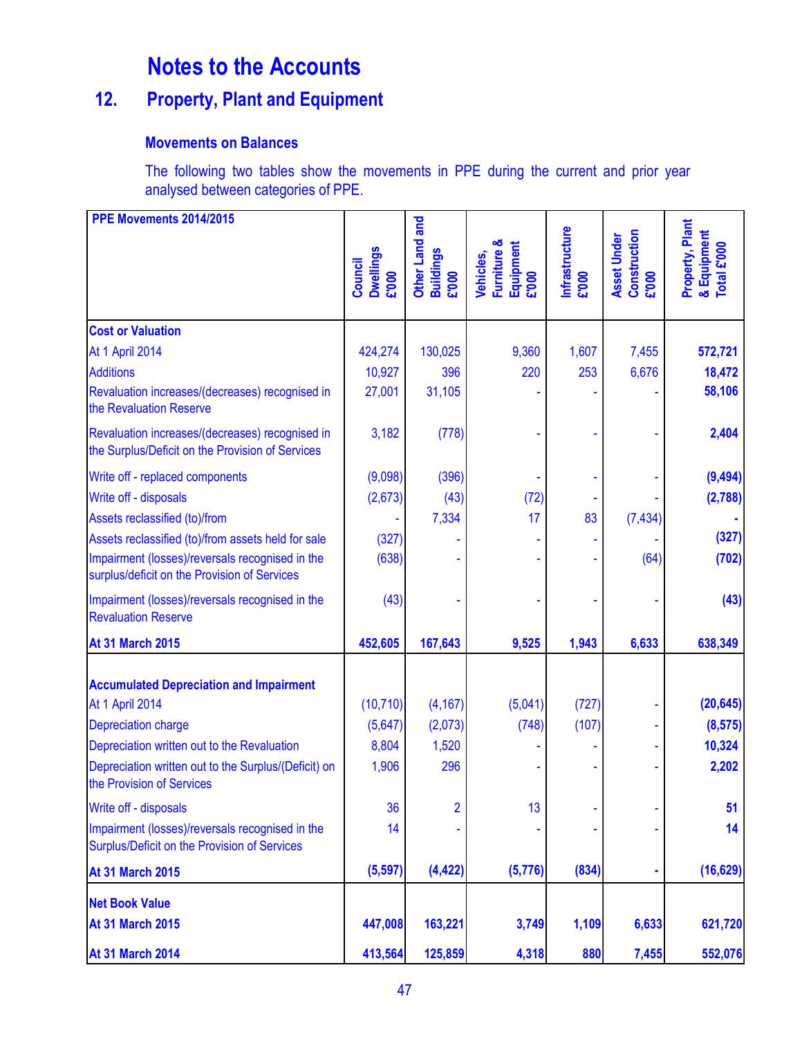# Notes to the Accounts

## 12. Property, Plant and Equipment

### Movements on Balances

The following two tables show the movements in PPE during the current and prior year analysed between categories of PPE.

| PPE Movements 2014/2015 | Council Dwellings £'000 | Other Land and Buildings £'000 | Vehicles, Furniture & Equipment £'000 | Infrastructure £'000 | Asset Under Construction £'000 | Property, Plant & Equipment Total £'000 |
|---|---|---|---|---|---|---|
| **Cost or Valuation** | | | | | | |
| At 1 April 2014 | 424,274 | 130,025 | 9,360 | 1,607 | 7,455 | **572,721** |
| Additions | 10,927 | 396 | 220 | 253 | 6,676 | **18,472** |
| Revaluation increases/(decreases) recognised in the Revaluation Reserve | 27,001 | 31,105 | - | - | - | **58,106** |
| Revaluation increases/(decreases) recognised in the Surplus/Deficit on the Provision of Services | 3,182 | (778) | - | - | - | **2,404** |
| Write off - replaced components | (9,098) | (396) | - | - | - | **(9,494)** |
| Write off - disposals | (2,673) | (43) | (72) | - | - | **(2,788)** |
| Assets reclassified (to)/from | - | 7,334 | 17 | 83 | (7,434) | **-** |
| Assets reclassified (to)/from assets held for sale | (327) | - | - | - | - | **(327)** |
| Impairment (losses)/reversals recognised in the surplus/deficit on the Provision of Services | (638) | - | - | - | (64) | **(702)** |
| Impairment (losses)/reversals recognised in the Revaluation Reserve | (43) | - | - | - | - | **(43)** |
| **At 31 March 2015** | **452,605** | **167,643** | **9,525** | **1,943** | **6,633** | **638,349** |
| **Accumulated Depreciation and Impairment** | | | | | | |
| At 1 April 2014 | (10,710) | (4,167) | (5,041) | (727) | - | **(20,645)** |
| Depreciation charge | (5,647) | (2,073) | (748) | (107) | - | **(8,575)** |
| Depreciation written out to the Revaluation | 8,804 | 1,520 | - | - | - | **10,324** |
| Depreciation written out to the Surplus/(Deficit) on the Provision of Services | 1,906 | 296 | - | - | - | **2,202** |
| Write off - disposals | 36 | 2 | 13 | - | - | **51** |
| Impairment (losses)/reversals recognised in the Surplus/Deficit on the Provision of Services | 14 | - | - | - | - | **14** |
| **At 31 March 2015** | **(5,597)** | **(4,422)** | **(5,776)** | **(834)** | **-** | **(16,629)** |
| **Net Book Value** | | | | | | |
| **At 31 March 2015** | **447,008** | **163,221** | **3,749** | **1,109** | **6,633** | **621,720** |
| **At 31 March 2014** | **413,564** | **125,859** | **4,318** | **880** | **7,455** | **552,076** |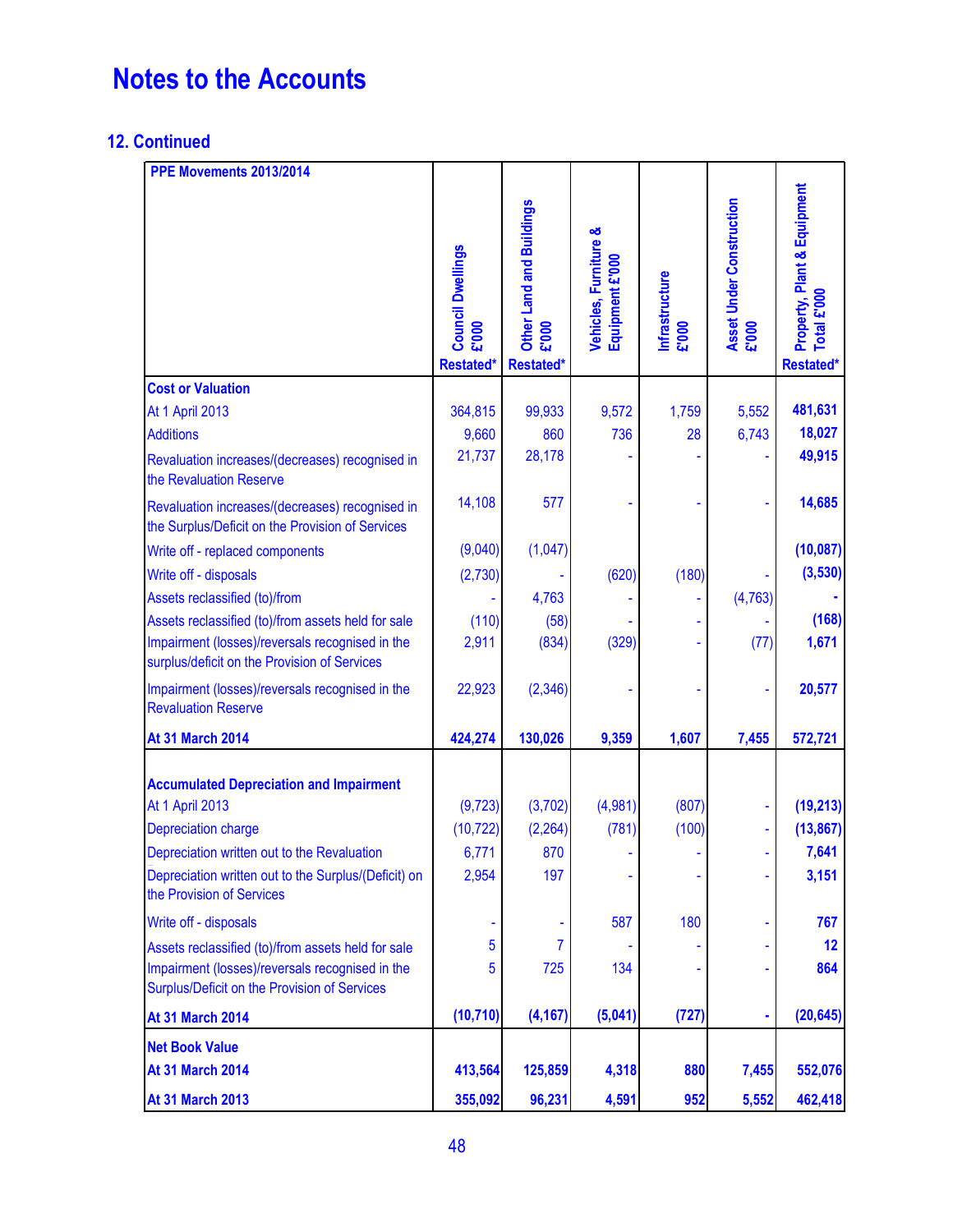# Notes to the Accounts

## 12. Continued

| PPE Movements 2013/2014 | Council Dwellings £'000 Restated* | Other Land and Buildings £'000 Restated* | Vehicles, Furniture & Equipment £'000 | Infrastructure £'000 | Asset Under Construction £'000 | Property, Plant & Equipment Total £'000 Restated* |
|---|---|---|---|---|---|---|
| **Cost or Valuation** | | | | | | |
| At 1 April 2013 | 364,815 | 99,933 | 9,572 | 1,759 | 5,552 | **481,631** |
| Additions | 9,660 | 860 | 736 | 28 | 6,743 | **18,027** |
| Revaluation increases/(decreases) recognised in the Revaluation Reserve | 21,737 | 28,178 | - | - | - | **49,915** |
| Revaluation increases/(decreases) recognised in the Surplus/Deficit on the Provision of Services | 14,108 | 577 | - | - | - | **14,685** |
| Write off - replaced components | (9,040) | (1,047) | | | | **(10,087)** |
| Write off - disposals | (2,730) | - | (620) | (180) | - | **(3,530)** |
| Assets reclassified (to)/from | - | 4,763 | - | - | (4,763) | **-** |
| Assets reclassified (to)/from assets held for sale | (110) | (58) | - | - | - | **(168)** |
| Impairment (losses)/reversals recognised in the surplus/deficit on the Provision of Services | 2,911 | (834) | (329) | - | (77) | **1,671** |
| Impairment (losses)/reversals recognised in the Revaluation Reserve | 22,923 | (2,346) | - | - | - | **20,577** |
| **At 31 March 2014** | **424,274** | **130,026** | **9,359** | **1,607** | **7,455** | **572,721** |
| **Accumulated Depreciation and Impairment** | | | | | | |
| At 1 April 2013 | (9,723) | (3,702) | (4,981) | (807) | - | **(19,213)** |
| Depreciation charge | (10,722) | (2,264) | (781) | (100) | - | **(13,867)** |
| Depreciation written out to the Revaluation | 6,771 | 870 | - | - | - | **7,641** |
| Depreciation written out to the Surplus/(Deficit) on the Provision of Services | 2,954 | 197 | - | - | - | **3,151** |
| Write off - disposals | - | - | 587 | 180 | - | **767** |
| Assets reclassified (to)/from assets held for sale | 5 | 7 | - | - | - | **12** |
| Impairment (losses)/reversals recognised in the Surplus/Deficit on the Provision of Services | 5 | 725 | 134 | - | - | **864** |
| **At 31 March 2014** | **(10,710)** | **(4,167)** | **(5,041)** | **(727)** | **-** | **(20,645)** |
| **Net Book Value** | | | | | | |
| **At 31 March 2014** | **413,564** | **125,859** | **4,318** | **880** | **7,455** | **552,076** |
| **At 31 March 2013** | **355,092** | **96,231** | **4,591** | **952** | **5,552** | **462,418** |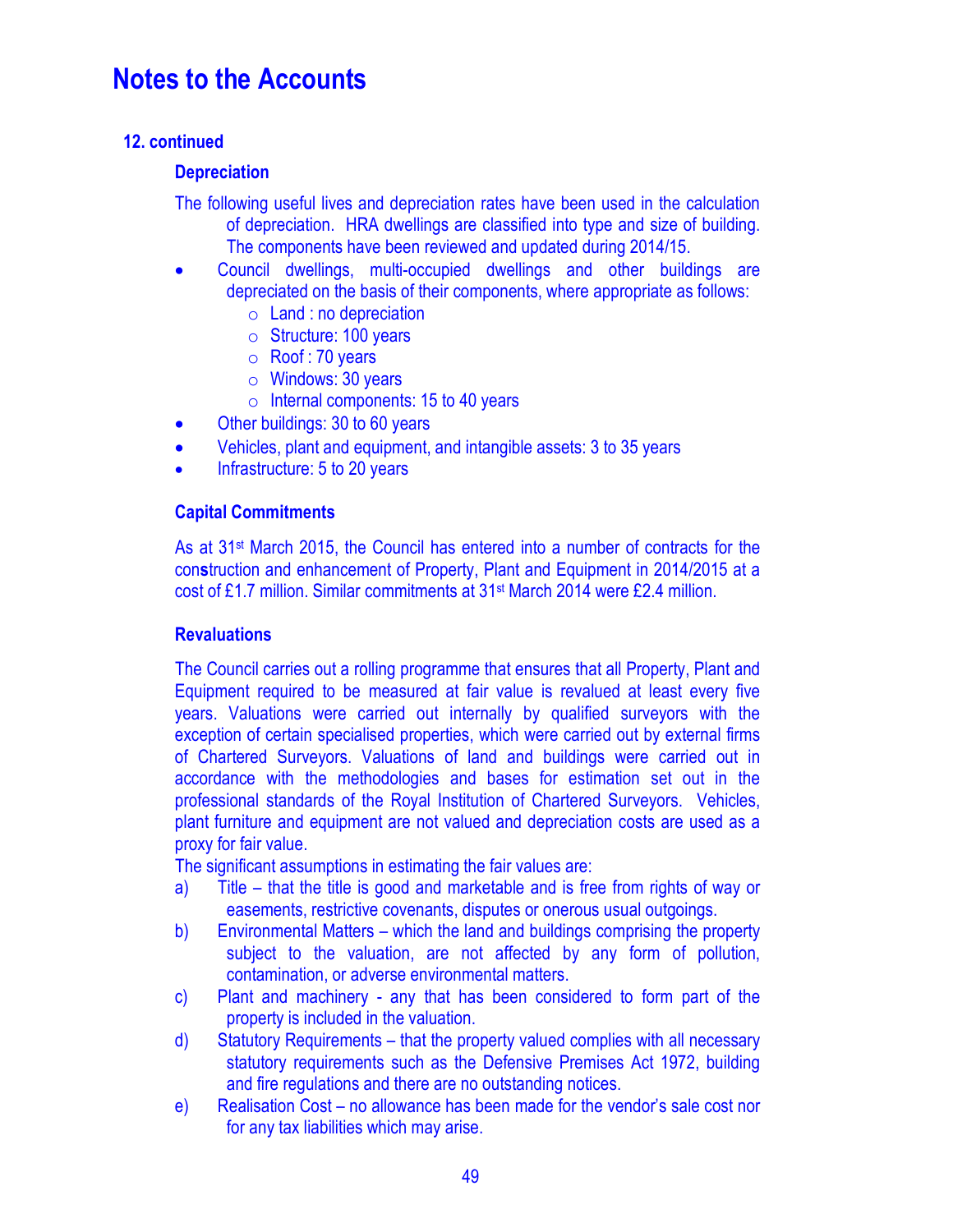# Notes to the Accounts

## 12. continued

### Depreciation

The following useful lives and depreciation rates have been used in the calculation of depreciation. HRA dwellings are classified into type and size of building. The components have been reviewed and updated during 2014/15.

- Council dwellings, multi-occupied dwellings and other buildings are depreciated on the basis of their components, where appropriate as follows:
  - Land : no depreciation
  - Structure: 100 years
  - Roof : 70 years
  - Windows: 30 years
  - Internal components: 15 to 40 years
- Other buildings: 30 to 60 years
- Vehicles, plant and equipment, and intangible assets: 3 to 35 years
- Infrastructure: 5 to 20 years

### Capital Commitments

As at 31st March 2015, the Council has entered into a number of contracts for the construction and enhancement of Property, Plant and Equipment in 2014/2015 at a cost of £1.7 million. Similar commitments at 31st March 2014 were £2.4 million.

### Revaluations

The Council carries out a rolling programme that ensures that all Property, Plant and Equipment required to be measured at fair value is revalued at least every five years. Valuations were carried out internally by qualified surveyors with the exception of certain specialised properties, which were carried out by external firms of Chartered Surveyors. Valuations of land and buildings were carried out in accordance with the methodologies and bases for estimation set out in the professional standards of the Royal Institution of Chartered Surveyors. Vehicles, plant furniture and equipment are not valued and depreciation costs are used as a proxy for fair value.

The significant assumptions in estimating the fair values are:

a) Title – that the title is good and marketable and is free from rights of way or easements, restrictive covenants, disputes or onerous usual outgoings.

b) Environmental Matters – which the land and buildings comprising the property subject to the valuation, are not affected by any form of pollution, contamination, or adverse environmental matters.

c) Plant and machinery - any that has been considered to form part of the property is included in the valuation.

d) Statutory Requirements – that the property valued complies with all necessary statutory requirements such as the Defensive Premises Act 1972, building and fire regulations and there are no outstanding notices.

e) Realisation Cost – no allowance has been made for the vendor's sale cost nor for any tax liabilities which may arise.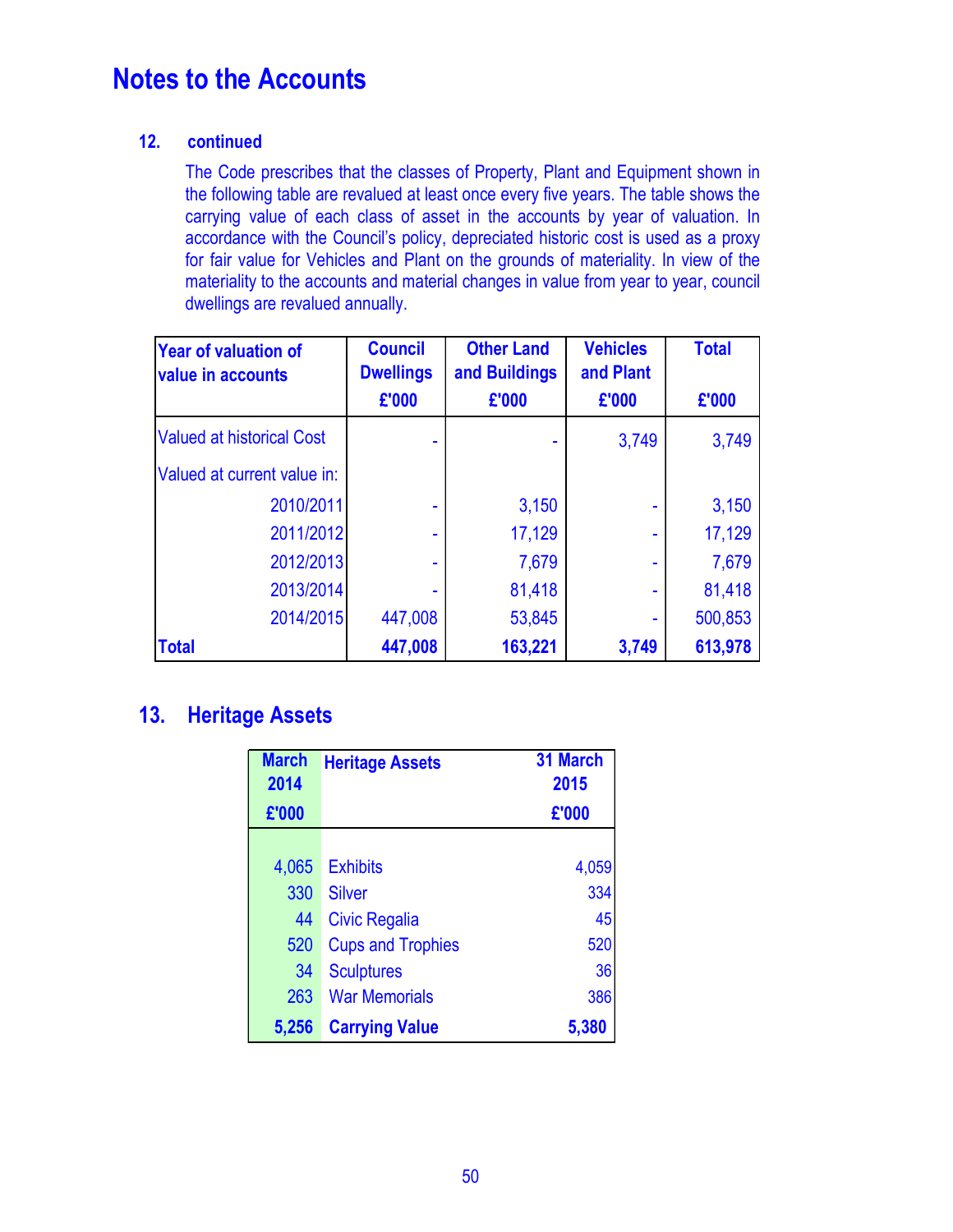# Notes to the Accounts

### 12. continued

The Code prescribes that the classes of Property, Plant and Equipment shown in the following table are revalued at least once every five years. The table shows the carrying value of each class of asset in the accounts by year of valuation. In accordance with the Council's policy, depreciated historic cost is used as a proxy for fair value for Vehicles and Plant on the grounds of materiality. In view of the materiality to the accounts and material changes in value from year to year, council dwellings are revalued annually.

| Year of valuation of value in accounts | Council Dwellings £'000 | Other Land and Buildings £'000 | Vehicles and Plant £'000 | Total £'000 |
|---|---|---|---|---|
| Valued at historical Cost | - | - | 3,749 | 3,749 |
| Valued at current value in: | | | | |
| 2010/2011 | - | 3,150 | - | 3,150 |
| 2011/2012 | - | 17,129 | - | 17,129 |
| 2012/2013 | - | 7,679 | - | 7,679 |
| 2013/2014 | - | 81,418 | - | 81,418 |
| 2014/2015 | 447,008 | 53,845 | - | 500,853 |
| **Total** | **447,008** | **163,221** | **3,749** | **613,978** |

## 13. Heritage Assets

| March 2014 £'000 | Heritage Assets | 31 March 2015 £'000 |
|---|---|---|
| 4,065 | Exhibits | 4,059 |
| 330 | Silver | 334 |
| 44 | Civic Regalia | 45 |
| 520 | Cups and Trophies | 520 |
| 34 | Sculptures | 36 |
| 263 | War Memorials | 386 |
| **5,256** | **Carrying Value** | **5,380** |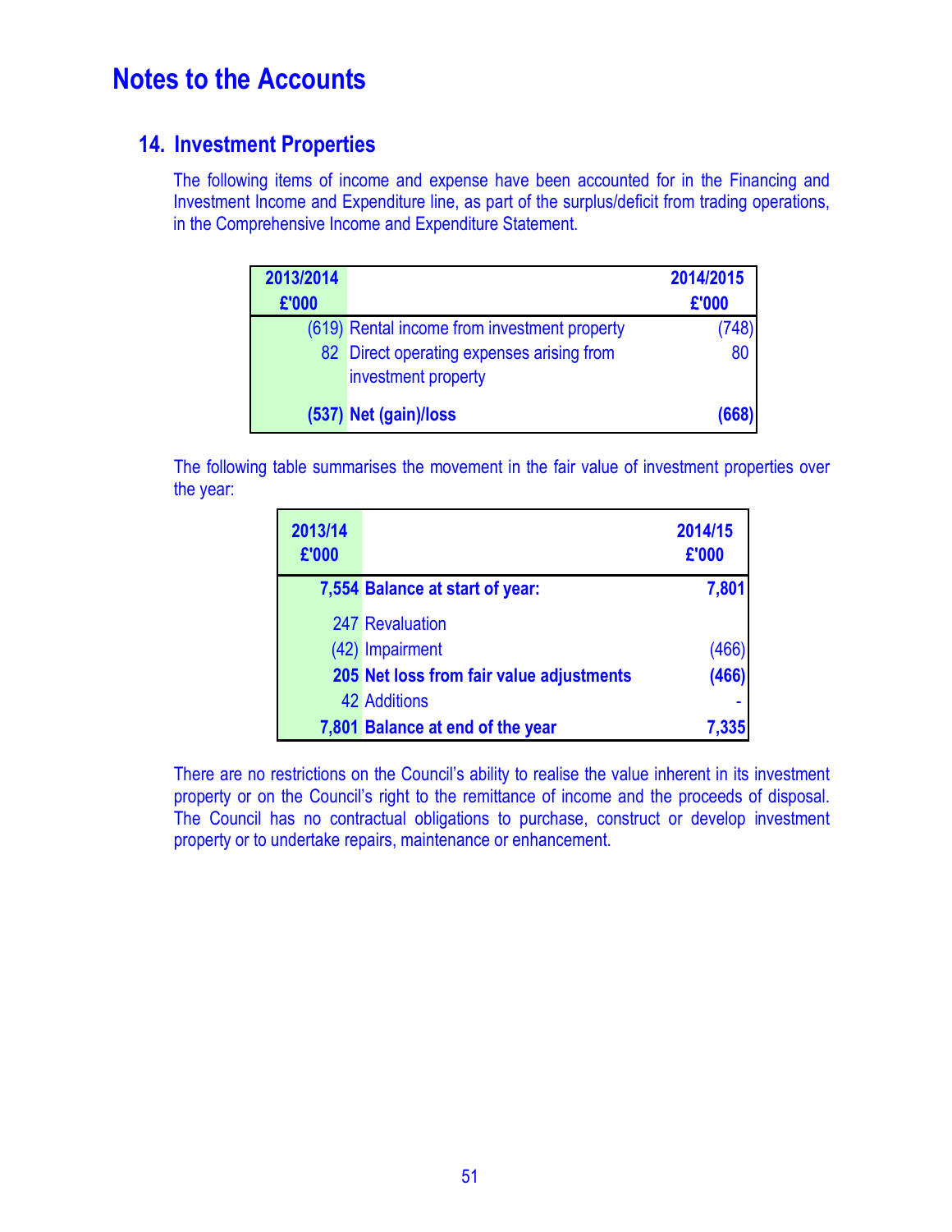# Notes to the Accounts

## 14. Investment Properties

The following items of income and expense have been accounted for in the Financing and Investment Income and Expenditure line, as part of the surplus/deficit from trading operations, in the Comprehensive Income and Expenditure Statement.

| 2013/2014 £'000 | | 2014/2015 £'000 |
|---|---|---|
| (619) | Rental income from investment property | (748) |
| 82 | Direct operating expenses arising from investment property | 80 |
| **(537)** | **Net (gain)/loss** | **(668)** |

The following table summarises the movement in the fair value of investment properties over the year:

| 2013/14 £'000 | | 2014/15 £'000 |
|---|---|---|
| **7,554** | **Balance at start of year:** | **7,801** |
| 247 | Revaluation | |
| (42) | Impairment | (466) |
| **205** | **Net loss from fair value adjustments** | **(466)** |
| 42 | Additions | - |
| **7,801** | **Balance at end of the year** | **7,335** |

There are no restrictions on the Council's ability to realise the value inherent in its investment property or on the Council's right to the remittance of income and the proceeds of disposal. The Council has no contractual obligations to purchase, construct or develop investment property or to undertake repairs, maintenance or enhancement.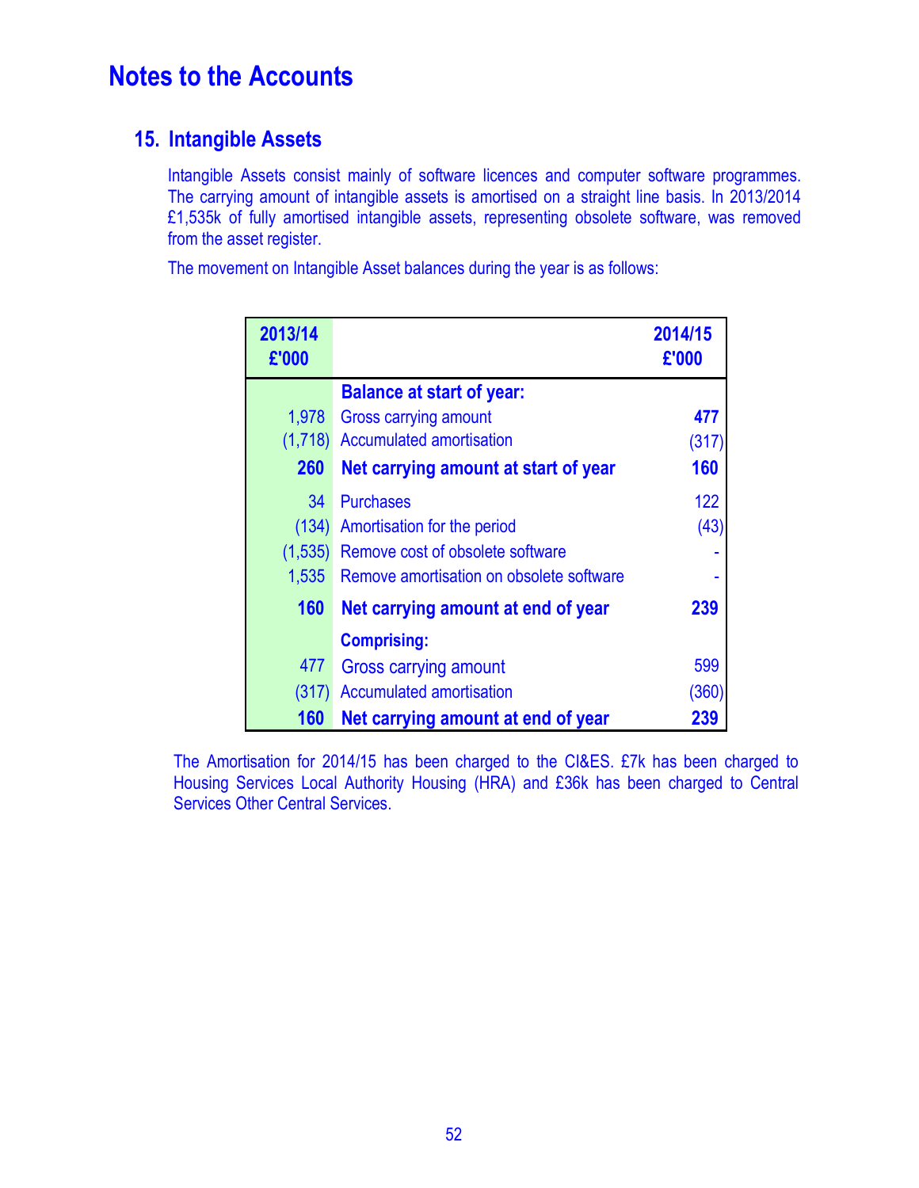# Notes to the Accounts

## 15. Intangible Assets

Intangible Assets consist mainly of software licences and computer software programmes. The carrying amount of intangible assets is amortised on a straight line basis. In 2013/2014 £1,535k of fully amortised intangible assets, representing obsolete software, was removed from the asset register.

The movement on Intangible Asset balances during the year is as follows:

| 2013/14 £'000 | | 2014/15 £'000 |
|---|---|---|
| | **Balance at start of year:** | |
| 1,978 | Gross carrying amount | **477** |
| (1,718) | Accumulated amortisation | (317) |
| **260** | **Net carrying amount at start of year** | **160** |
| 34 | Purchases | 122 |
| (134) | Amortisation for the period | (43) |
| (1,535) | Remove cost of obsolete software | - |
| 1,535 | Remove amortisation on obsolete software | - |
| **160** | **Net carrying amount at end of year** | **239** |
| | **Comprising:** | |
| 477 | Gross carrying amount | 599 |
| (317) | Accumulated amortisation | (360) |
| **160** | **Net carrying amount at end of year** | **239** |

The Amortisation for 2014/15 has been charged to the CI&ES. £7k has been charged to Housing Services Local Authority Housing (HRA) and £36k has been charged to Central Services Other Central Services.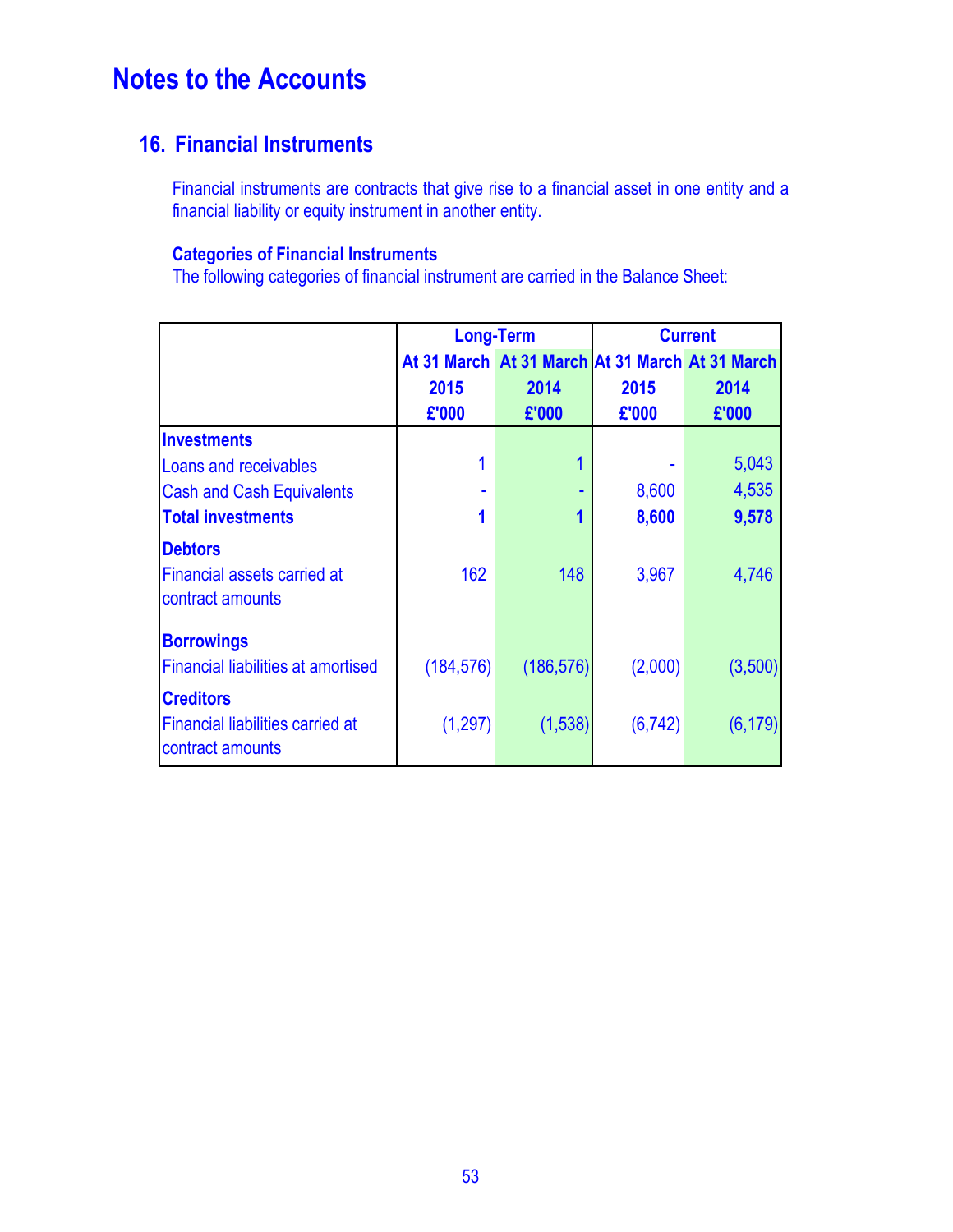# Notes to the Accounts

## 16. Financial Instruments

Financial instruments are contracts that give rise to a financial asset in one entity and a financial liability or equity instrument in another entity.

**Categories of Financial Instruments**
The following categories of financial instrument are carried in the Balance Sheet:

| | Long-Term | | Current | |
|---|---|---|---|---|
| | At 31 March 2015 £'000 | At 31 March 2014 £'000 | At 31 March 2015 £'000 | At 31 March 2014 £'000 |
| **Investments** | | | | |
| Loans and receivables | 1 | 1 | - | 5,043 |
| Cash and Cash Equivalents | - | - | 8,600 | 4,535 |
| **Total investments** | **1** | **1** | **8,600** | **9,578** |
| **Debtors** | | | | |
| Financial assets carried at contract amounts | 162 | 148 | 3,967 | 4,746 |
| **Borrowings** | | | | |
| Financial liabilities at amortised | (184,576) | (186,576) | (2,000) | (3,500) |
| **Creditors** | | | | |
| Financial liabilities carried at contract amounts | (1,297) | (1,538) | (6,742) | (6,179) |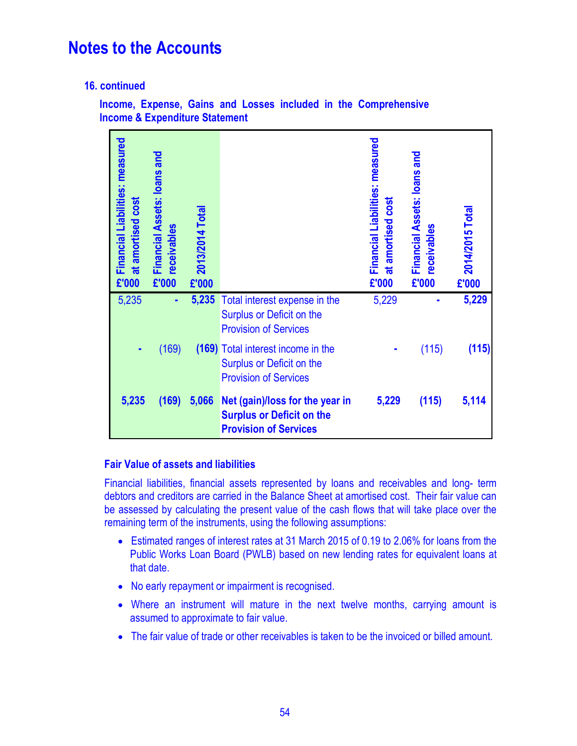# Notes to the Accounts

**16. continued**

**Income, Expense, Gains and Losses included in the Comprehensive Income & Expenditure Statement**

| Financial Liabilities: measured at amortised cost £'000 | Financial Assets: loans and receivables £'000 | 2013/2014 Total £'000 | | Financial Liabilities: measured at amortised cost £'000 | Financial Assets: loans and receivables £'000 | 2014/2015 Total £'000 |
|---|---|---|---|---|---|---|
| 5,235 | - | **5,235** | Total interest expense in the Surplus or Deficit on the Provision of Services | 5,229 | - | **5,229** |
| - | (169) | **(169)** | Total interest income in the Surplus or Deficit on the Provision of Services | - | (115) | **(115)** |
| **5,235** | **(169)** | **5,066** | **Net (gain)/loss for the year in Surplus or Deficit on the Provision of Services** | **5,229** | **(115)** | **5,114** |

**Fair Value of assets and liabilities**

Financial liabilities, financial assets represented by loans and receivables and long- term debtors and creditors are carried in the Balance Sheet at amortised cost. Their fair value can be assessed by calculating the present value of the cash flows that will take place over the remaining term of the instruments, using the following assumptions:

- Estimated ranges of interest rates at 31 March 2015 of 0.19 to 2.06% for loans from the Public Works Loan Board (PWLB) based on new lending rates for equivalent loans at that date.
- No early repayment or impairment is recognised.
- Where an instrument will mature in the next twelve months, carrying amount is assumed to approximate to fair value.
- The fair value of trade or other receivables is taken to be the invoiced or billed amount.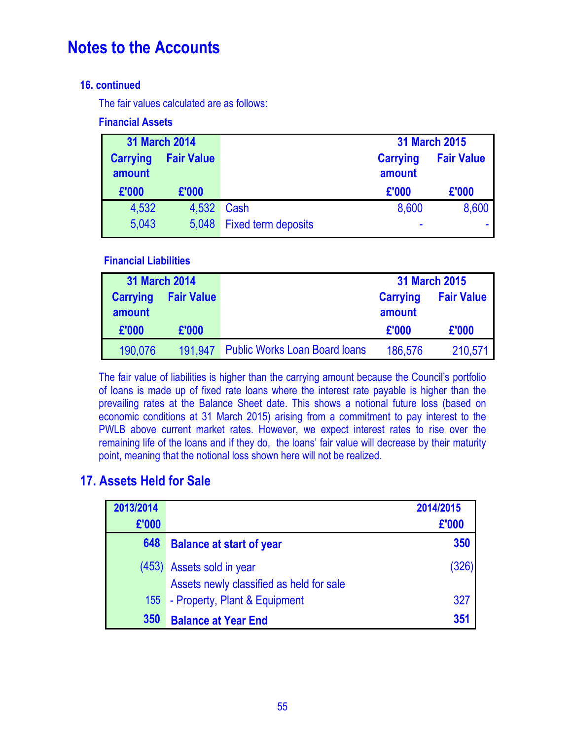# Notes to the Accounts

### 16. continued

The fair values calculated are as follows:

#### Financial Assets

| 31 March 2014 | | | 31 March 2015 | |
|---|---|---|---|---|
| Carrying amount | Fair Value | | Carrying amount | Fair Value |
| £'000 | £'000 | | £'000 | £'000 |
| 4,532 | 4,532 | Cash | 8,600 | 8,600 |
| 5,043 | 5,048 | Fixed term deposits | - | - |

#### Financial Liabilities

| 31 March 2014 | | | 31 March 2015 | |
|---|---|---|---|---|
| Carrying amount | Fair Value | | Carrying amount | Fair Value |
| £'000 | £'000 | | £'000 | £'000 |
| 190,076 | 191,947 | Public Works Loan Board loans | 186,576 | 210,571 |

The fair value of liabilities is higher than the carrying amount because the Council's portfolio of loans is made up of fixed rate loans where the interest rate payable is higher than the prevailing rates at the Balance Sheet date. This shows a notional future loss (based on economic conditions at 31 March 2015) arising from a commitment to pay interest to the PWLB above current market rates. However, we expect interest rates to rise over the remaining life of the loans and if they do, the loans' fair value will decrease by their maturity point, meaning that the notional loss shown here will not be realized.

## 17. Assets Held for Sale

| 2013/2014 | | 2014/2015 |
|---|---|---|
| £'000 | | £'000 |
| **648** | **Balance at start of year** | **350** |
| (453) | Assets sold in year | (326) |
| | Assets newly classified as held for sale | |
| 155 | - Property, Plant & Equipment | 327 |
| **350** | **Balance at Year End** | **351** |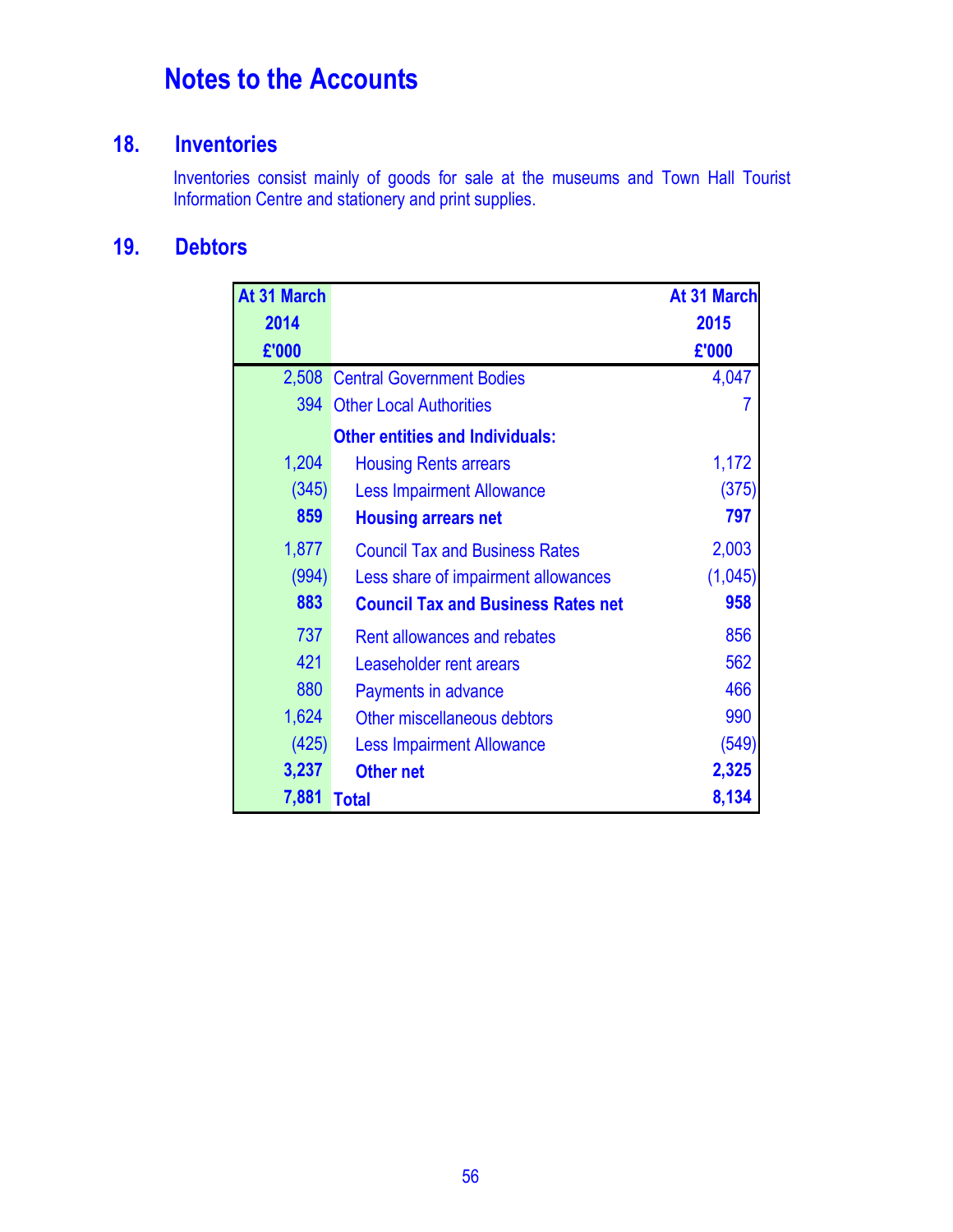# Notes to the Accounts

## 18. Inventories

Inventories consist mainly of goods for sale at the museums and Town Hall Tourist Information Centre and stationery and print supplies.

## 19. Debtors

| At 31 March 2014 £'000 | | At 31 March 2015 £'000 |
|---|---|---|
| 2,508 | Central Government Bodies | 4,047 |
| 394 | Other Local Authorities | 7 |
| | **Other entities and Individuals:** | |
| 1,204 | Housing Rents arrears | 1,172 |
| (345) | Less Impairment Allowance | (375) |
| **859** | **Housing arrears net** | **797** |
| 1,877 | Council Tax and Business Rates | 2,003 |
| (994) | Less share of impairment allowances | (1,045) |
| **883** | **Council Tax and Business Rates net** | **958** |
| 737 | Rent allowances and rebates | 856 |
| 421 | Leaseholder rent arears | 562 |
| 880 | Payments in advance | 466 |
| 1,624 | Other miscellaneous debtors | 990 |
| (425) | Less Impairment Allowance | (549) |
| **3,237** | **Other net** | **2,325** |
| **7,881** | **Total** | **8,134** |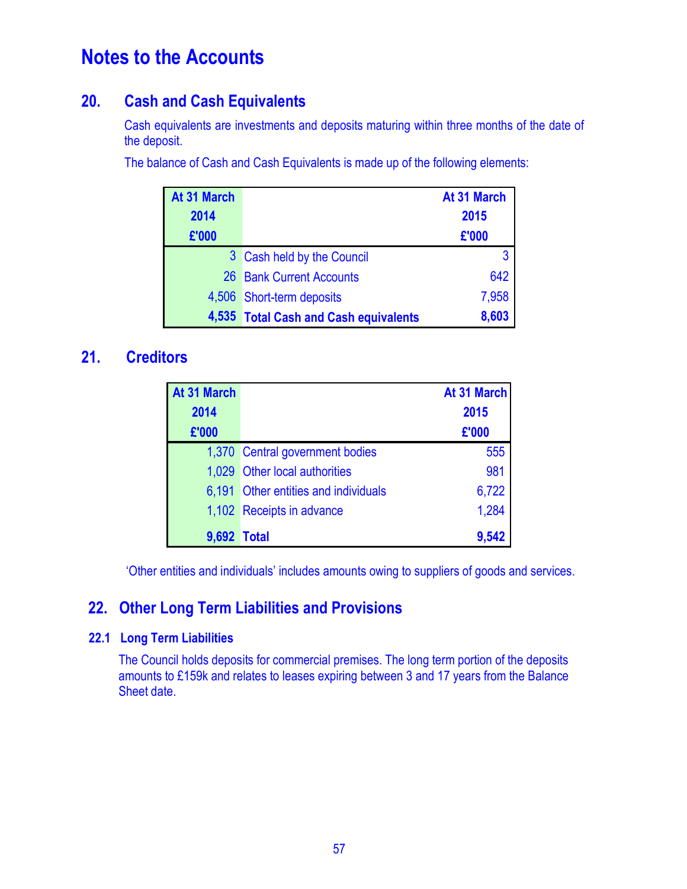# Notes to the Accounts

## 20. Cash and Cash Equivalents

Cash equivalents are investments and deposits maturing within three months of the date of the deposit.

The balance of Cash and Cash Equivalents is made up of the following elements:

| At 31 March 2014 £'000 | | At 31 March 2015 £'000 |
|---|---|---|
| 3 | Cash held by the Council | 3 |
| 26 | Bank Current Accounts | 642 |
| 4,506 | Short-term deposits | 7,958 |
| **4,535** | **Total Cash and Cash equivalents** | **8,603** |

## 21. Creditors

| At 31 March 2014 £'000 | | At 31 March 2015 £'000 |
|---|---|---|
| 1,370 | Central government bodies | 555 |
| 1,029 | Other local authorities | 981 |
| 6,191 | Other entities and individuals | 6,722 |
| 1,102 | Receipts in advance | 1,284 |
| **9,692** | **Total** | **9,542** |

'Other entities and individuals' includes amounts owing to suppliers of goods and services.

## 22. Other Long Term Liabilities and Provisions

### 22.1 Long Term Liabilities

The Council holds deposits for commercial premises. The long term portion of the deposits amounts to £159k and relates to leases expiring between 3 and 17 years from the Balance Sheet date.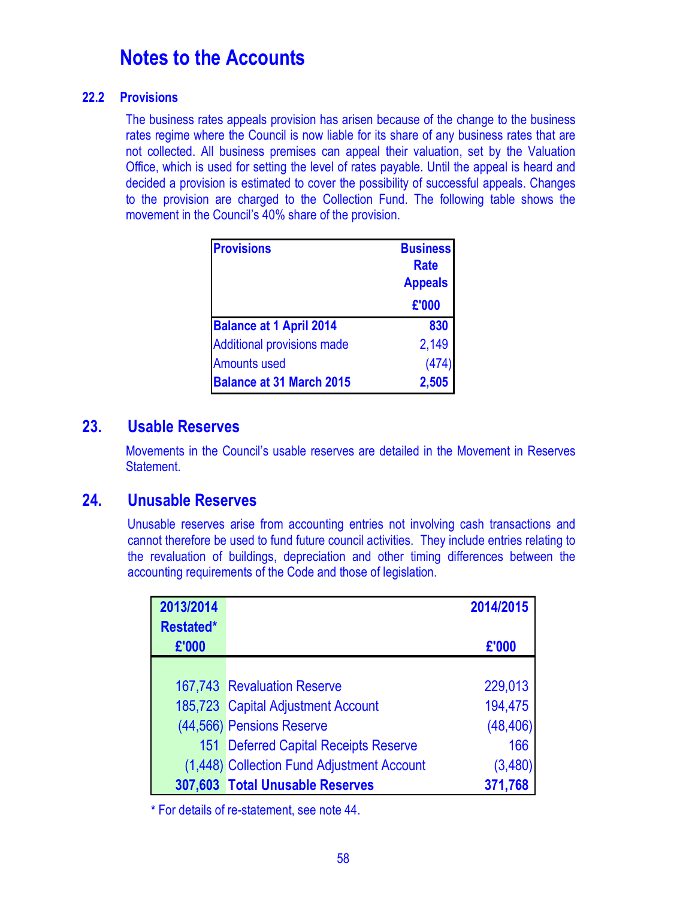# Notes to the Accounts

### 22.2 Provisions

The business rates appeals provision has arisen because of the change to the business rates regime where the Council is now liable for its share of any business rates that are not collected. All business premises can appeal their valuation, set by the Valuation Office, which is used for setting the level of rates payable. Until the appeal is heard and decided a provision is estimated to cover the possibility of successful appeals. Changes to the provision are charged to the Collection Fund. The following table shows the movement in the Council's 40% share of the provision.

| Provisions | Business Rate Appeals £'000 |
|---|---|
| **Balance at 1 April 2014** | **830** |
| Additional provisions made | 2,149 |
| Amounts used | (474) |
| **Balance at 31 March 2015** | **2,505** |

## 23. Usable Reserves

Movements in the Council's usable reserves are detailed in the Movement in Reserves Statement.

## 24. Unusable Reserves

Unusable reserves arise from accounting entries not involving cash transactions and cannot therefore be used to fund future council activities. They include entries relating to the revaluation of buildings, depreciation and other timing differences between the accounting requirements of the Code and those of legislation.

| 2013/2014 Restated* £'000 | | 2014/2015 £'000 |
|---|---|---|
| 167,743 | Revaluation Reserve | 229,013 |
| 185,723 | Capital Adjustment Account | 194,475 |
| (44,566) | Pensions Reserve | (48,406) |
| 151 | Deferred Capital Receipts Reserve | 166 |
| (1,448) | Collection Fund Adjustment Account | (3,480) |
| **307,603** | **Total Unusable Reserves** | **371,768** |

* For details of re-statement, see note 44.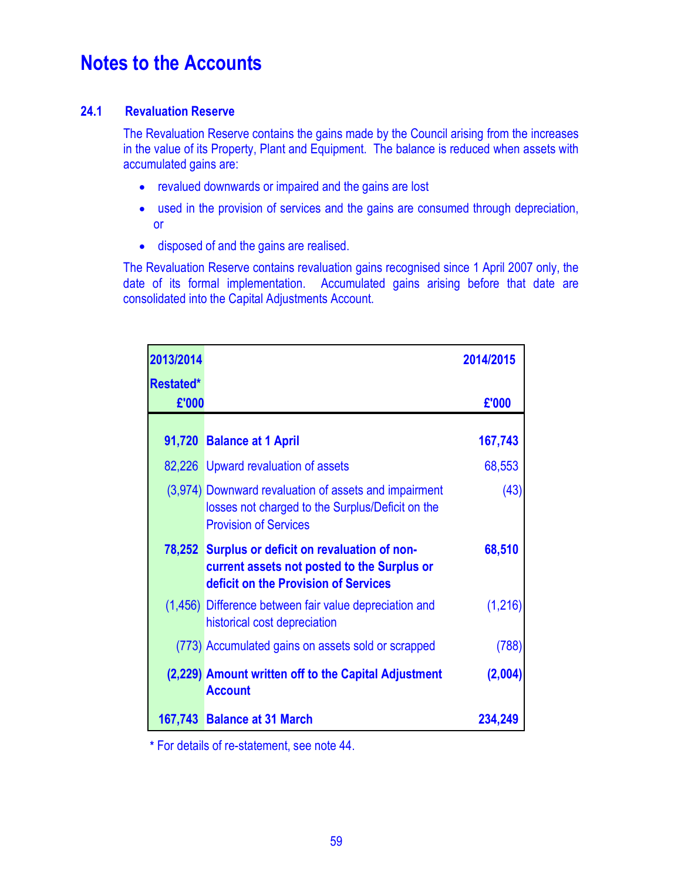# Notes to the Accounts

### 24.1 Revaluation Reserve

The Revaluation Reserve contains the gains made by the Council arising from the increases in the value of its Property, Plant and Equipment. The balance is reduced when assets with accumulated gains are:

- revalued downwards or impaired and the gains are lost
- used in the provision of services and the gains are consumed through depreciation, or
- disposed of and the gains are realised.

The Revaluation Reserve contains revaluation gains recognised since 1 April 2007 only, the date of its formal implementation. Accumulated gains arising before that date are consolidated into the Capital Adjustments Account.

| 2013/2014 Restated* £'000 | | 2014/2015 £'000 |
|---|---|---|
| **91,720** | **Balance at 1 April** | **167,743** |
| 82,226 | Upward revaluation of assets | 68,553 |
| (3,974) | Downward revaluation of assets and impairment losses not charged to the Surplus/Deficit on the Provision of Services | (43) |
| **78,252** | **Surplus or deficit on revaluation of non-current assets not posted to the Surplus or deficit on the Provision of Services** | **68,510** |
| (1,456) | Difference between fair value depreciation and historical cost depreciation | (1,216) |
| (773) | Accumulated gains on assets sold or scrapped | (788) |
| **(2,229)** | **Amount written off to the Capital Adjustment Account** | **(2,004)** |
| **167,743** | **Balance at 31 March** | **234,249** |

* For details of re-statement, see note 44.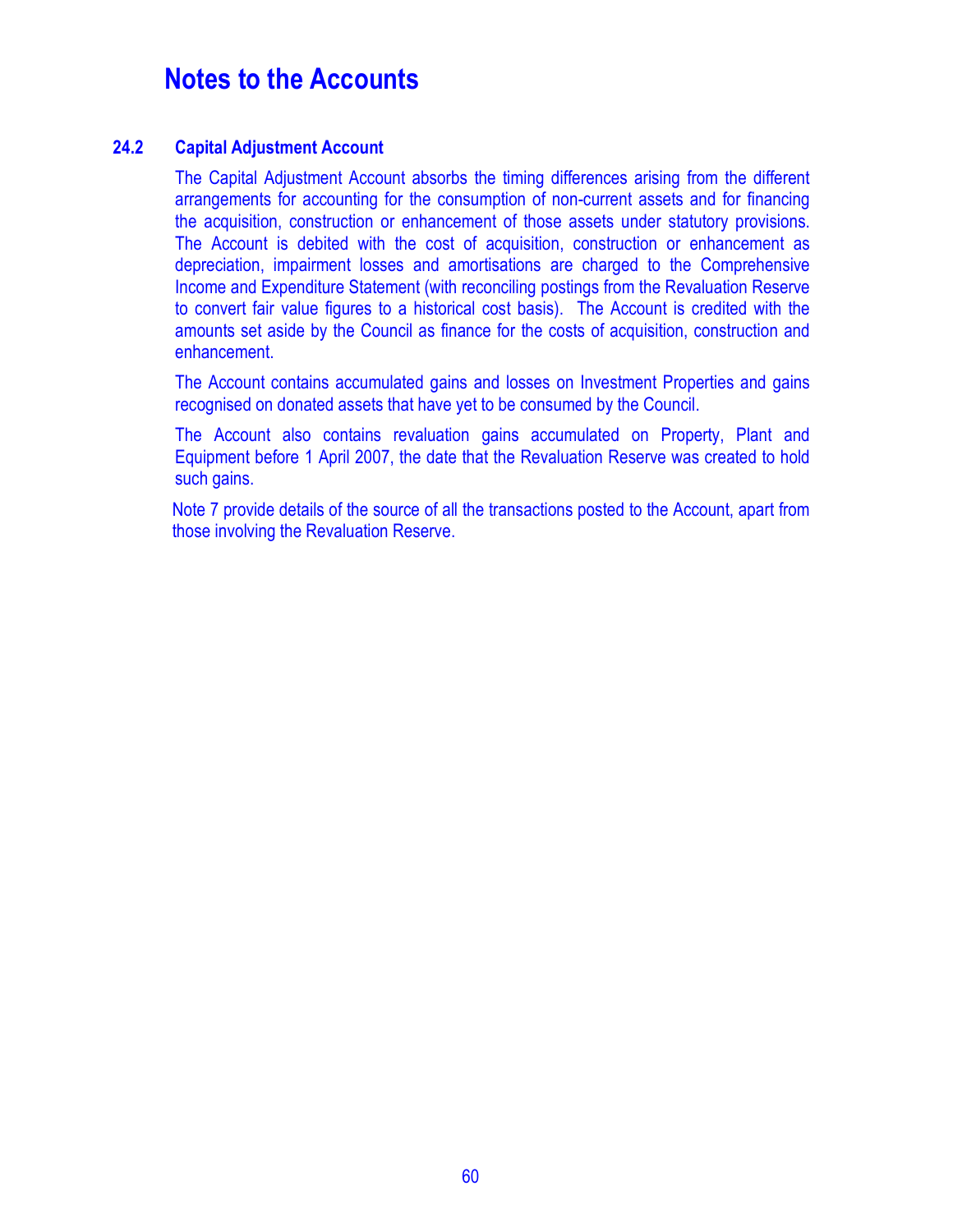# Notes to the Accounts

### 24.2 Capital Adjustment Account

The Capital Adjustment Account absorbs the timing differences arising from the different arrangements for accounting for the consumption of non-current assets and for financing the acquisition, construction or enhancement of those assets under statutory provisions. The Account is debited with the cost of acquisition, construction or enhancement as depreciation, impairment losses and amortisations are charged to the Comprehensive Income and Expenditure Statement (with reconciling postings from the Revaluation Reserve to convert fair value figures to a historical cost basis). The Account is credited with the amounts set aside by the Council as finance for the costs of acquisition, construction and enhancement.

The Account contains accumulated gains and losses on Investment Properties and gains recognised on donated assets that have yet to be consumed by the Council.

The Account also contains revaluation gains accumulated on Property, Plant and Equipment before 1 April 2007, the date that the Revaluation Reserve was created to hold such gains.

Note 7 provide details of the source of all the transactions posted to the Account, apart from those involving the Revaluation Reserve.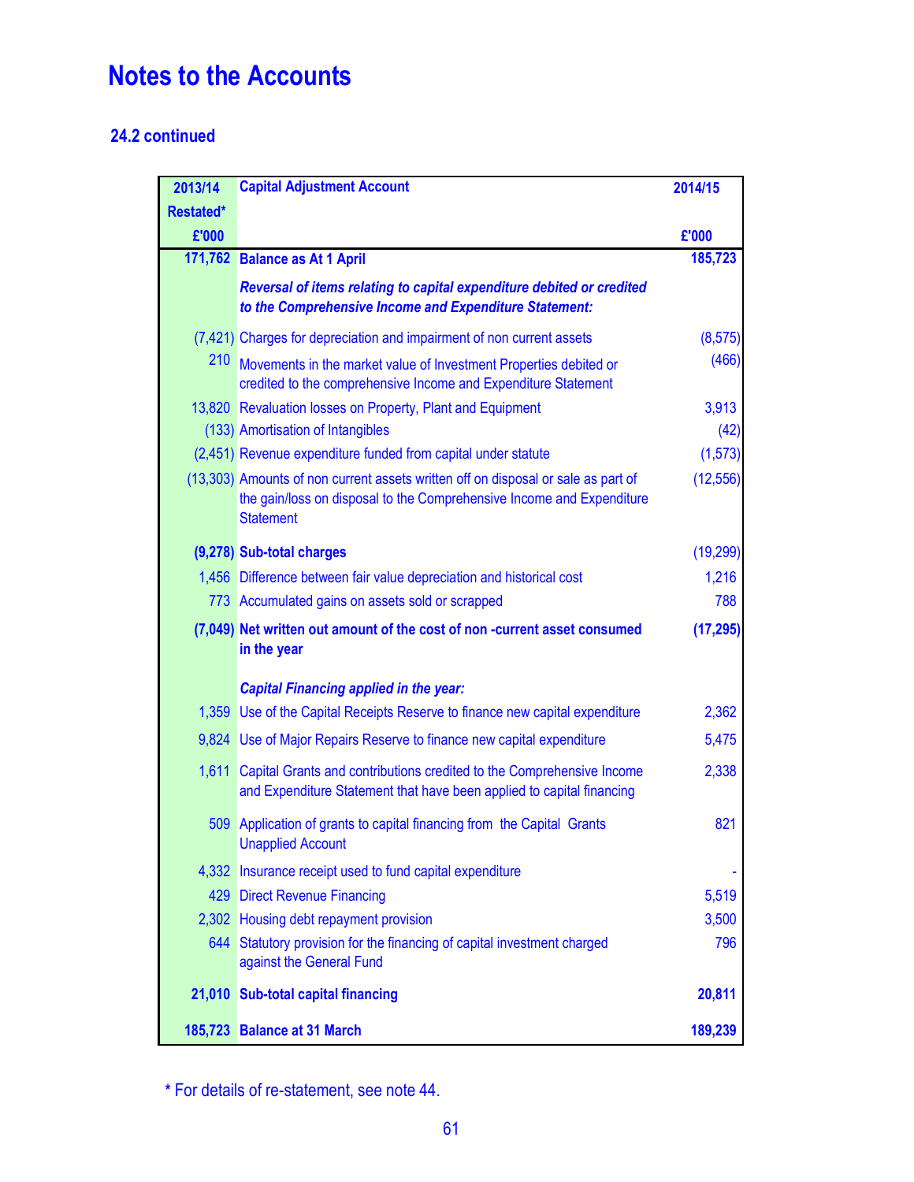# Notes to the Accounts

## 24.2 continued

| 2013/14 Restated* £'000 | Capital Adjustment Account | 2014/15 £'000 |
|---|---|---|
| **171,762** | **Balance as At 1 April** | **185,723** |
| | ***Reversal of items relating to capital expenditure debited or credited to the Comprehensive Income and Expenditure Statement:*** | |
| (7,421) | Charges for depreciation and impairment of non current assets | (8,575) |
| 210 | Movements in the market value of Investment Properties debited or credited to the comprehensive Income and Expenditure Statement | (466) |
| 13,820 | Revaluation losses on Property, Plant and Equipment | 3,913 |
| (133) | Amortisation of Intangibles | (42) |
| (2,451) | Revenue expenditure funded from capital under statute | (1,573) |
| (13,303) | Amounts of non current assets written off on disposal or sale as part of the gain/loss on disposal to the Comprehensive Income and Expenditure Statement | (12,556) |
| **(9,278)** | **Sub-total charges** | (19,299) |
| 1,456 | Difference between fair value depreciation and historical cost | 1,216 |
| 773 | Accumulated gains on assets sold or scrapped | 788 |
| **(7,049)** | **Net written out amount of the cost of non -current asset consumed in the year** | **(17,295)** |
| | ***Capital Financing applied in the year:*** | |
| 1,359 | Use of the Capital Receipts Reserve to finance new capital expenditure | 2,362 |
| 9,824 | Use of Major Repairs Reserve to finance new capital expenditure | 5,475 |
| 1,611 | Capital Grants and contributions credited to the Comprehensive Income and Expenditure Statement that have been applied to capital financing | 2,338 |
| 509 | Application of grants to capital financing from the Capital Grants Unapplied Account | 821 |
| 4,332 | Insurance receipt used to fund capital expenditure | - |
| 429 | Direct Revenue Financing | 5,519 |
| 2,302 | Housing debt repayment provision | 3,500 |
| 644 | Statutory provision for the financing of capital investment charged against the General Fund | 796 |
| **21,010** | **Sub-total capital financing** | **20,811** |
| **185,723** | **Balance at 31 March** | **189,239** |

* For details of re-statement, see note 44.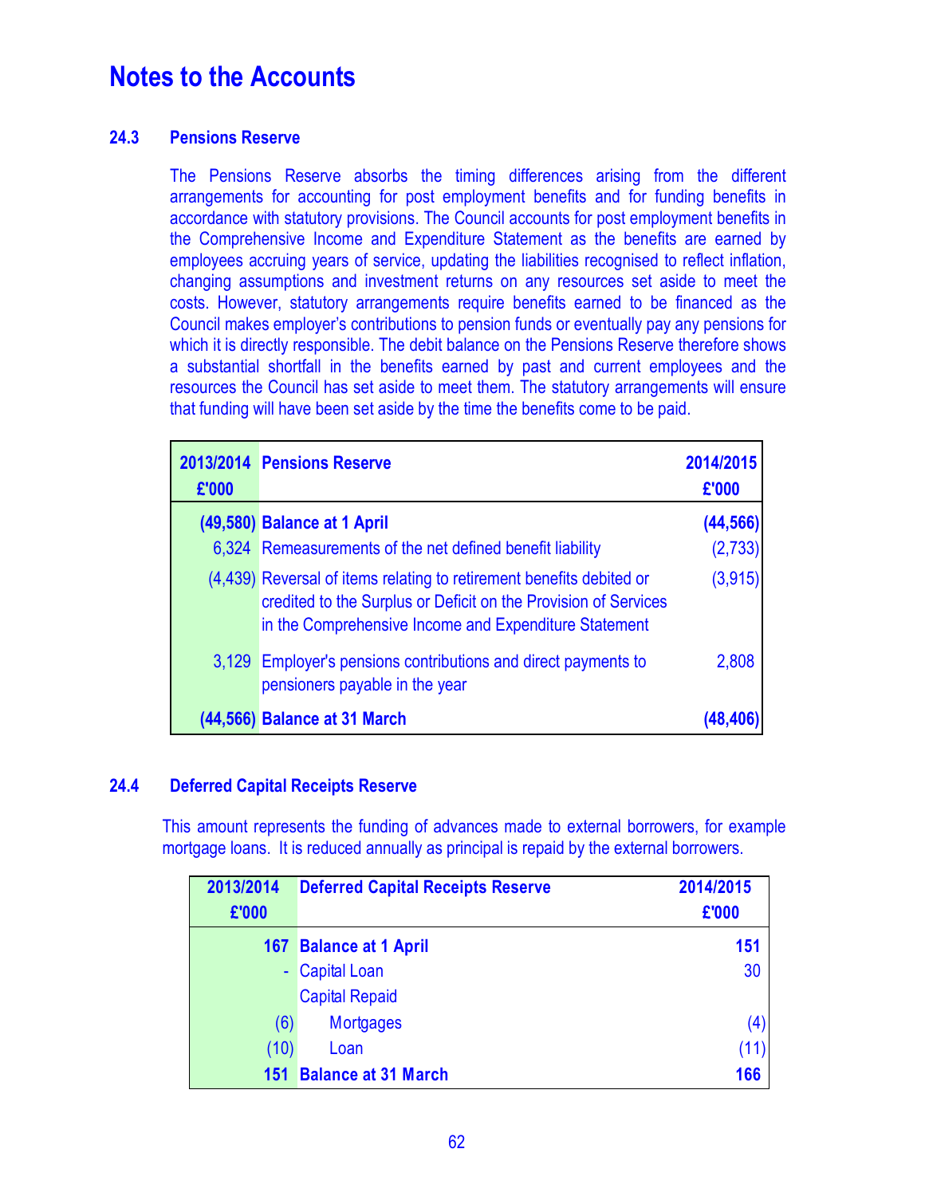# Notes to the Accounts

## 24.3 Pensions Reserve

The Pensions Reserve absorbs the timing differences arising from the different arrangements for accounting for post employment benefits and for funding benefits in accordance with statutory provisions. The Council accounts for post employment benefits in the Comprehensive Income and Expenditure Statement as the benefits are earned by employees accruing years of service, updating the liabilities recognised to reflect inflation, changing assumptions and investment returns on any resources set aside to meet the costs. However, statutory arrangements require benefits earned to be financed as the Council makes employer's contributions to pension funds or eventually pay any pensions for which it is directly responsible. The debit balance on the Pensions Reserve therefore shows a substantial shortfall in the benefits earned by past and current employees and the resources the Council has set aside to meet them. The statutory arrangements will ensure that funding will have been set aside by the time the benefits come to be paid.

| 2013/2014 £'000 | Pensions Reserve | 2014/2015 £'000 |
|---|---|---|
| **(49,580)** | **Balance at 1 April** | **(44,566)** |
| 6,324 | Remeasurements of the net defined benefit liability | (2,733) |
| (4,439) | Reversal of items relating to retirement benefits debited or credited to the Surplus or Deficit on the Provision of Services in the Comprehensive Income and Expenditure Statement | (3,915) |
| 3,129 | Employer's pensions contributions and direct payments to pensioners payable in the year | 2,808 |
| **(44,566)** | **Balance at 31 March** | **(48,406)** |

## 24.4 Deferred Capital Receipts Reserve

This amount represents the funding of advances made to external borrowers, for example mortgage loans. It is reduced annually as principal is repaid by the external borrowers.

| 2013/2014 £'000 | Deferred Capital Receipts Reserve | 2014/2015 £'000 |
|---|---|---|
| **167** | **Balance at 1 April** | **151** |
| - | Capital Loan | 30 |
| | Capital Repaid | |
| (6) | Mortgages | (4) |
| (10) | Loan | (11) |
| **151** | **Balance at 31 March** | **166** |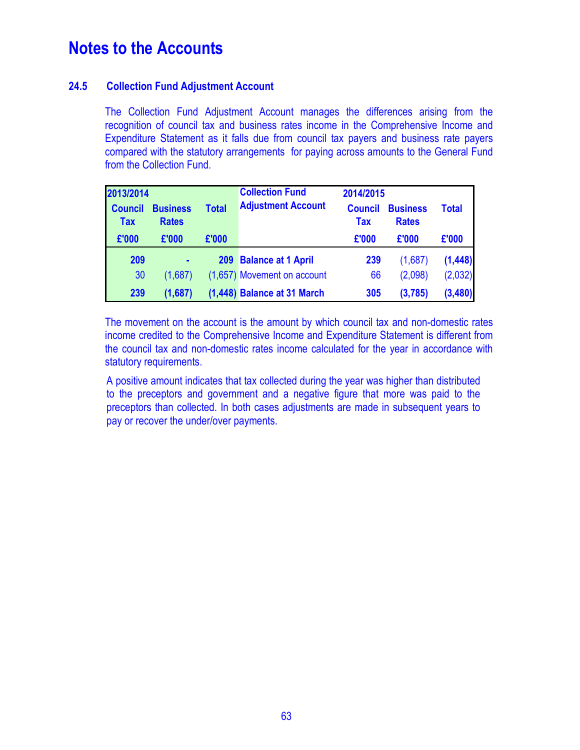# Notes to the Accounts

### 24.5 Collection Fund Adjustment Account

The Collection Fund Adjustment Account manages the differences arising from the recognition of council tax and business rates income in the Comprehensive Income and Expenditure Statement as it falls due from council tax payers and business rate payers compared with the statutory arrangements for paying across amounts to the General Fund from the Collection Fund.

| 2013/2014 | | | Collection Fund Adjustment Account | 2014/2015 | | |
|---|---|---|---|---|---|---|
| Council Tax | Business Rates | Total | | Council Tax | Business Rates | Total |
| £'000 | £'000 | £'000 | | £'000 | £'000 | £'000 |
| **209** | **-** | **209** | **Balance at 1 April** | **239** | (1,687) | **(1,448)** |
| 30 | (1,687) | (1,657) | Movement on account | 66 | (2,098) | (2,032) |
| **239** | **(1,687)** | **(1,448)** | **Balance at 31 March** | **305** | **(3,785)** | **(3,480)** |

The movement on the account is the amount by which council tax and non-domestic rates income credited to the Comprehensive Income and Expenditure Statement is different from the council tax and non-domestic rates income calculated for the year in accordance with statutory requirements.

A positive amount indicates that tax collected during the year was higher than distributed to the preceptors and government and a negative figure that more was paid to the preceptors than collected. In both cases adjustments are made in subsequent years to pay or recover the under/over payments.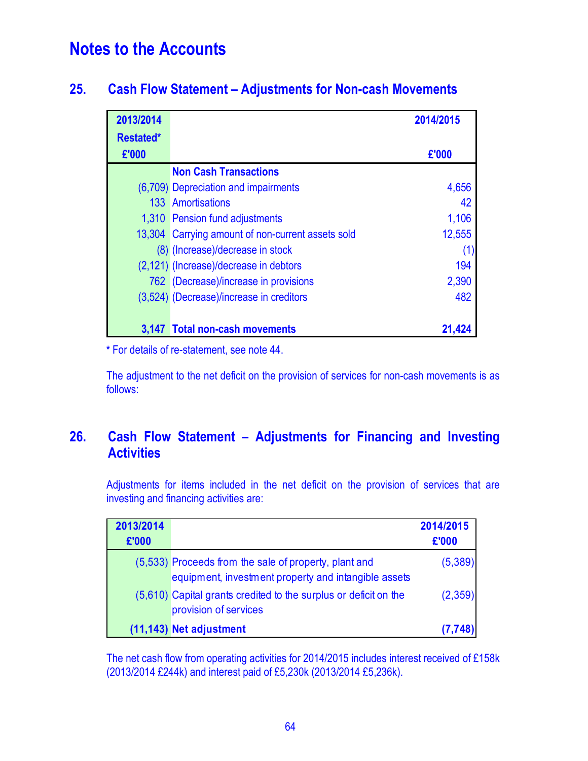# Notes to the Accounts

## 25. Cash Flow Statement – Adjustments for Non-cash Movements

| 2013/2014 Restated* £'000 | | 2014/2015 £'000 |
|---|---|---|
| | **Non Cash Transactions** | |
| (6,709) | Depreciation and impairments | 4,656 |
| 133 | Amortisations | 42 |
| 1,310 | Pension fund adjustments | 1,106 |
| 13,304 | Carrying amount of non-current assets sold | 12,555 |
| (8) | (Increase)/decrease in stock | (1) |
| (2,121) | (Increase)/decrease in debtors | 194 |
| 762 | (Decrease)/increase in provisions | 2,390 |
| (3,524) | (Decrease)/increase in creditors | 482 |
| **3,147** | **Total non-cash movements** | **21,424** |

* For details of re-statement, see note 44.

The adjustment to the net deficit on the provision of services for non-cash movements is as follows:

## 26. Cash Flow Statement – Adjustments for Financing and Investing Activities

Adjustments for items included in the net deficit on the provision of services that are investing and financing activities are:

| 2013/2014 £'000 | | 2014/2015 £'000 |
|---|---|---|
| (5,533) | Proceeds from the sale of property, plant and equipment, investment property and intangible assets | (5,389) |
| (5,610) | Capital grants credited to the surplus or deficit on the provision of services | (2,359) |
| **(11,143)** | **Net adjustment** | **(7,748)** |

The net cash flow from operating activities for 2014/2015 includes interest received of £158k (2013/2014 £244k) and interest paid of £5,230k (2013/2014 £5,236k).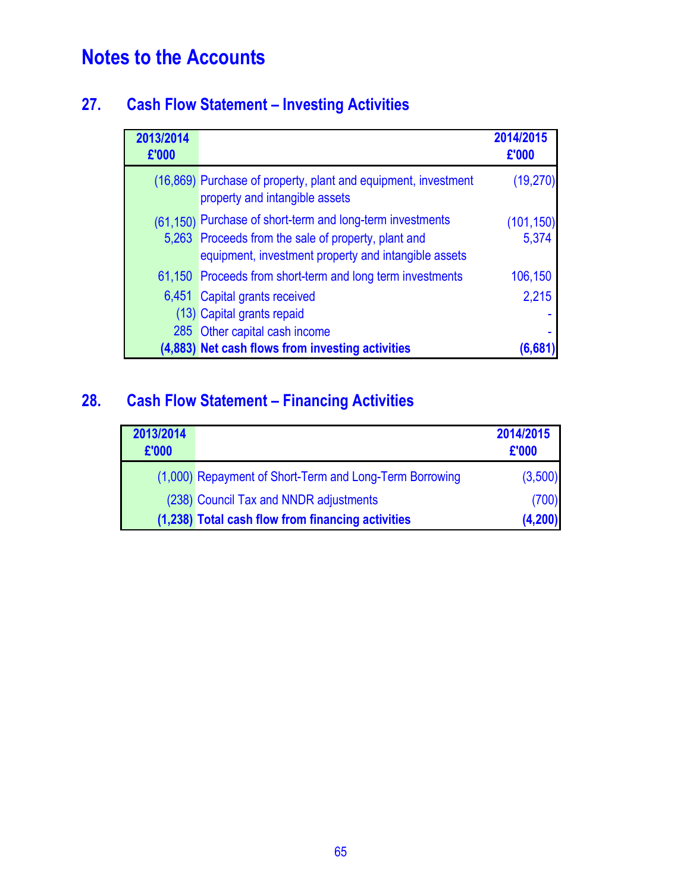# Notes to the Accounts

## 27. Cash Flow Statement – Investing Activities

| 2013/2014 £'000 | | 2014/2015 £'000 |
|---|---|---|
| (16,869) | Purchase of property, plant and equipment, investment property and intangible assets | (19,270) |
| (61,150) | Purchase of short-term and long-term investments | (101,150) |
| 5,263 | Proceeds from the sale of property, plant and equipment, investment property and intangible assets | 5,374 |
| 61,150 | Proceeds from short-term and long term investments | 106,150 |
| 6,451 | Capital grants received | 2,215 |
| (13) | Capital grants repaid | - |
| 285 | Other capital cash income | - |
| **(4,883)** | **Net cash flows from investing activities** | **(6,681)** |

## 28. Cash Flow Statement – Financing Activities

| 2013/2014 £'000 | | 2014/2015 £'000 |
|---|---|---|
| (1,000) | Repayment of Short-Term and Long-Term Borrowing | (3,500) |
| (238) | Council Tax and NNDR adjustments | (700) |
| **(1,238)** | **Total cash flow from financing activities** | **(4,200)** |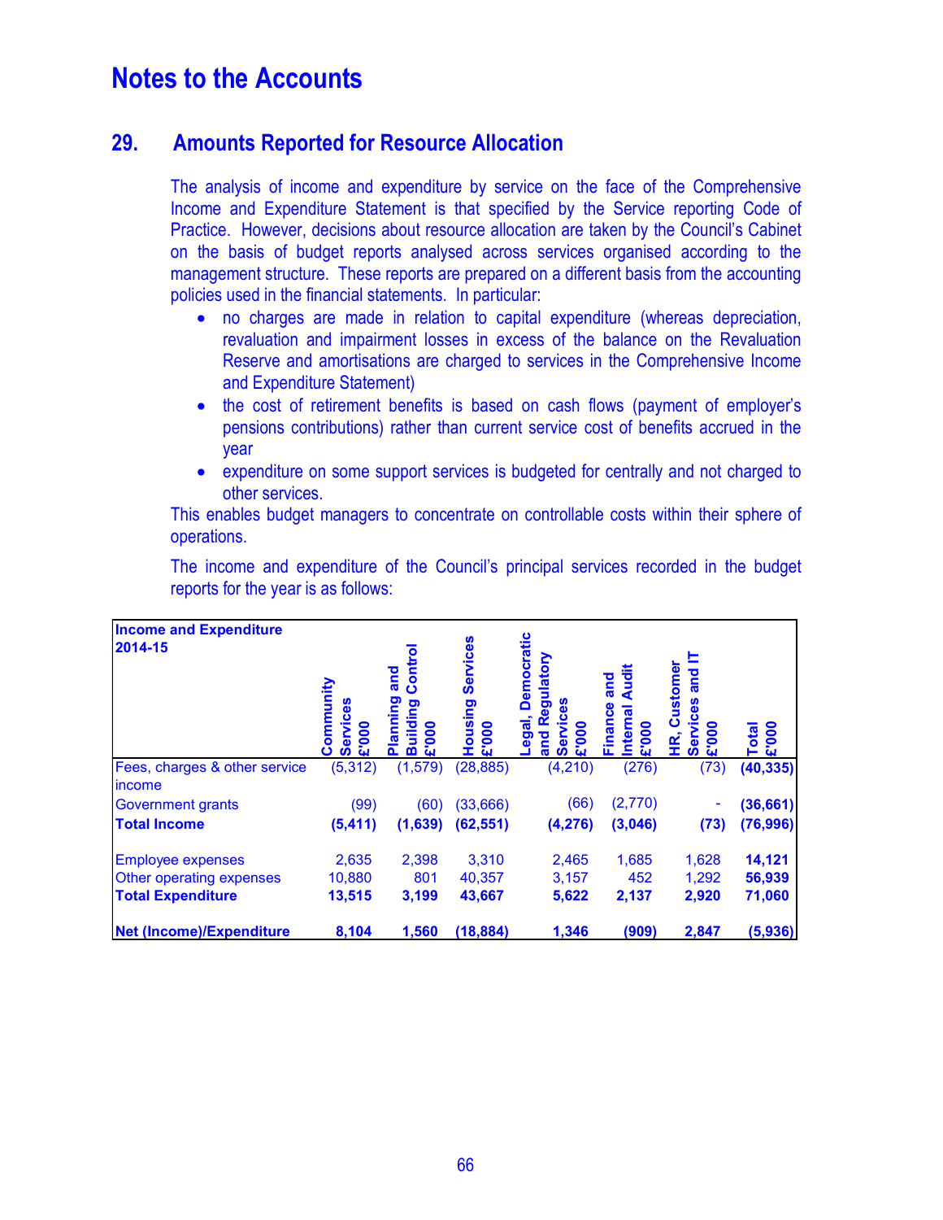# Notes to the Accounts

## 29. Amounts Reported for Resource Allocation

The analysis of income and expenditure by service on the face of the Comprehensive Income and Expenditure Statement is that specified by the Service reporting Code of Practice. However, decisions about resource allocation are taken by the Council's Cabinet on the basis of budget reports analysed across services organised according to the management structure. These reports are prepared on a different basis from the accounting policies used in the financial statements. In particular:

- no charges are made in relation to capital expenditure (whereas depreciation, revaluation and impairment losses in excess of the balance on the Revaluation Reserve and amortisations are charged to services in the Comprehensive Income and Expenditure Statement)
- the cost of retirement benefits is based on cash flows (payment of employer's pensions contributions) rather than current service cost of benefits accrued in the year
- expenditure on some support services is budgeted for centrally and not charged to other services.

This enables budget managers to concentrate on controllable costs within their sphere of operations.

The income and expenditure of the Council's principal services recorded in the budget reports for the year is as follows:

| **Income and Expenditure 2014-15** | **Community Services £'000** | **Planning and Building Control £'000** | **Housing Services £'000** | **Legal, Democratic and Regulatory Services £'000** | **Finance and Internal Audit £'000** | **HR, Customer Services and IT £'000** | **Total £'000** |
|---|---|---|---|---|---|---|---|
| Fees, charges & other service income | (5,312) | (1,579) | (28,885) | (4,210) | (276) | (73) | **(40,335)** |
| Government grants | (99) | (60) | (33,666) | (66) | (2,770) | - | **(36,661)** |
| **Total Income** | **(5,411)** | **(1,639)** | **(62,551)** | **(4,276)** | **(3,046)** | **(73)** | **(76,996)** |
| Employee expenses | 2,635 | 2,398 | 3,310 | 2,465 | 1,685 | 1,628 | **14,121** |
| Other operating expenses | 10,880 | 801 | 40,357 | 3,157 | 452 | 1,292 | **56,939** |
| **Total Expenditure** | **13,515** | **3,199** | **43,667** | **5,622** | **2,137** | **2,920** | **71,060** |
| **Net (Income)/Expenditure** | **8,104** | **1,560** | **(18,884)** | **1,346** | **(909)** | **2,847** | **(5,936)** |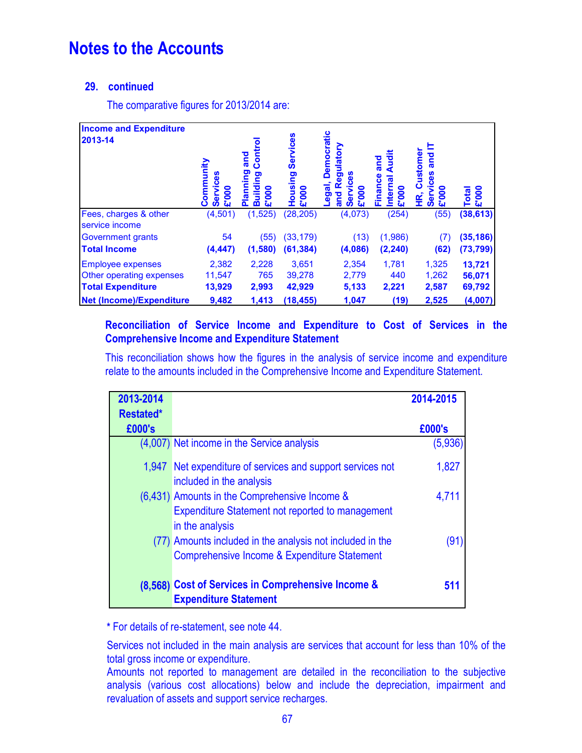# Notes to the Accounts

## 29. continued

The comparative figures for 2013/2014 are:

| Income and Expenditure 2013-14 | Community Services £'000 | Planning and Building Control £'000 | Housing Services £'000 | Legal, Democratic and Regulatory Services £'000 | Finance and Internal Audit £'000 | HR, Customer Services and IT £'000 | Total £'000 |
|---|---|---|---|---|---|---|---|
| Fees, charges & other service income | (4,501) | (1,525) | (28,205) | (4,073) | (254) | (55) | **(38,613)** |
| Government grants | 54 | (55) | (33,179) | (13) | (1,986) | (7) | **(35,186)** |
| **Total Income** | **(4,447)** | **(1,580)** | **(61,384)** | **(4,086)** | **(2,240)** | **(62)** | **(73,799)** |
| Employee expenses | 2,382 | 2,228 | 3,651 | 2,354 | 1,781 | 1,325 | **13,721** |
| Other operating expenses | 11,547 | 765 | 39,278 | 2,779 | 440 | 1,262 | **56,071** |
| **Total Expenditure** | **13,929** | **2,993** | **42,929** | **5,133** | **2,221** | **2,587** | **69,792** |
| **Net (Income)/Expenditure** | **9,482** | **1,413** | **(18,455)** | **1,047** | **(19)** | **2,525** | **(4,007)** |

**Reconciliation of Service Income and Expenditure to Cost of Services in the Comprehensive Income and Expenditure Statement**

This reconciliation shows how the figures in the analysis of service income and expenditure relate to the amounts included in the Comprehensive Income and Expenditure Statement.

| 2013-2014 Restated* £000's | | 2014-2015 £000's |
|---|---|---|
| (4,007) | Net income in the Service analysis | (5,936) |
| 1,947 | Net expenditure of services and support services not included in the analysis | 1,827 |
| (6,431) | Amounts in the Comprehensive Income & Expenditure Statement not reported to management in the analysis | 4,711 |
| (77) | Amounts included in the analysis not included in the Comprehensive Income & Expenditure Statement | (91) |
| **(8,568)** | **Cost of Services in Comprehensive Income & Expenditure Statement** | **511** |

\* For details of re-statement, see note 44.

Services not included in the main analysis are services that account for less than 10% of the total gross income or expenditure.

Amounts not reported to management are detailed in the reconciliation to the subjective analysis (various cost allocations) below and include the depreciation, impairment and revaluation of assets and support service recharges.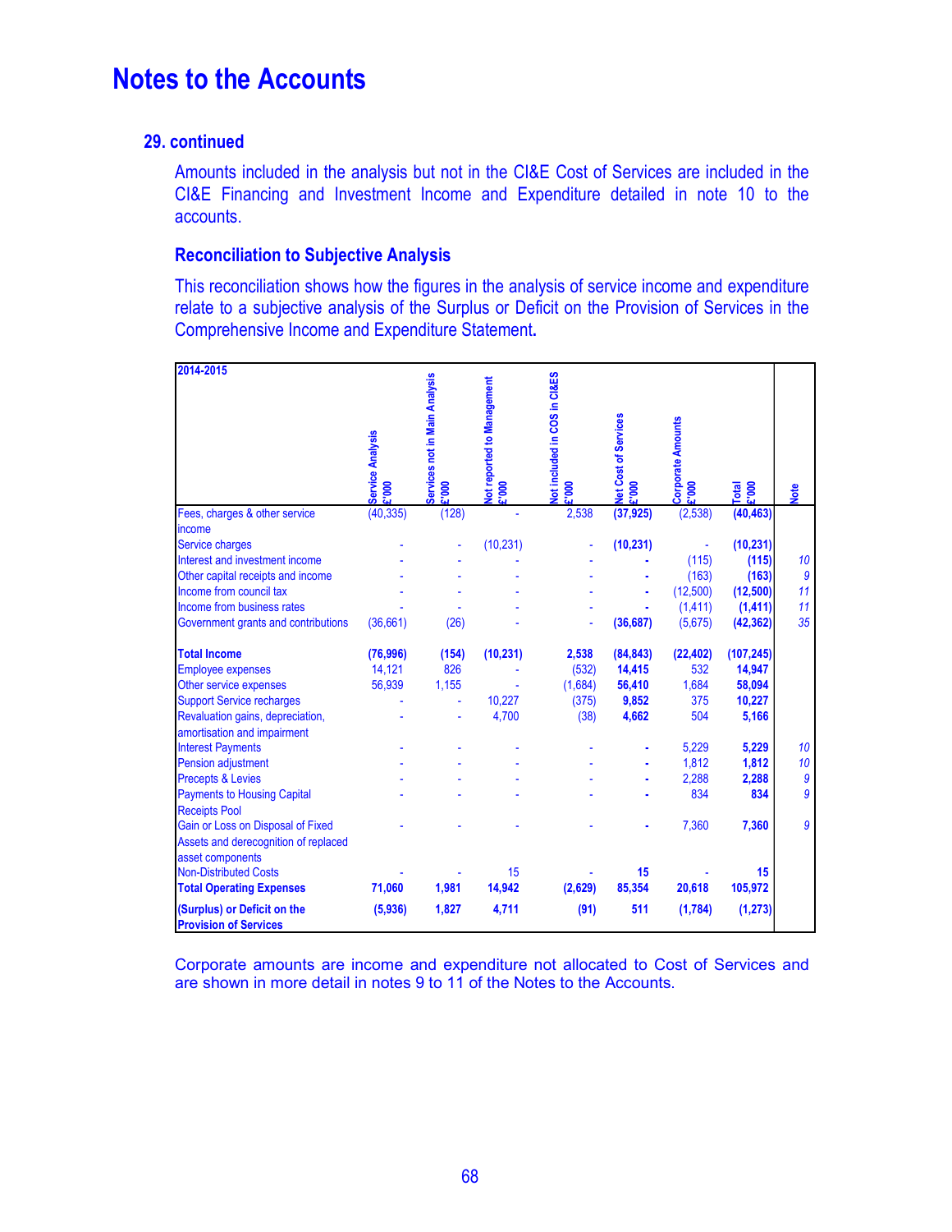# Notes to the Accounts

### 29. continued

Amounts included in the analysis but not in the CI&E Cost of Services are included in the CI&E Financing and Investment Income and Expenditure detailed in note 10 to the accounts.

### Reconciliation to Subjective Analysis

This reconciliation shows how the figures in the analysis of service income and expenditure relate to a subjective analysis of the Surplus or Deficit on the Provision of Services in the Comprehensive Income and Expenditure Statement.

| 2014-2015 | Service Analysis £'000 | Services not in Main Analysis £'000 | Not reported to Management £'000 | Not included in COS in CI&ES £'000 | Net Cost of Services £'000 | Corporate Amounts £'000 | Total £'000 | Note |
|---|---|---|---|---|---|---|---|---|
| Fees, charges & other service income | (40,335) | (128) | - | 2,538 | **(37,925)** | (2,538) | **(40,463)** | |
| Service charges | - | - | (10,231) | - | **(10,231)** | - | **(10,231)** | |
| Interest and investment income | - | - | - | - | **-** | (115) | **(115)** | *10* |
| Other capital receipts and income | - | - | - | - | **-** | (163) | **(163)** | *9* |
| Income from council tax | - | - | - | - | **-** | (12,500) | **(12,500)** | *11* |
| Income from business rates | - | - | - | - | **-** | (1,411) | **(1,411)** | *11* |
| Government grants and contributions | (36,661) | (26) | - | - | **(36,687)** | (5,675) | **(42,362)** | *35* |
| **Total Income** | **(76,996)** | **(154)** | **(10,231)** | **2,538** | **(84,843)** | **(22,402)** | **(107,245)** | |
| Employee expenses | 14,121 | 826 | - | (532) | **14,415** | 532 | **14,947** | |
| Other service expenses | 56,939 | 1,155 | - | (1,684) | **56,410** | 1,684 | **58,094** | |
| Support Service recharges | - | - | 10,227 | (375) | **9,852** | 375 | **10,227** | |
| Revaluation gains, depreciation, amortisation and impairment | - | - | 4,700 | (38) | **4,662** | 504 | **5,166** | |
| Interest Payments | - | - | - | - | **-** | 5,229 | **5,229** | *10* |
| Pension adjustment | - | - | - | - | **-** | 1,812 | **1,812** | *10* |
| Precepts & Levies | - | - | - | - | **-** | 2,288 | **2,288** | *9* |
| Payments to Housing Capital Receipts Pool | - | - | - | - | **-** | 834 | **834** | *9* |
| Gain or Loss on Disposal of Fixed Assets and derecognition of replaced asset components | - | - | - | - | **-** | 7,360 | **7,360** | *9* |
| Non-Distributed Costs | - | - | 15 | - | **15** | - | **15** | |
| **Total Operating Expenses** | **71,060** | **1,981** | **14,942** | **(2,629)** | **85,354** | **20,618** | **105,972** | |
| **(Surplus) or Deficit on the Provision of Services** | **(5,936)** | **1,827** | **4,711** | **(91)** | **511** | **(1,784)** | **(1,273)** | |

Corporate amounts are income and expenditure not allocated to Cost of Services and are shown in more detail in notes 9 to 11 of the Notes to the Accounts.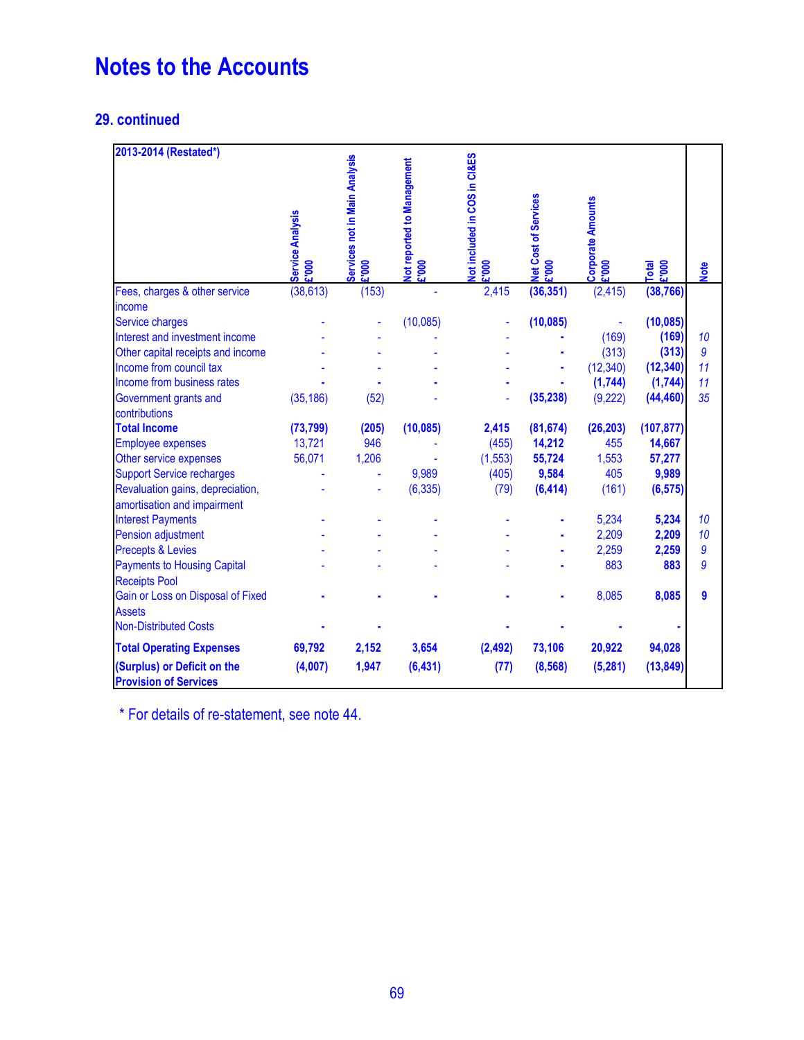# Notes to the Accounts

## 29. continued

| 2013-2014 (Restated*) | Service Analysis £'000 | Services not in Main Analysis £'000 | Not reported to Management £'000 | Not included in COS in CI&ES £'000 | Net Cost of Services £'000 | Corporate Amounts £'000 | Total £'000 | Note |
|---|---|---|---|---|---|---|---|---|
| Fees, charges & other service income | (38,613) | (153) | - | 2,415 | **(36,351)** | (2,415) | **(38,766)** | |
| Service charges | - | - | (10,085) | - | **(10,085)** | - | **(10,085)** | |
| Interest and investment income | - | - | - | - | **-** | (169) | **(169)** | *10* |
| Other capital receipts and income | - | - | - | - | **-** | (313) | **(313)** | *9* |
| Income from council tax | - | - | - | - | **-** | (12,340) | **(12,340)** | *11* |
| Income from business rates | **-** | **-** | **-** | **-** | **-** | **(1,744)** | **(1,744)** | *11* |
| Government grants and contributions | (35,186) | (52) | - | - | **(35,238)** | (9,222) | **(44,460)** | *35* |
| **Total Income** | **(73,799)** | **(205)** | **(10,085)** | **2,415** | **(81,674)** | **(26,203)** | **(107,877)** | |
| Employee expenses | 13,721 | 946 | - | (455) | **14,212** | 455 | **14,667** | |
| Other service expenses | 56,071 | 1,206 | - | (1,553) | **55,724** | 1,553 | **57,277** | |
| Support Service recharges | - | - | 9,989 | (405) | **9,584** | 405 | **9,989** | |
| Revaluation gains, depreciation, amortisation and impairment | - | - | (6,335) | (79) | **(6,414)** | (161) | **(6,575)** | |
| Interest Payments | - | - | - | - | **-** | 5,234 | **5,234** | *10* |
| Pension adjustment | - | - | - | - | **-** | 2,209 | **2,209** | *10* |
| Precepts & Levies | - | - | - | - | **-** | 2,259 | **2,259** | *9* |
| Payments to Housing Capital Receipts Pool | - | - | - | - | **-** | 883 | **883** | *9* |
| Gain or Loss on Disposal of Fixed Assets | **-** | **-** | **-** | **-** | **-** | 8,085 | **8,085** | **9** |
| Non-Distributed Costs | **-** | **-** | | **-** | **-** | **-** | **-** | |
| **Total Operating Expenses** | **69,792** | **2,152** | **3,654** | **(2,492)** | **73,106** | **20,922** | **94,028** | |
| **(Surplus) or Deficit on the Provision of Services** | **(4,007)** | **1,947** | **(6,431)** | **(77)** | **(8,568)** | **(5,281)** | **(13,849)** | |

\* For details of re-statement, see note 44.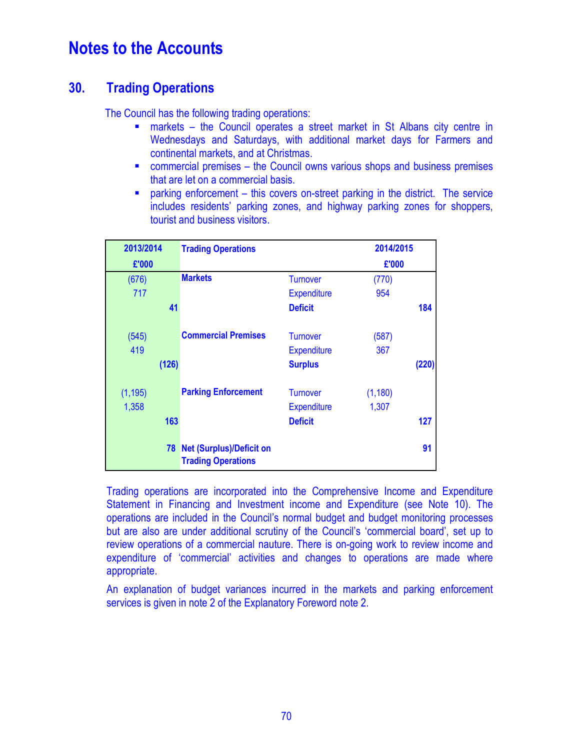# Notes to the Accounts

## 30. Trading Operations

The Council has the following trading operations:

- markets – the Council operates a street market in St Albans city centre in Wednesdays and Saturdays, with additional market days for Farmers and continental markets, and at Christmas.
- commercial premises – the Council owns various shops and business premises that are let on a commercial basis.
- parking enforcement – this covers on-street parking in the district. The service includes residents' parking zones, and highway parking zones for shoppers, tourist and business visitors.

| 2013/2014 £'000 | | Trading Operations | | 2014/2015 £'000 | |
|---|---|---|---|---|---|
| (676) | | **Markets** | Turnover | (770) | |
| 717 | | | Expenditure | 954 | |
| | **41** | | **Deficit** | | **184** |
| (545) | | **Commercial Premises** | Turnover | (587) | |
| 419 | | | Expenditure | 367 | |
| | **(126)** | | **Surplus** | | **(220)** |
| (1,195) | | **Parking Enforcement** | Turnover | (1,180) | |
| 1,358 | | | Expenditure | 1,307 | |
| | **163** | | **Deficit** | | **127** |
| | **78** | **Net (Surplus)/Deficit on Trading Operations** | | | **91** |

Trading operations are incorporated into the Comprehensive Income and Expenditure Statement in Financing and Investment income and Expenditure (see Note 10). The operations are included in the Council's normal budget and budget monitoring processes but are also are under additional scrutiny of the Council's 'commercial board', set up to review operations of a commercial nauture. There is on-going work to review income and expenditure of 'commercial' activities and changes to operations are made where appropriate.

An explanation of budget variances incurred in the markets and parking enforcement services is given in note 2 of the Explanatory Foreword note 2.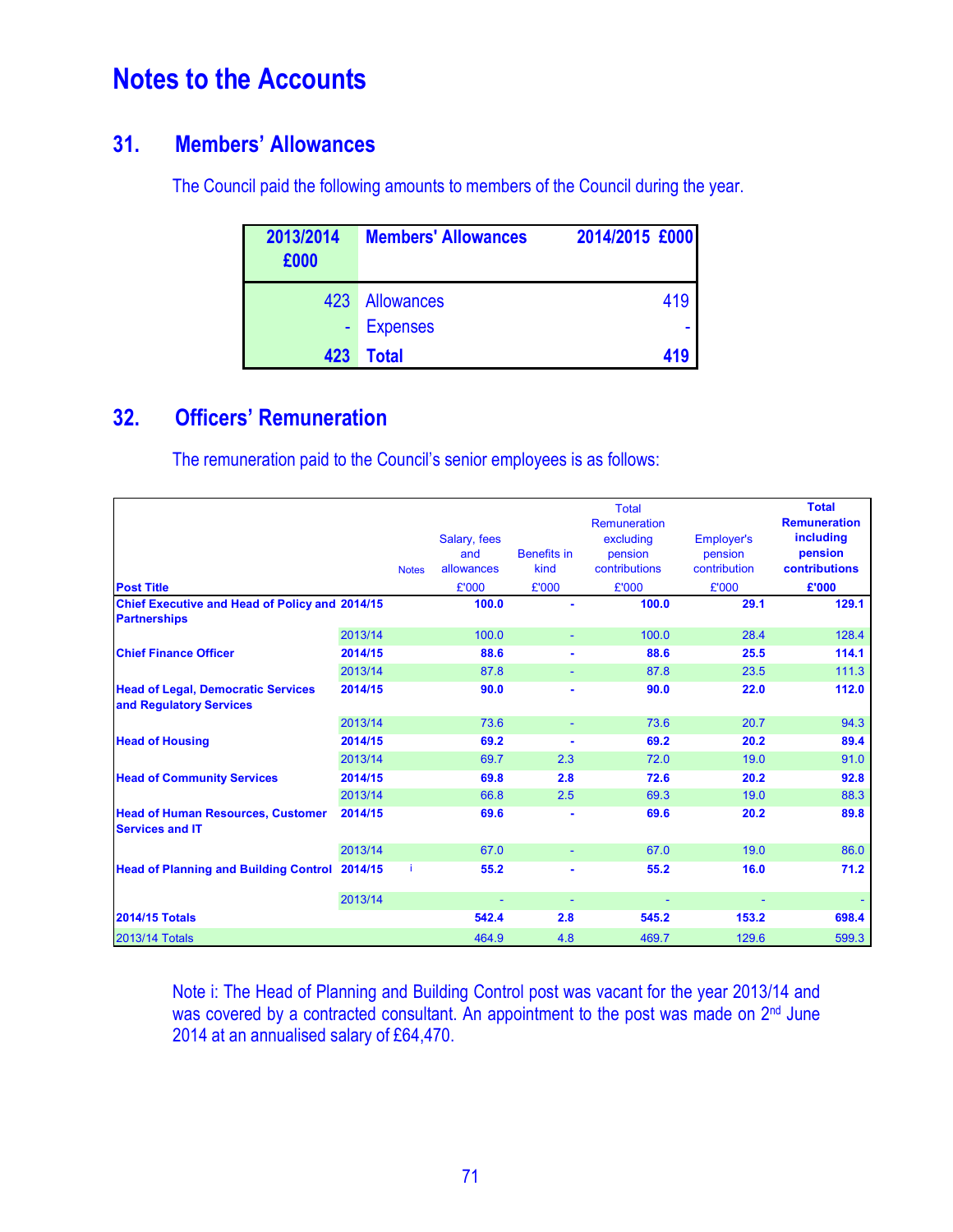# Notes to the Accounts

## 31. Members' Allowances

The Council paid the following amounts to members of the Council during the year.

| 2013/2014 £000 | Members' Allowances | 2014/2015 £000 |
|---|---|---|
| 423 | Allowances | 419 |
| - | Expenses | - |
| **423** | **Total** | **419** |

## 32. Officers' Remuneration

The remuneration paid to the Council's senior employees is as follows:

| Post Title | | Notes | Salary, fees and allowances £'000 | Benefits in kind £'000 | Total Remuneration excluding pension contributions £'000 | Employer's pension contribution £'000 | **Total Remuneration including pension contributions £'000** |
|---|---|---|---|---|---|---|---|
| **Chief Executive and Head of Policy and Partnerships** | **2014/15** | | **100.0** | **-** | **100.0** | **29.1** | **129.1** |
| | 2013/14 | | 100.0 | - | 100.0 | 28.4 | 128.4 |
| **Chief Finance Officer** | **2014/15** | | **88.6** | **-** | **88.6** | **25.5** | **114.1** |
| | 2013/14 | | 87.8 | - | 87.8 | 23.5 | 111.3 |
| **Head of Legal, Democratic Services and Regulatory Services** | **2014/15** | | **90.0** | **-** | **90.0** | **22.0** | **112.0** |
| | 2013/14 | | 73.6 | - | 73.6 | 20.7 | 94.3 |
| **Head of Housing** | **2014/15** | | **69.2** | **-** | **69.2** | **20.2** | **89.4** |
| | 2013/14 | | 69.7 | 2.3 | 72.0 | 19.0 | 91.0 |
| **Head of Community Services** | **2014/15** | | **69.8** | **2.8** | **72.6** | **20.2** | **92.8** |
| | 2013/14 | | 66.8 | 2.5 | 69.3 | 19.0 | 88.3 |
| **Head of Human Resources, Customer Services and IT** | **2014/15** | | **69.6** | **-** | **69.6** | **20.2** | **89.8** |
| | 2013/14 | | 67.0 | - | 67.0 | 19.0 | 86.0 |
| **Head of Planning and Building Control** | **2014/15** | i | **55.2** | **-** | **55.2** | **16.0** | **71.2** |
| | 2013/14 | | - | - | - | - | - |
| **2014/15 Totals** | | | **542.4** | **2.8** | **545.2** | **153.2** | **698.4** |
| 2013/14 Totals | | | 464.9 | 4.8 | 469.7 | 129.6 | 599.3 |

Note i: The Head of Planning and Building Control post was vacant for the year 2013/14 and was covered by a contracted consultant. An appointment to the post was made on 2nd June 2014 at an annualised salary of £64,470.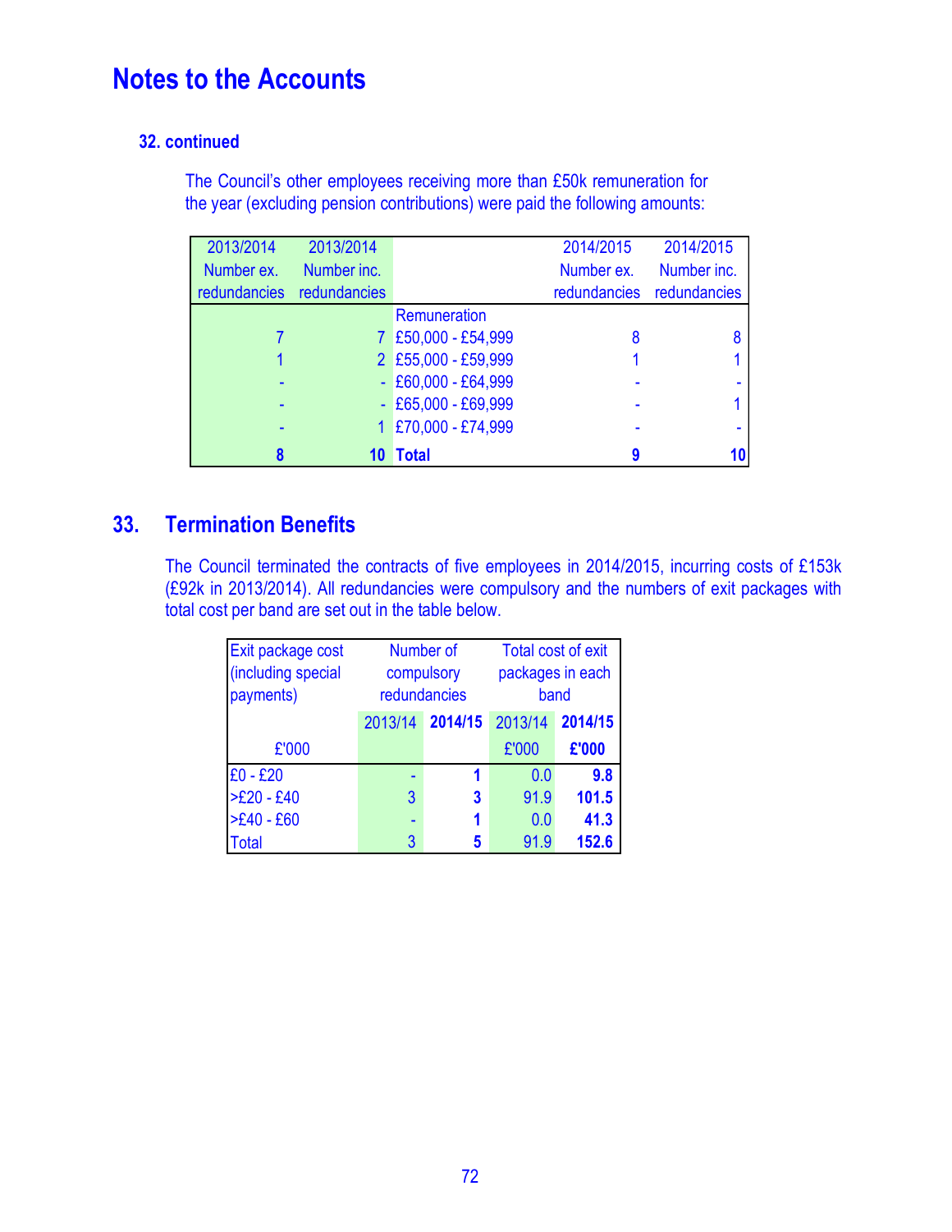# Notes to the Accounts

### 32. continued

The Council's other employees receiving more than £50k remuneration for the year (excluding pension contributions) were paid the following amounts:

| 2013/2014 Number ex. redundancies | 2013/2014 Number inc. redundancies | | 2014/2015 Number ex. redundancies | 2014/2015 Number inc. redundancies |
|---|---|---|---|---|
| | | Remuneration | | |
| 7 | 7 | £50,000 - £54,999 | 8 | 8 |
| 1 | 2 | £55,000 - £59,999 | 1 | 1 |
| - | - | £60,000 - £64,999 | - | - |
| - | - | £65,000 - £69,999 | - | 1 |
| - | 1 | £70,000 - £74,999 | - | - |
| **8** | **10** | **Total** | **9** | **10** |

## 33. Termination Benefits

The Council terminated the contracts of five employees in 2014/2015, incurring costs of £153k (£92k in 2013/2014). All redundancies were compulsory and the numbers of exit packages with total cost per band are set out in the table below.

| Exit package cost (including special payments) | Number of compulsory redundancies | | Total cost of exit packages in each band | |
|---|---|---|---|---|
| | 2013/14 | **2014/15** | 2013/14 | **2014/15** |
| £'000 | | | £'000 | **£'000** |
| £0 - £20 | - | **1** | 0.0 | **9.8** |
| >£20 - £40 | 3 | **3** | 91.9 | **101.5** |
| >£40 - £60 | - | **1** | 0.0 | **41.3** |
| Total | 3 | **5** | 91.9 | **152.6** |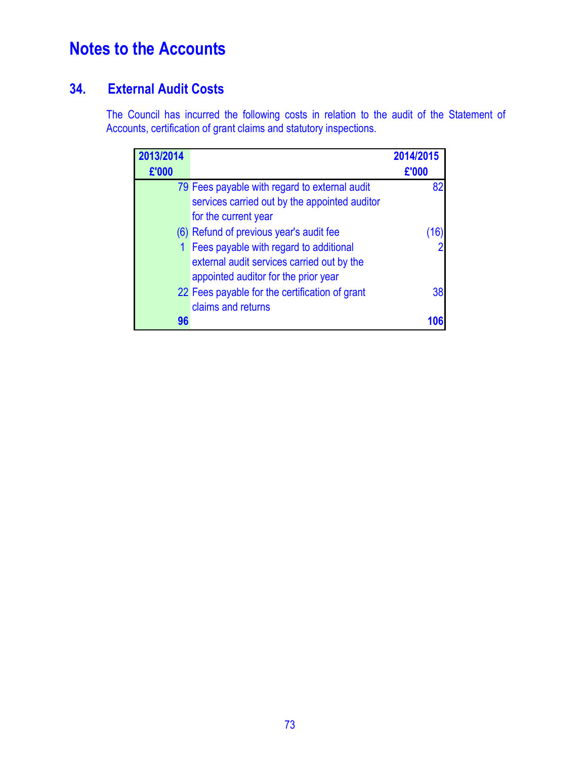# Notes to the Accounts

## 34. External Audit Costs

The Council has incurred the following costs in relation to the audit of the Statement of Accounts, certification of grant claims and statutory inspections.

| 2013/2014 £'000 | | 2014/2015 £'000 |
|---|---|---|
| 79 | Fees payable with regard to external audit services carried out by the appointed auditor for the current year | 82 |
| (6) | Refund of previous year's audit fee | (16) |
| 1 | Fees payable with regard to additional external audit services carried out by the appointed auditor for the prior year | 2 |
| 22 | Fees payable for the certification of grant claims and returns | 38 |
| **96** | | **106** |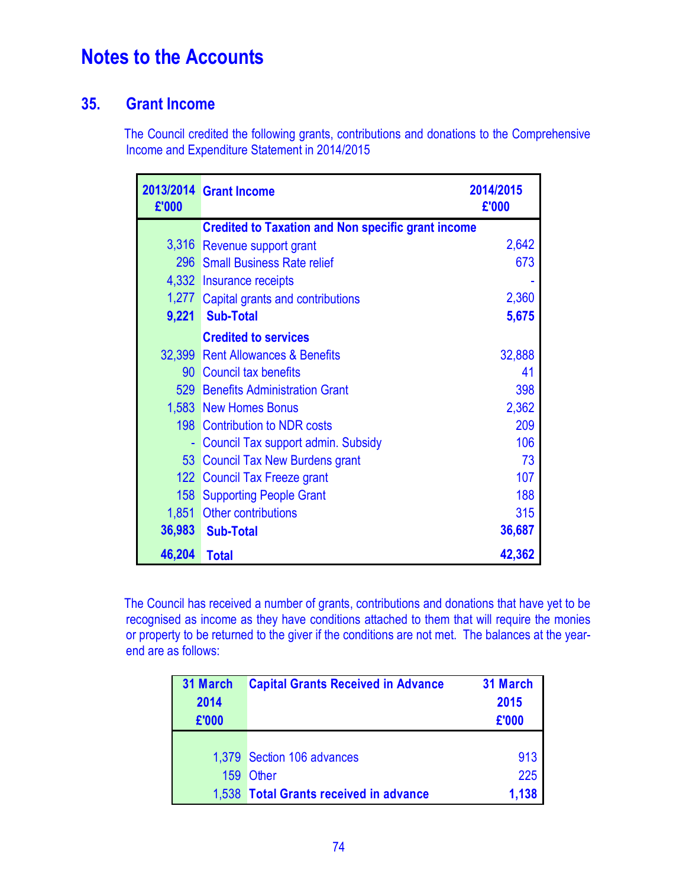# Notes to the Accounts

## 35. Grant Income

The Council credited the following grants, contributions and donations to the Comprehensive Income and Expenditure Statement in 2014/2015

| 2013/2014 £'000 | Grant Income | 2014/2015 £'000 |
|---|---|---|
| | **Credited to Taxation and Non specific grant income** | |
| 3,316 | Revenue support grant | 2,642 |
| 296 | Small Business Rate relief | 673 |
| 4,332 | Insurance receipts | - |
| 1,277 | Capital grants and contributions | 2,360 |
| **9,221** | **Sub-Total** | **5,675** |
| | **Credited to services** | |
| 32,399 | Rent Allowances & Benefits | 32,888 |
| 90 | Council tax benefits | 41 |
| 529 | Benefits Administration Grant | 398 |
| 1,583 | New Homes Bonus | 2,362 |
| 198 | Contribution to NDR costs | 209 |
| - | Council Tax support admin. Subsidy | 106 |
| 53 | Council Tax New Burdens grant | 73 |
| 122 | Council Tax Freeze grant | 107 |
| 158 | Supporting People Grant | 188 |
| 1,851 | Other contributions | 315 |
| **36,983** | **Sub-Total** | **36,687** |
| **46,204** | **Total** | **42,362** |

The Council has received a number of grants, contributions and donations that have yet to be recognised as income as they have conditions attached to them that will require the monies or property to be returned to the giver if the conditions are not met. The balances at the year-end are as follows:

| 31 March 2014 £'000 | Capital Grants Received in Advance | 31 March 2015 £'000 |
|---|---|---|
| 1,379 | Section 106 advances | 913 |
| 159 | Other | 225 |
| 1,538 | **Total Grants received in advance** | **1,138** |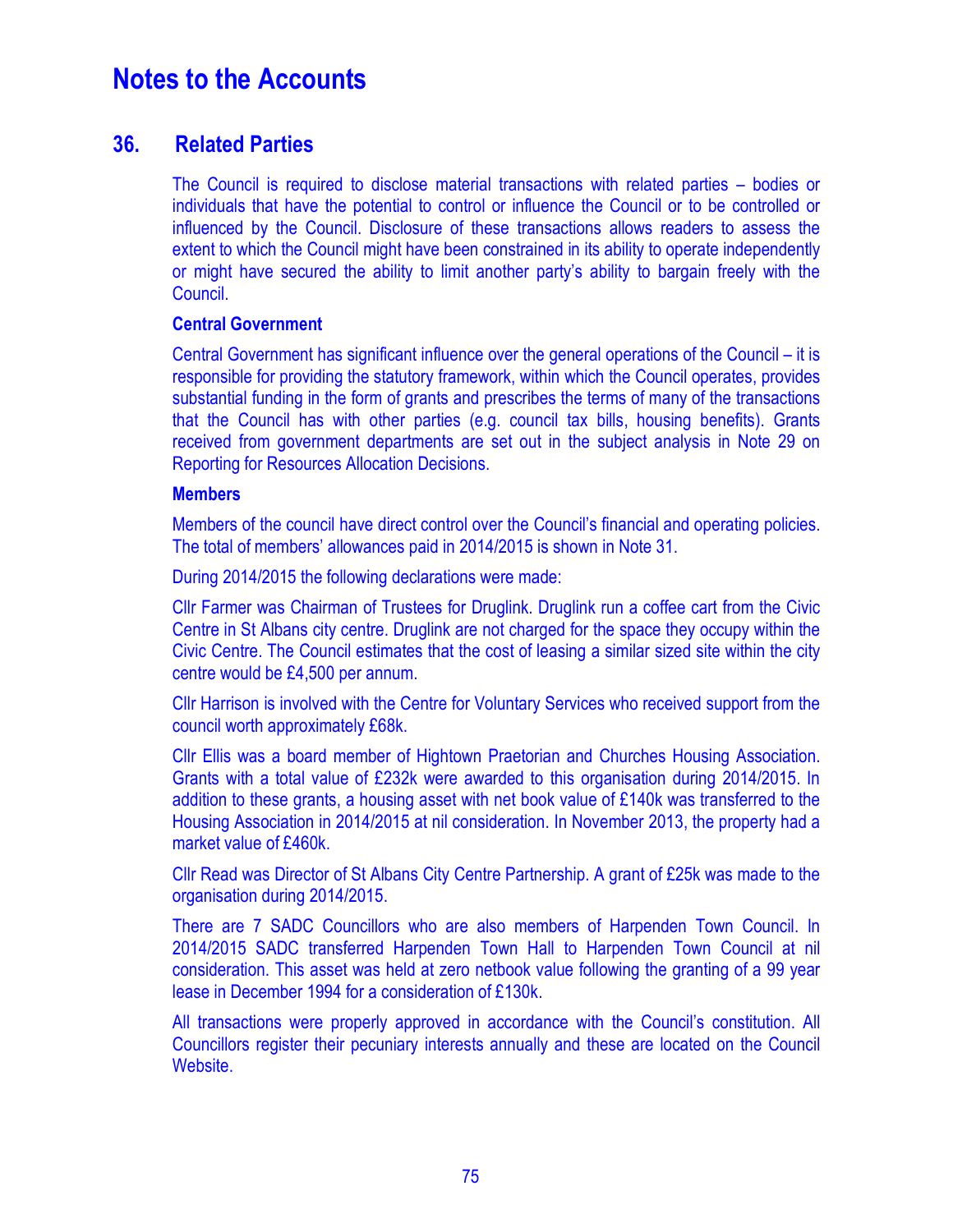# Notes to the Accounts

## 36. Related Parties

The Council is required to disclose material transactions with related parties – bodies or individuals that have the potential to control or influence the Council or to be controlled or influenced by the Council. Disclosure of these transactions allows readers to assess the extent to which the Council might have been constrained in its ability to operate independently or might have secured the ability to limit another party's ability to bargain freely with the Council.

### Central Government

Central Government has significant influence over the general operations of the Council – it is responsible for providing the statutory framework, within which the Council operates, provides substantial funding in the form of grants and prescribes the terms of many of the transactions that the Council has with other parties (e.g. council tax bills, housing benefits). Grants received from government departments are set out in the subject analysis in Note 29 on Reporting for Resources Allocation Decisions.

### Members

Members of the council have direct control over the Council's financial and operating policies. The total of members' allowances paid in 2014/2015 is shown in Note 31.

During 2014/2015 the following declarations were made:

Cllr Farmer was Chairman of Trustees for Druglink. Druglink run a coffee cart from the Civic Centre in St Albans city centre. Druglink are not charged for the space they occupy within the Civic Centre. The Council estimates that the cost of leasing a similar sized site within the city centre would be £4,500 per annum.

Cllr Harrison is involved with the Centre for Voluntary Services who received support from the council worth approximately £68k.

Cllr Ellis was a board member of Hightown Praetorian and Churches Housing Association. Grants with a total value of £232k were awarded to this organisation during 2014/2015. In addition to these grants, a housing asset with net book value of £140k was transferred to the Housing Association in 2014/2015 at nil consideration. In November 2013, the property had a market value of £460k.

Cllr Read was Director of St Albans City Centre Partnership. A grant of £25k was made to the organisation during 2014/2015.

There are 7 SADC Councillors who are also members of Harpenden Town Council. In 2014/2015 SADC transferred Harpenden Town Hall to Harpenden Town Council at nil consideration. This asset was held at zero netbook value following the granting of a 99 year lease in December 1994 for a consideration of £130k.

All transactions were properly approved in accordance with the Council's constitution. All Councillors register their pecuniary interests annually and these are located on the Council Website.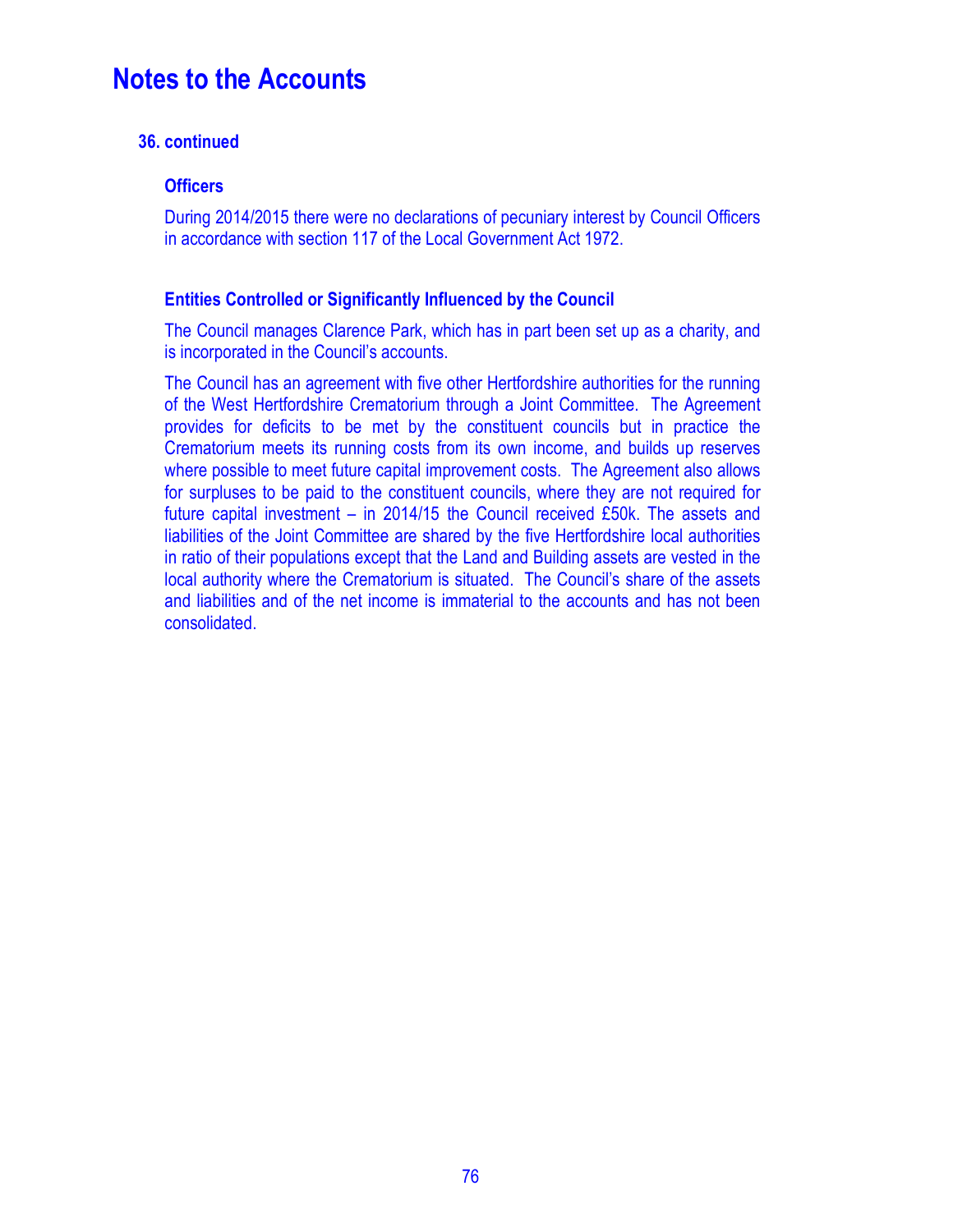# Notes to the Accounts

### 36. continued

#### Officers

During 2014/2015 there were no declarations of pecuniary interest by Council Officers in accordance with section 117 of the Local Government Act 1972.

#### Entities Controlled or Significantly Influenced by the Council

The Council manages Clarence Park, which has in part been set up as a charity, and is incorporated in the Council's accounts.

The Council has an agreement with five other Hertfordshire authorities for the running of the West Hertfordshire Crematorium through a Joint Committee. The Agreement provides for deficits to be met by the constituent councils but in practice the Crematorium meets its running costs from its own income, and builds up reserves where possible to meet future capital improvement costs. The Agreement also allows for surpluses to be paid to the constituent councils, where they are not required for future capital investment – in 2014/15 the Council received £50k. The assets and liabilities of the Joint Committee are shared by the five Hertfordshire local authorities in ratio of their populations except that the Land and Building assets are vested in the local authority where the Crematorium is situated. The Council's share of the assets and liabilities and of the net income is immaterial to the accounts and has not been consolidated.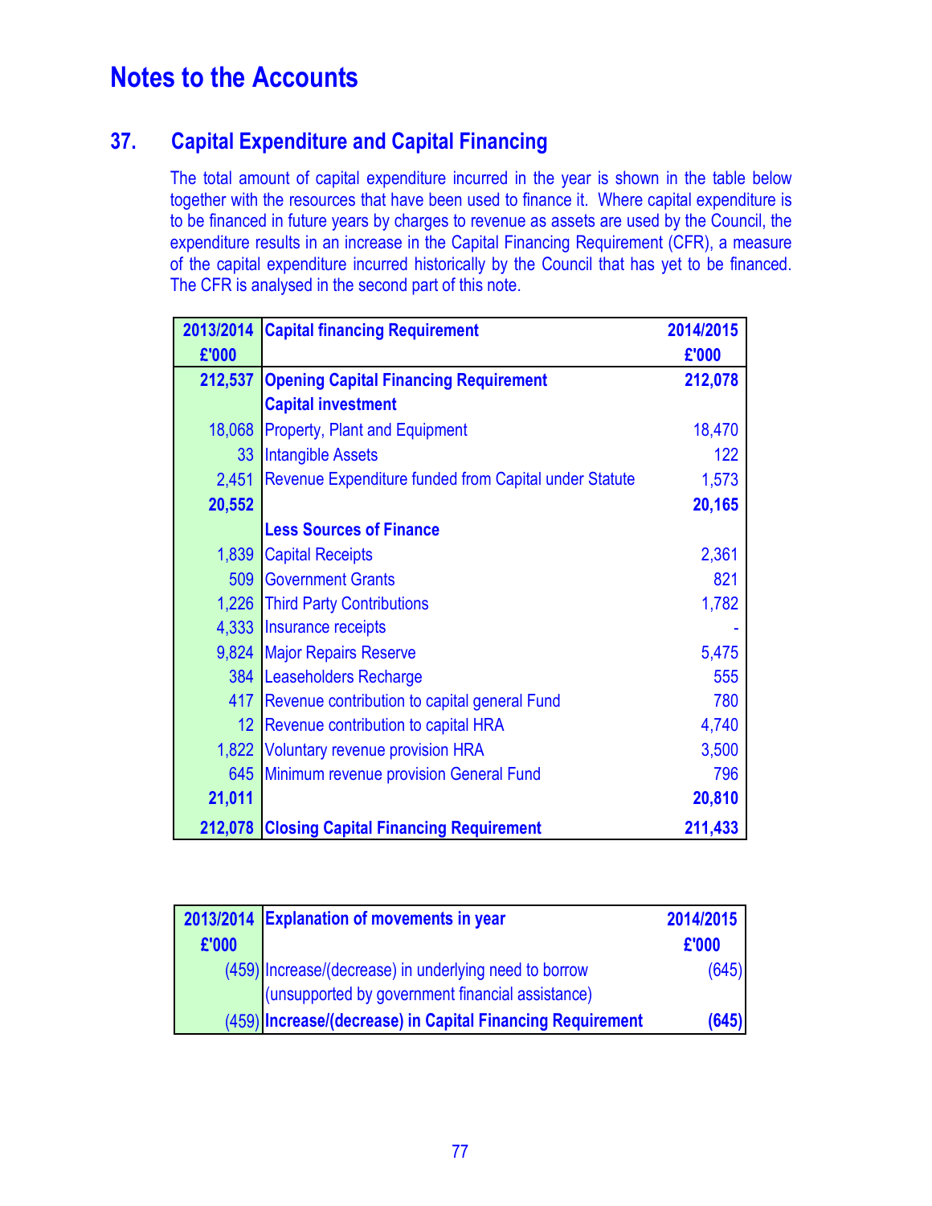# Notes to the Accounts

## 37. Capital Expenditure and Capital Financing

The total amount of capital expenditure incurred in the year is shown in the table below together with the resources that have been used to finance it. Where capital expenditure is to be financed in future years by charges to revenue as assets are used by the Council, the expenditure results in an increase in the Capital Financing Requirement (CFR), a measure of the capital expenditure incurred historically by the Council that has yet to be financed. The CFR is analysed in the second part of this note.

| 2013/2014 £'000 | Capital financing Requirement | 2014/2015 £'000 |
|---|---|---|
| **212,537** | **Opening Capital Financing Requirement** | **212,078** |
| | **Capital investment** | |
| 18,068 | Property, Plant and Equipment | 18,470 |
| 33 | Intangible Assets | 122 |
| 2,451 | Revenue Expenditure funded from Capital under Statute | 1,573 |
| **20,552** | | **20,165** |
| | **Less Sources of Finance** | |
| 1,839 | Capital Receipts | 2,361 |
| 509 | Government Grants | 821 |
| 1,226 | Third Party Contributions | 1,782 |
| 4,333 | Insurance receipts | - |
| 9,824 | Major Repairs Reserve | 5,475 |
| 384 | Leaseholders Recharge | 555 |
| 417 | Revenue contribution to capital general Fund | 780 |
| 12 | Revenue contribution to capital HRA | 4,740 |
| 1,822 | Voluntary revenue provision HRA | 3,500 |
| 645 | Minimum revenue provision General Fund | 796 |
| **21,011** | | **20,810** |
| **212,078** | **Closing Capital Financing Requirement** | **211,433** |

| 2013/2014 £'000 | Explanation of movements in year | 2014/2015 £'000 |
|---|---|---|
| (459) | Increase/(decrease) in underlying need to borrow (unsupported by government financial assistance) | (645) |
| (459) | **Increase/(decrease) in Capital Financing Requirement** | **(645)** |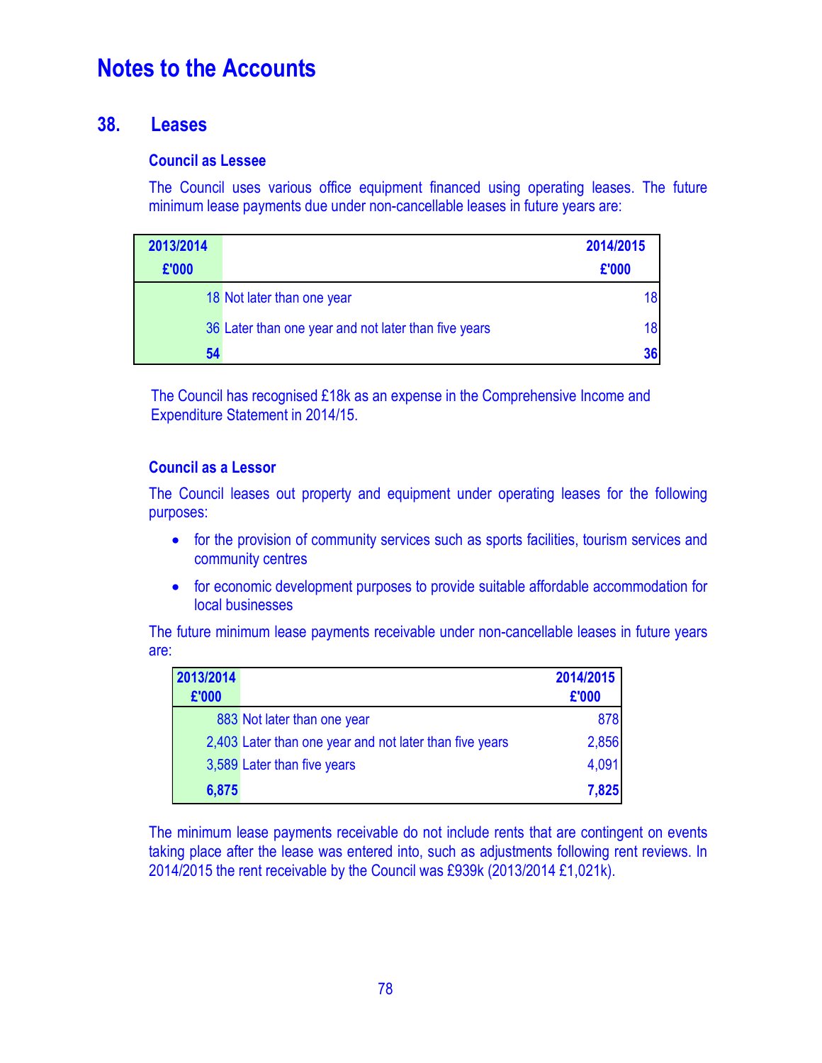# Notes to the Accounts

## 38. Leases

### Council as Lessee

The Council uses various office equipment financed using operating leases. The future minimum lease payments due under non-cancellable leases in future years are:

| 2013/2014 £'000 | | 2014/2015 £'000 |
|---|---|---|
| 18 | Not later than one year | 18 |
| 36 | Later than one year and not later than five years | 18 |
| **54** | | **36** |

The Council has recognised £18k as an expense in the Comprehensive Income and Expenditure Statement in 2014/15.

### Council as a Lessor

The Council leases out property and equipment under operating leases for the following purposes:

- for the provision of community services such as sports facilities, tourism services and community centres
- for economic development purposes to provide suitable affordable accommodation for local businesses

The future minimum lease payments receivable under non-cancellable leases in future years are:

| 2013/2014 £'000 | | 2014/2015 £'000 |
|---|---|---|
| 883 | Not later than one year | 878 |
| 2,403 | Later than one year and not later than five years | 2,856 |
| 3,589 | Later than five years | 4,091 |
| **6,875** | | **7,825** |

The minimum lease payments receivable do not include rents that are contingent on events taking place after the lease was entered into, such as adjustments following rent reviews. In 2014/2015 the rent receivable by the Council was £939k (2013/2014 £1,021k).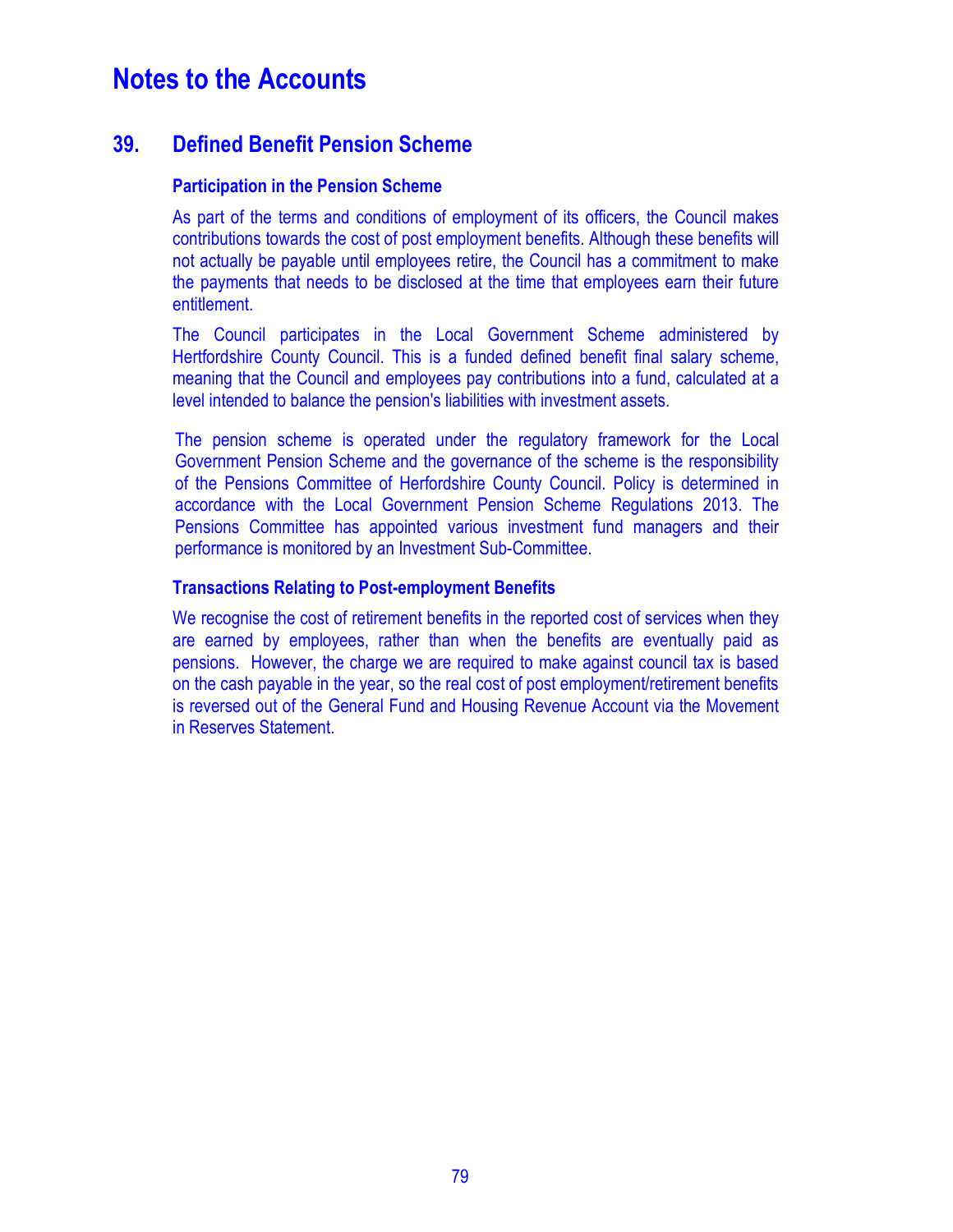# Notes to the Accounts

## 39. Defined Benefit Pension Scheme

### Participation in the Pension Scheme

As part of the terms and conditions of employment of its officers, the Council makes contributions towards the cost of post employment benefits. Although these benefits will not actually be payable until employees retire, the Council has a commitment to make the payments that needs to be disclosed at the time that employees earn their future entitlement.

The Council participates in the Local Government Scheme administered by Hertfordshire County Council. This is a funded defined benefit final salary scheme, meaning that the Council and employees pay contributions into a fund, calculated at a level intended to balance the pension's liabilities with investment assets.

The pension scheme is operated under the regulatory framework for the Local Government Pension Scheme and the governance of the scheme is the responsibility of the Pensions Committee of Herfordshire County Council. Policy is determined in accordance with the Local Government Pension Scheme Regulations 2013. The Pensions Committee has appointed various investment fund managers and their performance is monitored by an Investment Sub-Committee.

### Transactions Relating to Post-employment Benefits

We recognise the cost of retirement benefits in the reported cost of services when they are earned by employees, rather than when the benefits are eventually paid as pensions. However, the charge we are required to make against council tax is based on the cash payable in the year, so the real cost of post employment/retirement benefits is reversed out of the General Fund and Housing Revenue Account via the Movement in Reserves Statement.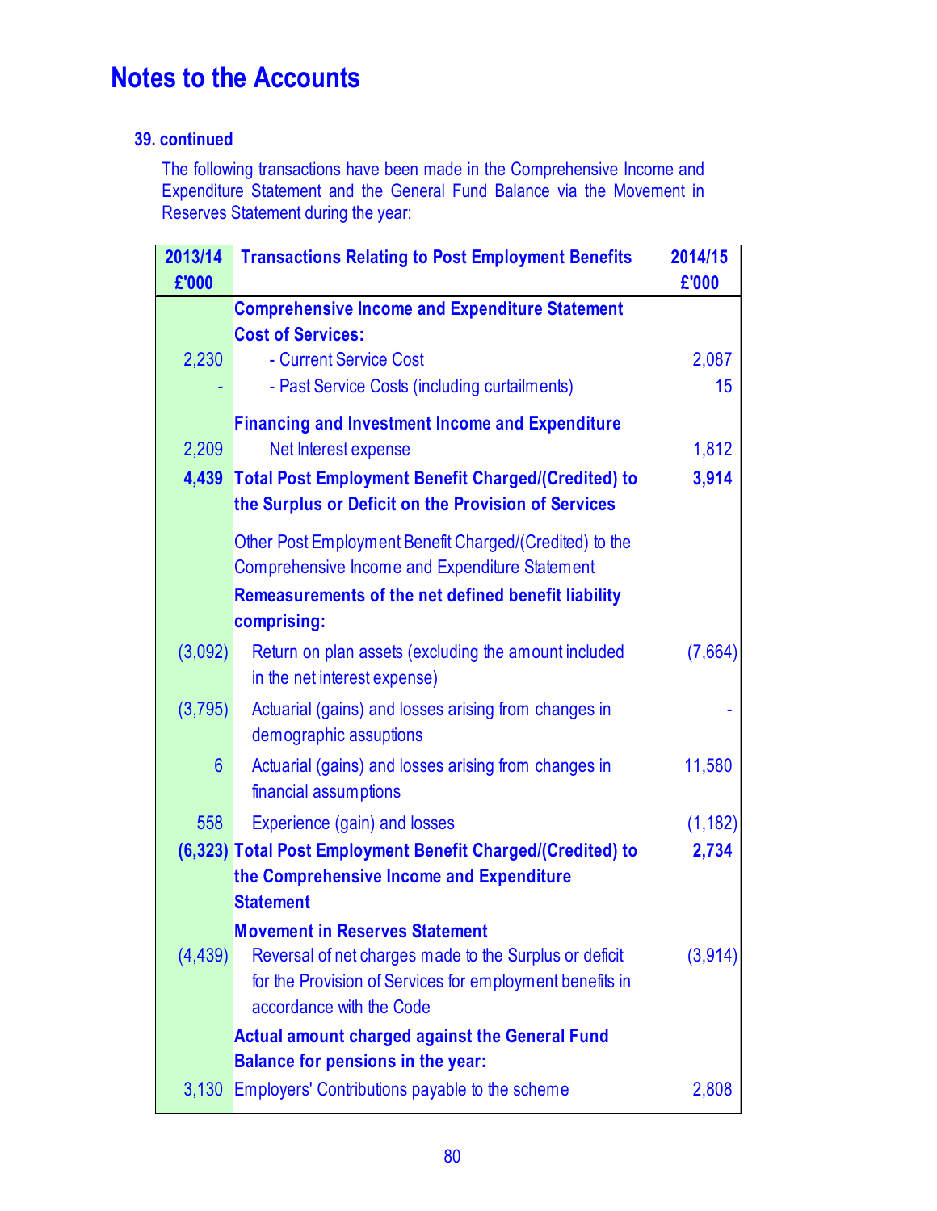# Notes to the Accounts

### 39. continued

The following transactions have been made in the Comprehensive Income and Expenditure Statement and the General Fund Balance via the Movement in Reserves Statement during the year:

| 2013/14 £'000 | Transactions Relating to Post Employment Benefits | 2014/15 £'000 |
|---|---|---|
| | **Comprehensive Income and Expenditure Statement** | |
| | **Cost of Services:** | |
| 2,230 | - Current Service Cost | 2,087 |
| - | - Past Service Costs (including curtailments) | 15 |
| | **Financing and Investment Income and Expenditure** | |
| 2,209 | Net Interest expense | 1,812 |
| **4,439** | **Total Post Employment Benefit Charged/(Credited) to the Surplus or Deficit on the Provision of Services** | **3,914** |
| | Other Post Employment Benefit Charged/(Credited) to the Comprehensive Income and Expenditure Statement | |
| | **Remeasurements of the net defined benefit liability comprising:** | |
| (3,092) | Return on plan assets (excluding the amount included in the net interest expense) | (7,664) |
| (3,795) | Actuarial (gains) and losses arising from changes in demographic assuptions | - |
| 6 | Actuarial (gains) and losses arising from changes in financial assumptions | 11,580 |
| 558 | Experience (gain) and losses | (1,182) |
| **(6,323)** | **Total Post Employment Benefit Charged/(Credited) to the Comprehensive Income and Expenditure Statement** | **2,734** |
| | **Movement in Reserves Statement** | |
| (4,439) | Reversal of net charges made to the Surplus or deficit for the Provision of Services for employment benefits in accordance with the Code | (3,914) |
| | **Actual amount charged against the General Fund Balance for pensions in the year:** | |
| 3,130 | Employers' Contributions payable to the scheme | 2,808 |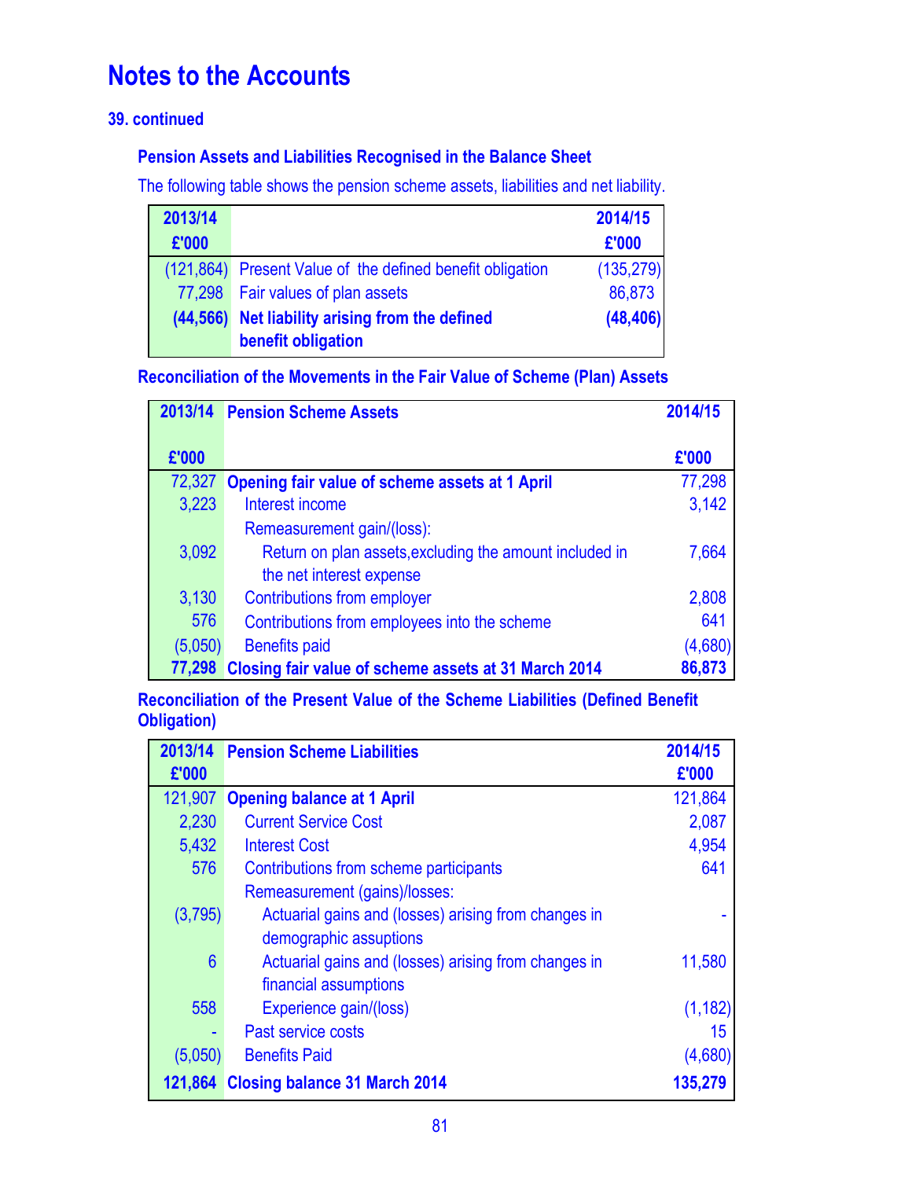# Notes to the Accounts

### 39. continued

#### Pension Assets and Liabilities Recognised in the Balance Sheet

The following table shows the pension scheme assets, liabilities and net liability.

| 2013/14 £'000 | | 2014/15 £'000 |
|---|---|---|
| (121,864) | Present Value of the defined benefit obligation | (135,279) |
| 77,298 | Fair values of plan assets | 86,873 |
| **(44,566)** | **Net liability arising from the defined benefit obligation** | **(48,406)** |

#### Reconciliation of the Movements in the Fair Value of Scheme (Plan) Assets

| 2013/14 £'000 | Pension Scheme Assets | 2014/15 £'000 |
|---|---|---|
| 72,327 | **Opening fair value of scheme assets at 1 April** | 77,298 |
| 3,223 | Interest income | 3,142 |
| | Remeasurement gain/(loss): | |
| 3,092 | Return on plan assets,excluding the amount included in the net interest expense | 7,664 |
| 3,130 | Contributions from employer | 2,808 |
| 576 | Contributions from employees into the scheme | 641 |
| (5,050) | Benefits paid | (4,680) |
| **77,298** | **Closing fair value of scheme assets at 31 March 2014** | **86,873** |

#### Reconciliation of the Present Value of the Scheme Liabilities (Defined Benefit Obligation)

| 2013/14 £'000 | Pension Scheme Liabilities | 2014/15 £'000 |
|---|---|---|
| 121,907 | **Opening balance at 1 April** | 121,864 |
| 2,230 | Current Service Cost | 2,087 |
| 5,432 | Interest Cost | 4,954 |
| 576 | Contributions from scheme participants | 641 |
| | Remeasurement (gains)/losses: | |
| (3,795) | Actuarial gains and (losses) arising from changes in demographic assuptions | - |
| 6 | Actuarial gains and (losses) arising from changes in financial assumptions | 11,580 |
| 558 | Experience gain/(loss) | (1,182) |
| - | Past service costs | 15 |
| (5,050) | Benefits Paid | (4,680) |
| **121,864** | **Closing balance 31 March 2014** | **135,279** |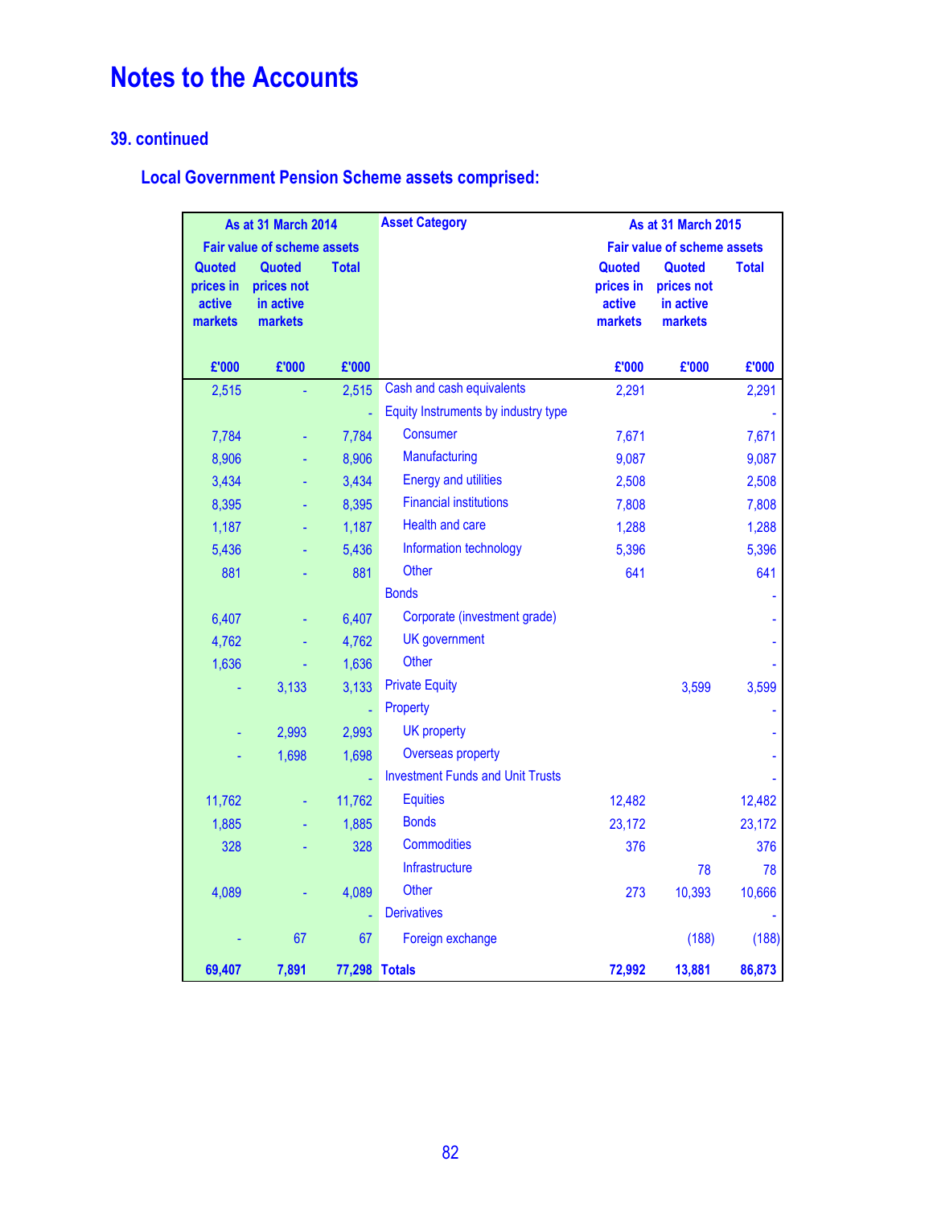# Notes to the Accounts

## 39. continued

### Local Government Pension Scheme assets comprised:

| As at 31 March 2014 | | | Asset Category | As at 31 March 2015 | | |
|---|---|---|---|---|---|---|
| Fair value of scheme assets | | | | Fair value of scheme assets | | |
| Quoted prices in active markets | Quoted prices not in active markets | Total | | Quoted prices in active markets | Quoted prices not in active markets | Total |
| £'000 | £'000 | £'000 | | £'000 | £'000 | £'000 |
| 2,515 | - | 2,515 | Cash and cash equivalents | 2,291 | | 2,291 |
| | | - | Equity Instruments by industry type | | | - |
| 7,784 | - | 7,784 | Consumer | 7,671 | | 7,671 |
| 8,906 | - | 8,906 | Manufacturing | 9,087 | | 9,087 |
| 3,434 | - | 3,434 | Energy and utilities | 2,508 | | 2,508 |
| 8,395 | - | 8,395 | Financial institutions | 7,808 | | 7,808 |
| 1,187 | - | 1,187 | Health and care | 1,288 | | 1,288 |
| 5,436 | - | 5,436 | Information technology | 5,396 | | 5,396 |
| 881 | - | 881 | Other | 641 | | 641 |
| | | | Bonds | | | - |
| 6,407 | - | 6,407 | Corporate (investment grade) | | | - |
| 4,762 | - | 4,762 | UK government | | | - |
| 1,636 | - | 1,636 | Other | | | - |
| - | 3,133 | 3,133 | Private Equity | | 3,599 | 3,599 |
| | | - | Property | | | - |
| - | 2,993 | 2,993 | UK property | | | - |
| - | 1,698 | 1,698 | Overseas property | | | - |
| | | - | Investment Funds and Unit Trusts | | | - |
| 11,762 | - | 11,762 | Equities | 12,482 | | 12,482 |
| 1,885 | - | 1,885 | Bonds | 23,172 | | 23,172 |
| 328 | - | 328 | Commodities | 376 | | 376 |
| | | | Infrastructure | | 78 | 78 |
| 4,089 | - | 4,089 | Other | 273 | 10,393 | 10,666 |
| | | - | Derivatives | | | - |
| - | 67 | 67 | Foreign exchange | | (188) | (188) |
| **69,407** | **7,891** | **77,298** | **Totals** | **72,992** | **13,881** | **86,873** |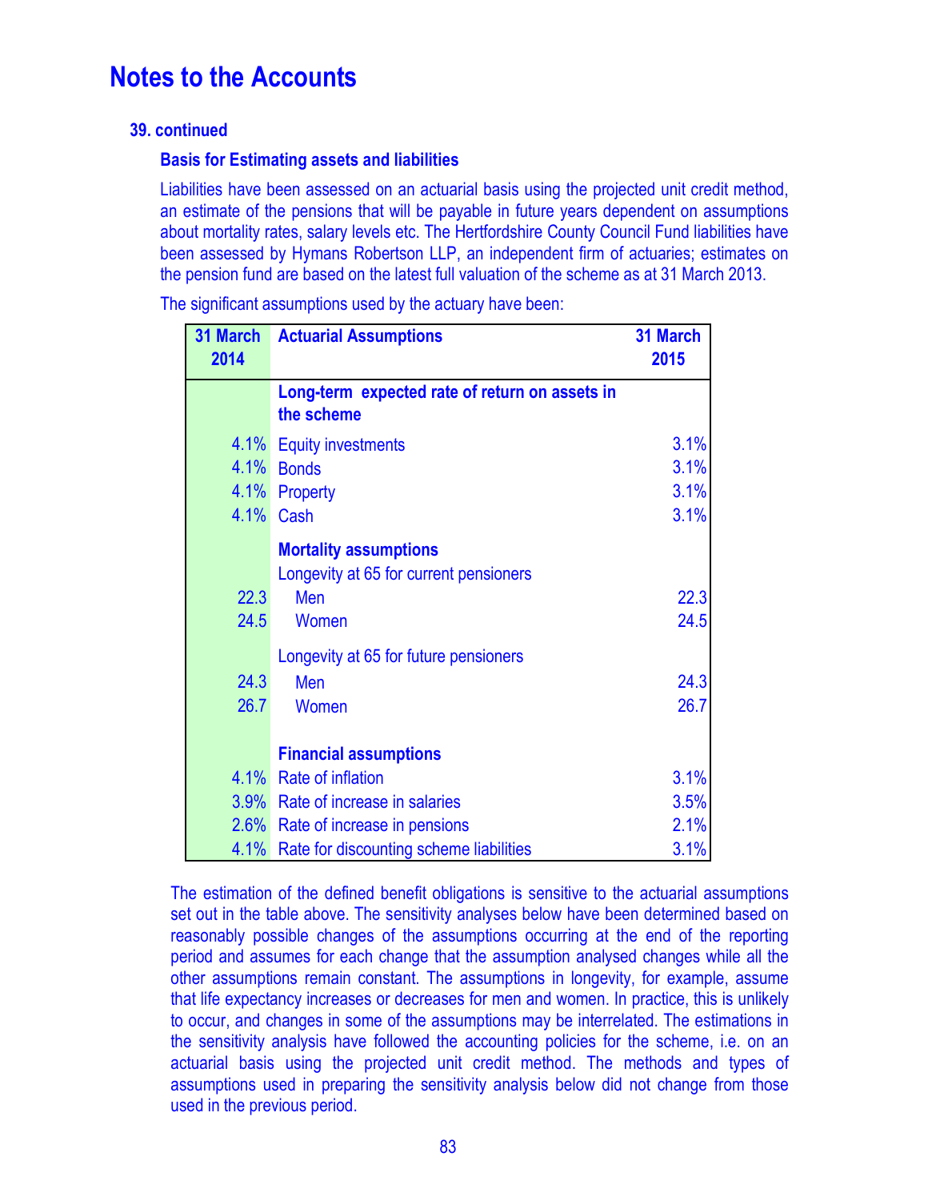# Notes to the Accounts

### 39. continued

#### Basis for Estimating assets and liabilities

Liabilities have been assessed on an actuarial basis using the projected unit credit method, an estimate of the pensions that will be payable in future years dependent on assumptions about mortality rates, salary levels etc. The Hertfordshire County Council Fund liabilities have been assessed by Hymans Robertson LLP, an independent firm of actuaries; estimates on the pension fund are based on the latest full valuation of the scheme as at 31 March 2013.

The significant assumptions used by the actuary have been:

| 31 March 2014 | Actuarial Assumptions | 31 March 2015 |
|---|---|---|
| | **Long-term expected rate of return on assets in the scheme** | |
| 4.1% | Equity investments | 3.1% |
| 4.1% | Bonds | 3.1% |
| 4.1% | Property | 3.1% |
| 4.1% | Cash | 3.1% |
| | **Mortality assumptions** | |
| | Longevity at 65 for current pensioners | |
| 22.3 | Men | 22.3 |
| 24.5 | Women | 24.5 |
| | Longevity at 65 for future pensioners | |
| 24.3 | Men | 24.3 |
| 26.7 | Women | 26.7 |
| | **Financial assumptions** | |
| 4.1% | Rate of inflation | 3.1% |
| 3.9% | Rate of increase in salaries | 3.5% |
| 2.6% | Rate of increase in pensions | 2.1% |
| 4.1% | Rate for discounting scheme liabilities | 3.1% |

The estimation of the defined benefit obligations is sensitive to the actuarial assumptions set out in the table above. The sensitivity analyses below have been determined based on reasonably possible changes of the assumptions occurring at the end of the reporting period and assumes for each change that the assumption analysed changes while all the other assumptions remain constant. The assumptions in longevity, for example, assume that life expectancy increases or decreases for men and women. In practice, this is unlikely to occur, and changes in some of the assumptions may be interrelated. The estimations in the sensitivity analysis have followed the accounting policies for the scheme, i.e. on an actuarial basis using the projected unit credit method. The methods and types of assumptions used in preparing the sensitivity analysis below did not change from those used in the previous period.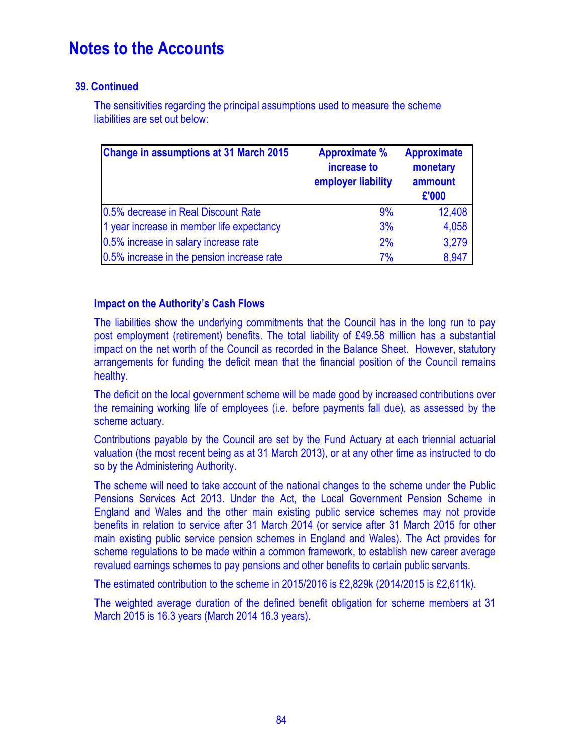# Notes to the Accounts

## 39. Continued

The sensitivities regarding the principal assumptions used to measure the scheme liabilities are set out below:

| Change in assumptions at 31 March 2015 | Approximate % increase to employer liability | Approximate monetary ammount £'000 |
|---|---|---|
| 0.5% decrease in Real Discount Rate | 9% | 12,408 |
| 1 year increase in member life expectancy | 3% | 4,058 |
| 0.5% increase in salary increase rate | 2% | 3,279 |
| 0.5% increase in the pension increase rate | 7% | 8,947 |

### Impact on the Authority's Cash Flows

The liabilities show the underlying commitments that the Council has in the long run to pay post employment (retirement) benefits. The total liability of £49.58 million has a substantial impact on the net worth of the Council as recorded in the Balance Sheet. However, statutory arrangements for funding the deficit mean that the financial position of the Council remains healthy.

The deficit on the local government scheme will be made good by increased contributions over the remaining working life of employees (i.e. before payments fall due), as assessed by the scheme actuary.

Contributions payable by the Council are set by the Fund Actuary at each triennial actuarial valuation (the most recent being as at 31 March 2013), or at any other time as instructed to do so by the Administering Authority.

The scheme will need to take account of the national changes to the scheme under the Public Pensions Services Act 2013. Under the Act, the Local Government Pension Scheme in England and Wales and the other main existing public service schemes may not provide benefits in relation to service after 31 March 2014 (or service after 31 March 2015 for other main existing public service pension schemes in England and Wales). The Act provides for scheme regulations to be made within a common framework, to establish new career average revalued earnings schemes to pay pensions and other benefits to certain public servants.

The estimated contribution to the scheme in 2015/2016 is £2,829k (2014/2015 is £2,611k).

The weighted average duration of the defined benefit obligation for scheme members at 31 March 2015 is 16.3 years (March 2014 16.3 years).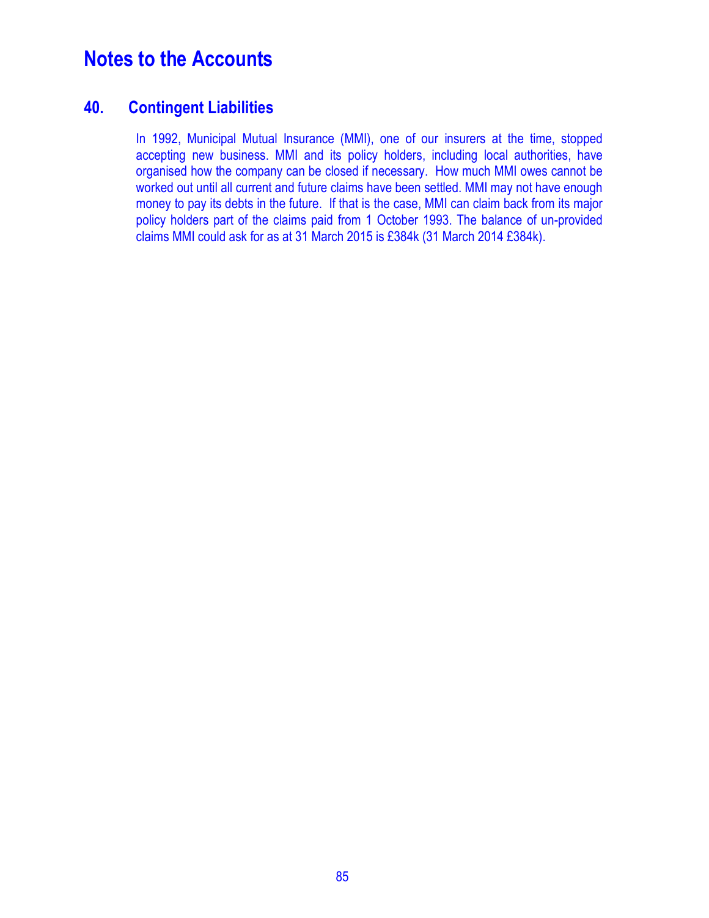# Notes to the Accounts

## 40. Contingent Liabilities

In 1992, Municipal Mutual Insurance (MMI), one of our insurers at the time, stopped accepting new business. MMI and its policy holders, including local authorities, have organised how the company can be closed if necessary. How much MMI owes cannot be worked out until all current and future claims have been settled. MMI may not have enough money to pay its debts in the future. If that is the case, MMI can claim back from its major policy holders part of the claims paid from 1 October 1993. The balance of un-provided claims MMI could ask for as at 31 March 2015 is £384k (31 March 2014 £384k).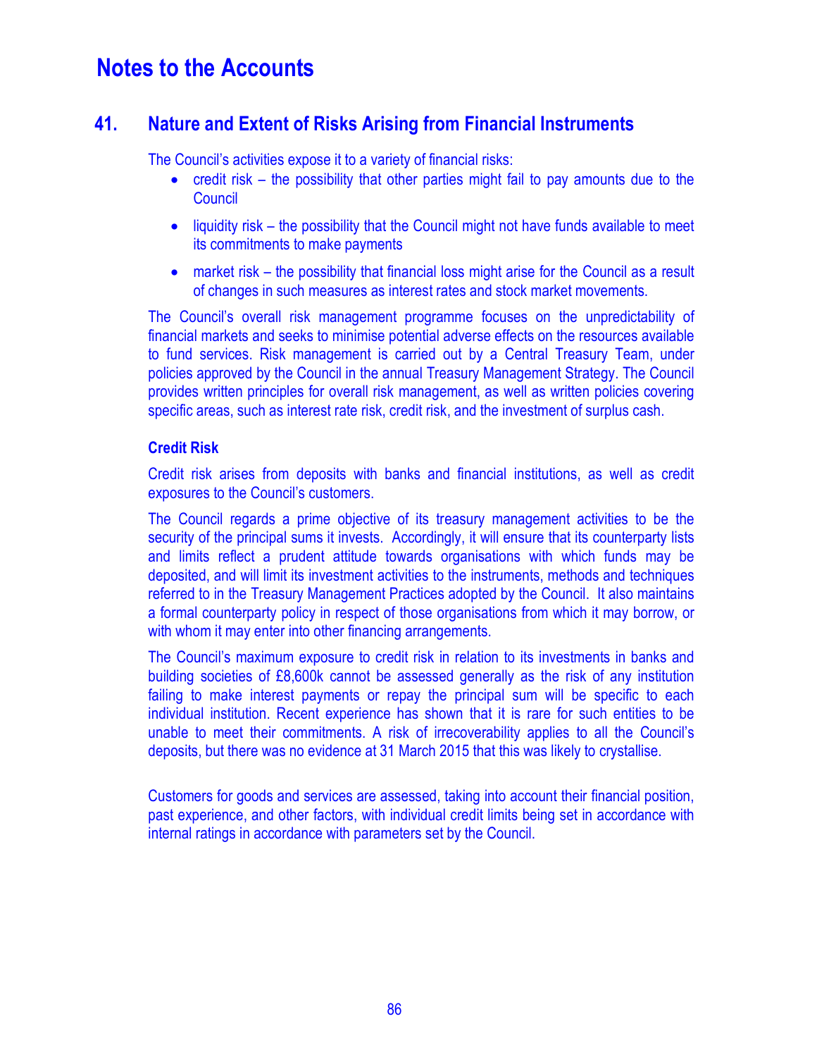# Notes to the Accounts

## 41. Nature and Extent of Risks Arising from Financial Instruments

The Council's activities expose it to a variety of financial risks:

- credit risk – the possibility that other parties might fail to pay amounts due to the Council
- liquidity risk – the possibility that the Council might not have funds available to meet its commitments to make payments
- market risk – the possibility that financial loss might arise for the Council as a result of changes in such measures as interest rates and stock market movements.

The Council's overall risk management programme focuses on the unpredictability of financial markets and seeks to minimise potential adverse effects on the resources available to fund services. Risk management is carried out by a Central Treasury Team, under policies approved by the Council in the annual Treasury Management Strategy. The Council provides written principles for overall risk management, as well as written policies covering specific areas, such as interest rate risk, credit risk, and the investment of surplus cash.

### Credit Risk

Credit risk arises from deposits with banks and financial institutions, as well as credit exposures to the Council's customers.

The Council regards a prime objective of its treasury management activities to be the security of the principal sums it invests. Accordingly, it will ensure that its counterparty lists and limits reflect a prudent attitude towards organisations with which funds may be deposited, and will limit its investment activities to the instruments, methods and techniques referred to in the Treasury Management Practices adopted by the Council. It also maintains a formal counterparty policy in respect of those organisations from which it may borrow, or with whom it may enter into other financing arrangements.

The Council's maximum exposure to credit risk in relation to its investments in banks and building societies of £8,600k cannot be assessed generally as the risk of any institution failing to make interest payments or repay the principal sum will be specific to each individual institution. Recent experience has shown that it is rare for such entities to be unable to meet their commitments. A risk of irrecoverability applies to all the Council's deposits, but there was no evidence at 31 March 2015 that this was likely to crystallise.

Customers for goods and services are assessed, taking into account their financial position, past experience, and other factors, with individual credit limits being set in accordance with internal ratings in accordance with parameters set by the Council.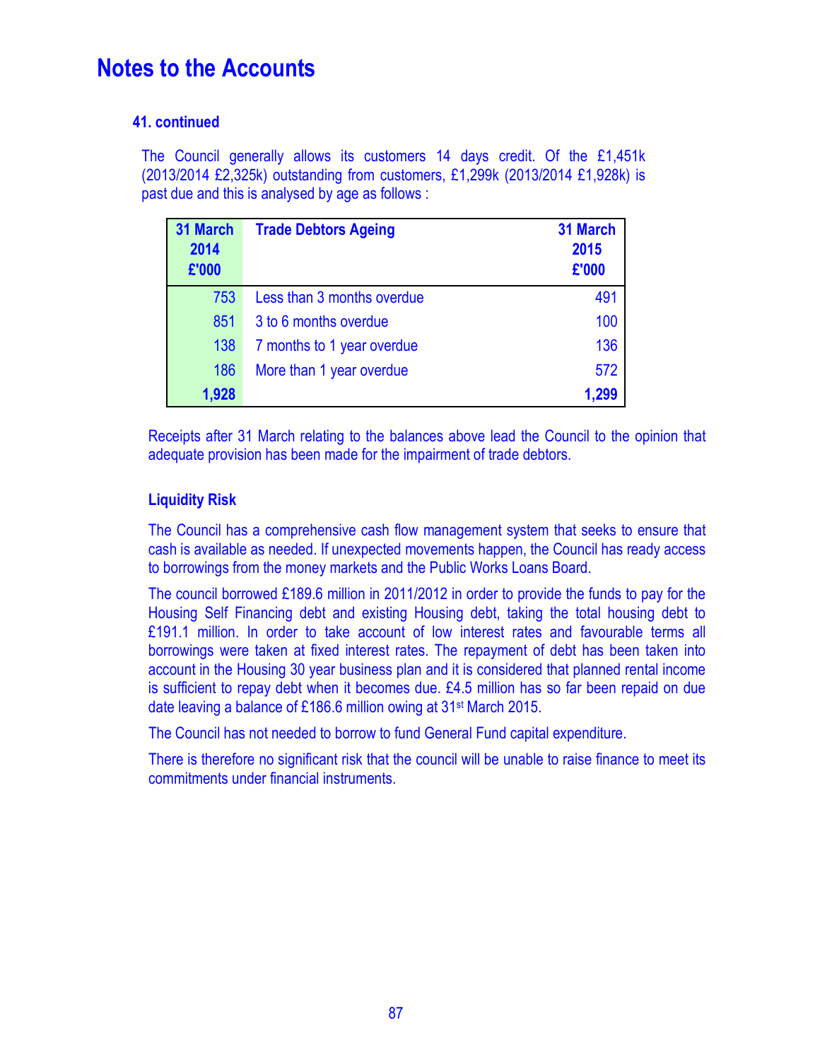# Notes to the Accounts

### 41. continued

The Council generally allows its customers 14 days credit. Of the £1,451k (2013/2014 £2,325k) outstanding from customers, £1,299k (2013/2014 £1,928k) is past due and this is analysed by age as follows :

| 31 March 2014 £'000 | Trade Debtors Ageing | 31 March 2015 £'000 |
|---|---|---|
| 753 | Less than 3 months overdue | 491 |
| 851 | 3 to 6 months overdue | 100 |
| 138 | 7 months to 1 year overdue | 136 |
| 186 | More than 1 year overdue | 572 |
| **1,928** | | **1,299** |

Receipts after 31 March relating to the balances above lead the Council to the opinion that adequate provision has been made for the impairment of trade debtors.

### Liquidity Risk

The Council has a comprehensive cash flow management system that seeks to ensure that cash is available as needed. If unexpected movements happen, the Council has ready access to borrowings from the money markets and the Public Works Loans Board.

The council borrowed £189.6 million in 2011/2012 in order to provide the funds to pay for the Housing Self Financing debt and existing Housing debt, taking the total housing debt to £191.1 million. In order to take account of low interest rates and favourable terms all borrowings were taken at fixed interest rates. The repayment of debt has been taken into account in the Housing 30 year business plan and it is considered that planned rental income is sufficient to repay debt when it becomes due. £4.5 million has so far been repaid on due date leaving a balance of £186.6 million owing at 31st March 2015.

The Council has not needed to borrow to fund General Fund capital expenditure.

There is therefore no significant risk that the council will be unable to raise finance to meet its commitments under financial instruments.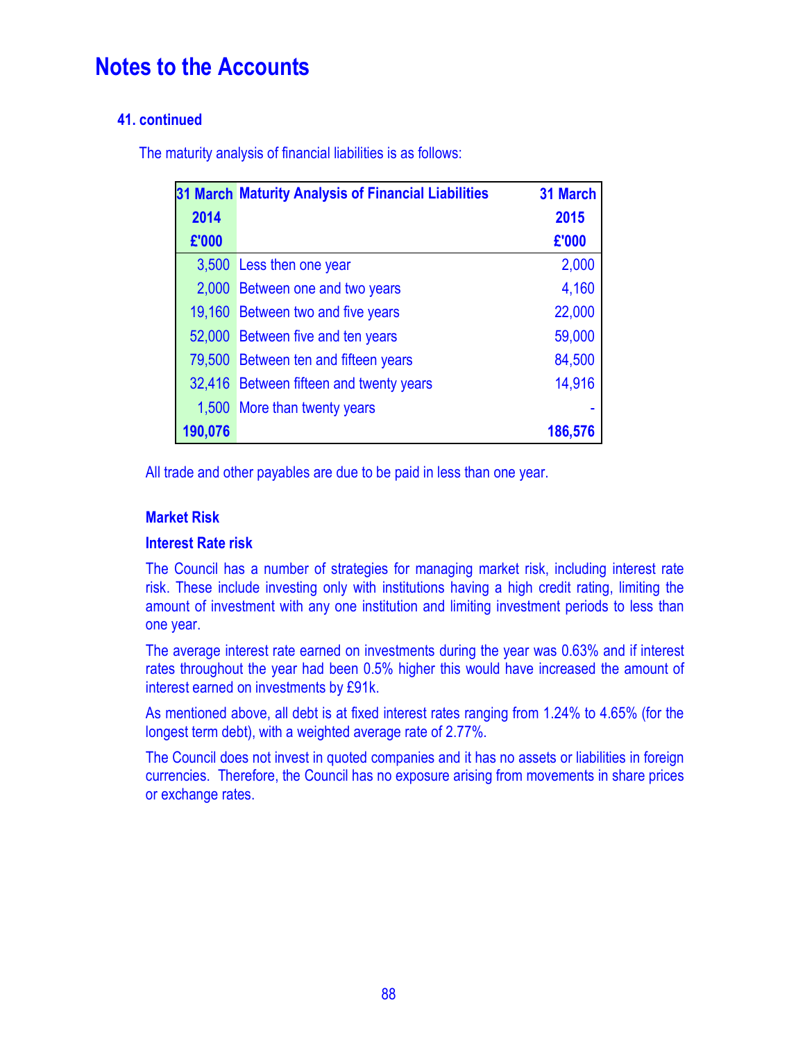# Notes to the Accounts

### 41. continued

The maturity analysis of financial liabilities is as follows:

| 31 March 2014 £'000 | Maturity Analysis of Financial Liabilities | 31 March 2015 £'000 |
|---|---|---|
| 3,500 | Less then one year | 2,000 |
| 2,000 | Between one and two years | 4,160 |
| 19,160 | Between two and five years | 22,000 |
| 52,000 | Between five and ten years | 59,000 |
| 79,500 | Between ten and fifteen years | 84,500 |
| 32,416 | Between fifteen and twenty years | 14,916 |
| 1,500 | More than twenty years | - |
| **190,076** | | **186,576** |

All trade and other payables are due to be paid in less than one year.

**Market Risk**

**Interest Rate risk**

The Council has a number of strategies for managing market risk, including interest rate risk. These include investing only with institutions having a high credit rating, limiting the amount of investment with any one institution and limiting investment periods to less than one year.

The average interest rate earned on investments during the year was 0.63% and if interest rates throughout the year had been 0.5% higher this would have increased the amount of interest earned on investments by £91k.

As mentioned above, all debt is at fixed interest rates ranging from 1.24% to 4.65% (for the longest term debt), with a weighted average rate of 2.77%.

The Council does not invest in quoted companies and it has no assets or liabilities in foreign currencies. Therefore, the Council has no exposure arising from movements in share prices or exchange rates.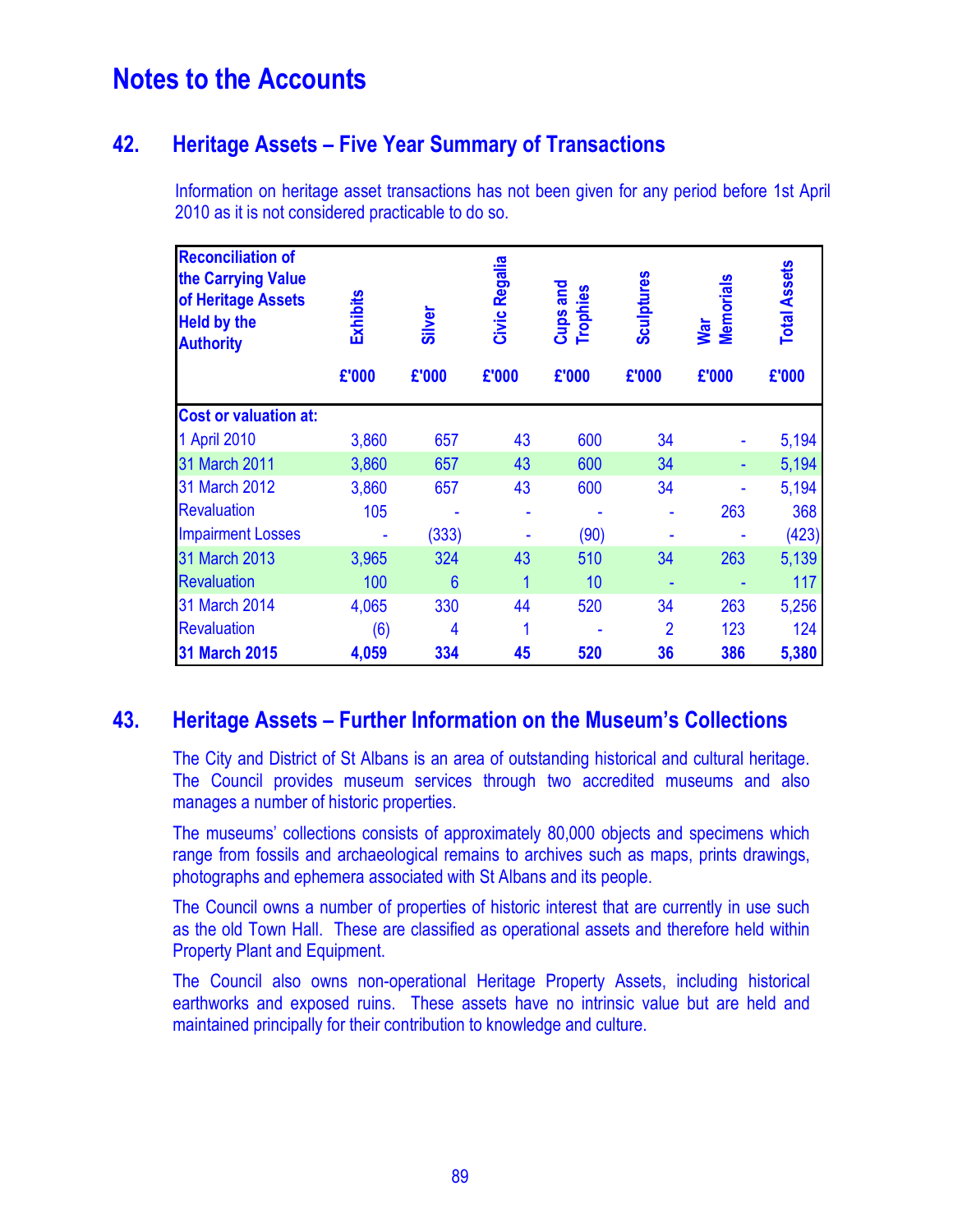# Notes to the Accounts

## 42. Heritage Assets – Five Year Summary of Transactions

Information on heritage asset transactions has not been given for any period before 1st April 2010 as it is not considered practicable to do so.

| Reconciliation of the Carrying Value of Heritage Assets Held by the Authority | Exhibits | Silver | Civic Regalia | Cups and Trophies | Sculptures | War Memorials | Total Assets |
|---|---|---|---|---|---|---|---|
| | £'000 | £'000 | £'000 | £'000 | £'000 | £'000 | £'000 |
| **Cost or valuation at:** | | | | | | | |
| 1 April 2010 | 3,860 | 657 | 43 | 600 | 34 | - | 5,194 |
| 31 March 2011 | 3,860 | 657 | 43 | 600 | 34 | - | 5,194 |
| 31 March 2012 | 3,860 | 657 | 43 | 600 | 34 | - | 5,194 |
| Revaluation | 105 | - | - | - | - | 263 | 368 |
| Impairment Losses | - | (333) | - | (90) | - | - | (423) |
| 31 March 2013 | 3,965 | 324 | 43 | 510 | 34 | 263 | 5,139 |
| Revaluation | 100 | 6 | 1 | 10 | - | - | 117 |
| 31 March 2014 | 4,065 | 330 | 44 | 520 | 34 | 263 | 5,256 |
| Revaluation | (6) | 4 | 1 | - | 2 | 123 | 124 |
| **31 March 2015** | **4,059** | **334** | **45** | **520** | **36** | **386** | **5,380** |

## 43. Heritage Assets – Further Information on the Museum's Collections

The City and District of St Albans is an area of outstanding historical and cultural heritage. The Council provides museum services through two accredited museums and also manages a number of historic properties.

The museums' collections consists of approximately 80,000 objects and specimens which range from fossils and archaeological remains to archives such as maps, prints drawings, photographs and ephemera associated with St Albans and its people.

The Council owns a number of properties of historic interest that are currently in use such as the old Town Hall. These are classified as operational assets and therefore held within Property Plant and Equipment.

The Council also owns non-operational Heritage Property Assets, including historical earthworks and exposed ruins. These assets have no intrinsic value but are held and maintained principally for their contribution to knowledge and culture.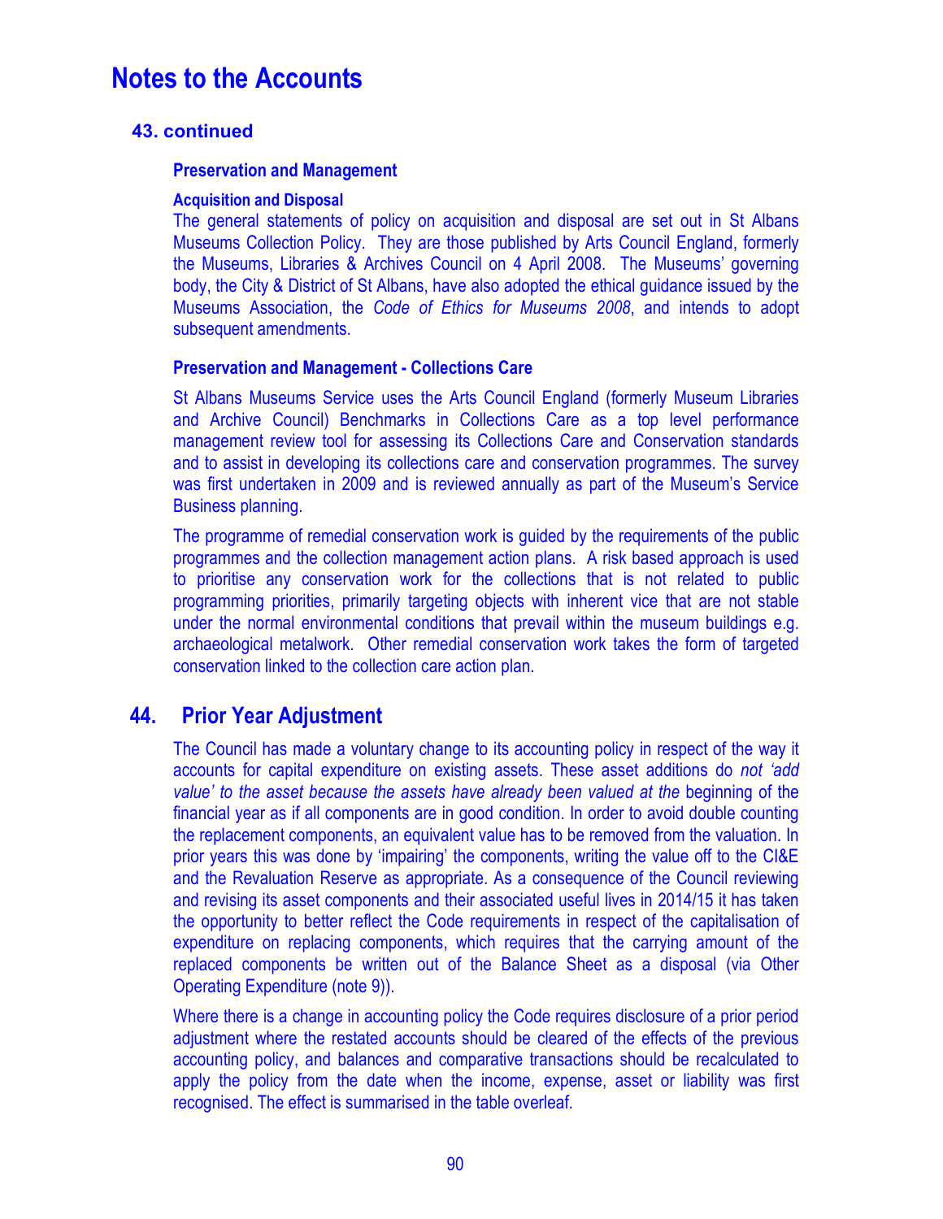# Notes to the Accounts

## 43. continued

### Preservation and Management

**Acquisition and Disposal**

The general statements of policy on acquisition and disposal are set out in St Albans Museums Collection Policy. They are those published by Arts Council England, formerly the Museums, Libraries & Archives Council on 4 April 2008. The Museums' governing body, the City & District of St Albans, have also adopted the ethical guidance issued by the Museums Association, the *Code of Ethics for Museums 2008*, and intends to adopt subsequent amendments.

**Preservation and Management - Collections Care**

St Albans Museums Service uses the Arts Council England (formerly Museum Libraries and Archive Council) Benchmarks in Collections Care as a top level performance management review tool for assessing its Collections Care and Conservation standards and to assist in developing its collections care and conservation programmes. The survey was first undertaken in 2009 and is reviewed annually as part of the Museum's Service Business planning.

The programme of remedial conservation work is guided by the requirements of the public programmes and the collection management action plans. A risk based approach is used to prioritise any conservation work for the collections that is not related to public programming priorities, primarily targeting objects with inherent vice that are not stable under the normal environmental conditions that prevail within the museum buildings e.g. archaeological metalwork. Other remedial conservation work takes the form of targeted conservation linked to the collection care action plan.

## 44. Prior Year Adjustment

The Council has made a voluntary change to its accounting policy in respect of the way it accounts for capital expenditure on existing assets. These asset additions do *not 'add value' to the asset because the assets have already been valued at the* beginning of the financial year as if all components are in good condition. In order to avoid double counting the replacement components, an equivalent value has to be removed from the valuation. In prior years this was done by 'impairing' the components, writing the value off to the CI&E and the Revaluation Reserve as appropriate. As a consequence of the Council reviewing and revising its asset components and their associated useful lives in 2014/15 it has taken the opportunity to better reflect the Code requirements in respect of the capitalisation of expenditure on replacing components, which requires that the carrying amount of the replaced components be written out of the Balance Sheet as a disposal (via Other Operating Expenditure (note 9)).

Where there is a change in accounting policy the Code requires disclosure of a prior period adjustment where the restated accounts should be cleared of the effects of the previous accounting policy, and balances and comparative transactions should be recalculated to apply the policy from the date when the income, expense, asset or liability was first recognised. The effect is summarised in the table overleaf.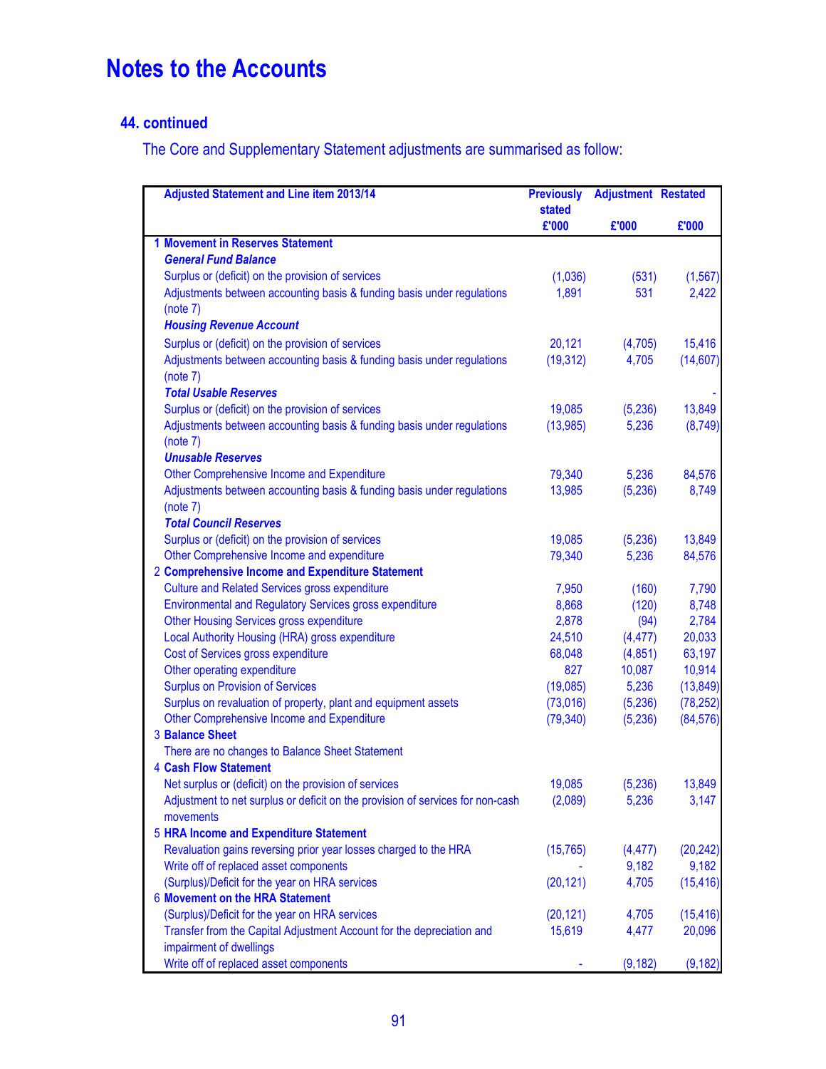# Notes to the Accounts

## 44. continued

The Core and Supplementary Statement adjustments are summarised as follow:

| Adjusted Statement and Line item 2013/14 | Previously stated £'000 | Adjustment £'000 | Restated £'000 |
|---|---|---|---|
| **1 Movement in Reserves Statement** | | | |
| ***General Fund Balance*** | | | |
| Surplus or (deficit) on the provision of services | (1,036) | (531) | (1,567) |
| Adjustments between accounting basis & funding basis under regulations (note 7) | 1,891 | 531 | 2,422 |
| ***Housing Revenue Account*** | | | |
| Surplus or (deficit) on the provision of services | 20,121 | (4,705) | 15,416 |
| Adjustments between accounting basis & funding basis under regulations (note 7) | (19,312) | 4,705 | (14,607) |
| ***Total Usable Reserves*** | | | - |
| Surplus or (deficit) on the provision of services | 19,085 | (5,236) | 13,849 |
| Adjustments between accounting basis & funding basis under regulations (note 7) | (13,985) | 5,236 | (8,749) |
| ***Unusable Reserves*** | | | |
| Other Comprehensive Income and Expenditure | 79,340 | 5,236 | 84,576 |
| Adjustments between accounting basis & funding basis under regulations (note 7) | 13,985 | (5,236) | 8,749 |
| ***Total Council Reserves*** | | | |
| Surplus or (deficit) on the provision of services | 19,085 | (5,236) | 13,849 |
| Other Comprehensive Income and expenditure | 79,340 | 5,236 | 84,576 |
| **2 Comprehensive Income and Expenditure Statement** | | | |
| Culture and Related Services gross expenditure | 7,950 | (160) | 7,790 |
| Environmental and Regulatory Services gross expenditure | 8,868 | (120) | 8,748 |
| Other Housing Services gross expenditure | 2,878 | (94) | 2,784 |
| Local Authority Housing (HRA) gross expenditure | 24,510 | (4,477) | 20,033 |
| Cost of Services gross expenditure | 68,048 | (4,851) | 63,197 |
| Other operating expenditure | 827 | 10,087 | 10,914 |
| Surplus on Provision of Services | (19,085) | 5,236 | (13,849) |
| Surplus on revaluation of property, plant and equipment assets | (73,016) | (5,236) | (78,252) |
| Other Comprehensive Income and Expenditure | (79,340) | (5,236) | (84,576) |
| **3 Balance Sheet** | | | |
| There are no changes to Balance Sheet Statement | | | |
| **4 Cash Flow Statement** | | | |
| Net surplus or (deficit) on the provision of services | 19,085 | (5,236) | 13,849 |
| Adjustment to net surplus or deficit on the provision of services for non-cash movements | (2,089) | 5,236 | 3,147 |
| **5 HRA Income and Expenditure Statement** | | | |
| Revaluation gains reversing prior year losses charged to the HRA | (15,765) | (4,477) | (20,242) |
| Write off of replaced asset components | - | 9,182 | 9,182 |
| (Surplus)/Deficit for the year on HRA services | (20,121) | 4,705 | (15,416) |
| **6 Movement on the HRA Statement** | | | |
| (Surplus)/Deficit for the year on HRA services | (20,121) | 4,705 | (15,416) |
| Transfer from the Capital Adjustment Account for the depreciation and impairment of dwellings | 15,619 | 4,477 | 20,096 |
| Write off of replaced asset components | - | (9,182) | (9,182) |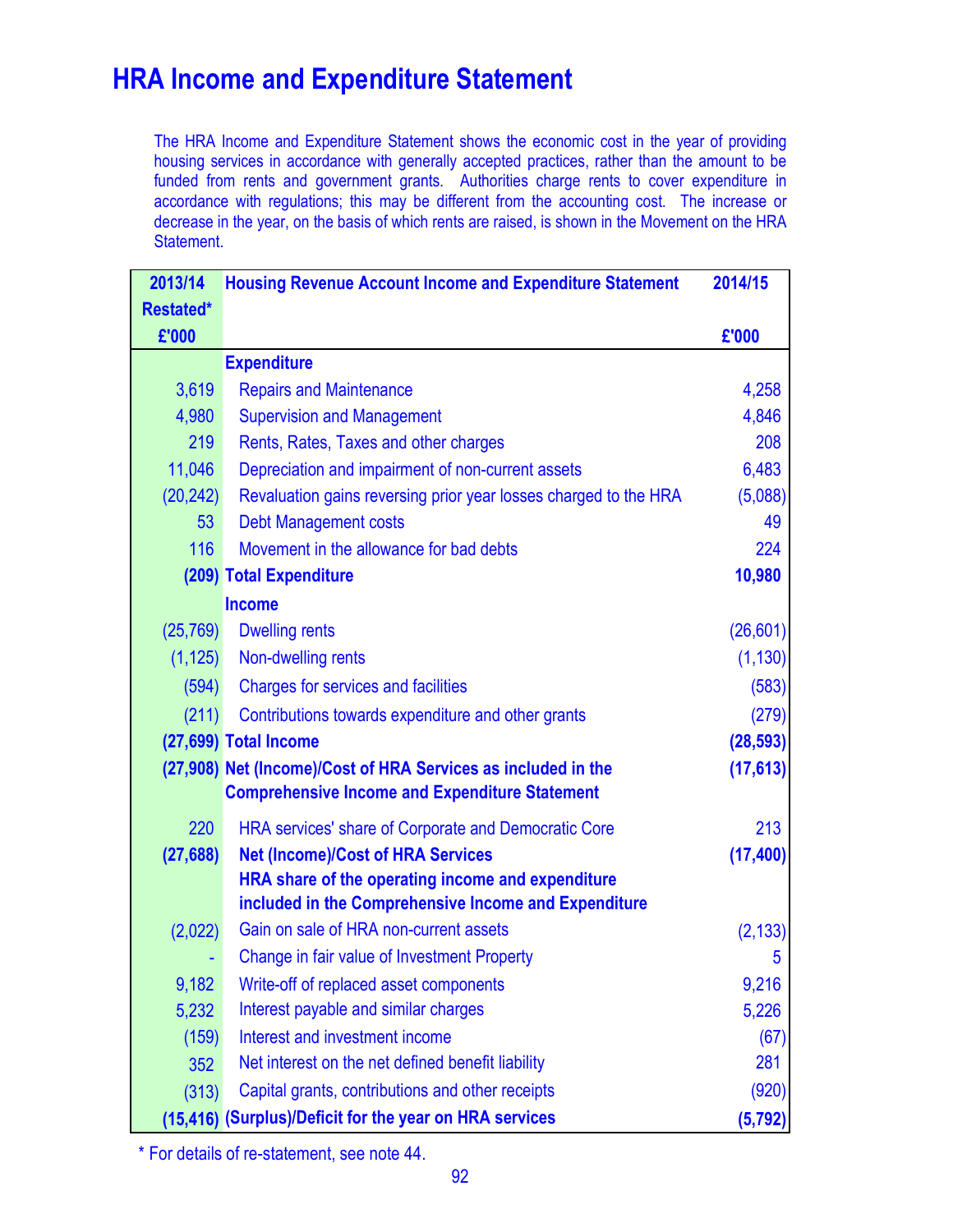# HRA Income and Expenditure Statement

The HRA Income and Expenditure Statement shows the economic cost in the year of providing housing services in accordance with generally accepted practices, rather than the amount to be funded from rents and government grants. Authorities charge rents to cover expenditure in accordance with regulations; this may be different from the accounting cost. The increase or decrease in the year, on the basis of which rents are raised, is shown in the Movement on the HRA Statement.

| 2013/14 Restated* £'000 | Housing Revenue Account Income and Expenditure Statement | 2014/15 £'000 |
|---|---|---|
| | **Expenditure** | |
| 3,619 | Repairs and Maintenance | 4,258 |
| 4,980 | Supervision and Management | 4,846 |
| 219 | Rents, Rates, Taxes and other charges | 208 |
| 11,046 | Depreciation and impairment of non-current assets | 6,483 |
| (20,242) | Revaluation gains reversing prior year losses charged to the HRA | (5,088) |
| 53 | Debt Management costs | 49 |
| 116 | Movement in the allowance for bad debts | 224 |
| **(209)** | **Total Expenditure** | **10,980** |
| | **Income** | |
| (25,769) | Dwelling rents | (26,601) |
| (1,125) | Non-dwelling rents | (1,130) |
| (594) | Charges for services and facilities | (583) |
| (211) | Contributions towards expenditure and other grants | (279) |
| **(27,699)** | **Total Income** | **(28,593)** |
| **(27,908)** | **Net (Income)/Cost of HRA Services as included in the Comprehensive Income and Expenditure Statement** | **(17,613)** |
| 220 | HRA services' share of Corporate and Democratic Core | 213 |
| **(27,688)** | **Net (Income)/Cost of HRA Services** | **(17,400)** |
| | **HRA share of the operating income and expenditure included in the Comprehensive Income and Expenditure** | |
| (2,022) | Gain on sale of HRA non-current assets | (2,133) |
| - | Change in fair value of Investment Property | 5 |
| 9,182 | Write-off of replaced asset components | 9,216 |
| 5,232 | Interest payable and similar charges | 5,226 |
| (159) | Interest and investment income | (67) |
| 352 | Net interest on the net defined benefit liability | 281 |
| (313) | Capital grants, contributions and other receipts | (920) |
| **(15,416)** | **(Surplus)/Deficit for the year on HRA services** | **(5,792)** |

* For details of re-statement, see note 44.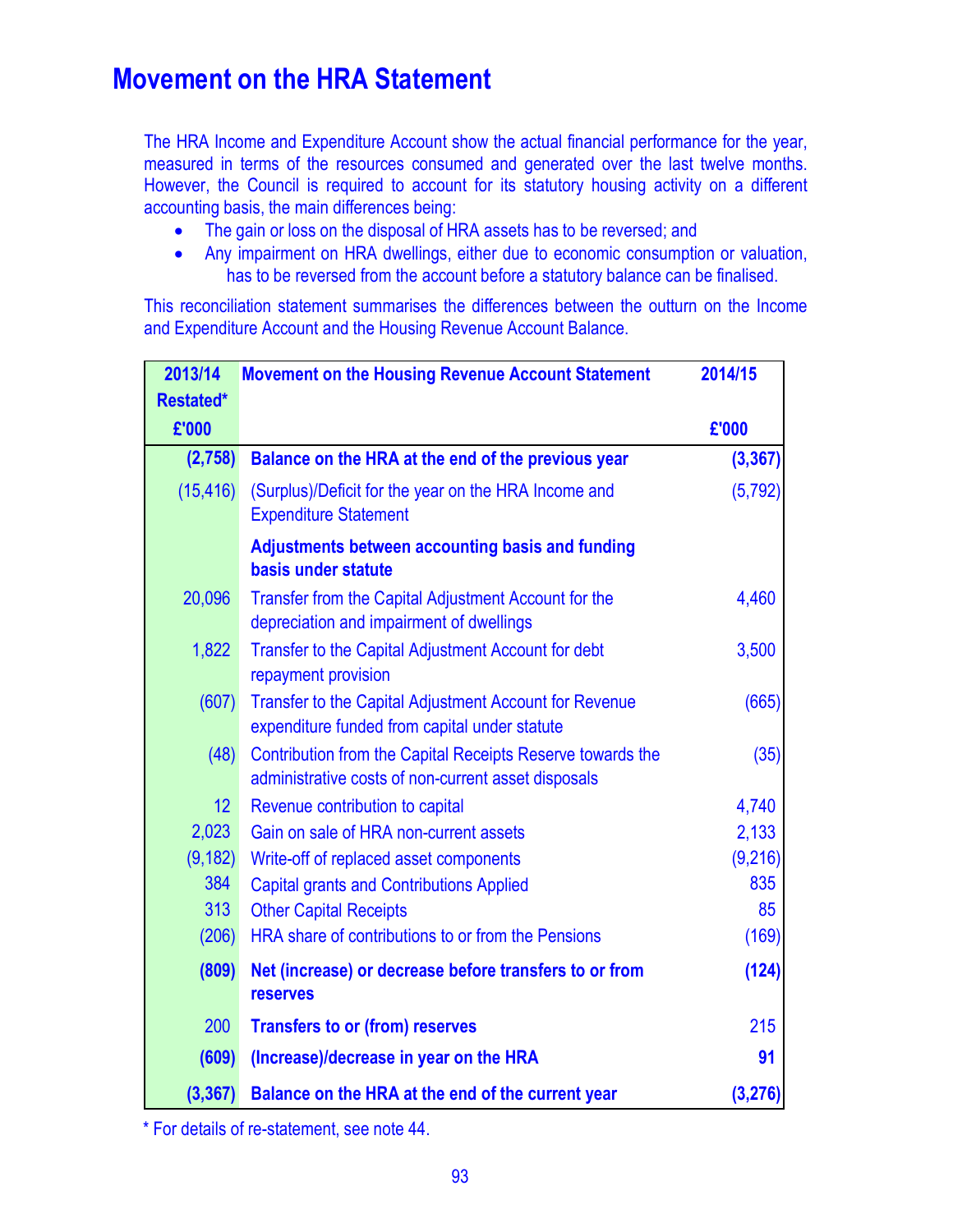# Movement on the HRA Statement

The HRA Income and Expenditure Account show the actual financial performance for the year, measured in terms of the resources consumed and generated over the last twelve months. However, the Council is required to account for its statutory housing activity on a different accounting basis, the main differences being:

- The gain or loss on the disposal of HRA assets has to be reversed; and
- Any impairment on HRA dwellings, either due to economic consumption or valuation, has to be reversed from the account before a statutory balance can be finalised.

This reconciliation statement summarises the differences between the outturn on the Income and Expenditure Account and the Housing Revenue Account Balance.

| 2013/14 Restated* £'000 | Movement on the Housing Revenue Account Statement | 2014/15 £'000 |
|---|---|---|
| **(2,758)** | **Balance on the HRA at the end of the previous year** | **(3,367)** |
| (15,416) | (Surplus)/Deficit for the year on the HRA Income and Expenditure Statement | (5,792) |
| | **Adjustments between accounting basis and funding basis under statute** | |
| 20,096 | Transfer from the Capital Adjustment Account for the depreciation and impairment of dwellings | 4,460 |
| 1,822 | Transfer to the Capital Adjustment Account for debt repayment provision | 3,500 |
| (607) | Transfer to the Capital Adjustment Account for Revenue expenditure funded from capital under statute | (665) |
| (48) | Contribution from the Capital Receipts Reserve towards the administrative costs of non-current asset disposals | (35) |
| 12 | Revenue contribution to capital | 4,740 |
| 2,023 | Gain on sale of HRA non-current assets | 2,133 |
| (9,182) | Write-off of replaced asset components | (9,216) |
| 384 | Capital grants and Contributions Applied | 835 |
| 313 | Other Capital Receipts | 85 |
| (206) | HRA share of contributions to or from the Pensions | (169) |
| **(809)** | **Net (increase) or decrease before transfers to or from reserves** | **(124)** |
| 200 | **Transfers to or (from) reserves** | 215 |
| **(609)** | **(Increase)/decrease in year on the HRA** | **91** |
| **(3,367)** | **Balance on the HRA at the end of the current year** | **(3,276)** |

\* For details of re-statement, see note 44.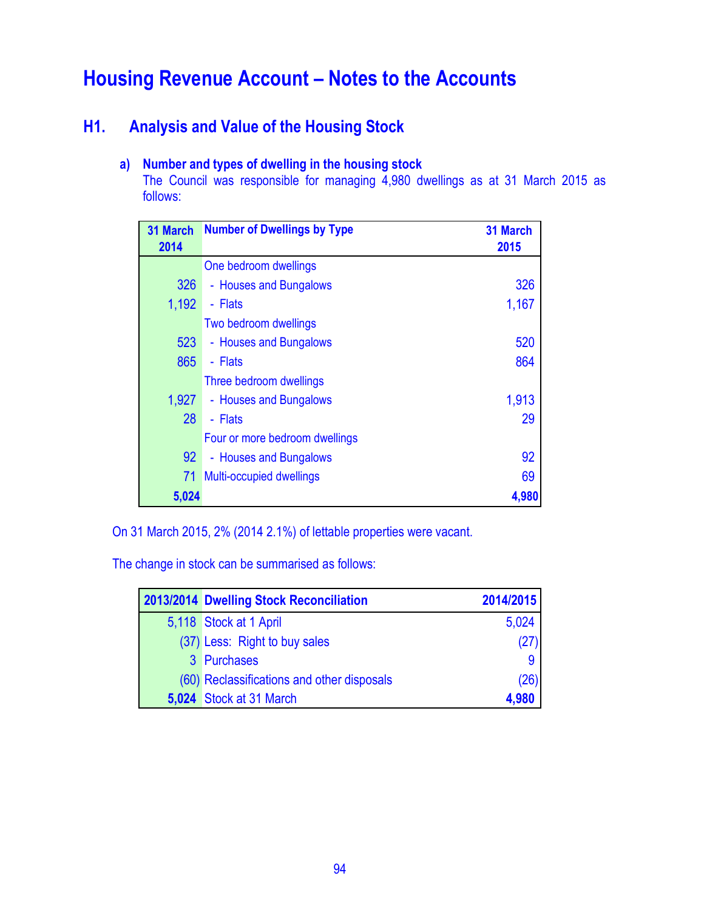# Housing Revenue Account – Notes to the Accounts

## H1. Analysis and Value of the Housing Stock

### a) Number and types of dwelling in the housing stock

The Council was responsible for managing 4,980 dwellings as at 31 March 2015 as follows:

| 31 March 2014 | Number of Dwellings by Type | 31 March 2015 |
|---|---|---|
| | One bedroom dwellings | |
| 326 | - Houses and Bungalows | 326 |
| 1,192 | - Flats | 1,167 |
| | Two bedroom dwellings | |
| 523 | - Houses and Bungalows | 520 |
| 865 | - Flats | 864 |
| | Three bedroom dwellings | |
| 1,927 | - Houses and Bungalows | 1,913 |
| 28 | - Flats | 29 |
| | Four or more bedroom dwellings | |
| 92 | - Houses and Bungalows | 92 |
| 71 | Multi-occupied dwellings | 69 |
| **5,024** | | **4,980** |

On 31 March 2015, 2% (2014 2.1%) of lettable properties were vacant.

The change in stock can be summarised as follows:

| 2013/2014 | Dwelling Stock Reconciliation | 2014/2015 |
|---|---|---|
| 5,118 | Stock at 1 April | 5,024 |
| (37) | Less: Right to buy sales | (27) |
| 3 | Purchases | 9 |
| (60) | Reclassifications and other disposals | (26) |
| **5,024** | Stock at 31 March | **4,980** |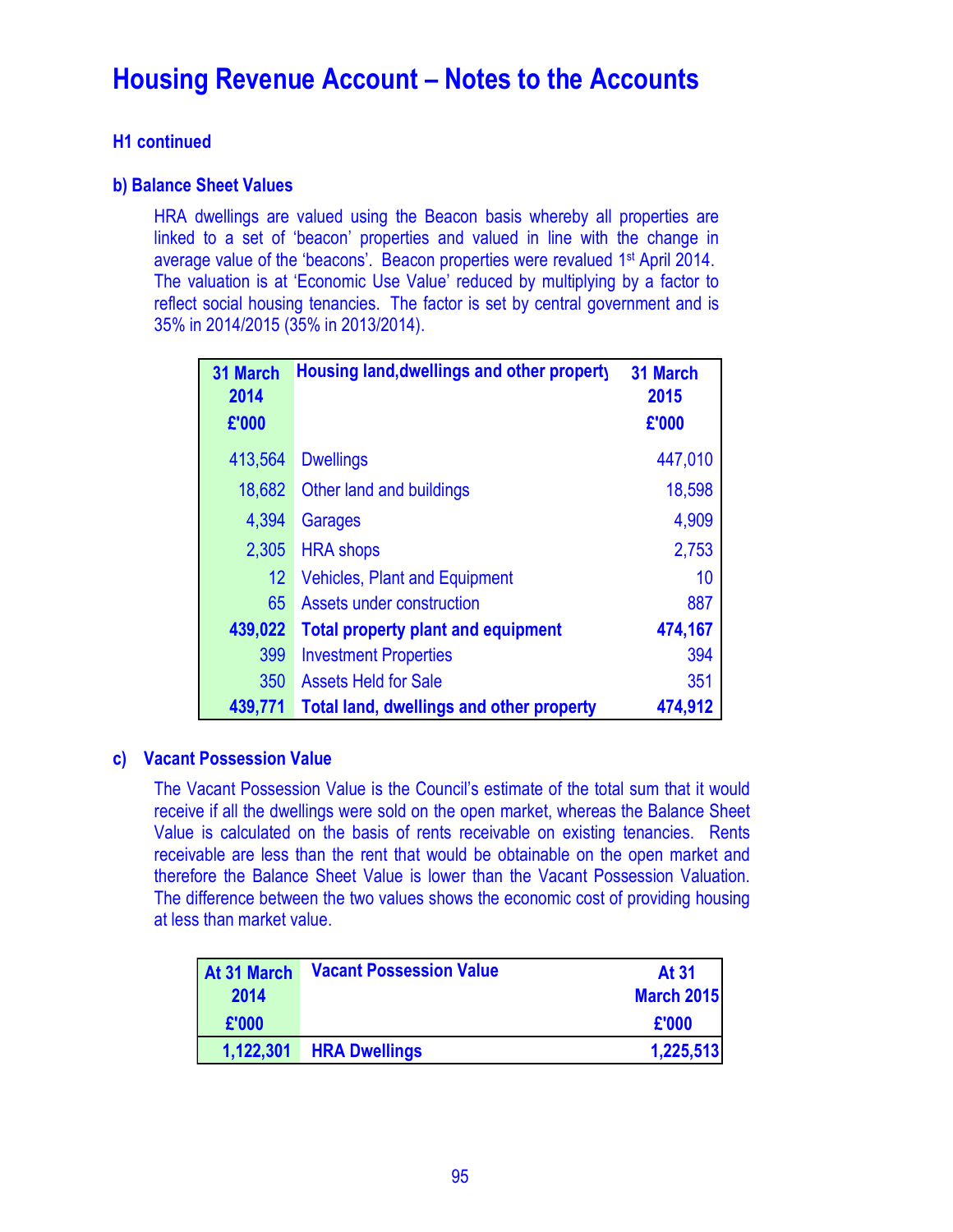# Housing Revenue Account – Notes to the Accounts

### H1 continued

### b) Balance Sheet Values

HRA dwellings are valued using the Beacon basis whereby all properties are linked to a set of 'beacon' properties and valued in line with the change in average value of the 'beacons'. Beacon properties were revalued 1st April 2014. The valuation is at 'Economic Use Value' reduced by multiplying by a factor to reflect social housing tenancies. The factor is set by central government and is 35% in 2014/2015 (35% in 2013/2014).

| 31 March 2014 £'000 | Housing land,dwellings and other property | 31 March 2015 £'000 |
|---|---|---|
| 413,564 | Dwellings | 447,010 |
| 18,682 | Other land and buildings | 18,598 |
| 4,394 | Garages | 4,909 |
| 2,305 | HRA shops | 2,753 |
| 12 | Vehicles, Plant and Equipment | 10 |
| 65 | Assets under construction | 887 |
| **439,022** | **Total property plant and equipment** | **474,167** |
| 399 | Investment Properties | 394 |
| 350 | Assets Held for Sale | 351 |
| **439,771** | **Total land, dwellings and other property** | **474,912** |

### c) Vacant Possession Value

The Vacant Possession Value is the Council's estimate of the total sum that it would receive if all the dwellings were sold on the open market, whereas the Balance Sheet Value is calculated on the basis of rents receivable on existing tenancies. Rents receivable are less than the rent that would be obtainable on the open market and therefore the Balance Sheet Value is lower than the Vacant Possession Valuation. The difference between the two values shows the economic cost of providing housing at less than market value.

| At 31 March 2014 £'000 | Vacant Possession Value | At 31 March 2015 £'000 |
|---|---|---|
| **1,122,301** | **HRA Dwellings** | **1,225,513** |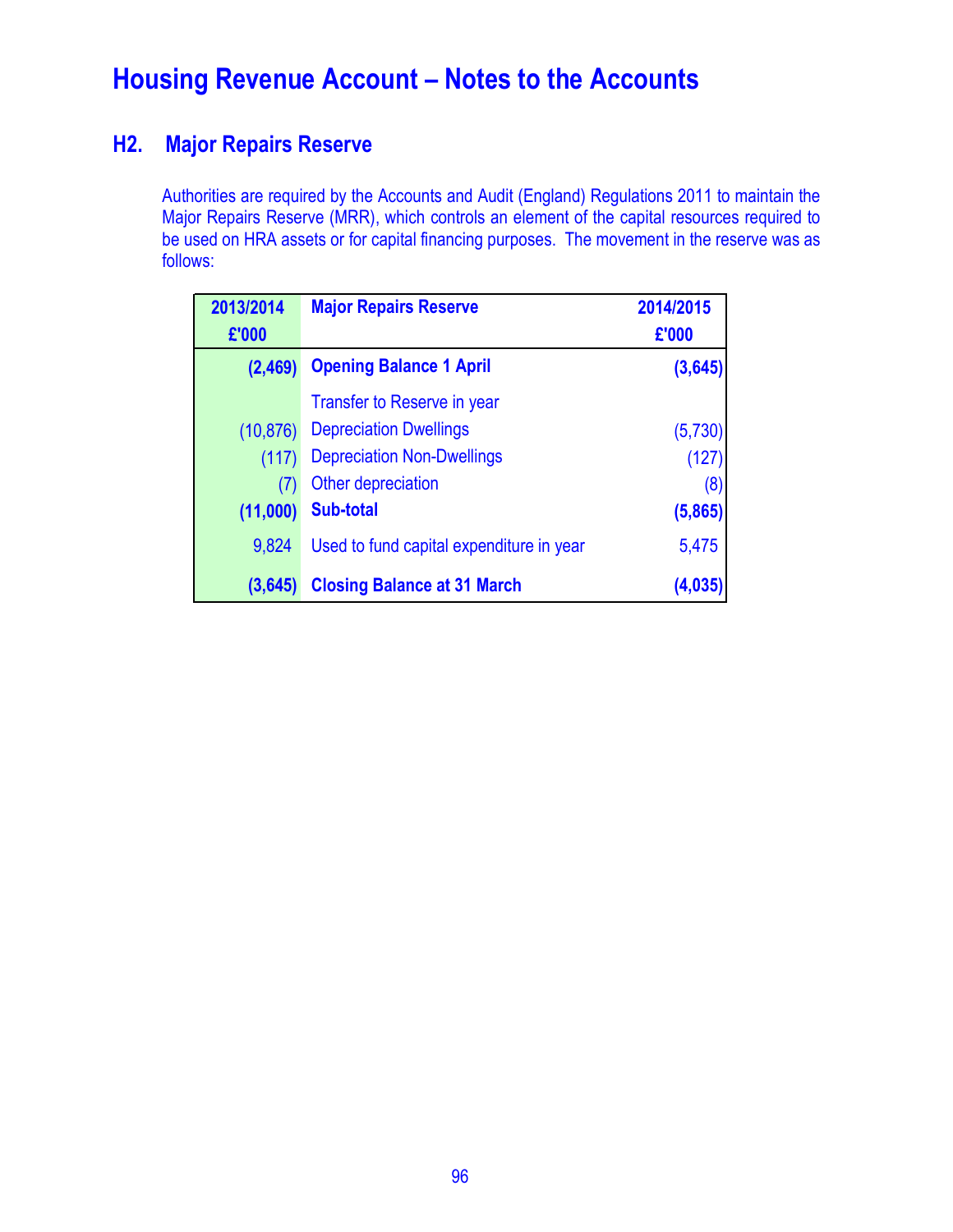# Housing Revenue Account – Notes to the Accounts

## H2. Major Repairs Reserve

Authorities are required by the Accounts and Audit (England) Regulations 2011 to maintain the Major Repairs Reserve (MRR), which controls an element of the capital resources required to be used on HRA assets or for capital financing purposes. The movement in the reserve was as follows:

| 2013/2014 £'000 | Major Repairs Reserve | 2014/2015 £'000 |
|---|---|---|
| **(2,469)** | **Opening Balance 1 April** | **(3,645)** |
| | Transfer to Reserve in year | |
| (10,876) | Depreciation Dwellings | (5,730) |
| (117) | Depreciation Non-Dwellings | (127) |
| (7) | Other depreciation | (8) |
| **(11,000)** | **Sub-total** | **(5,865)** |
| 9,824 | Used to fund capital expenditure in year | 5,475 |
| **(3,645)** | **Closing Balance at 31 March** | **(4,035)** |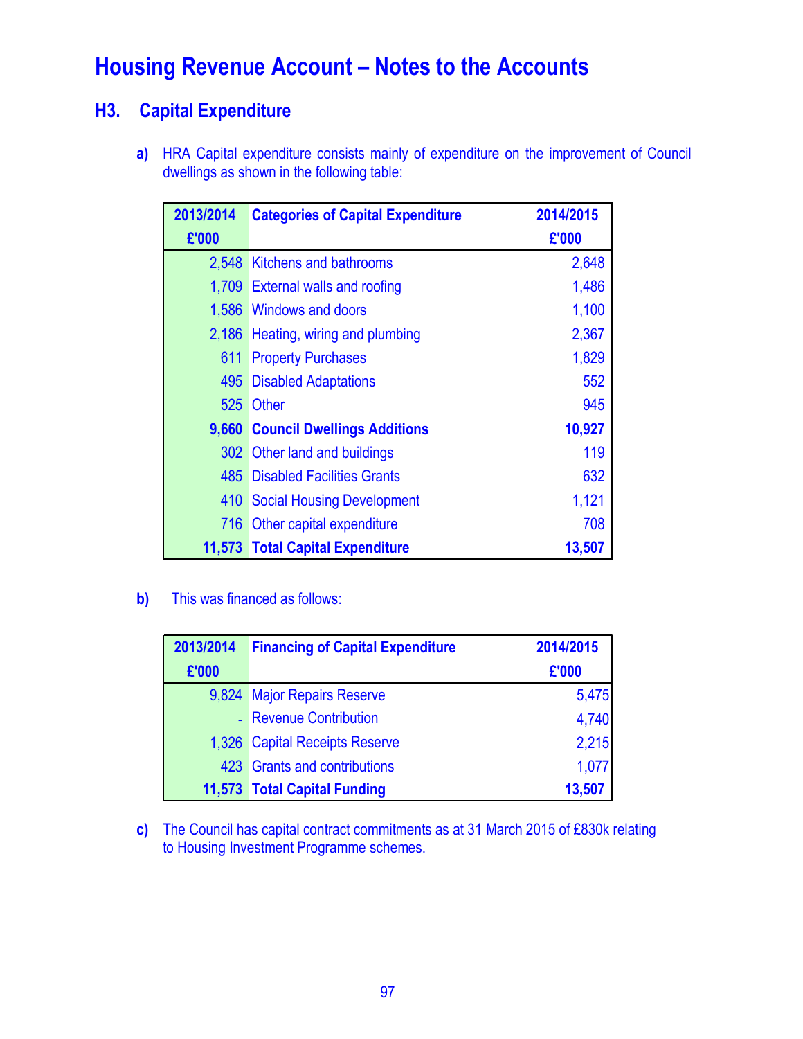# Housing Revenue Account – Notes to the Accounts

## H3. Capital Expenditure

**a)** HRA Capital expenditure consists mainly of expenditure on the improvement of Council dwellings as shown in the following table:

| 2013/2014 £'000 | Categories of Capital Expenditure | 2014/2015 £'000 |
|---|---|---|
| 2,548 | Kitchens and bathrooms | 2,648 |
| 1,709 | External walls and roofing | 1,486 |
| 1,586 | Windows and doors | 1,100 |
| 2,186 | Heating, wiring and plumbing | 2,367 |
| 611 | Property Purchases | 1,829 |
| 495 | Disabled Adaptations | 552 |
| 525 | Other | 945 |
| **9,660** | **Council Dwellings Additions** | **10,927** |
| 302 | Other land and buildings | 119 |
| 485 | Disabled Facilities Grants | 632 |
| 410 | Social Housing Development | 1,121 |
| 716 | Other capital expenditure | 708 |
| **11,573** | **Total Capital Expenditure** | **13,507** |

**b)** This was financed as follows:

| 2013/2014 £'000 | Financing of Capital Expenditure | 2014/2015 £'000 |
|---|---|---|
| 9,824 | Major Repairs Reserve | 5,475 |
| - | Revenue Contribution | 4,740 |
| 1,326 | Capital Receipts Reserve | 2,215 |
| 423 | Grants and contributions | 1,077 |
| **11,573** | **Total Capital Funding** | **13,507** |

**c)** The Council has capital contract commitments as at 31 March 2015 of £830k relating to Housing Investment Programme schemes.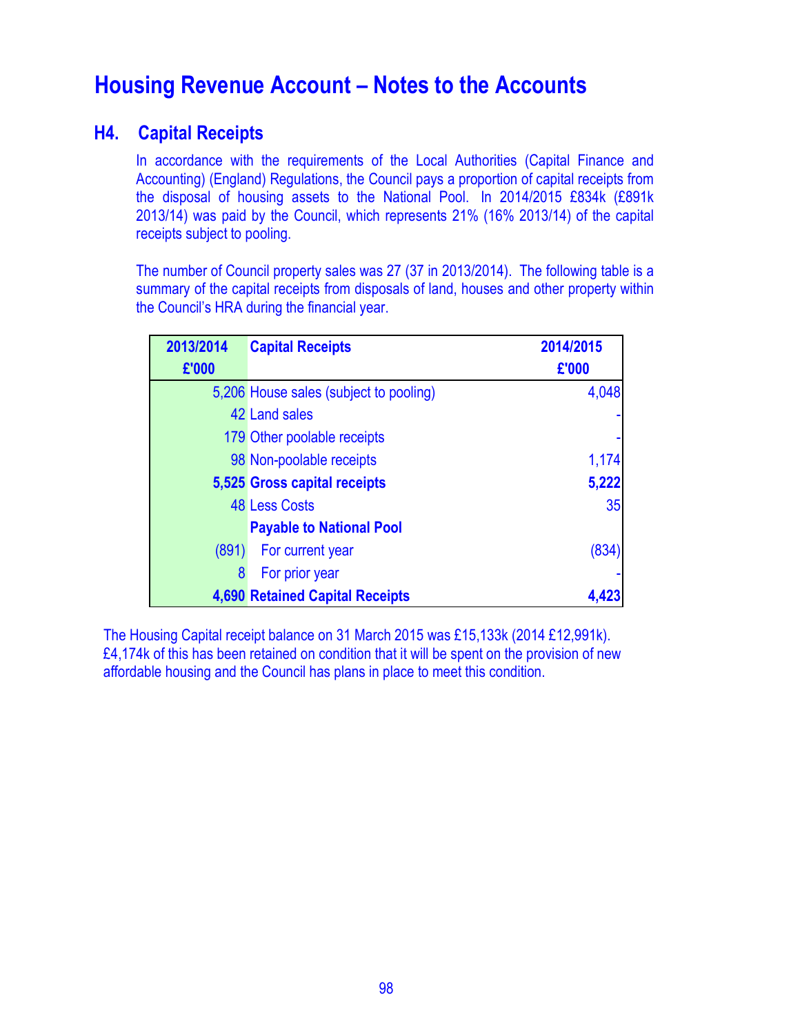# Housing Revenue Account – Notes to the Accounts

## H4. Capital Receipts

In accordance with the requirements of the Local Authorities (Capital Finance and Accounting) (England) Regulations, the Council pays a proportion of capital receipts from the disposal of housing assets to the National Pool. In 2014/2015 £834k (£891k 2013/14) was paid by the Council, which represents 21% (16% 2013/14) of the capital receipts subject to pooling.

The number of Council property sales was 27 (37 in 2013/2014). The following table is a summary of the capital receipts from disposals of land, houses and other property within the Council's HRA during the financial year.

| 2013/2014 £'000 | Capital Receipts | 2014/2015 £'000 |
|---|---|---|
| 5,206 | House sales (subject to pooling) | 4,048 |
| 42 | Land sales | - |
| 179 | Other poolable receipts | - |
| 98 | Non-poolable receipts | 1,174 |
| **5,525** | **Gross capital receipts** | **5,222** |
| 48 | Less Costs | 35 |
| | **Payable to National Pool** | |
| (891) | For current year | (834) |
| 8 | For prior year | - |
| **4,690** | **Retained Capital Receipts** | **4,423** |

The Housing Capital receipt balance on 31 March 2015 was £15,133k (2014 £12,991k). £4,174k of this has been retained on condition that it will be spent on the provision of new affordable housing and the Council has plans in place to meet this condition.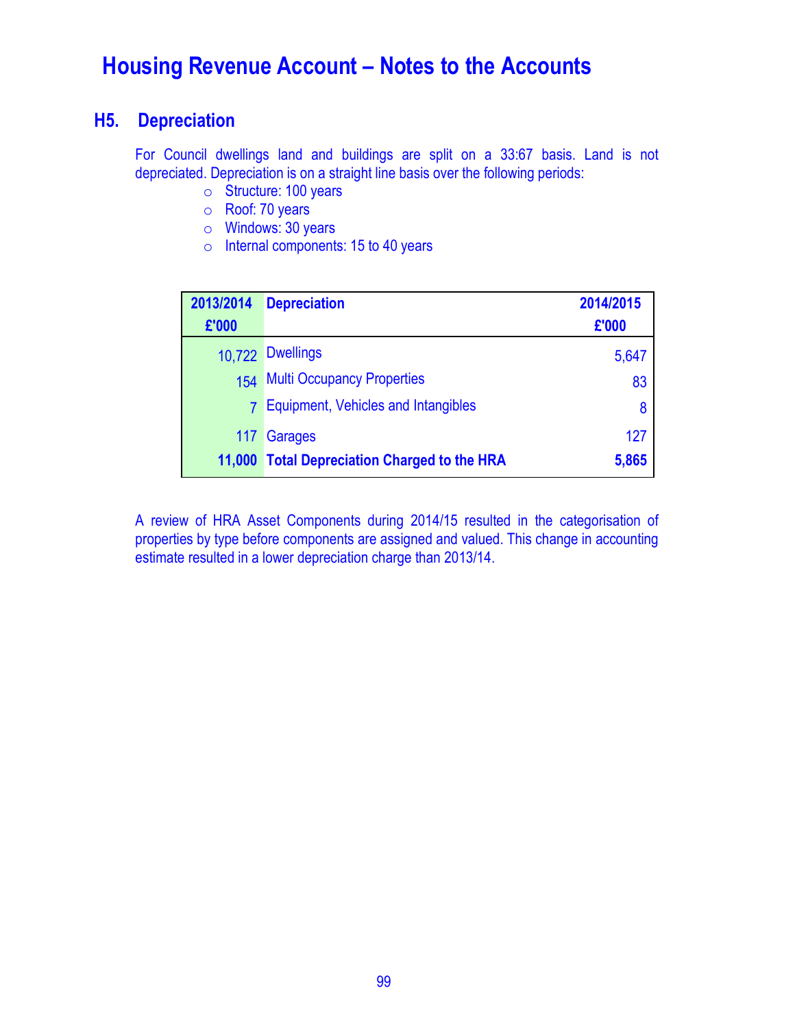# Housing Revenue Account – Notes to the Accounts

## H5. Depreciation

For Council dwellings land and buildings are split on a 33:67 basis. Land is not depreciated. Depreciation is on a straight line basis over the following periods:

- Structure: 100 years
- Roof: 70 years
- Windows: 30 years
- Internal components: 15 to 40 years

| 2013/2014 £'000 | Depreciation | 2014/2015 £'000 |
|---|---|---|
| 10,722 | Dwellings | 5,647 |
| 154 | Multi Occupancy Properties | 83 |
| 7 | Equipment, Vehicles and Intangibles | 8 |
| 117 | Garages | 127 |
| **11,000** | **Total Depreciation Charged to the HRA** | **5,865** |

A review of HRA Asset Components during 2014/15 resulted in the categorisation of properties by type before components are assigned and valued. This change in accounting estimate resulted in a lower depreciation charge than 2013/14.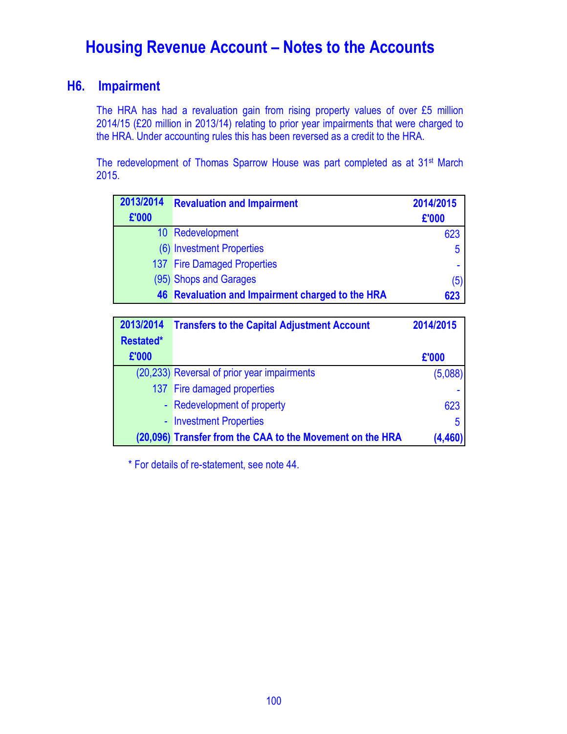# Housing Revenue Account – Notes to the Accounts

## H6. Impairment

The HRA has had a revaluation gain from rising property values of over £5 million 2014/15 (£20 million in 2013/14) relating to prior year impairments that were charged to the HRA. Under accounting rules this has been reversed as a credit to the HRA.

The redevelopment of Thomas Sparrow House was part completed as at 31st March 2015.

| 2013/2014 £'000 | Revaluation and Impairment | 2014/2015 £'000 |
|---|---|---|
| 10 | Redevelopment | 623 |
| (6) | Investment Properties | 5 |
| 137 | Fire Damaged Properties | - |
| (95) | Shops and Garages | (5) |
| **46** | **Revaluation and Impairment charged to the HRA** | **623** |

| 2013/2014 Restated* £'000 | Transfers to the Capital Adjustment Account | 2014/2015 £'000 |
|---|---|---|
| (20,233) | Reversal of prior year impairments | (5,088) |
| 137 | Fire damaged properties | - |
| - | Redevelopment of property | 623 |
| - | Investment Properties | 5 |
| **(20,096)** | **Transfer from the CAA to the Movement on the HRA** | **(4,460)** |

* For details of re-statement, see note 44.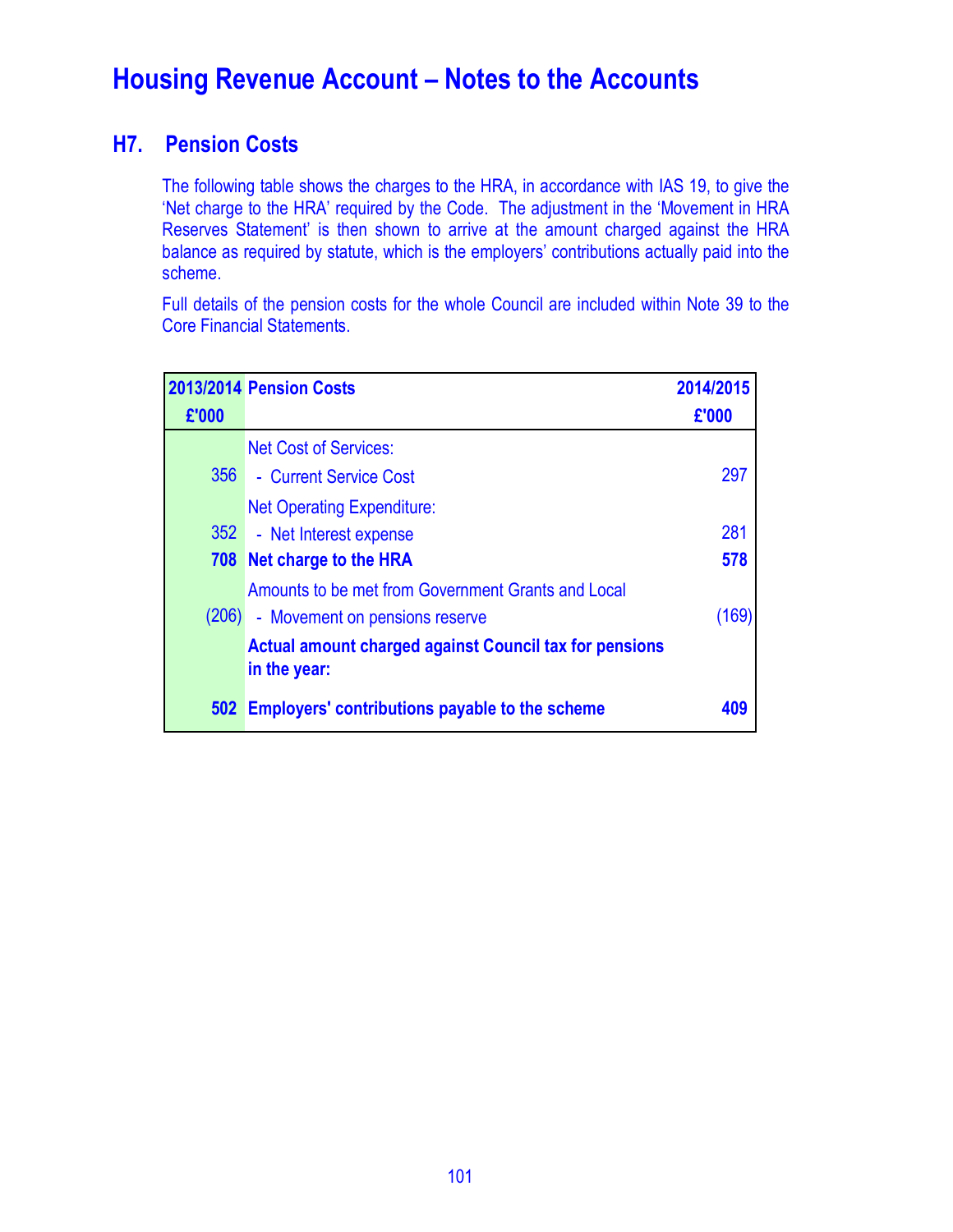# Housing Revenue Account – Notes to the Accounts

## H7. Pension Costs

The following table shows the charges to the HRA, in accordance with IAS 19, to give the 'Net charge to the HRA' required by the Code. The adjustment in the 'Movement in HRA Reserves Statement' is then shown to arrive at the amount charged against the HRA balance as required by statute, which is the employers' contributions actually paid into the scheme.

Full details of the pension costs for the whole Council are included within Note 39 to the Core Financial Statements.

| 2013/2014 £'000 | Pension Costs | 2014/2015 £'000 |
|---|---|---|
| | Net Cost of Services: | |
| 356 | - Current Service Cost | 297 |
| | Net Operating Expenditure: | |
| 352 | - Net Interest expense | 281 |
| **708** | **Net charge to the HRA** | **578** |
| | Amounts to be met from Government Grants and Local | |
| (206) | - Movement on pensions reserve | (169) |
| | **Actual amount charged against Council tax for pensions in the year:** | |
| **502** | **Employers' contributions payable to the scheme** | **409** |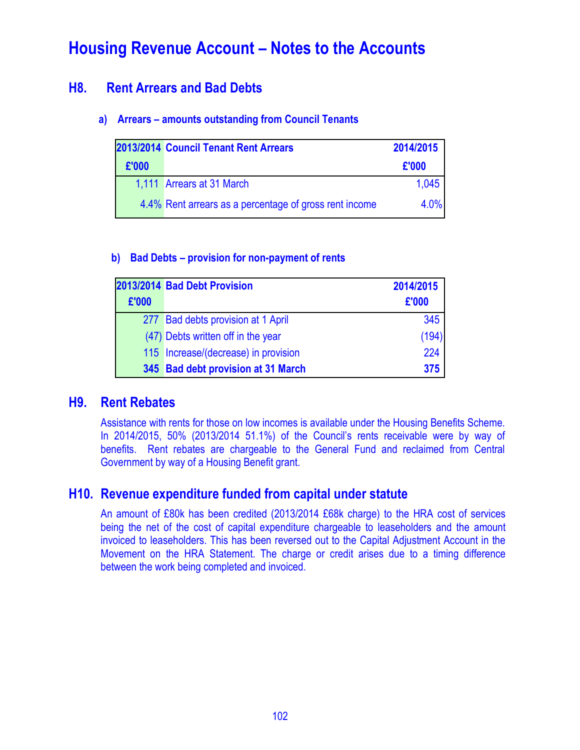# Housing Revenue Account – Notes to the Accounts

## H8. Rent Arrears and Bad Debts

### a) Arrears – amounts outstanding from Council Tenants

| 2013/2014 £'000 | Council Tenant Rent Arrears | 2014/2015 £'000 |
|---|---|---|
| 1,111 | Arrears at 31 March | 1,045 |
| 4.4% | Rent arrears as a percentage of gross rent income | 4.0% |

### b) Bad Debts – provision for non-payment of rents

| 2013/2014 £'000 | Bad Debt Provision | 2014/2015 £'000 |
|---|---|---|
| 277 | Bad debts provision at 1 April | 345 |
| (47) | Debts written off in the year | (194) |
| 115 | Increase/(decrease) in provision | 224 |
| **345** | **Bad debt provision at 31 March** | **375** |

## H9. Rent Rebates

Assistance with rents for those on low incomes is available under the Housing Benefits Scheme. In 2014/2015, 50% (2013/2014 51.1%) of the Council's rents receivable were by way of benefits. Rent rebates are chargeable to the General Fund and reclaimed from Central Government by way of a Housing Benefit grant.

## H10. Revenue expenditure funded from capital under statute

An amount of £80k has been credited (2013/2014 £68k charge) to the HRA cost of services being the net of the cost of capital expenditure chargeable to leaseholders and the amount invoiced to leaseholders. This has been reversed out to the Capital Adjustment Account in the Movement on the HRA Statement. The charge or credit arises due to a timing difference between the work being completed and invoiced.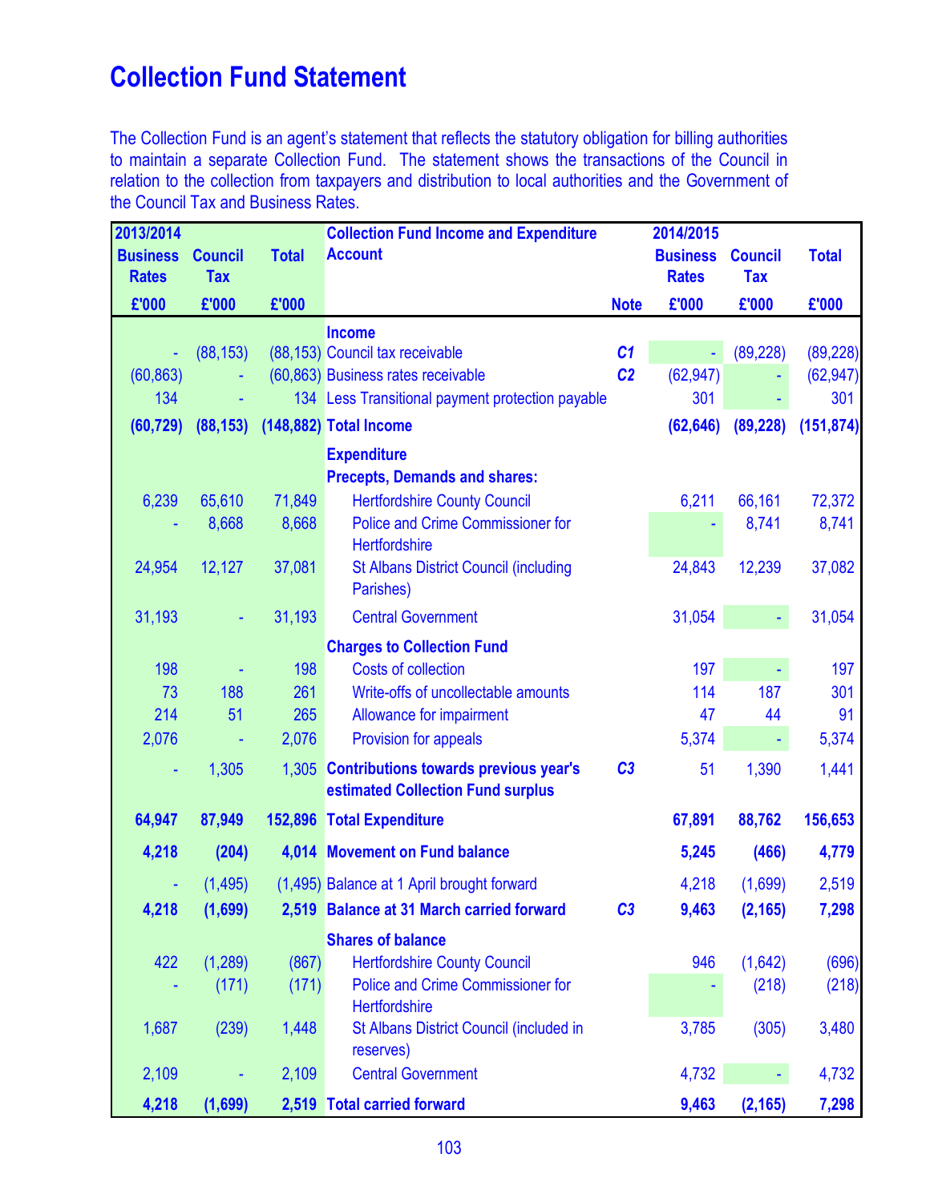# Collection Fund Statement

The Collection Fund is an agent's statement that reflects the statutory obligation for billing authorities to maintain a separate Collection Fund. The statement shows the transactions of the Council in relation to the collection from taxpayers and distribution to local authorities and the Government of the Council Tax and Business Rates.

| 2013/2014 Business Rates £'000 | 2013/2014 Council Tax £'000 | 2013/2014 Total £'000 | Collection Fund Income and Expenditure Account | Note | 2014/2015 Business Rates £'000 | 2014/2015 Council Tax £'000 | 2014/2015 Total £'000 |
|---|---|---|---|---|---|---|---|
| | | | **Income** | | | | |
| - | (88,153) | (88,153) | Council tax receivable | *C1* | - | (89,228) | (89,228) |
| (60,863) | - | (60,863) | Business rates receivable | *C2* | (62,947) | - | (62,947) |
| 134 | - | 134 | Less Transitional payment protection payable | | 301 | - | 301 |
| **(60,729)** | **(88,153)** | **(148,882)** | **Total Income** | | **(62,646)** | **(89,228)** | **(151,874)** |
| | | | **Expenditure** | | | | |
| | | | **Precepts, Demands and shares:** | | | | |
| 6,239 | 65,610 | 71,849 | Hertfordshire County Council | | 6,211 | 66,161 | 72,372 |
| - | 8,668 | 8,668 | Police and Crime Commissioner for Hertfordshire | | - | 8,741 | 8,741 |
| 24,954 | 12,127 | 37,081 | St Albans District Council (including Parishes) | | 24,843 | 12,239 | 37,082 |
| 31,193 | - | 31,193 | Central Government | | 31,054 | - | 31,054 |
| | | | **Charges to Collection Fund** | | | | |
| 198 | - | 198 | Costs of collection | | 197 | - | 197 |
| 73 | 188 | 261 | Write-offs of uncollectable amounts | | 114 | 187 | 301 |
| 214 | 51 | 265 | Allowance for impairment | | 47 | 44 | 91 |
| 2,076 | - | 2,076 | Provision for appeals | | 5,374 | - | 5,374 |
| - | 1,305 | 1,305 | **Contributions towards previous year's estimated Collection Fund surplus** | *C3* | 51 | 1,390 | 1,441 |
| **64,947** | **87,949** | **152,896** | **Total Expenditure** | | **67,891** | **88,762** | **156,653** |
| **4,218** | **(204)** | **4,014** | **Movement on Fund balance** | | **5,245** | **(466)** | **4,779** |
| - | (1,495) | (1,495) | Balance at 1 April brought forward | | 4,218 | (1,699) | 2,519 |
| **4,218** | **(1,699)** | **2,519** | **Balance at 31 March carried forward** | *C3* | **9,463** | **(2,165)** | **7,298** |
| | | | **Shares of balance** | | | | |
| 422 | (1,289) | (867) | Hertfordshire County Council | | 946 | (1,642) | (696) |
| - | (171) | (171) | Police and Crime Commissioner for Hertfordshire | | - | (218) | (218) |
| 1,687 | (239) | 1,448 | St Albans District Council (included in reserves) | | 3,785 | (305) | 3,480 |
| 2,109 | - | 2,109 | Central Government | | 4,732 | - | 4,732 |
| **4,218** | **(1,699)** | **2,519** | **Total carried forward** | | **9,463** | **(2,165)** | **7,298** |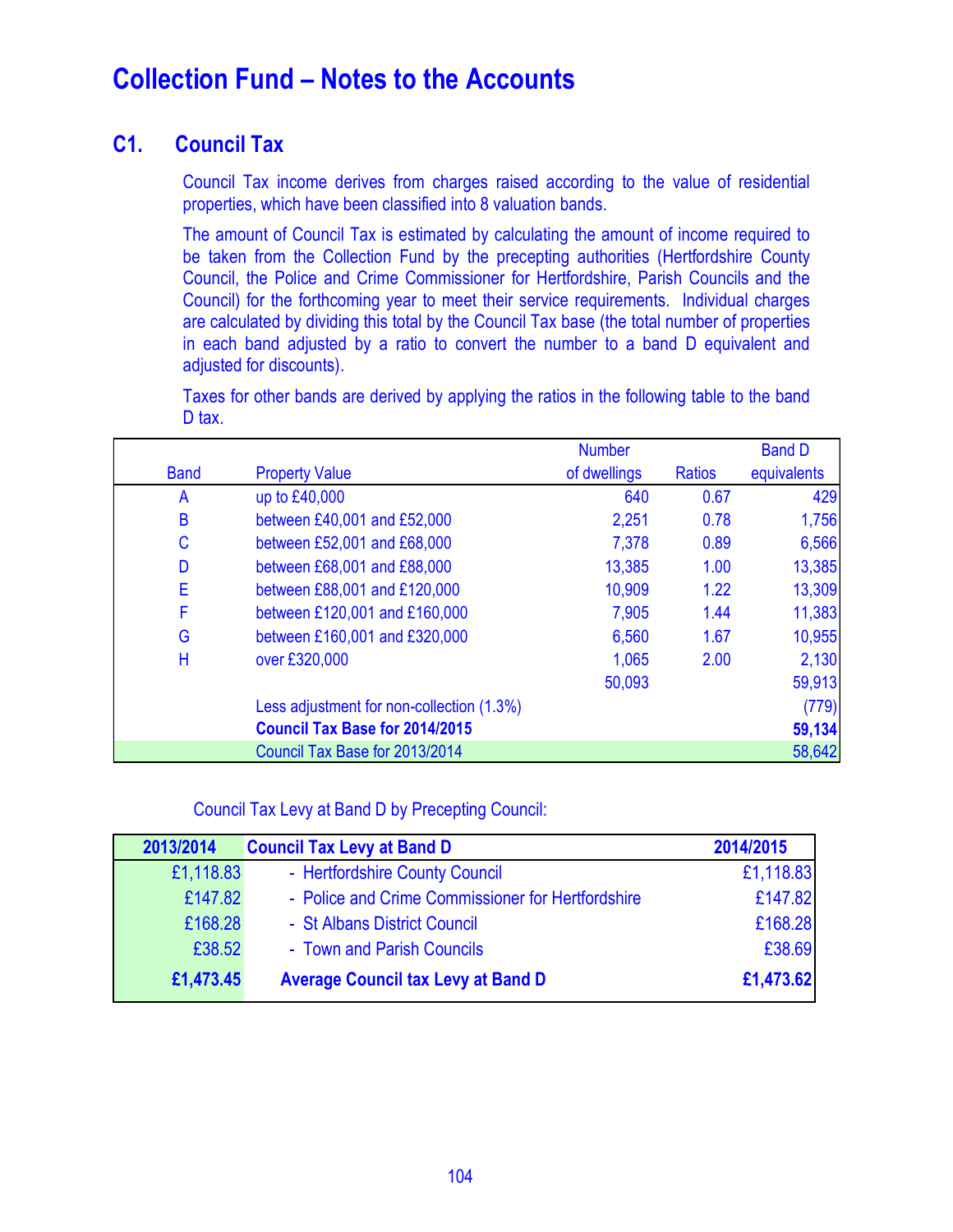# Collection Fund – Notes to the Accounts

## C1. Council Tax

Council Tax income derives from charges raised according to the value of residential properties, which have been classified into 8 valuation bands.

The amount of Council Tax is estimated by calculating the amount of income required to be taken from the Collection Fund by the precepting authorities (Hertfordshire County Council, the Police and Crime Commissioner for Hertfordshire, Parish Councils and the Council) for the forthcoming year to meet their service requirements. Individual charges are calculated by dividing this total by the Council Tax base (the total number of properties in each band adjusted by a ratio to convert the number to a band D equivalent and adjusted for discounts).

Taxes for other bands are derived by applying the ratios in the following table to the band D tax.

| Band | Property Value | Number of dwellings | Ratios | Band D equivalents |
|---|---|---|---|---|
| A | up to £40,000 | 640 | 0.67 | 429 |
| B | between £40,001 and £52,000 | 2,251 | 0.78 | 1,756 |
| C | between £52,001 and £68,000 | 7,378 | 0.89 | 6,566 |
| D | between £68,001 and £88,000 | 13,385 | 1.00 | 13,385 |
| E | between £88,001 and £120,000 | 10,909 | 1.22 | 13,309 |
| F | between £120,001 and £160,000 | 7,905 | 1.44 | 11,383 |
| G | between £160,001 and £320,000 | 6,560 | 1.67 | 10,955 |
| H | over £320,000 | 1,065 | 2.00 | 2,130 |
| | | 50,093 | | 59,913 |
| | Less adjustment for non-collection (1.3%) | | | (779) |
| | **Council Tax Base for 2014/2015** | | | **59,134** |
| | Council Tax Base for 2013/2014 | | | 58,642 |

Council Tax Levy at Band D by Precepting Council:

| 2013/2014 | Council Tax Levy at Band D | 2014/2015 |
|---|---|---|
| £1,118.83 | - Hertfordshire County Council | £1,118.83 |
| £147.82 | - Police and Crime Commissioner for Hertfordshire | £147.82 |
| £168.28 | - St Albans District Council | £168.28 |
| £38.52 | - Town and Parish Councils | £38.69 |
| **£1,473.45** | **Average Council tax Levy at Band D** | **£1,473.62** |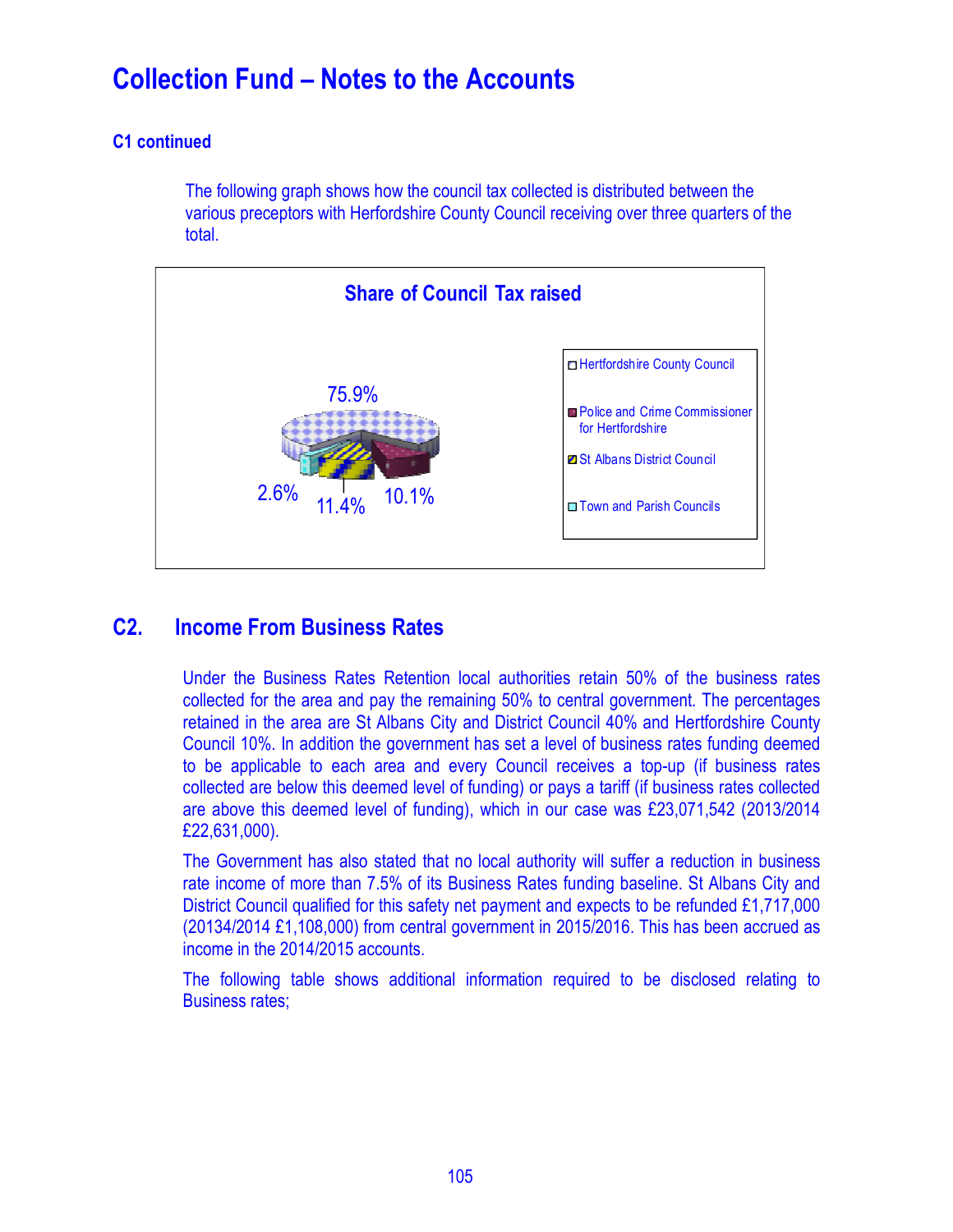# Collection Fund – Notes to the Accounts

### C1 continued

The following graph shows how the council tax collected is distributed between the various preceptors with Herfordshire County Council receiving over three quarters of the total.

**Share of Council Tax raised**

- Hertfordshire County Council – 75.9%
- Police and Crime Commissioner for Hertfordshire – 10.1%
- St Albans District Council – 11.4%
- Town and Parish Councils – 2.6%

## C2. Income From Business Rates

Under the Business Rates Retention local authorities retain 50% of the business rates collected for the area and pay the remaining 50% to central government. The percentages retained in the area are St Albans City and District Council 40% and Hertfordshire County Council 10%. In addition the government has set a level of business rates funding deemed to be applicable to each area and every Council receives a top-up (if business rates collected are below this deemed level of funding) or pays a tariff (if business rates collected are above this deemed level of funding), which in our case was £23,071,542 (2013/2014 £22,631,000).

The Government has also stated that no local authority will suffer a reduction in business rate income of more than 7.5% of its Business Rates funding baseline. St Albans City and District Council qualified for this safety net payment and expects to be refunded £1,717,000 (20134/2014 £1,108,000) from central government in 2015/2016. This has been accrued as income in the 2014/2015 accounts.

The following table shows additional information required to be disclosed relating to Business rates;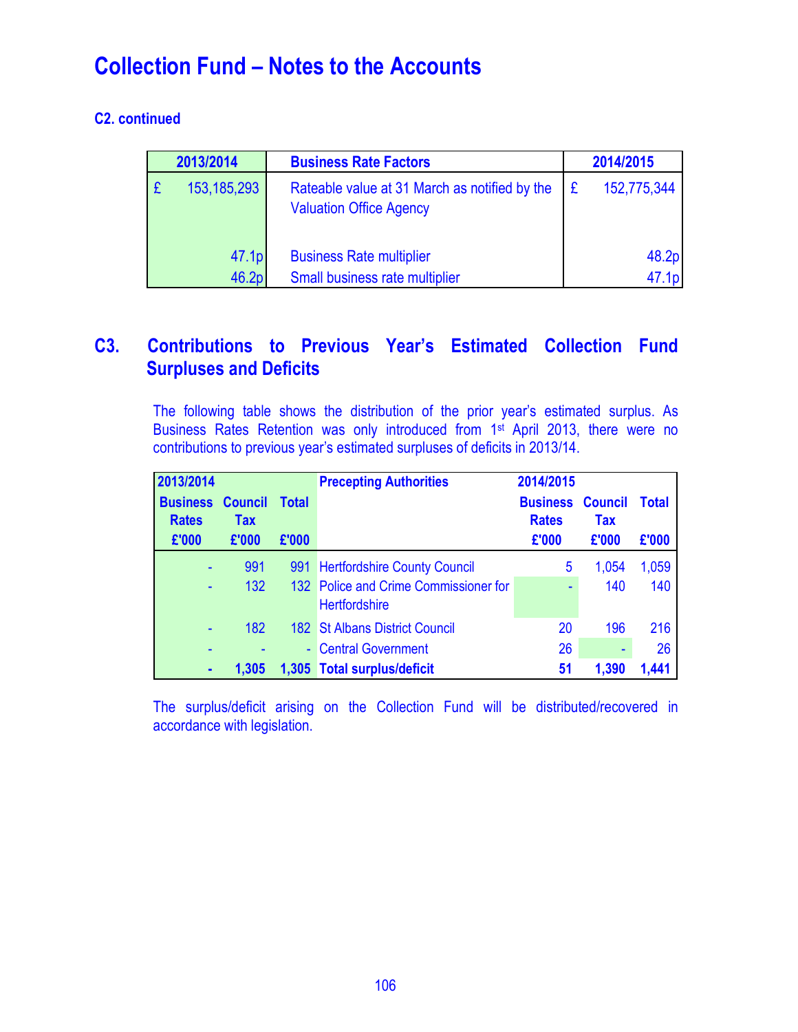# Collection Fund – Notes to the Accounts

### C2. continued

| 2013/2014 | Business Rate Factors | 2014/2015 |
|---|---|---|
| £ 153,185,293 | Rateable value at 31 March as notified by the Valuation Office Agency | £ 152,775,344 |
| 47.1p | Business Rate multiplier | 48.2p |
| 46.2p | Small business rate multiplier | 47.1p |

## C3. Contributions to Previous Year's Estimated Collection Fund Surpluses and Deficits

The following table shows the distribution of the prior year's estimated surplus. As Business Rates Retention was only introduced from 1st April 2013, there were no contributions to previous year's estimated surpluses of deficits in 2013/14.

| 2013/2014 | | | Precepting Authorities | 2014/2015 | | |
|---|---|---|---|---|---|---|
| Business Rates £'000 | Council Tax £'000 | Total £'000 | | Business Rates £'000 | Council Tax £'000 | Total £'000 |
| - | 991 | 991 | Hertfordshire County Council | 5 | 1,054 | 1,059 |
| - | 132 | 132 | Police and Crime Commissioner for Hertfordshire | - | 140 | 140 |
| - | 182 | 182 | St Albans District Council | 20 | 196 | 216 |
| - | - | - | Central Government | 26 | - | 26 |
| **-** | **1,305** | **1,305** | **Total surplus/deficit** | **51** | **1,390** | **1,441** |

The surplus/deficit arising on the Collection Fund will be distributed/recovered in accordance with legislation.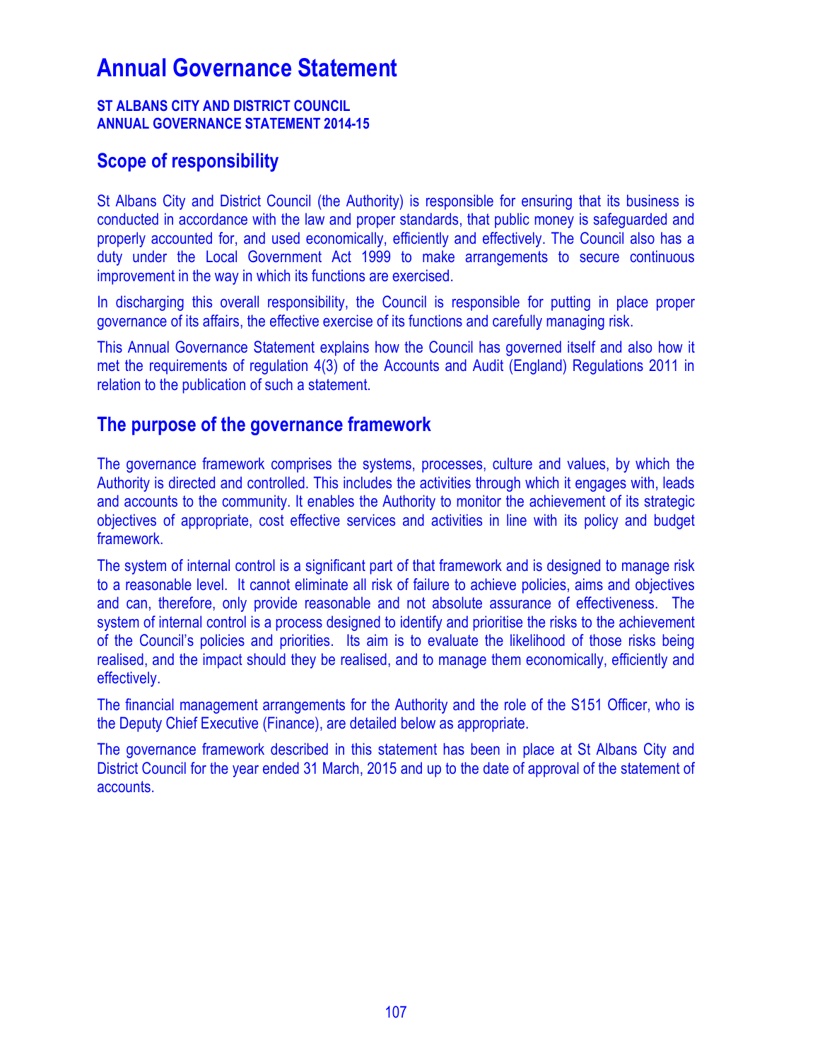# Annual Governance Statement

**ST ALBANS CITY AND DISTRICT COUNCIL**
**ANNUAL GOVERNANCE STATEMENT 2014-15**

## Scope of responsibility

St Albans City and District Council (the Authority) is responsible for ensuring that its business is conducted in accordance with the law and proper standards, that public money is safeguarded and properly accounted for, and used economically, efficiently and effectively. The Council also has a duty under the Local Government Act 1999 to make arrangements to secure continuous improvement in the way in which its functions are exercised.

In discharging this overall responsibility, the Council is responsible for putting in place proper governance of its affairs, the effective exercise of its functions and carefully managing risk.

This Annual Governance Statement explains how the Council has governed itself and also how it met the requirements of regulation 4(3) of the Accounts and Audit (England) Regulations 2011 in relation to the publication of such a statement.

## The purpose of the governance framework

The governance framework comprises the systems, processes, culture and values, by which the Authority is directed and controlled. This includes the activities through which it engages with, leads and accounts to the community. It enables the Authority to monitor the achievement of its strategic objectives of appropriate, cost effective services and activities in line with its policy and budget framework.

The system of internal control is a significant part of that framework and is designed to manage risk to a reasonable level. It cannot eliminate all risk of failure to achieve policies, aims and objectives and can, therefore, only provide reasonable and not absolute assurance of effectiveness. The system of internal control is a process designed to identify and prioritise the risks to the achievement of the Council's policies and priorities. Its aim is to evaluate the likelihood of those risks being realised, and the impact should they be realised, and to manage them economically, efficiently and effectively.

The financial management arrangements for the Authority and the role of the S151 Officer, who is the Deputy Chief Executive (Finance), are detailed below as appropriate.

The governance framework described in this statement has been in place at St Albans City and District Council for the year ended 31 March, 2015 and up to the date of approval of the statement of accounts.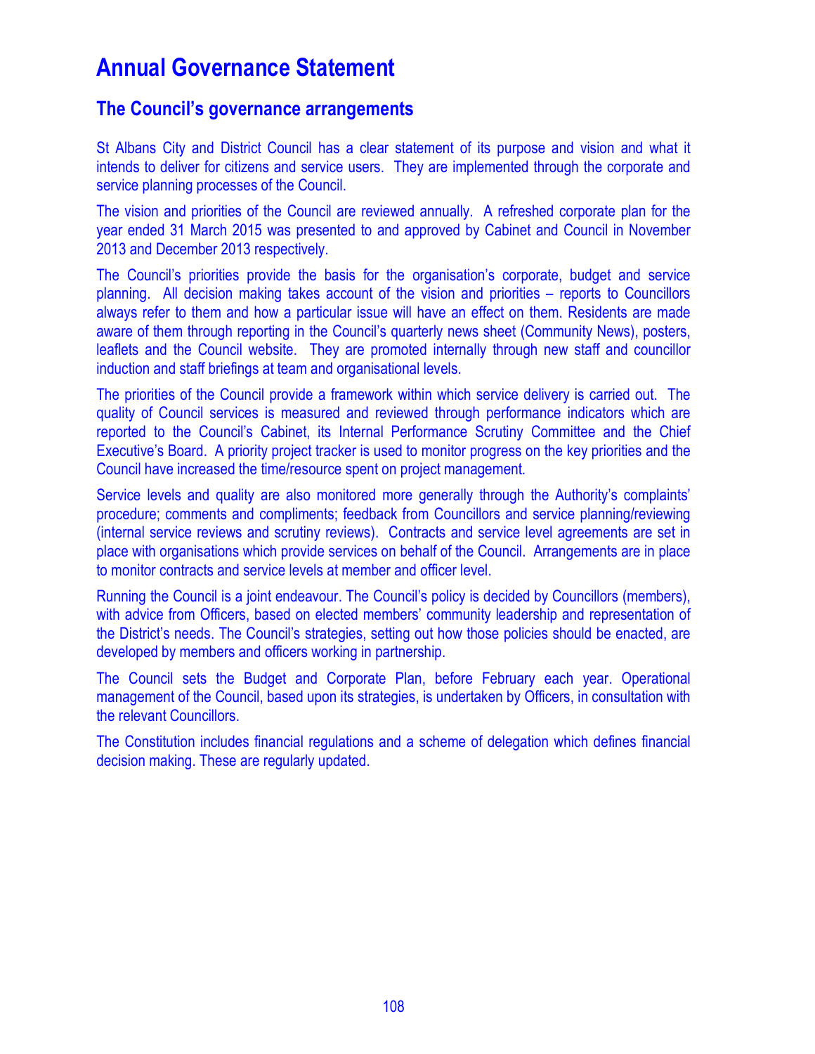# Annual Governance Statement

## The Council's governance arrangements

St Albans City and District Council has a clear statement of its purpose and vision and what it intends to deliver for citizens and service users. They are implemented through the corporate and service planning processes of the Council.

The vision and priorities of the Council are reviewed annually. A refreshed corporate plan for the year ended 31 March 2015 was presented to and approved by Cabinet and Council in November 2013 and December 2013 respectively.

The Council's priorities provide the basis for the organisation's corporate, budget and service planning. All decision making takes account of the vision and priorities – reports to Councillors always refer to them and how a particular issue will have an effect on them. Residents are made aware of them through reporting in the Council's quarterly news sheet (Community News), posters, leaflets and the Council website. They are promoted internally through new staff and councillor induction and staff briefings at team and organisational levels.

The priorities of the Council provide a framework within which service delivery is carried out. The quality of Council services is measured and reviewed through performance indicators which are reported to the Council's Cabinet, its Internal Performance Scrutiny Committee and the Chief Executive's Board. A priority project tracker is used to monitor progress on the key priorities and the Council have increased the time/resource spent on project management.

Service levels and quality are also monitored more generally through the Authority's complaints' procedure; comments and compliments; feedback from Councillors and service planning/reviewing (internal service reviews and scrutiny reviews). Contracts and service level agreements are set in place with organisations which provide services on behalf of the Council. Arrangements are in place to monitor contracts and service levels at member and officer level.

Running the Council is a joint endeavour. The Council's policy is decided by Councillors (members), with advice from Officers, based on elected members' community leadership and representation of the District's needs. The Council's strategies, setting out how those policies should be enacted, are developed by members and officers working in partnership.

The Council sets the Budget and Corporate Plan, before February each year. Operational management of the Council, based upon its strategies, is undertaken by Officers, in consultation with the relevant Councillors.

The Constitution includes financial regulations and a scheme of delegation which defines financial decision making. These are regularly updated.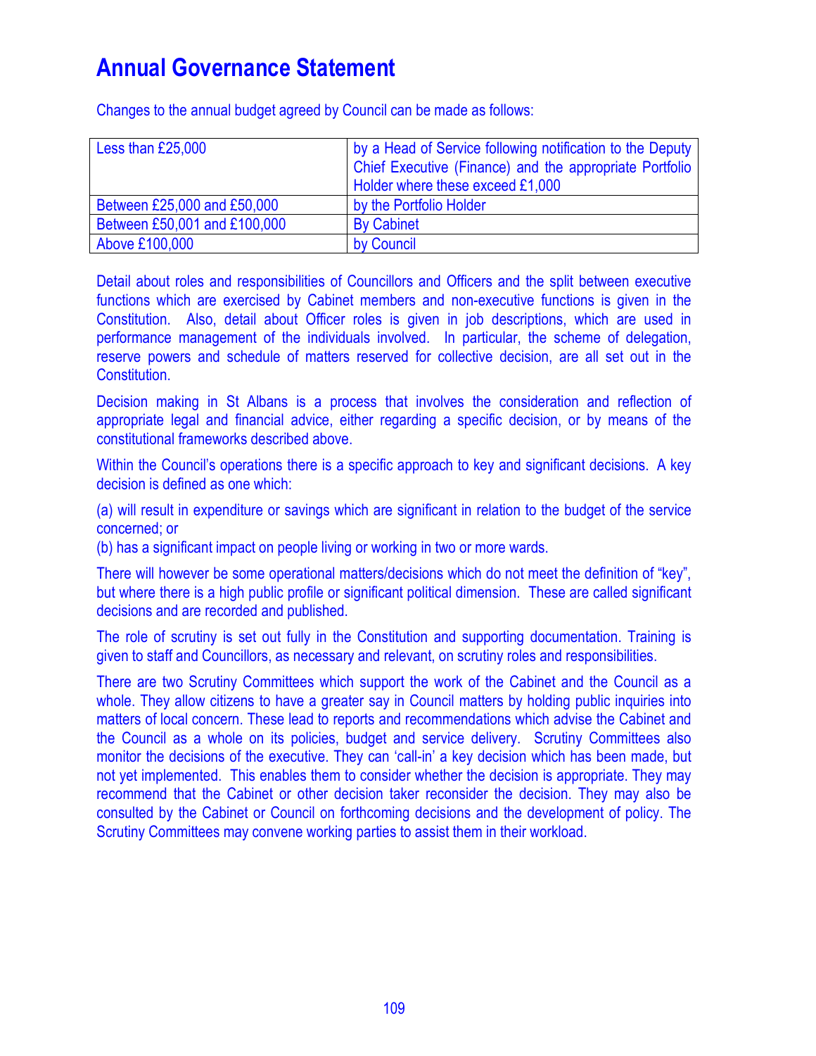# Annual Governance Statement

Changes to the annual budget agreed by Council can be made as follows:

| Less than £25,000 | by a Head of Service following notification to the Deputy Chief Executive (Finance) and the appropriate Portfolio Holder where these exceed £1,000 |
|---|---|
| Between £25,000 and £50,000 | by the Portfolio Holder |
| Between £50,001 and £100,000 | By Cabinet |
| Above £100,000 | by Council |

Detail about roles and responsibilities of Councillors and Officers and the split between executive functions which are exercised by Cabinet members and non-executive functions is given in the Constitution. Also, detail about Officer roles is given in job descriptions, which are used in performance management of the individuals involved. In particular, the scheme of delegation, reserve powers and schedule of matters reserved for collective decision, are all set out in the Constitution.

Decision making in St Albans is a process that involves the consideration and reflection of appropriate legal and financial advice, either regarding a specific decision, or by means of the constitutional frameworks described above.

Within the Council's operations there is a specific approach to key and significant decisions. A key decision is defined as one which:

(a) will result in expenditure or savings which are significant in relation to the budget of the service concerned; or
(b) has a significant impact on people living or working in two or more wards.

There will however be some operational matters/decisions which do not meet the definition of "key", but where there is a high public profile or significant political dimension. These are called significant decisions and are recorded and published.

The role of scrutiny is set out fully in the Constitution and supporting documentation. Training is given to staff and Councillors, as necessary and relevant, on scrutiny roles and responsibilities.

There are two Scrutiny Committees which support the work of the Cabinet and the Council as a whole. They allow citizens to have a greater say in Council matters by holding public inquiries into matters of local concern. These lead to reports and recommendations which advise the Cabinet and the Council as a whole on its policies, budget and service delivery. Scrutiny Committees also monitor the decisions of the executive. They can 'call-in' a key decision which has been made, but not yet implemented. This enables them to consider whether the decision is appropriate. They may recommend that the Cabinet or other decision taker reconsider the decision. They may also be consulted by the Cabinet or Council on forthcoming decisions and the development of policy. The Scrutiny Committees may convene working parties to assist them in their workload.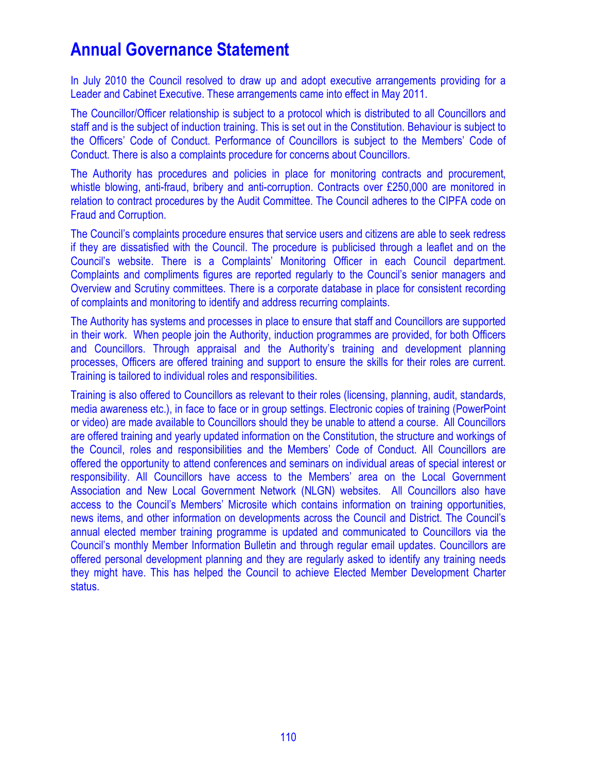# Annual Governance Statement

In July 2010 the Council resolved to draw up and adopt executive arrangements providing for a Leader and Cabinet Executive. These arrangements came into effect in May 2011.

The Councillor/Officer relationship is subject to a protocol which is distributed to all Councillors and staff and is the subject of induction training. This is set out in the Constitution. Behaviour is subject to the Officers' Code of Conduct. Performance of Councillors is subject to the Members' Code of Conduct. There is also a complaints procedure for concerns about Councillors.

The Authority has procedures and policies in place for monitoring contracts and procurement, whistle blowing, anti-fraud, bribery and anti-corruption. Contracts over £250,000 are monitored in relation to contract procedures by the Audit Committee. The Council adheres to the CIPFA code on Fraud and Corruption.

The Council's complaints procedure ensures that service users and citizens are able to seek redress if they are dissatisfied with the Council. The procedure is publicised through a leaflet and on the Council's website. There is a Complaints' Monitoring Officer in each Council department. Complaints and compliments figures are reported regularly to the Council's senior managers and Overview and Scrutiny committees. There is a corporate database in place for consistent recording of complaints and monitoring to identify and address recurring complaints.

The Authority has systems and processes in place to ensure that staff and Councillors are supported in their work. When people join the Authority, induction programmes are provided, for both Officers and Councillors. Through appraisal and the Authority's training and development planning processes, Officers are offered training and support to ensure the skills for their roles are current. Training is tailored to individual roles and responsibilities.

Training is also offered to Councillors as relevant to their roles (licensing, planning, audit, standards, media awareness etc.), in face to face or in group settings. Electronic copies of training (PowerPoint or video) are made available to Councillors should they be unable to attend a course. All Councillors are offered training and yearly updated information on the Constitution, the structure and workings of the Council, roles and responsibilities and the Members' Code of Conduct. All Councillors are offered the opportunity to attend conferences and seminars on individual areas of special interest or responsibility. All Councillors have access to the Members' area on the Local Government Association and New Local Government Network (NLGN) websites. All Councillors also have access to the Council's Members' Microsite which contains information on training opportunities, news items, and other information on developments across the Council and District. The Council's annual elected member training programme is updated and communicated to Councillors via the Council's monthly Member Information Bulletin and through regular email updates. Councillors are offered personal development planning and they are regularly asked to identify any training needs they might have. This has helped the Council to achieve Elected Member Development Charter status.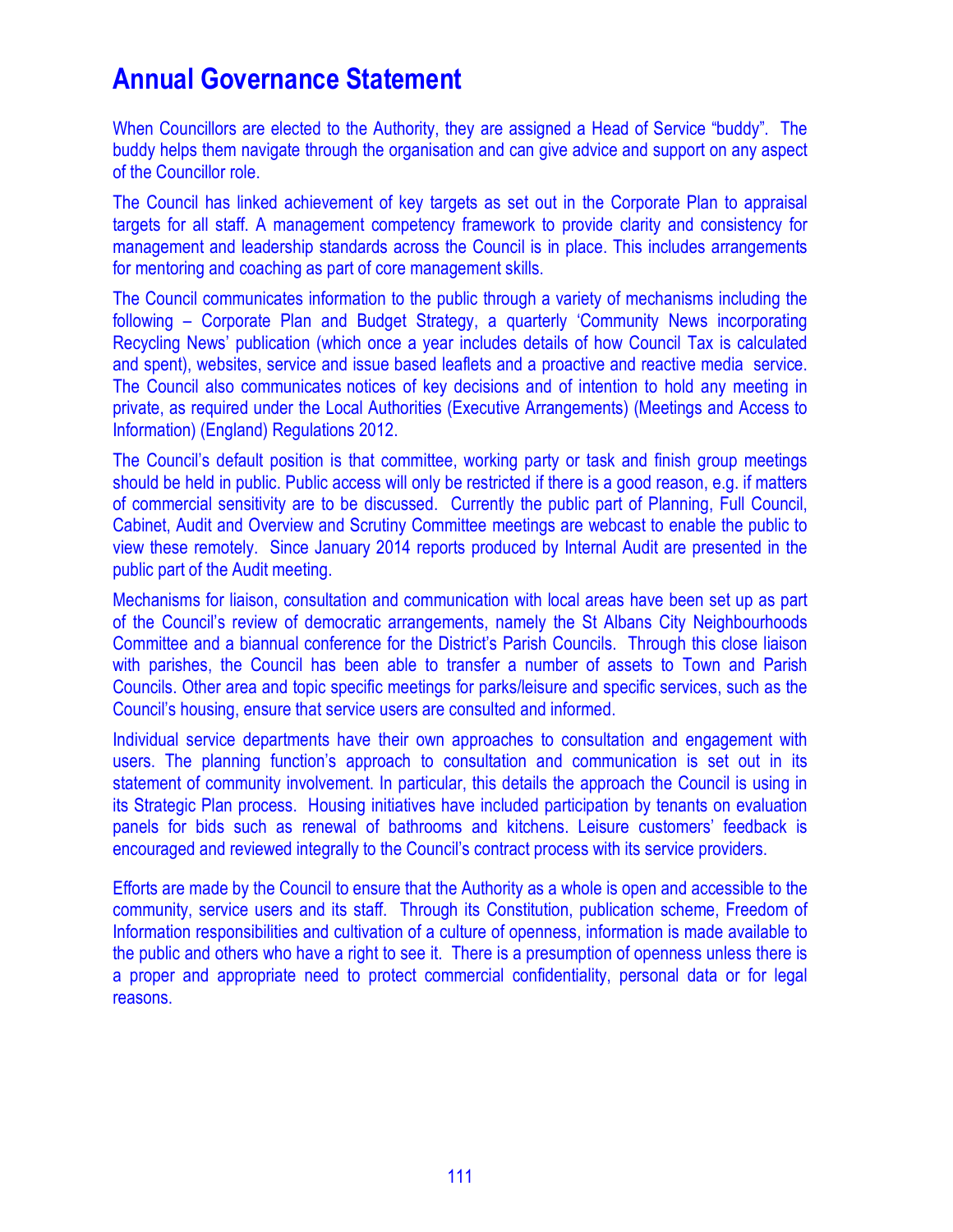# Annual Governance Statement

When Councillors are elected to the Authority, they are assigned a Head of Service "buddy". The buddy helps them navigate through the organisation and can give advice and support on any aspect of the Councillor role.

The Council has linked achievement of key targets as set out in the Corporate Plan to appraisal targets for all staff. A management competency framework to provide clarity and consistency for management and leadership standards across the Council is in place. This includes arrangements for mentoring and coaching as part of core management skills.

The Council communicates information to the public through a variety of mechanisms including the following – Corporate Plan and Budget Strategy, a quarterly 'Community News incorporating Recycling News' publication (which once a year includes details of how Council Tax is calculated and spent), websites, service and issue based leaflets and a proactive and reactive media service. The Council also communicates notices of key decisions and of intention to hold any meeting in private, as required under the Local Authorities (Executive Arrangements) (Meetings and Access to Information) (England) Regulations 2012.

The Council's default position is that committee, working party or task and finish group meetings should be held in public. Public access will only be restricted if there is a good reason, e.g. if matters of commercial sensitivity are to be discussed. Currently the public part of Planning, Full Council, Cabinet, Audit and Overview and Scrutiny Committee meetings are webcast to enable the public to view these remotely. Since January 2014 reports produced by Internal Audit are presented in the public part of the Audit meeting.

Mechanisms for liaison, consultation and communication with local areas have been set up as part of the Council's review of democratic arrangements, namely the St Albans City Neighbourhoods Committee and a biannual conference for the District's Parish Councils. Through this close liaison with parishes, the Council has been able to transfer a number of assets to Town and Parish Councils. Other area and topic specific meetings for parks/leisure and specific services, such as the Council's housing, ensure that service users are consulted and informed.

Individual service departments have their own approaches to consultation and engagement with users. The planning function's approach to consultation and communication is set out in its statement of community involvement. In particular, this details the approach the Council is using in its Strategic Plan process. Housing initiatives have included participation by tenants on evaluation panels for bids such as renewal of bathrooms and kitchens. Leisure customers' feedback is encouraged and reviewed integrally to the Council's contract process with its service providers.

Efforts are made by the Council to ensure that the Authority as a whole is open and accessible to the community, service users and its staff. Through its Constitution, publication scheme, Freedom of Information responsibilities and cultivation of a culture of openness, information is made available to the public and others who have a right to see it. There is a presumption of openness unless there is a proper and appropriate need to protect commercial confidentiality, personal data or for legal reasons.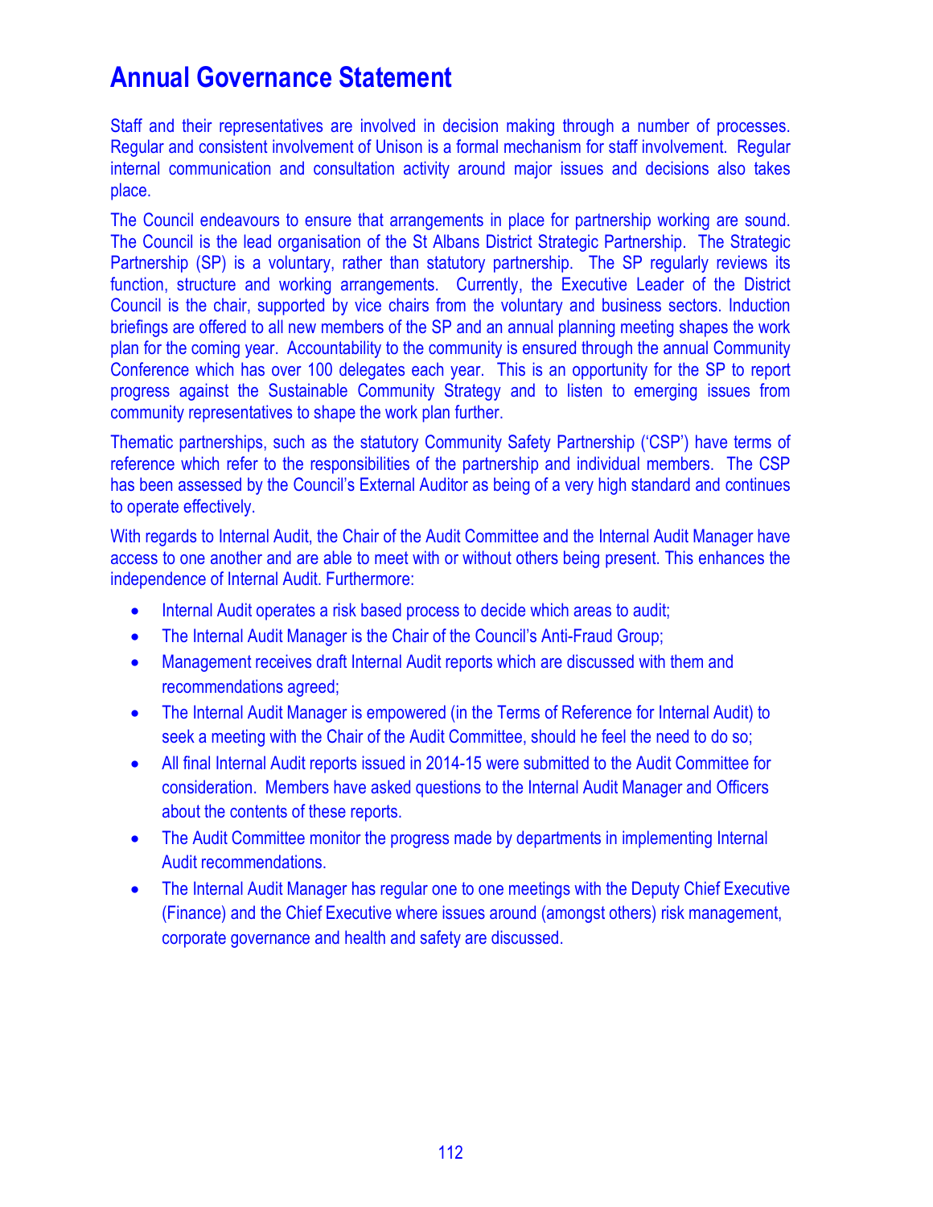# Annual Governance Statement

Staff and their representatives are involved in decision making through a number of processes. Regular and consistent involvement of Unison is a formal mechanism for staff involvement. Regular internal communication and consultation activity around major issues and decisions also takes place.

The Council endeavours to ensure that arrangements in place for partnership working are sound. The Council is the lead organisation of the St Albans District Strategic Partnership. The Strategic Partnership (SP) is a voluntary, rather than statutory partnership. The SP regularly reviews its function, structure and working arrangements. Currently, the Executive Leader of the District Council is the chair, supported by vice chairs from the voluntary and business sectors. Induction briefings are offered to all new members of the SP and an annual planning meeting shapes the work plan for the coming year. Accountability to the community is ensured through the annual Community Conference which has over 100 delegates each year. This is an opportunity for the SP to report progress against the Sustainable Community Strategy and to listen to emerging issues from community representatives to shape the work plan further.

Thematic partnerships, such as the statutory Community Safety Partnership ('CSP') have terms of reference which refer to the responsibilities of the partnership and individual members. The CSP has been assessed by the Council's External Auditor as being of a very high standard and continues to operate effectively.

With regards to Internal Audit, the Chair of the Audit Committee and the Internal Audit Manager have access to one another and are able to meet with or without others being present. This enhances the independence of Internal Audit. Furthermore:

- Internal Audit operates a risk based process to decide which areas to audit;
- The Internal Audit Manager is the Chair of the Council's Anti-Fraud Group;
- Management receives draft Internal Audit reports which are discussed with them and recommendations agreed;
- The Internal Audit Manager is empowered (in the Terms of Reference for Internal Audit) to seek a meeting with the Chair of the Audit Committee, should he feel the need to do so;
- All final Internal Audit reports issued in 2014-15 were submitted to the Audit Committee for consideration. Members have asked questions to the Internal Audit Manager and Officers about the contents of these reports.
- The Audit Committee monitor the progress made by departments in implementing Internal Audit recommendations.
- The Internal Audit Manager has regular one to one meetings with the Deputy Chief Executive (Finance) and the Chief Executive where issues around (amongst others) risk management, corporate governance and health and safety are discussed.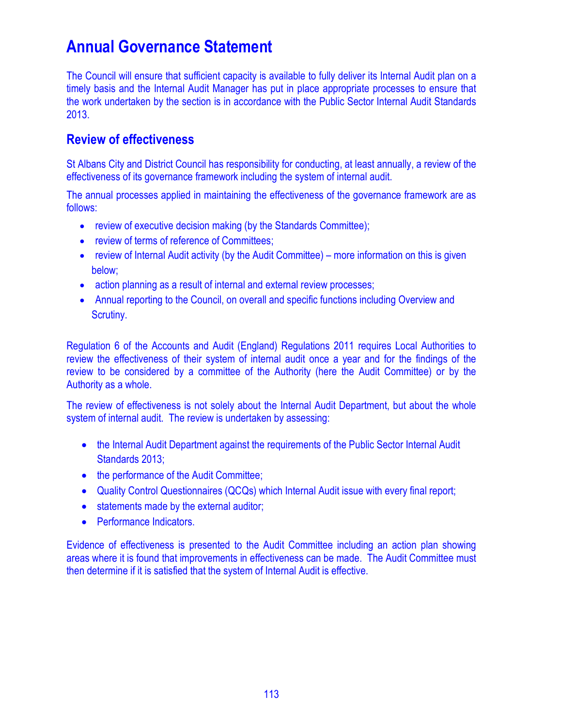# Annual Governance Statement

The Council will ensure that sufficient capacity is available to fully deliver its Internal Audit plan on a timely basis and the Internal Audit Manager has put in place appropriate processes to ensure that the work undertaken by the section is in accordance with the Public Sector Internal Audit Standards 2013.

## Review of effectiveness

St Albans City and District Council has responsibility for conducting, at least annually, a review of the effectiveness of its governance framework including the system of internal audit.

The annual processes applied in maintaining the effectiveness of the governance framework are as follows:

- review of executive decision making (by the Standards Committee);
- review of terms of reference of Committees;
- review of Internal Audit activity (by the Audit Committee) – more information on this is given below;
- action planning as a result of internal and external review processes;
- Annual reporting to the Council, on overall and specific functions including Overview and Scrutiny.

Regulation 6 of the Accounts and Audit (England) Regulations 2011 requires Local Authorities to review the effectiveness of their system of internal audit once a year and for the findings of the review to be considered by a committee of the Authority (here the Audit Committee) or by the Authority as a whole.

The review of effectiveness is not solely about the Internal Audit Department, but about the whole system of internal audit. The review is undertaken by assessing:

- the Internal Audit Department against the requirements of the Public Sector Internal Audit Standards 2013;
- the performance of the Audit Committee;
- Quality Control Questionnaires (QCQs) which Internal Audit issue with every final report;
- statements made by the external auditor;
- Performance Indicators.

Evidence of effectiveness is presented to the Audit Committee including an action plan showing areas where it is found that improvements in effectiveness can be made. The Audit Committee must then determine if it is satisfied that the system of Internal Audit is effective.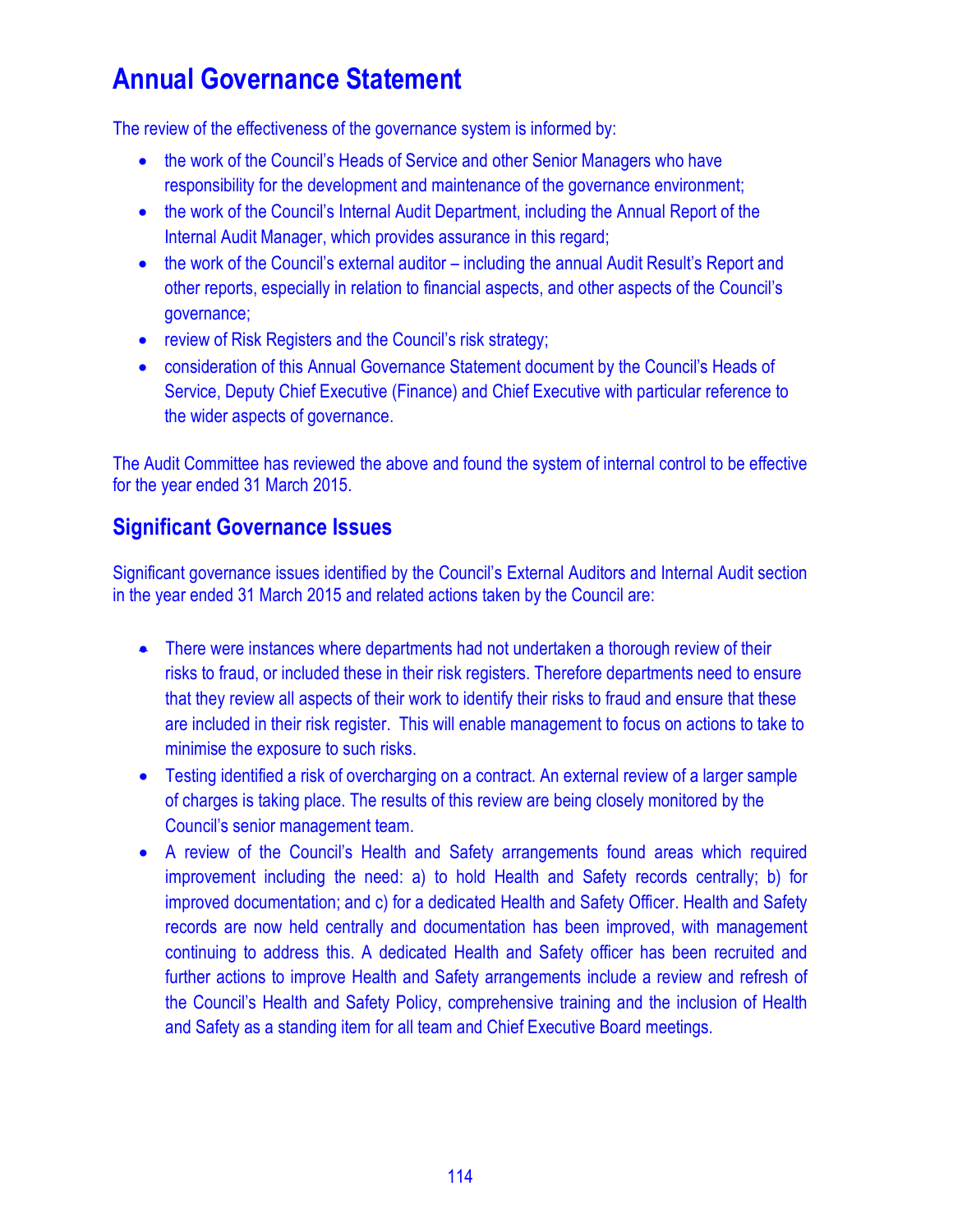# Annual Governance Statement

The review of the effectiveness of the governance system is informed by:

- the work of the Council's Heads of Service and other Senior Managers who have responsibility for the development and maintenance of the governance environment;
- the work of the Council's Internal Audit Department, including the Annual Report of the Internal Audit Manager, which provides assurance in this regard;
- the work of the Council's external auditor – including the annual Audit Result's Report and other reports, especially in relation to financial aspects, and other aspects of the Council's governance;
- review of Risk Registers and the Council's risk strategy;
- consideration of this Annual Governance Statement document by the Council's Heads of Service, Deputy Chief Executive (Finance) and Chief Executive with particular reference to the wider aspects of governance.

The Audit Committee has reviewed the above and found the system of internal control to be effective for the year ended 31 March 2015.

## Significant Governance Issues

Significant governance issues identified by the Council's External Auditors and Internal Audit section in the year ended 31 March 2015 and related actions taken by the Council are:

- There were instances where departments had not undertaken a thorough review of their risks to fraud, or included these in their risk registers. Therefore departments need to ensure that they review all aspects of their work to identify their risks to fraud and ensure that these are included in their risk register. This will enable management to focus on actions to take to minimise the exposure to such risks.
- Testing identified a risk of overcharging on a contract. An external review of a larger sample of charges is taking place. The results of this review are being closely monitored by the Council's senior management team.
- A review of the Council's Health and Safety arrangements found areas which required improvement including the need: a) to hold Health and Safety records centrally; b) for improved documentation; and c) for a dedicated Health and Safety Officer. Health and Safety records are now held centrally and documentation has been improved, with management continuing to address this. A dedicated Health and Safety officer has been recruited and further actions to improve Health and Safety arrangements include a review and refresh of the Council's Health and Safety Policy, comprehensive training and the inclusion of Health and Safety as a standing item for all team and Chief Executive Board meetings.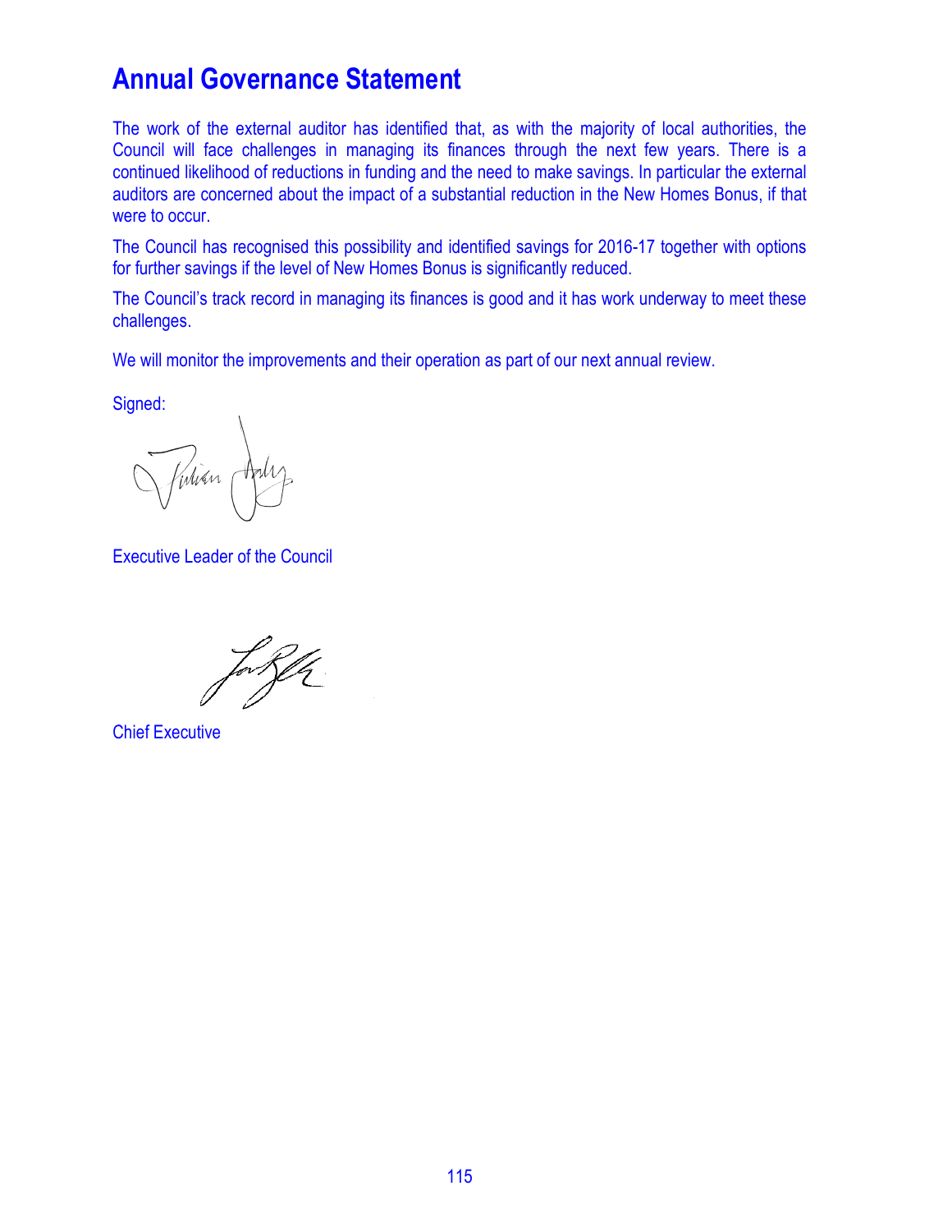# Annual Governance Statement

The work of the external auditor has identified that, as with the majority of local authorities, the Council will face challenges in managing its finances through the next few years. There is a continued likelihood of reductions in funding and the need to make savings. In particular the external auditors are concerned about the impact of a substantial reduction in the New Homes Bonus, if that were to occur.

The Council has recognised this possibility and identified savings for 2016-17 together with options for further savings if the level of New Homes Bonus is significantly reduced.

The Council's track record in managing its finances is good and it has work underway to meet these challenges.

We will monitor the improvements and their operation as part of our next annual review.

Signed:

Executive Leader of the Council

Chief Executive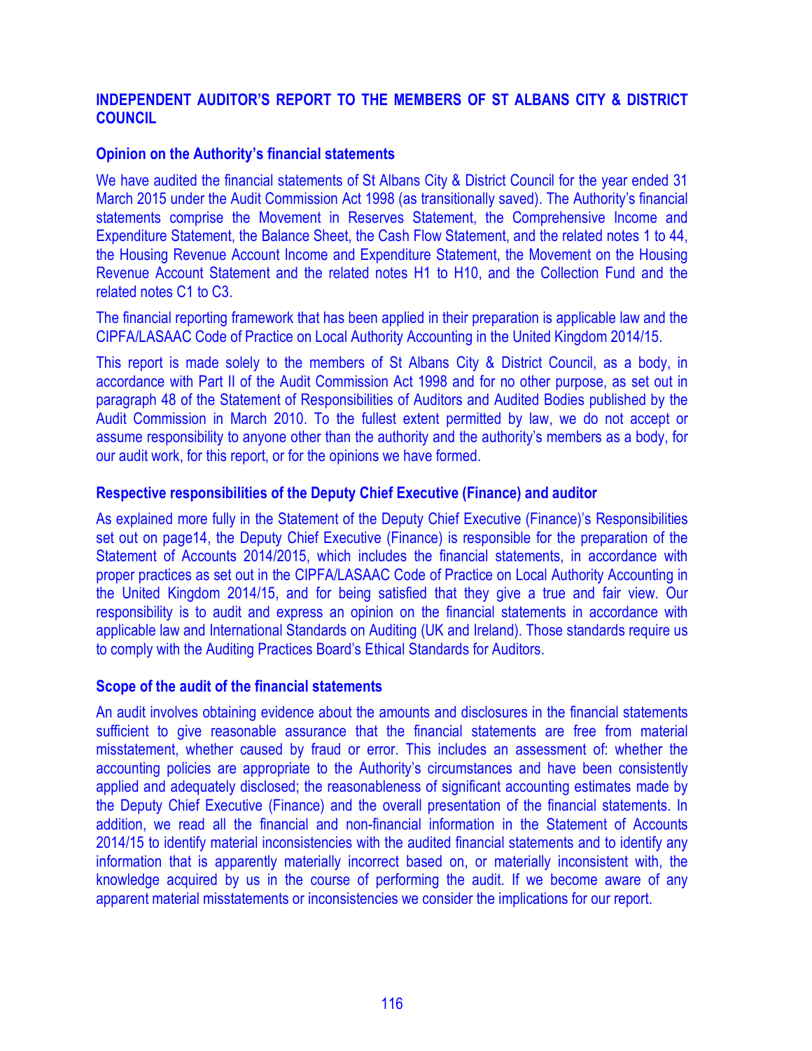## INDEPENDENT AUDITOR'S REPORT TO THE MEMBERS OF ST ALBANS CITY & DISTRICT COUNCIL

### Opinion on the Authority's financial statements

We have audited the financial statements of St Albans City & District Council for the year ended 31 March 2015 under the Audit Commission Act 1998 (as transitionally saved). The Authority's financial statements comprise the Movement in Reserves Statement, the Comprehensive Income and Expenditure Statement, the Balance Sheet, the Cash Flow Statement, and the related notes 1 to 44, the Housing Revenue Account Income and Expenditure Statement, the Movement on the Housing Revenue Account Statement and the related notes H1 to H10, and the Collection Fund and the related notes C1 to C3.

The financial reporting framework that has been applied in their preparation is applicable law and the CIPFA/LASAAC Code of Practice on Local Authority Accounting in the United Kingdom 2014/15.

This report is made solely to the members of St Albans City & District Council, as a body, in accordance with Part II of the Audit Commission Act 1998 and for no other purpose, as set out in paragraph 48 of the Statement of Responsibilities of Auditors and Audited Bodies published by the Audit Commission in March 2010. To the fullest extent permitted by law, we do not accept or assume responsibility to anyone other than the authority and the authority's members as a body, for our audit work, for this report, or for the opinions we have formed.

### Respective responsibilities of the Deputy Chief Executive (Finance) and auditor

As explained more fully in the Statement of the Deputy Chief Executive (Finance)'s Responsibilities set out on page14, the Deputy Chief Executive (Finance) is responsible for the preparation of the Statement of Accounts 2014/2015, which includes the financial statements, in accordance with proper practices as set out in the CIPFA/LASAAC Code of Practice on Local Authority Accounting in the United Kingdom 2014/15, and for being satisfied that they give a true and fair view. Our responsibility is to audit and express an opinion on the financial statements in accordance with applicable law and International Standards on Auditing (UK and Ireland). Those standards require us to comply with the Auditing Practices Board's Ethical Standards for Auditors.

### Scope of the audit of the financial statements

An audit involves obtaining evidence about the amounts and disclosures in the financial statements sufficient to give reasonable assurance that the financial statements are free from material misstatement, whether caused by fraud or error. This includes an assessment of: whether the accounting policies are appropriate to the Authority's circumstances and have been consistently applied and adequately disclosed; the reasonableness of significant accounting estimates made by the Deputy Chief Executive (Finance) and the overall presentation of the financial statements. In addition, we read all the financial and non-financial information in the Statement of Accounts 2014/15 to identify material inconsistencies with the audited financial statements and to identify any information that is apparently materially incorrect based on, or materially inconsistent with, the knowledge acquired by us in the course of performing the audit. If we become aware of any apparent material misstatements or inconsistencies we consider the implications for our report.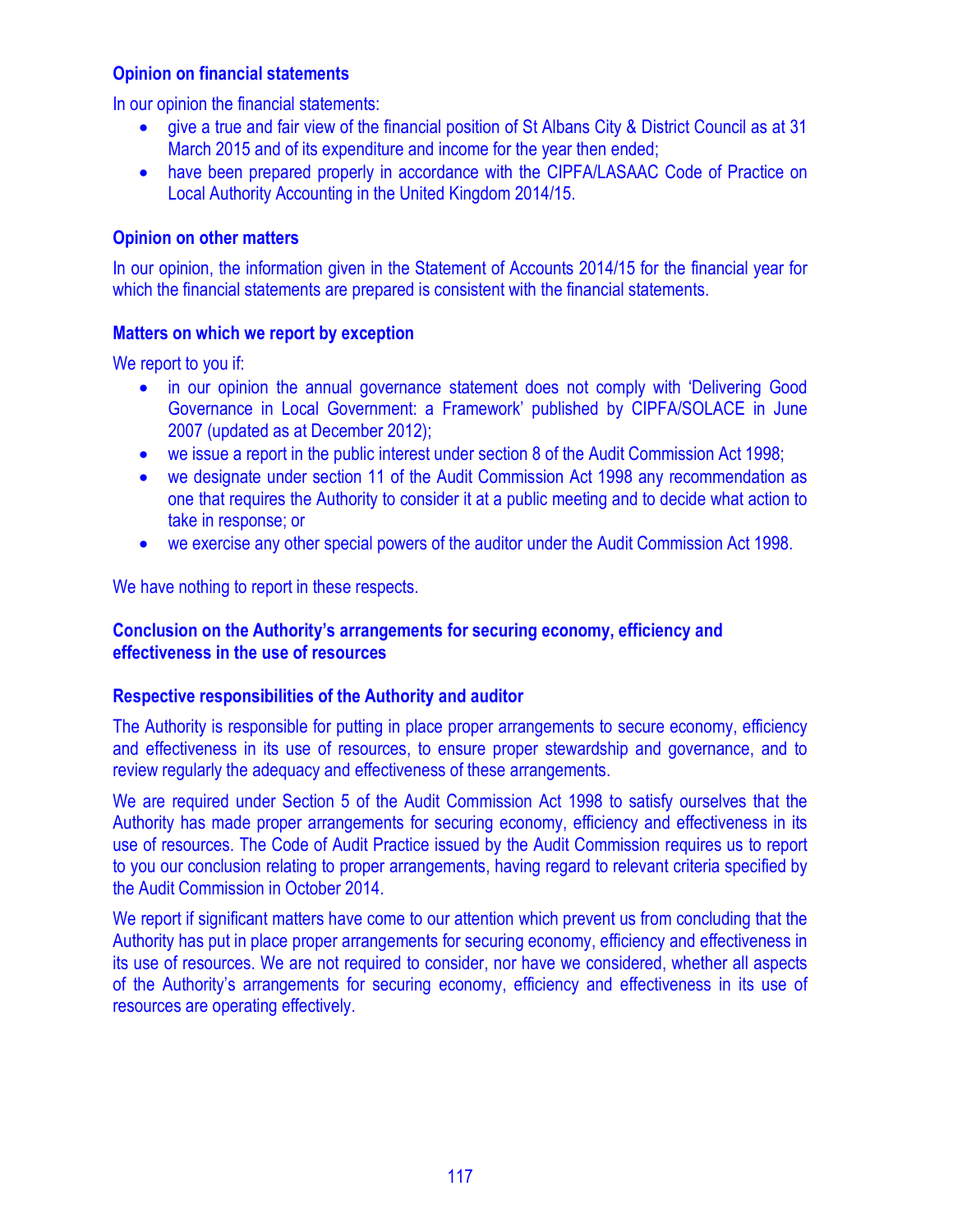### Opinion on financial statements

In our opinion the financial statements:

- give a true and fair view of the financial position of St Albans City & District Council as at 31 March 2015 and of its expenditure and income for the year then ended;
- have been prepared properly in accordance with the CIPFA/LASAAC Code of Practice on Local Authority Accounting in the United Kingdom 2014/15.

### Opinion on other matters

In our opinion, the information given in the Statement of Accounts 2014/15 for the financial year for which the financial statements are prepared is consistent with the financial statements.

### Matters on which we report by exception

We report to you if:

- in our opinion the annual governance statement does not comply with 'Delivering Good Governance in Local Government: a Framework' published by CIPFA/SOLACE in June 2007 (updated as at December 2012);
- we issue a report in the public interest under section 8 of the Audit Commission Act 1998;
- we designate under section 11 of the Audit Commission Act 1998 any recommendation as one that requires the Authority to consider it at a public meeting and to decide what action to take in response; or
- we exercise any other special powers of the auditor under the Audit Commission Act 1998.

We have nothing to report in these respects.

### Conclusion on the Authority's arrangements for securing economy, efficiency and effectiveness in the use of resources

### Respective responsibilities of the Authority and auditor

The Authority is responsible for putting in place proper arrangements to secure economy, efficiency and effectiveness in its use of resources, to ensure proper stewardship and governance, and to review regularly the adequacy and effectiveness of these arrangements.

We are required under Section 5 of the Audit Commission Act 1998 to satisfy ourselves that the Authority has made proper arrangements for securing economy, efficiency and effectiveness in its use of resources. The Code of Audit Practice issued by the Audit Commission requires us to report to you our conclusion relating to proper arrangements, having regard to relevant criteria specified by the Audit Commission in October 2014.

We report if significant matters have come to our attention which prevent us from concluding that the Authority has put in place proper arrangements for securing economy, efficiency and effectiveness in its use of resources. We are not required to consider, nor have we considered, whether all aspects of the Authority's arrangements for securing economy, efficiency and effectiveness in its use of resources are operating effectively.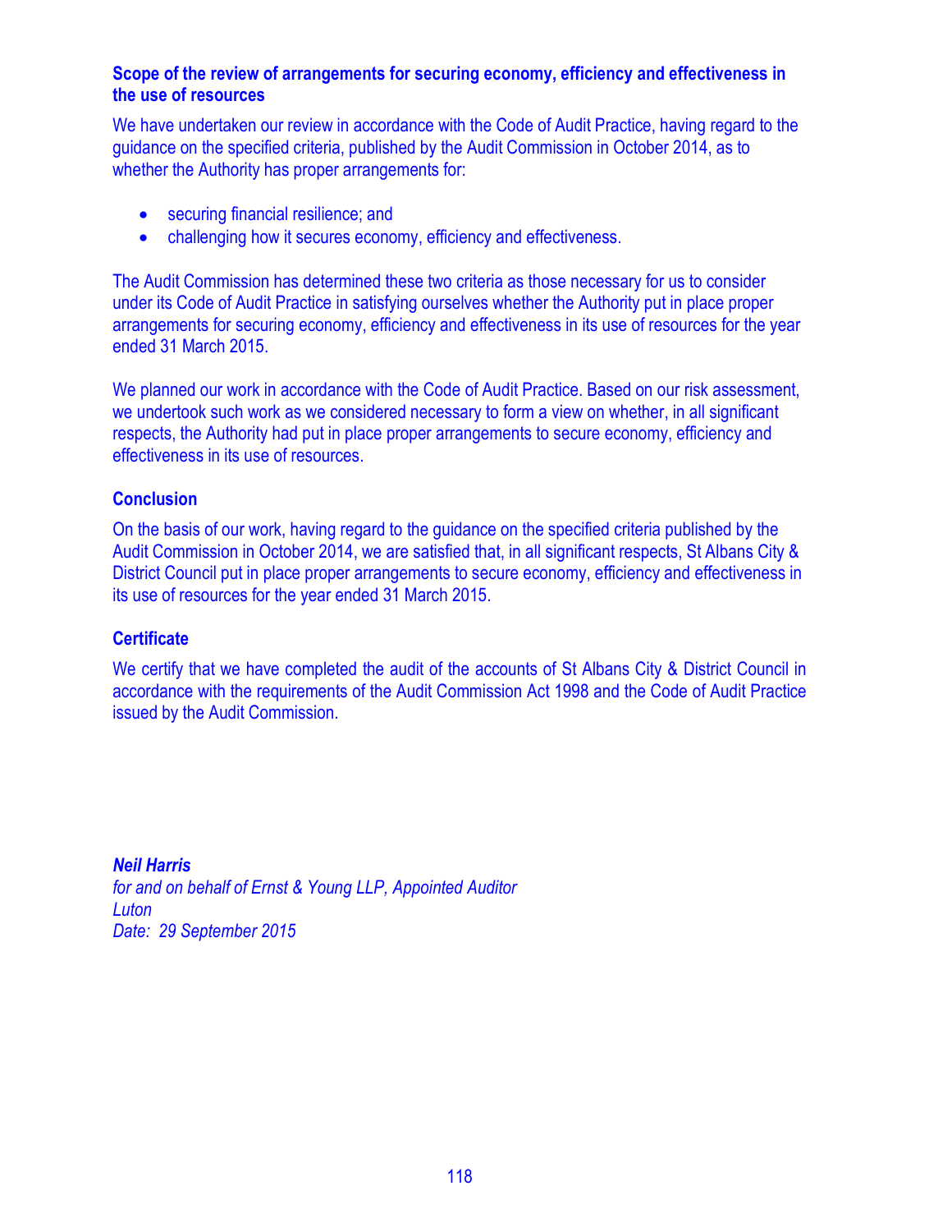### Scope of the review of arrangements for securing economy, efficiency and effectiveness in the use of resources

We have undertaken our review in accordance with the Code of Audit Practice, having regard to the guidance on the specified criteria, published by the Audit Commission in October 2014, as to whether the Authority has proper arrangements for:

- securing financial resilience; and
- challenging how it secures economy, efficiency and effectiveness.

The Audit Commission has determined these two criteria as those necessary for us to consider under its Code of Audit Practice in satisfying ourselves whether the Authority put in place proper arrangements for securing economy, efficiency and effectiveness in its use of resources for the year ended 31 March 2015.

We planned our work in accordance with the Code of Audit Practice. Based on our risk assessment, we undertook such work as we considered necessary to form a view on whether, in all significant respects, the Authority had put in place proper arrangements to secure economy, efficiency and effectiveness in its use of resources.

### Conclusion

On the basis of our work, having regard to the guidance on the specified criteria published by the Audit Commission in October 2014, we are satisfied that, in all significant respects, St Albans City & District Council put in place proper arrangements to secure economy, efficiency and effectiveness in its use of resources for the year ended 31 March 2015.

### Certificate

We certify that we have completed the audit of the accounts of St Albans City & District Council in accordance with the requirements of the Audit Commission Act 1998 and the Code of Audit Practice issued by the Audit Commission.

***Neil Harris***
*for and on behalf of Ernst & Young LLP, Appointed Auditor*
*Luton*
*Date: 29 September 2015*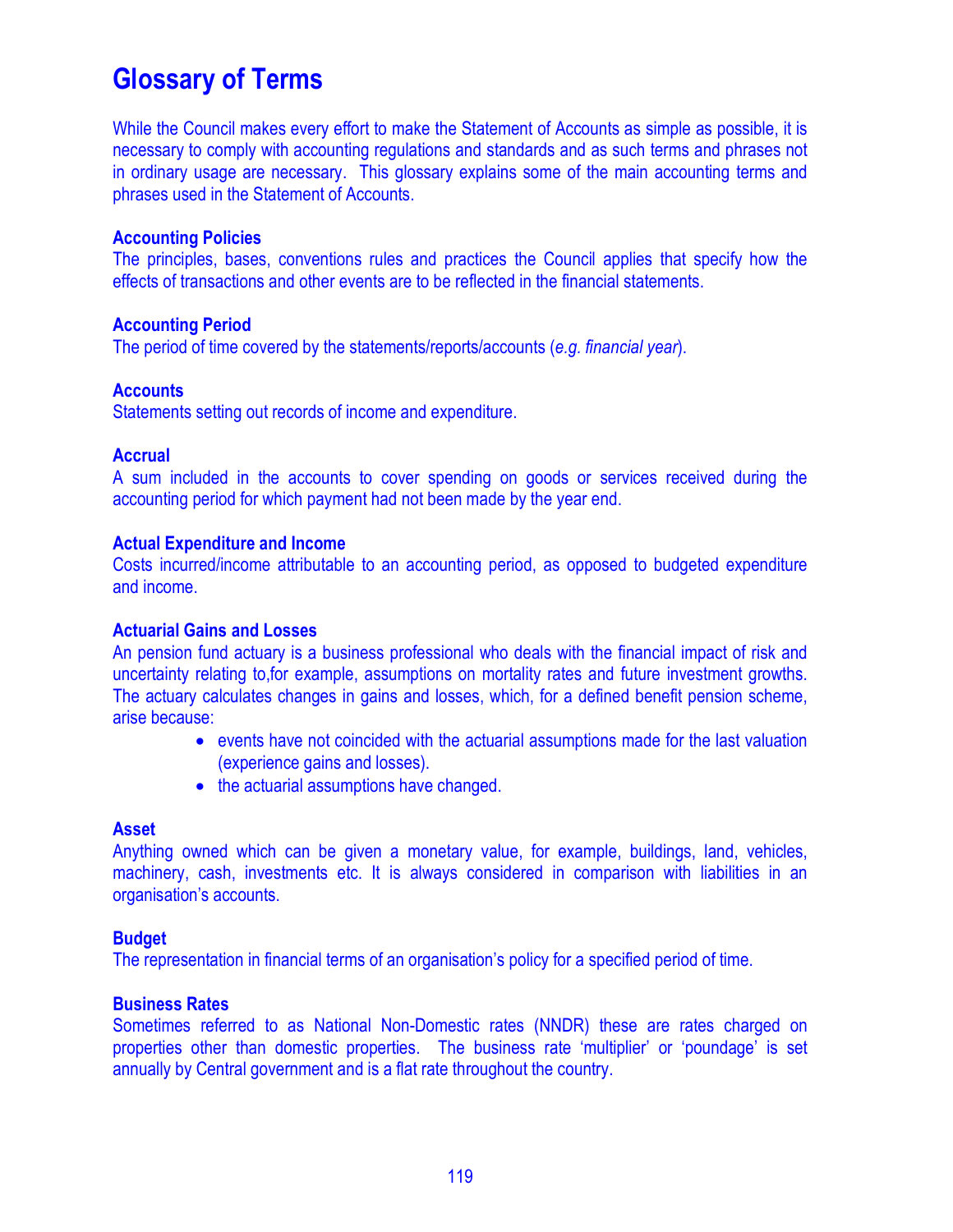# Glossary of Terms

While the Council makes every effort to make the Statement of Accounts as simple as possible, it is necessary to comply with accounting regulations and standards and as such terms and phrases not in ordinary usage are necessary. This glossary explains some of the main accounting terms and phrases used in the Statement of Accounts.

### Accounting Policies

The principles, bases, conventions rules and practices the Council applies that specify how the effects of transactions and other events are to be reflected in the financial statements.

### Accounting Period

The period of time covered by the statements/reports/accounts (*e.g. financial year*).

### Accounts

Statements setting out records of income and expenditure.

### Accrual

A sum included in the accounts to cover spending on goods or services received during the accounting period for which payment had not been made by the year end.

### Actual Expenditure and Income

Costs incurred/income attributable to an accounting period, as opposed to budgeted expenditure and income.

### Actuarial Gains and Losses

An pension fund actuary is a business professional who deals with the financial impact of risk and uncertainty relating to,for example, assumptions on mortality rates and future investment growths. The actuary calculates changes in gains and losses, which, for a defined benefit pension scheme, arise because:

- events have not coincided with the actuarial assumptions made for the last valuation (experience gains and losses).
- the actuarial assumptions have changed.

### Asset

Anything owned which can be given a monetary value, for example, buildings, land, vehicles, machinery, cash, investments etc. It is always considered in comparison with liabilities in an organisation's accounts.

### Budget

The representation in financial terms of an organisation's policy for a specified period of time.

### Business Rates

Sometimes referred to as National Non-Domestic rates (NNDR) these are rates charged on properties other than domestic properties. The business rate 'multiplier' or 'poundage' is set annually by Central government and is a flat rate throughout the country.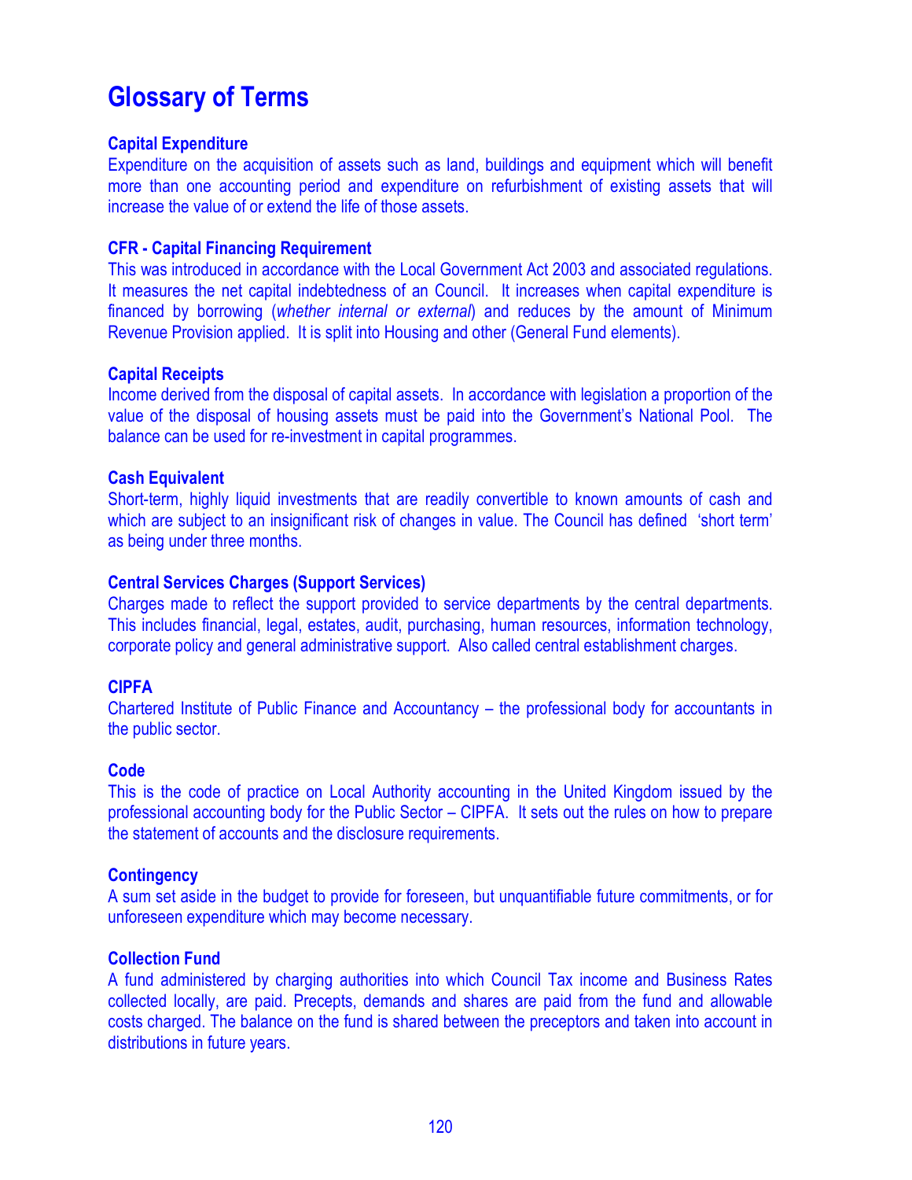# Glossary of Terms

### Capital Expenditure

Expenditure on the acquisition of assets such as land, buildings and equipment which will benefit more than one accounting period and expenditure on refurbishment of existing assets that will increase the value of or extend the life of those assets.

### CFR - Capital Financing Requirement

This was introduced in accordance with the Local Government Act 2003 and associated regulations. It measures the net capital indebtedness of an Council. It increases when capital expenditure is financed by borrowing (*whether internal or external*) and reduces by the amount of Minimum Revenue Provision applied. It is split into Housing and other (General Fund elements).

### Capital Receipts

Income derived from the disposal of capital assets. In accordance with legislation a proportion of the value of the disposal of housing assets must be paid into the Government's National Pool. The balance can be used for re-investment in capital programmes.

### Cash Equivalent

Short-term, highly liquid investments that are readily convertible to known amounts of cash and which are subject to an insignificant risk of changes in value. The Council has defined 'short term' as being under three months.

### Central Services Charges (Support Services)

Charges made to reflect the support provided to service departments by the central departments. This includes financial, legal, estates, audit, purchasing, human resources, information technology, corporate policy and general administrative support. Also called central establishment charges.

### CIPFA

Chartered Institute of Public Finance and Accountancy – the professional body for accountants in the public sector.

### Code

This is the code of practice on Local Authority accounting in the United Kingdom issued by the professional accounting body for the Public Sector – CIPFA. It sets out the rules on how to prepare the statement of accounts and the disclosure requirements.

### Contingency

A sum set aside in the budget to provide for foreseen, but unquantifiable future commitments, or for unforeseen expenditure which may become necessary.

### Collection Fund

A fund administered by charging authorities into which Council Tax income and Business Rates collected locally, are paid. Precepts, demands and shares are paid from the fund and allowable costs charged. The balance on the fund is shared between the preceptors and taken into account in distributions in future years.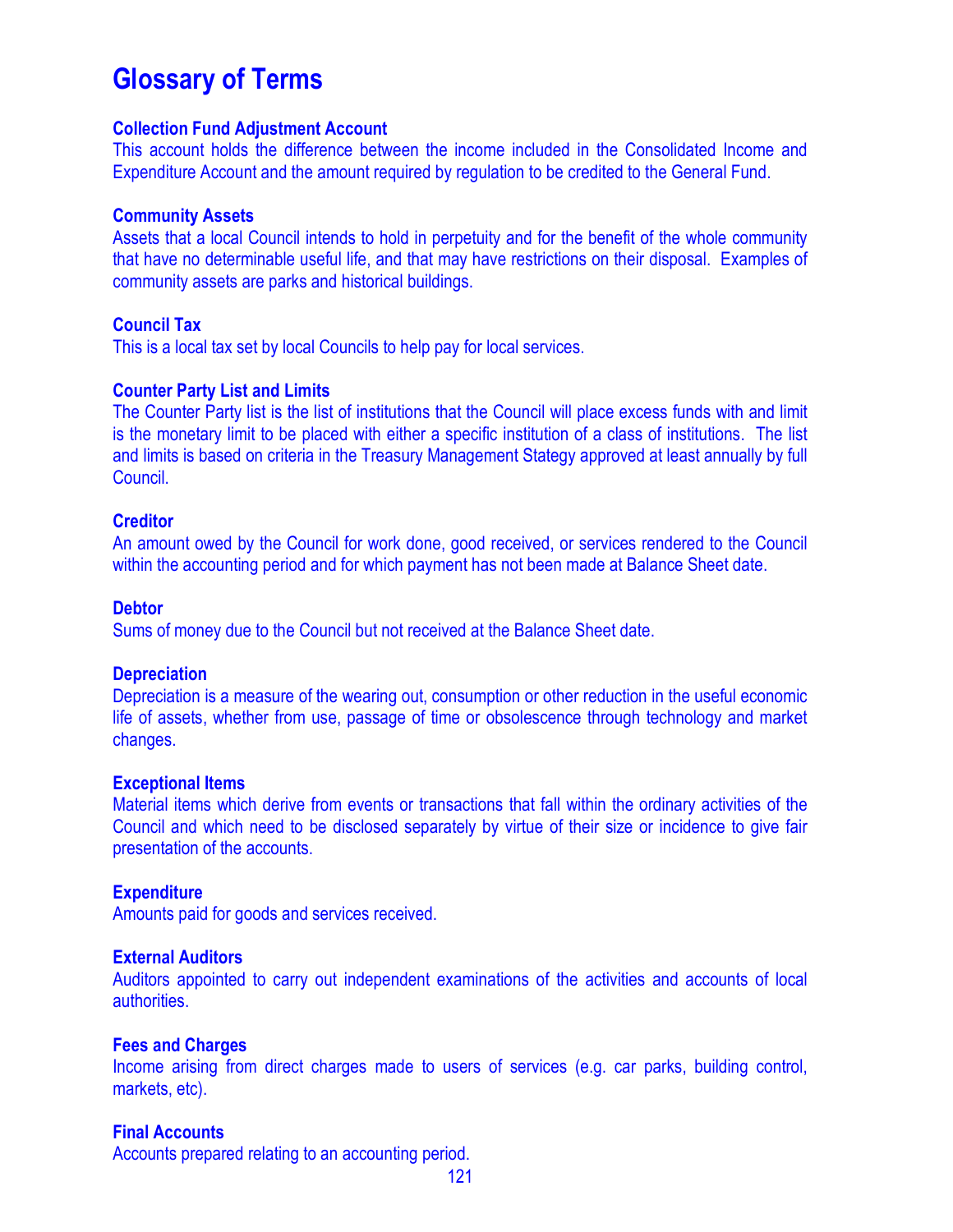# Glossary of Terms

**Collection Fund Adjustment Account**
This account holds the difference between the income included in the Consolidated Income and Expenditure Account and the amount required by regulation to be credited to the General Fund.

**Community Assets**
Assets that a local Council intends to hold in perpetuity and for the benefit of the whole community that have no determinable useful life, and that may have restrictions on their disposal. Examples of community assets are parks and historical buildings.

**Council Tax**
This is a local tax set by local Councils to help pay for local services.

**Counter Party List and Limits**
The Counter Party list is the list of institutions that the Council will place excess funds with and limit is the monetary limit to be placed with either a specific institution of a class of institutions. The list and limits is based on criteria in the Treasury Management Stategy approved at least annually by full Council.

**Creditor**
An amount owed by the Council for work done, good received, or services rendered to the Council within the accounting period and for which payment has not been made at Balance Sheet date.

**Debtor**
Sums of money due to the Council but not received at the Balance Sheet date.

**Depreciation**
Depreciation is a measure of the wearing out, consumption or other reduction in the useful economic life of assets, whether from use, passage of time or obsolescence through technology and market changes.

**Exceptional Items**
Material items which derive from events or transactions that fall within the ordinary activities of the Council and which need to be disclosed separately by virtue of their size or incidence to give fair presentation of the accounts.

**Expenditure**
Amounts paid for goods and services received.

**External Auditors**
Auditors appointed to carry out independent examinations of the activities and accounts of local authorities.

**Fees and Charges**
Income arising from direct charges made to users of services (e.g. car parks, building control, markets, etc).

**Final Accounts**
Accounts prepared relating to an accounting period.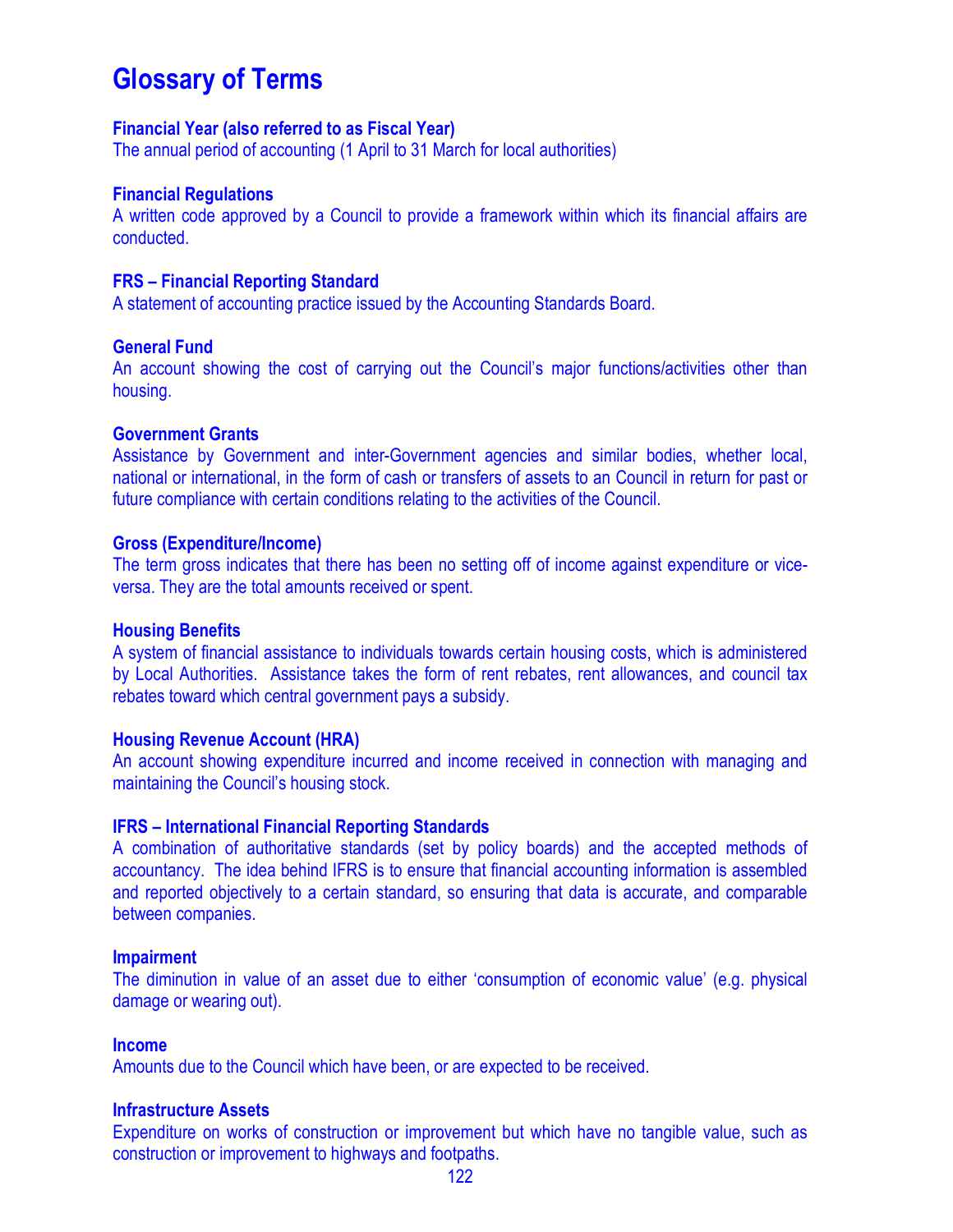# Glossary of Terms

**Financial Year (also referred to as Fiscal Year)**
The annual period of accounting (1 April to 31 March for local authorities)

**Financial Regulations**
A written code approved by a Council to provide a framework within which its financial affairs are conducted.

**FRS – Financial Reporting Standard**
A statement of accounting practice issued by the Accounting Standards Board.

**General Fund**
An account showing the cost of carrying out the Council's major functions/activities other than housing.

**Government Grants**
Assistance by Government and inter-Government agencies and similar bodies, whether local, national or international, in the form of cash or transfers of assets to an Council in return for past or future compliance with certain conditions relating to the activities of the Council.

**Gross (Expenditure/Income)**
The term gross indicates that there has been no setting off of income against expenditure or vice-versa. They are the total amounts received or spent.

**Housing Benefits**
A system of financial assistance to individuals towards certain housing costs, which is administered by Local Authorities. Assistance takes the form of rent rebates, rent allowances, and council tax rebates toward which central government pays a subsidy.

**Housing Revenue Account (HRA)**
An account showing expenditure incurred and income received in connection with managing and maintaining the Council's housing stock.

**IFRS – International Financial Reporting Standards**
A combination of authoritative standards (set by policy boards) and the accepted methods of accountancy. The idea behind IFRS is to ensure that financial accounting information is assembled and reported objectively to a certain standard, so ensuring that data is accurate, and comparable between companies.

**Impairment**
The diminution in value of an asset due to either 'consumption of economic value' (e.g. physical damage or wearing out).

**Income**
Amounts due to the Council which have been, or are expected to be received.

**Infrastructure Assets**
Expenditure on works of construction or improvement but which have no tangible value, such as construction or improvement to highways and footpaths.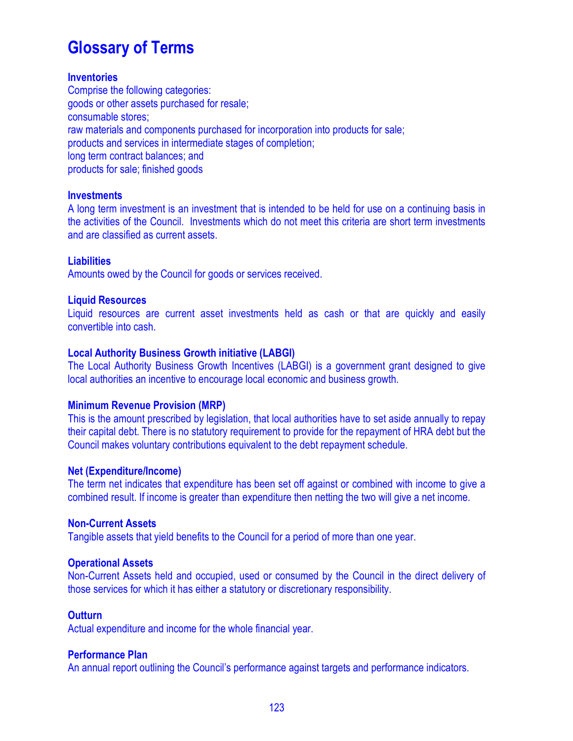# Glossary of Terms

**Inventories**

Comprise the following categories:
goods or other assets purchased for resale;
consumable stores;
raw materials and components purchased for incorporation into products for sale;
products and services in intermediate stages of completion;
long term contract balances; and
products for sale; finished goods

**Investments**

A long term investment is an investment that is intended to be held for use on a continuing basis in the activities of the Council. Investments which do not meet this criteria are short term investments and are classified as current assets.

**Liabilities**

Amounts owed by the Council for goods or services received.

**Liquid Resources**

Liquid resources are current asset investments held as cash or that are quickly and easily convertible into cash.

**Local Authority Business Growth initiative (LABGI)**

The Local Authority Business Growth Incentives (LABGI) is a government grant designed to give local authorities an incentive to encourage local economic and business growth.

**Minimum Revenue Provision (MRP)**

This is the amount prescribed by legislation, that local authorities have to set aside annually to repay their capital debt. There is no statutory requirement to provide for the repayment of HRA debt but the Council makes voluntary contributions equivalent to the debt repayment schedule.

**Net (Expenditure/Income)**

The term net indicates that expenditure has been set off against or combined with income to give a combined result. If income is greater than expenditure then netting the two will give a net income.

**Non-Current Assets**

Tangible assets that yield benefits to the Council for a period of more than one year.

**Operational Assets**

Non-Current Assets held and occupied, used or consumed by the Council in the direct delivery of those services for which it has either a statutory or discretionary responsibility.

**Outturn**

Actual expenditure and income for the whole financial year.

**Performance Plan**

An annual report outlining the Council's performance against targets and performance indicators.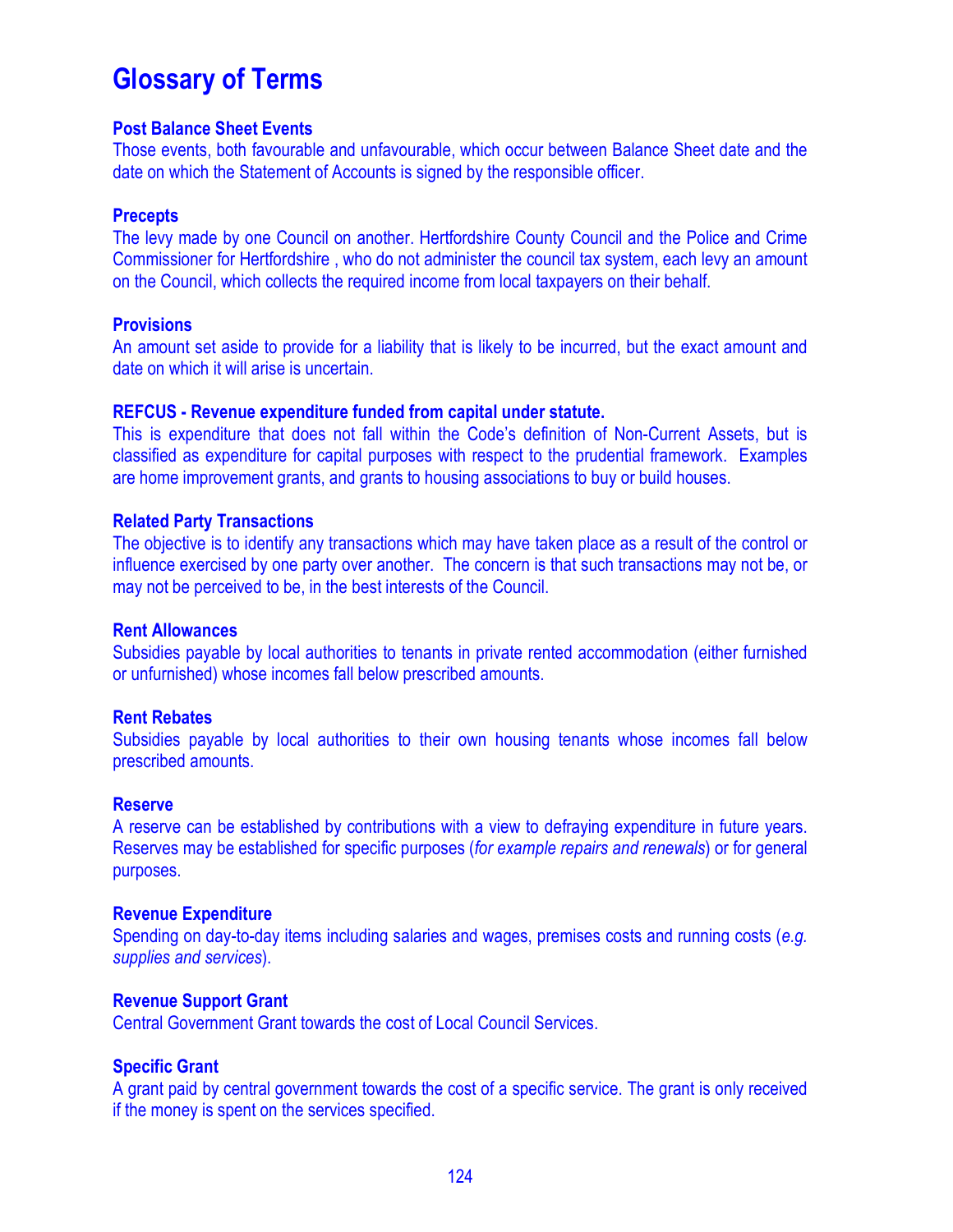# Glossary of Terms

### Post Balance Sheet Events

Those events, both favourable and unfavourable, which occur between Balance Sheet date and the date on which the Statement of Accounts is signed by the responsible officer.

### Precepts

The levy made by one Council on another. Hertfordshire County Council and the Police and Crime Commissioner for Hertfordshire , who do not administer the council tax system, each levy an amount on the Council, which collects the required income from local taxpayers on their behalf.

### Provisions

An amount set aside to provide for a liability that is likely to be incurred, but the exact amount and date on which it will arise is uncertain.

### REFCUS - Revenue expenditure funded from capital under statute.

This is expenditure that does not fall within the Code's definition of Non-Current Assets, but is classified as expenditure for capital purposes with respect to the prudential framework. Examples are home improvement grants, and grants to housing associations to buy or build houses.

### Related Party Transactions

The objective is to identify any transactions which may have taken place as a result of the control or influence exercised by one party over another. The concern is that such transactions may not be, or may not be perceived to be, in the best interests of the Council.

### Rent Allowances

Subsidies payable by local authorities to tenants in private rented accommodation (either furnished or unfurnished) whose incomes fall below prescribed amounts.

### Rent Rebates

Subsidies payable by local authorities to their own housing tenants whose incomes fall below prescribed amounts.

### Reserve

A reserve can be established by contributions with a view to defraying expenditure in future years. Reserves may be established for specific purposes (*for example repairs and renewals*) or for general purposes.

### Revenue Expenditure

Spending on day-to-day items including salaries and wages, premises costs and running costs (*e.g. supplies and services*).

### Revenue Support Grant

Central Government Grant towards the cost of Local Council Services.

### Specific Grant

A grant paid by central government towards the cost of a specific service. The grant is only received if the money is spent on the services specified.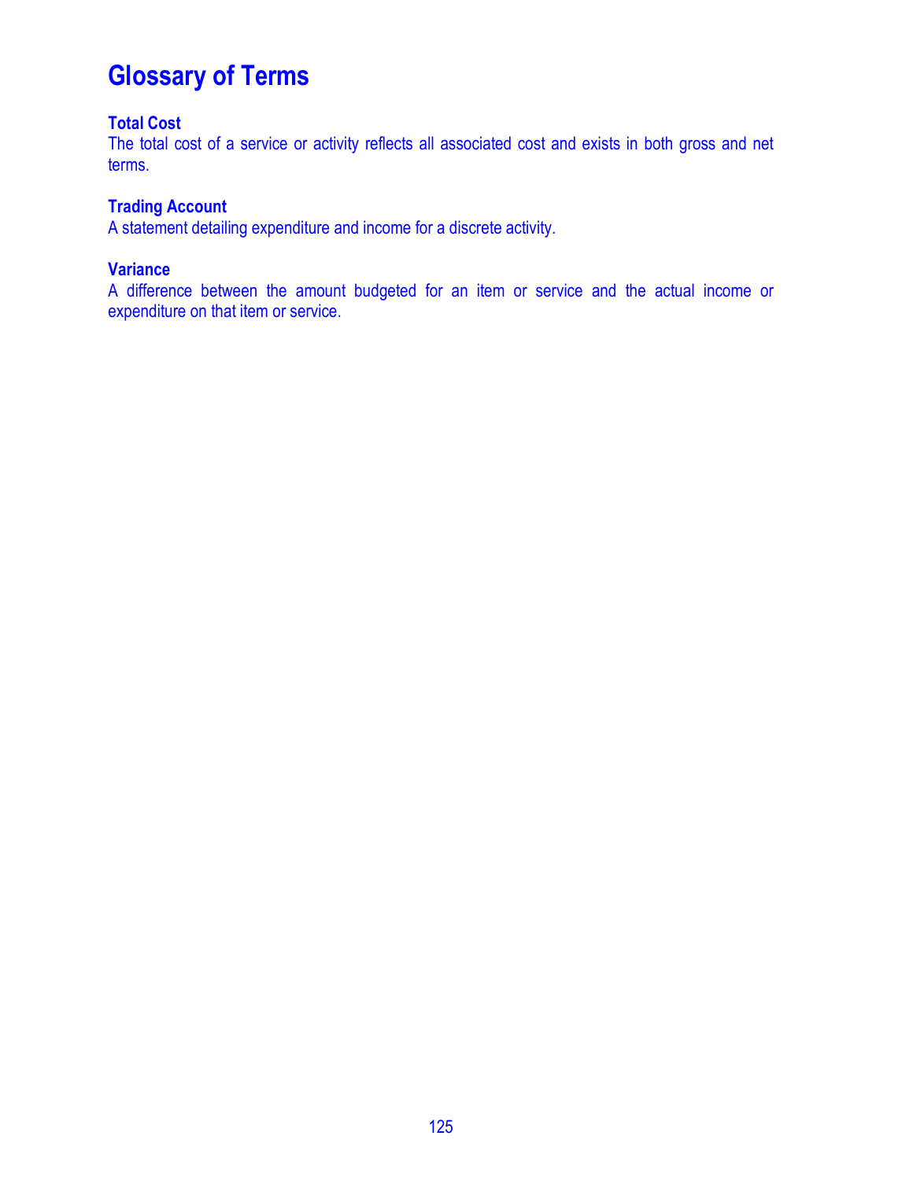# Glossary of Terms

**Total Cost**
The total cost of a service or activity reflects all associated cost and exists in both gross and net terms.

**Trading Account**
A statement detailing expenditure and income for a discrete activity.

**Variance**
A difference between the amount budgeted for an item or service and the actual income or expenditure on that item or service.